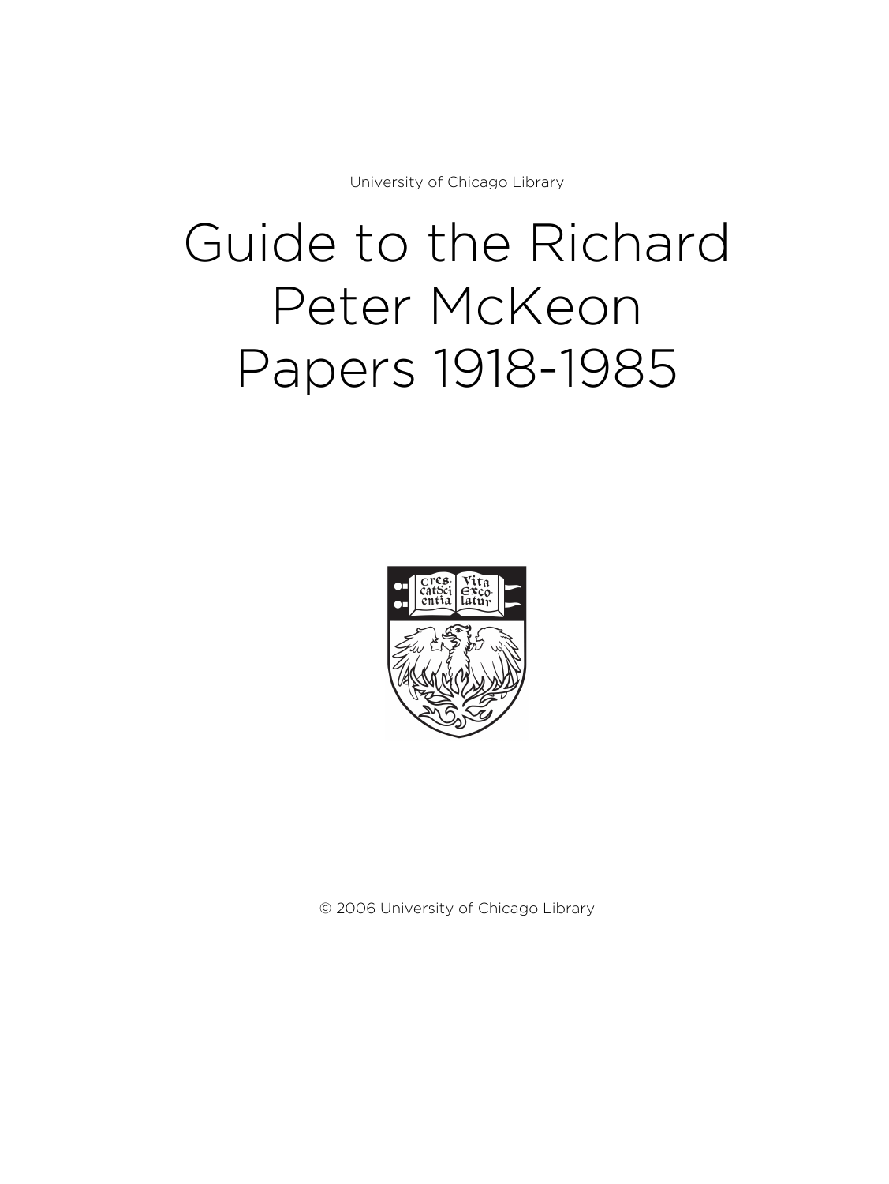University of Chicago Library

# Guide to the Richard Peter McKeon Papers 1918-1985

© 2006 University of Chicago Library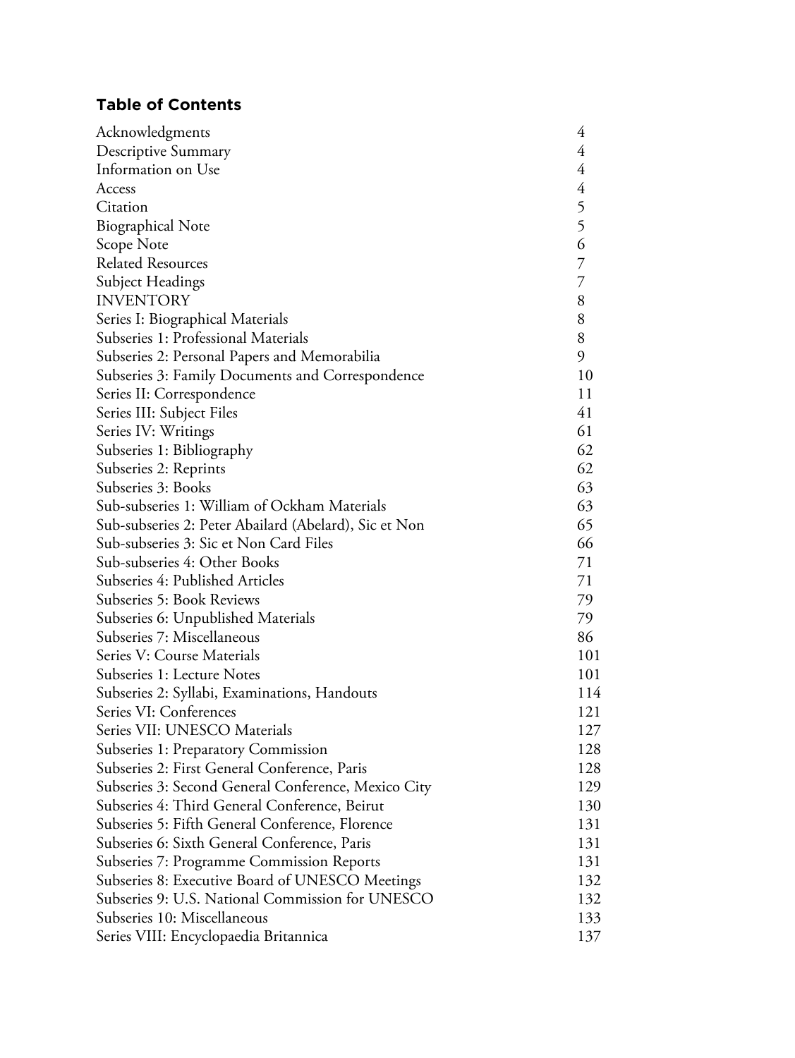## Table of Contents

| | |
|---|---|
| Acknowledgments | 4 |
| Descriptive Summary | 4 |
| Information on Use | 4 |
| Access | 4 |
| Citation | 5 |
| Biographical Note | 5 |
| Scope Note | 6 |
| Related Resources | 7 |
| Subject Headings | 7 |
| INVENTORY | 8 |
| Series I: Biographical Materials | 8 |
| Subseries 1: Professional Materials | 8 |
| Subseries 2: Personal Papers and Memorabilia | 9 |
| Subseries 3: Family Documents and Correspondence | 10 |
| Series II: Correspondence | 11 |
| Series III: Subject Files | 41 |
| Series IV: Writings | 61 |
| Subseries 1: Bibliography | 62 |
| Subseries 2: Reprints | 62 |
| Subseries 3: Books | 63 |
| Sub-subseries 1: William of Ockham Materials | 63 |
| Sub-subseries 2: Peter Abailard (Abelard), Sic et Non | 65 |
| Sub-subseries 3: Sic et Non Card Files | 66 |
| Sub-subseries 4: Other Books | 71 |
| Subseries 4: Published Articles | 71 |
| Subseries 5: Book Reviews | 79 |
| Subseries 6: Unpublished Materials | 79 |
| Subseries 7: Miscellaneous | 86 |
| Series V: Course Materials | 101 |
| Subseries 1: Lecture Notes | 101 |
| Subseries 2: Syllabi, Examinations, Handouts | 114 |
| Series VI: Conferences | 121 |
| Series VII: UNESCO Materials | 127 |
| Subseries 1: Preparatory Commission | 128 |
| Subseries 2: First General Conference, Paris | 128 |
| Subseries 3: Second General Conference, Mexico City | 129 |
| Subseries 4: Third General Conference, Beirut | 130 |
| Subseries 5: Fifth General Conference, Florence | 131 |
| Subseries 6: Sixth General Conference, Paris | 131 |
| Subseries 7: Programme Commission Reports | 131 |
| Subseries 8: Executive Board of UNESCO Meetings | 132 |
| Subseries 9: U.S. National Commission for UNESCO | 132 |
| Subseries 10: Miscellaneous | 133 |
| Series VIII: Encyclopaedia Britannica | 137 |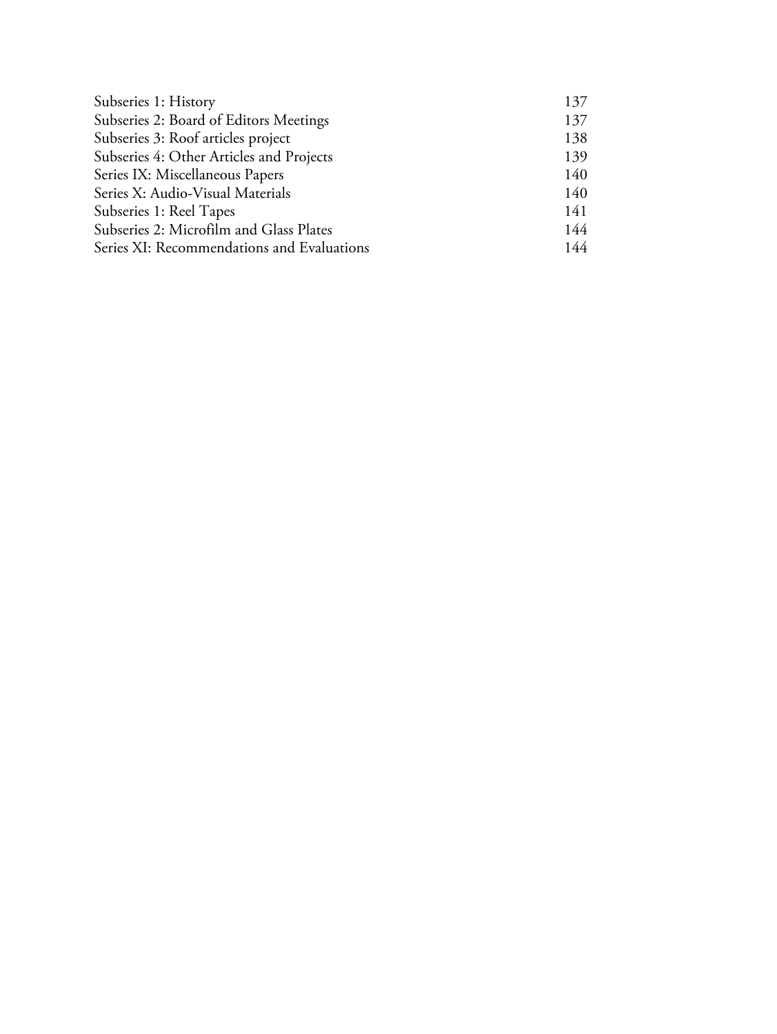| | |
|---|---|
| Subseries 1: History | 137 |
| Subseries 2: Board of Editors Meetings | 137 |
| Subseries 3: Roof articles project | 138 |
| Subseries 4: Other Articles and Projects | 139 |
| Series IX: Miscellaneous Papers | 140 |
| Series X: Audio-Visual Materials | 140 |
| Subseries 1: Reel Tapes | 141 |
| Subseries 2: Microfilm and Glass Plates | 144 |
| Series XI: Recommendations and Evaluations | 144 |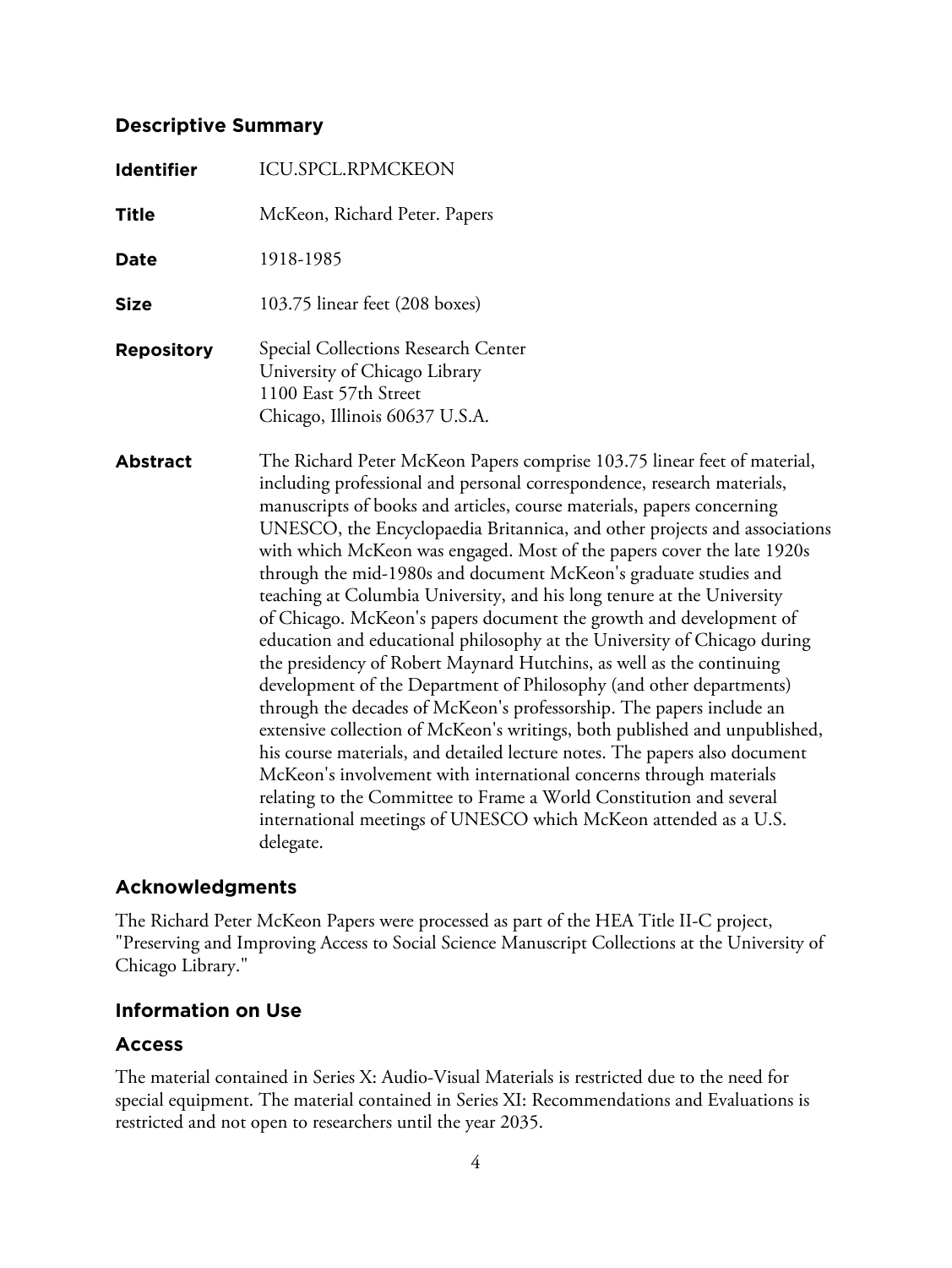## Descriptive Summary

**Identifier** ICU.SPCL.RPMCKEON

**Title** McKeon, Richard Peter. Papers

**Date** 1918-1985

**Size** 103.75 linear feet (208 boxes)

**Repository** Special Collections Research Center
University of Chicago Library
1100 East 57th Street
Chicago, Illinois 60637 U.S.A.

**Abstract** The Richard Peter McKeon Papers comprise 103.75 linear feet of material, including professional and personal correspondence, research materials, manuscripts of books and articles, course materials, papers concerning UNESCO, the Encyclopaedia Britannica, and other projects and associations with which McKeon was engaged. Most of the papers cover the late 1920s through the mid-1980s and document McKeon's graduate studies and teaching at Columbia University, and his long tenure at the University of Chicago. McKeon's papers document the growth and development of education and educational philosophy at the University of Chicago during the presidency of Robert Maynard Hutchins, as well as the continuing development of the Department of Philosophy (and other departments) through the decades of McKeon's professorship. The papers include an extensive collection of McKeon's writings, both published and unpublished, his course materials, and detailed lecture notes. The papers also document McKeon's involvement with international concerns through materials relating to the Committee to Frame a World Constitution and several international meetings of UNESCO which McKeon attended as a U.S. delegate.

## Acknowledgments

The Richard Peter McKeon Papers were processed as part of the HEA Title II-C project, "Preserving and Improving Access to Social Science Manuscript Collections at the University of Chicago Library."

## Information on Use

## Access

The material contained in Series X: Audio-Visual Materials is restricted due to the need for special equipment. The material contained in Series XI: Recommendations and Evaluations is restricted and not open to researchers until the year 2035.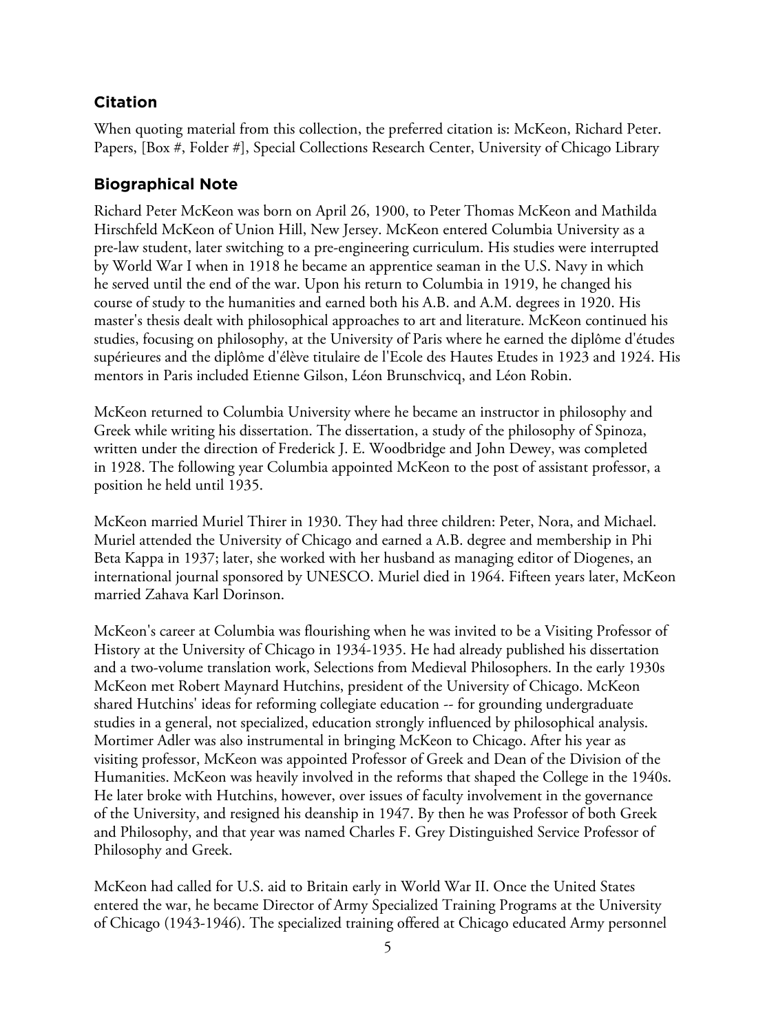## Citation

When quoting material from this collection, the preferred citation is: McKeon, Richard Peter. Papers, [Box #, Folder #], Special Collections Research Center, University of Chicago Library

## Biographical Note

Richard Peter McKeon was born on April 26, 1900, to Peter Thomas McKeon and Mathilda Hirschfeld McKeon of Union Hill, New Jersey. McKeon entered Columbia University as a pre-law student, later switching to a pre-engineering curriculum. His studies were interrupted by World War I when in 1918 he became an apprentice seaman in the U.S. Navy in which he served until the end of the war. Upon his return to Columbia in 1919, he changed his course of study to the humanities and earned both his A.B. and A.M. degrees in 1920. His master's thesis dealt with philosophical approaches to art and literature. McKeon continued his studies, focusing on philosophy, at the University of Paris where he earned the diplôme d'études supérieures and the diplôme d'élève titulaire de l'Ecole des Hautes Etudes in 1923 and 1924. His mentors in Paris included Etienne Gilson, Léon Brunschvicq, and Léon Robin.

McKeon returned to Columbia University where he became an instructor in philosophy and Greek while writing his dissertation. The dissertation, a study of the philosophy of Spinoza, written under the direction of Frederick J. E. Woodbridge and John Dewey, was completed in 1928. The following year Columbia appointed McKeon to the post of assistant professor, a position he held until 1935.

McKeon married Muriel Thirer in 1930. They had three children: Peter, Nora, and Michael. Muriel attended the University of Chicago and earned a A.B. degree and membership in Phi Beta Kappa in 1937; later, she worked with her husband as managing editor of Diogenes, an international journal sponsored by UNESCO. Muriel died in 1964. Fifteen years later, McKeon married Zahava Karl Dorinson.

McKeon's career at Columbia was flourishing when he was invited to be a Visiting Professor of History at the University of Chicago in 1934-1935. He had already published his dissertation and a two-volume translation work, Selections from Medieval Philosophers. In the early 1930s McKeon met Robert Maynard Hutchins, president of the University of Chicago. McKeon shared Hutchins' ideas for reforming collegiate education -- for grounding undergraduate studies in a general, not specialized, education strongly influenced by philosophical analysis. Mortimer Adler was also instrumental in bringing McKeon to Chicago. After his year as visiting professor, McKeon was appointed Professor of Greek and Dean of the Division of the Humanities. McKeon was heavily involved in the reforms that shaped the College in the 1940s. He later broke with Hutchins, however, over issues of faculty involvement in the governance of the University, and resigned his deanship in 1947. By then he was Professor of both Greek and Philosophy, and that year was named Charles F. Grey Distinguished Service Professor of Philosophy and Greek.

McKeon had called for U.S. aid to Britain early in World War II. Once the United States entered the war, he became Director of Army Specialized Training Programs at the University of Chicago (1943-1946). The specialized training offered at Chicago educated Army personnel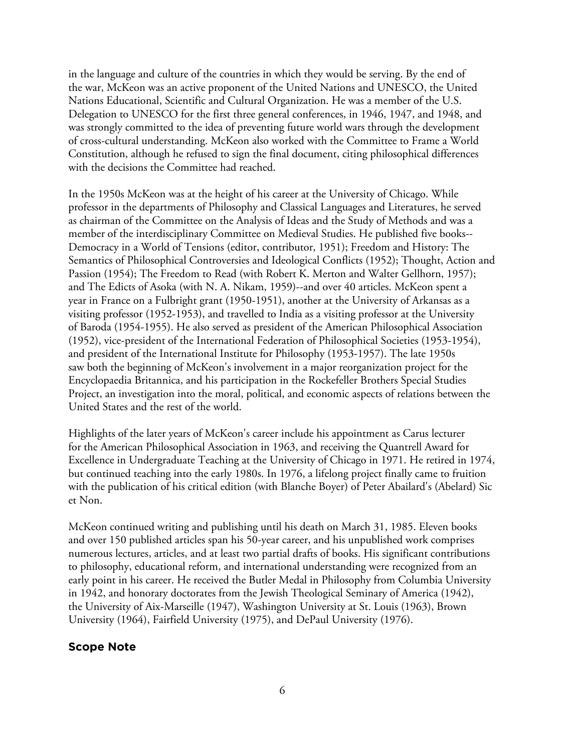in the language and culture of the countries in which they would be serving. By the end of the war, McKeon was an active proponent of the United Nations and UNESCO, the United Nations Educational, Scientific and Cultural Organization. He was a member of the U.S. Delegation to UNESCO for the first three general conferences, in 1946, 1947, and 1948, and was strongly committed to the idea of preventing future world wars through the development of cross-cultural understanding. McKeon also worked with the Committee to Frame a World Constitution, although he refused to sign the final document, citing philosophical differences with the decisions the Committee had reached.

In the 1950s McKeon was at the height of his career at the University of Chicago. While professor in the departments of Philosophy and Classical Languages and Literatures, he served as chairman of the Committee on the Analysis of Ideas and the Study of Methods and was a member of the interdisciplinary Committee on Medieval Studies. He published five books--Democracy in a World of Tensions (editor, contributor, 1951); Freedom and History: The Semantics of Philosophical Controversies and Ideological Conflicts (1952); Thought, Action and Passion (1954); The Freedom to Read (with Robert K. Merton and Walter Gellhorn, 1957); and The Edicts of Asoka (with N. A. Nikam, 1959)--and over 40 articles. McKeon spent a year in France on a Fulbright grant (1950-1951), another at the University of Arkansas as a visiting professor (1952-1953), and travelled to India as a visiting professor at the University of Baroda (1954-1955). He also served as president of the American Philosophical Association (1952), vice-president of the International Federation of Philosophical Societies (1953-1954), and president of the International Institute for Philosophy (1953-1957). The late 1950s saw both the beginning of McKeon's involvement in a major reorganization project for the Encyclopaedia Britannica, and his participation in the Rockefeller Brothers Special Studies Project, an investigation into the moral, political, and economic aspects of relations between the United States and the rest of the world.

Highlights of the later years of McKeon's career include his appointment as Carus lecturer for the American Philosophical Association in 1963, and receiving the Quantrell Award for Excellence in Undergraduate Teaching at the University of Chicago in 1971. He retired in 1974, but continued teaching into the early 1980s. In 1976, a lifelong project finally came to fruition with the publication of his critical edition (with Blanche Boyer) of Peter Abailard's (Abelard) Sic et Non.

McKeon continued writing and publishing until his death on March 31, 1985. Eleven books and over 150 published articles span his 50-year career, and his unpublished work comprises numerous lectures, articles, and at least two partial drafts of books. His significant contributions to philosophy, educational reform, and international understanding were recognized from an early point in his career. He received the Butler Medal in Philosophy from Columbia University in 1942, and honorary doctorates from the Jewish Theological Seminary of America (1942), the University of Aix-Marseille (1947), Washington University at St. Louis (1963), Brown University (1964), Fairfield University (1975), and DePaul University (1976).

## Scope Note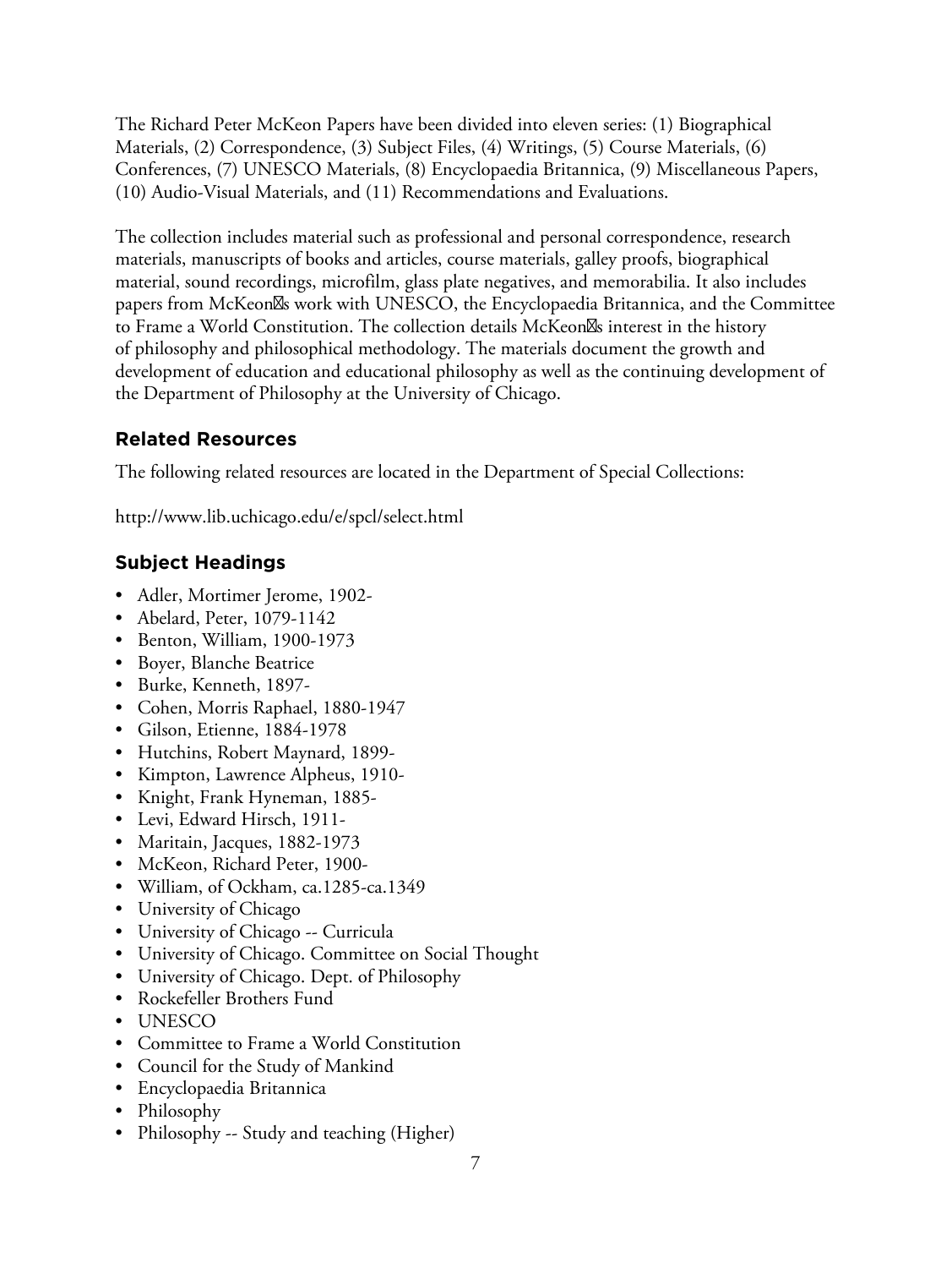The Richard Peter McKeon Papers have been divided into eleven series: (1) Biographical Materials, (2) Correspondence, (3) Subject Files, (4) Writings, (5) Course Materials, (6) Conferences, (7) UNESCO Materials, (8) Encyclopaedia Britannica, (9) Miscellaneous Papers, (10) Audio-Visual Materials, and (11) Recommendations and Evaluations.

The collection includes material such as professional and personal correspondence, research materials, manuscripts of books and articles, course materials, galley proofs, biographical material, sound recordings, microfilm, glass plate negatives, and memorabilia. It also includes papers from McKeon's work with UNESCO, the Encyclopaedia Britannica, and the Committee to Frame a World Constitution. The collection details McKeon's interest in the history of philosophy and philosophical methodology. The materials document the growth and development of education and educational philosophy as well as the continuing development of the Department of Philosophy at the University of Chicago.

## Related Resources

The following related resources are located in the Department of Special Collections:

http://www.lib.uchicago.edu/e/spcl/select.html

## Subject Headings

- Adler, Mortimer Jerome, 1902-
- Abelard, Peter, 1079-1142
- Benton, William, 1900-1973
- Boyer, Blanche Beatrice
- Burke, Kenneth, 1897-
- Cohen, Morris Raphael, 1880-1947
- Gilson, Etienne, 1884-1978
- Hutchins, Robert Maynard, 1899-
- Kimpton, Lawrence Alpheus, 1910-
- Knight, Frank Hyneman, 1885-
- Levi, Edward Hirsch, 1911-
- Maritain, Jacques, 1882-1973
- McKeon, Richard Peter, 1900-
- William, of Ockham, ca.1285-ca.1349
- University of Chicago
- University of Chicago -- Curricula
- University of Chicago. Committee on Social Thought
- University of Chicago. Dept. of Philosophy
- Rockefeller Brothers Fund
- UNESCO
- Committee to Frame a World Constitution
- Council for the Study of Mankind
- Encyclopaedia Britannica
- Philosophy
- Philosophy -- Study and teaching (Higher)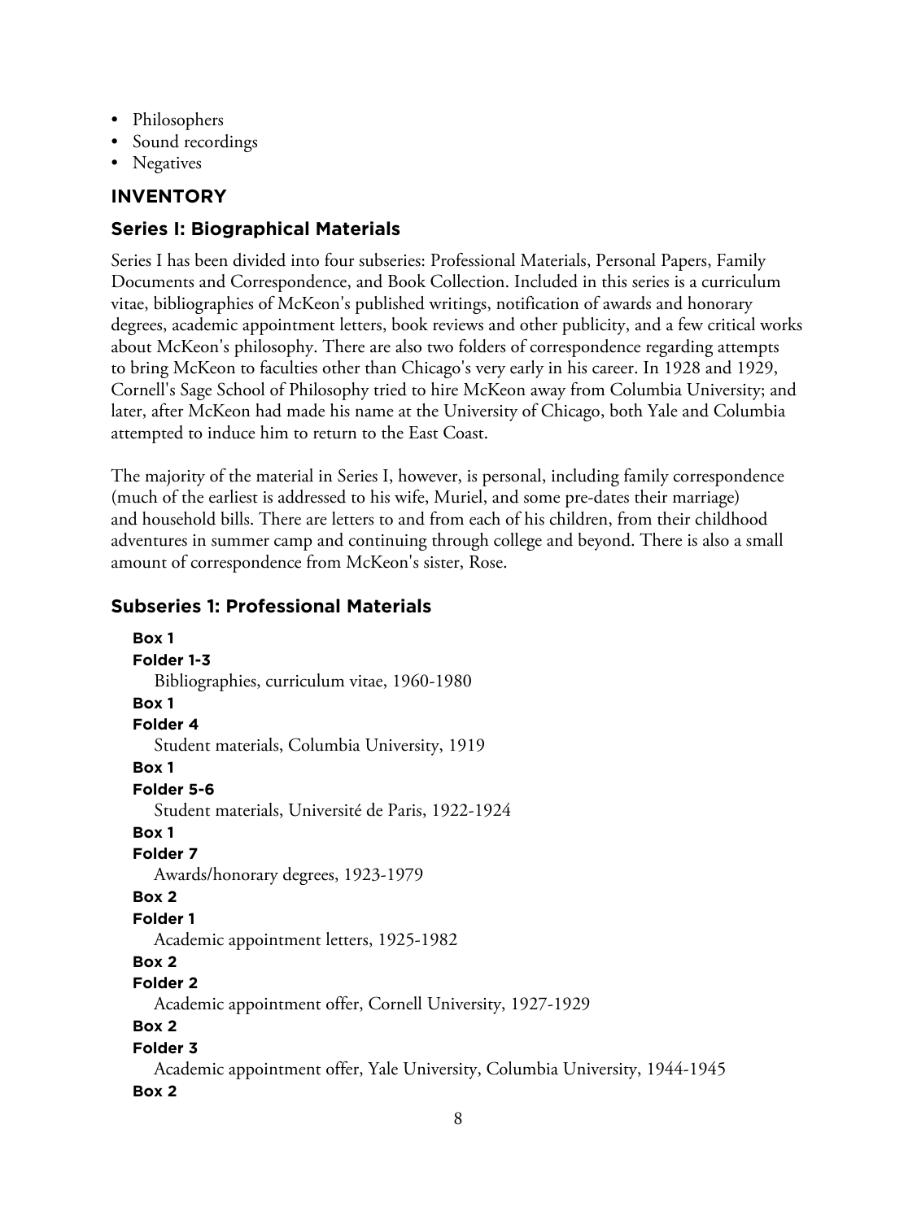- Philosophers
- Sound recordings
- Negatives

## INVENTORY

### Series I: Biographical Materials

Series I has been divided into four subseries: Professional Materials, Personal Papers, Family Documents and Correspondence, and Book Collection. Included in this series is a curriculum vitae, bibliographies of McKeon's published writings, notification of awards and honorary degrees, academic appointment letters, book reviews and other publicity, and a few critical works about McKeon's philosophy. There are also two folders of correspondence regarding attempts to bring McKeon to faculties other than Chicago's very early in his career. In 1928 and 1929, Cornell's Sage School of Philosophy tried to hire McKeon away from Columbia University; and later, after McKeon had made his name at the University of Chicago, both Yale and Columbia attempted to induce him to return to the East Coast.

The majority of the material in Series I, however, is personal, including family correspondence (much of the earliest is addressed to his wife, Muriel, and some pre-dates their marriage) and household bills. There are letters to and from each of his children, from their childhood adventures in summer camp and continuing through college and beyond. There is also a small amount of correspondence from McKeon's sister, Rose.

### Subseries 1: Professional Materials

**Box 1**
**Folder 1-3**
Bibliographies, curriculum vitae, 1960-1980

**Box 1**
**Folder 4**
Student materials, Columbia University, 1919

**Box 1**
**Folder 5-6**
Student materials, Université de Paris, 1922-1924

**Box 1**
**Folder 7**
Awards/honorary degrees, 1923-1979

**Box 2**
**Folder 1**
Academic appointment letters, 1925-1982

**Box 2**
**Folder 2**
Academic appointment offer, Cornell University, 1927-1929

**Box 2**
**Folder 3**
Academic appointment offer, Yale University, Columbia University, 1944-1945

**Box 2**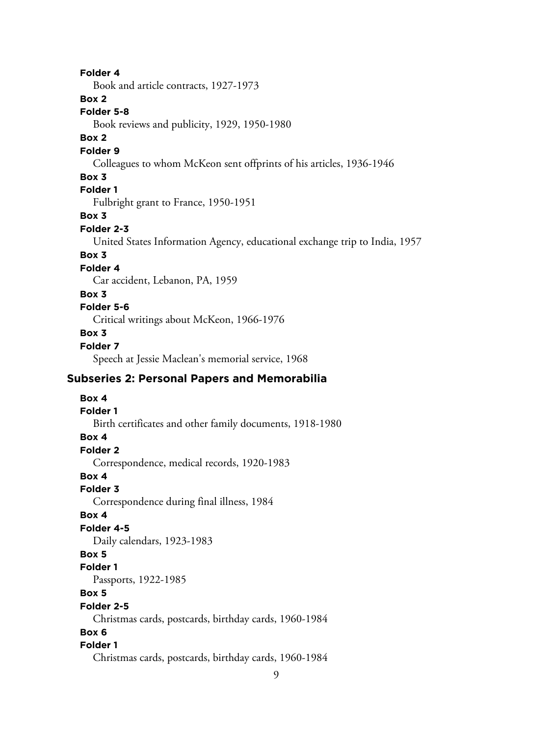**Folder 4**
Book and article contracts, 1927-1973

**Box 2**
**Folder 5-8**
Book reviews and publicity, 1929, 1950-1980

**Box 2**
**Folder 9**
Colleagues to whom McKeon sent offprints of his articles, 1936-1946

**Box 3**
**Folder 1**
Fulbright grant to France, 1950-1951

**Box 3**
**Folder 2-3**
United States Information Agency, educational exchange trip to India, 1957

**Box 3**
**Folder 4**
Car accident, Lebanon, PA, 1959

**Box 3**
**Folder 5-6**
Critical writings about McKeon, 1966-1976

**Box 3**
**Folder 7**
Speech at Jessie Maclean's memorial service, 1968

### Subseries 2: Personal Papers and Memorabilia

**Box 4**
**Folder 1**
Birth certificates and other family documents, 1918-1980

**Box 4**
**Folder 2**
Correspondence, medical records, 1920-1983

**Box 4**
**Folder 3**
Correspondence during final illness, 1984

**Box 4**
**Folder 4-5**
Daily calendars, 1923-1983

**Box 5**
**Folder 1**
Passports, 1922-1985

**Box 5**
**Folder 2-5**
Christmas cards, postcards, birthday cards, 1960-1984

**Box 6**
**Folder 1**
Christmas cards, postcards, birthday cards, 1960-1984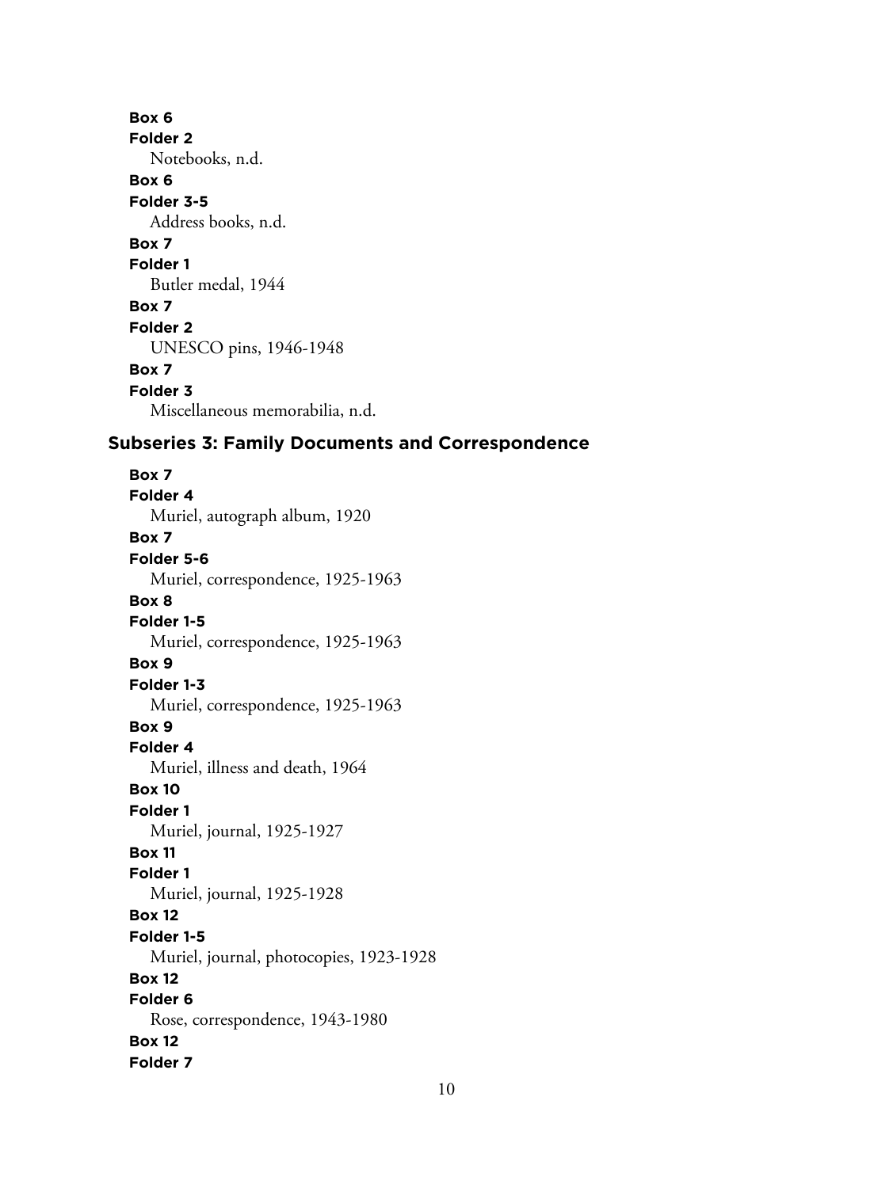**Box 6**
**Folder 2**
Notebooks, n.d.

**Box 6**
**Folder 3-5**
Address books, n.d.

**Box 7**
**Folder 1**
Butler medal, 1944

**Box 7**
**Folder 2**
UNESCO pins, 1946-1948

**Box 7**
**Folder 3**
Miscellaneous memorabilia, n.d.

### Subseries 3: Family Documents and Correspondence

**Box 7**
**Folder 4**
Muriel, autograph album, 1920

**Box 7**
**Folder 5-6**
Muriel, correspondence, 1925-1963

**Box 8**
**Folder 1-5**
Muriel, correspondence, 1925-1963

**Box 9**
**Folder 1-3**
Muriel, correspondence, 1925-1963

**Box 9**
**Folder 4**
Muriel, illness and death, 1964

**Box 10**
**Folder 1**
Muriel, journal, 1925-1927

**Box 11**
**Folder 1**
Muriel, journal, 1925-1928

**Box 12**
**Folder 1-5**
Muriel, journal, photocopies, 1923-1928

**Box 12**
**Folder 6**
Rose, correspondence, 1943-1980

**Box 12**
**Folder 7**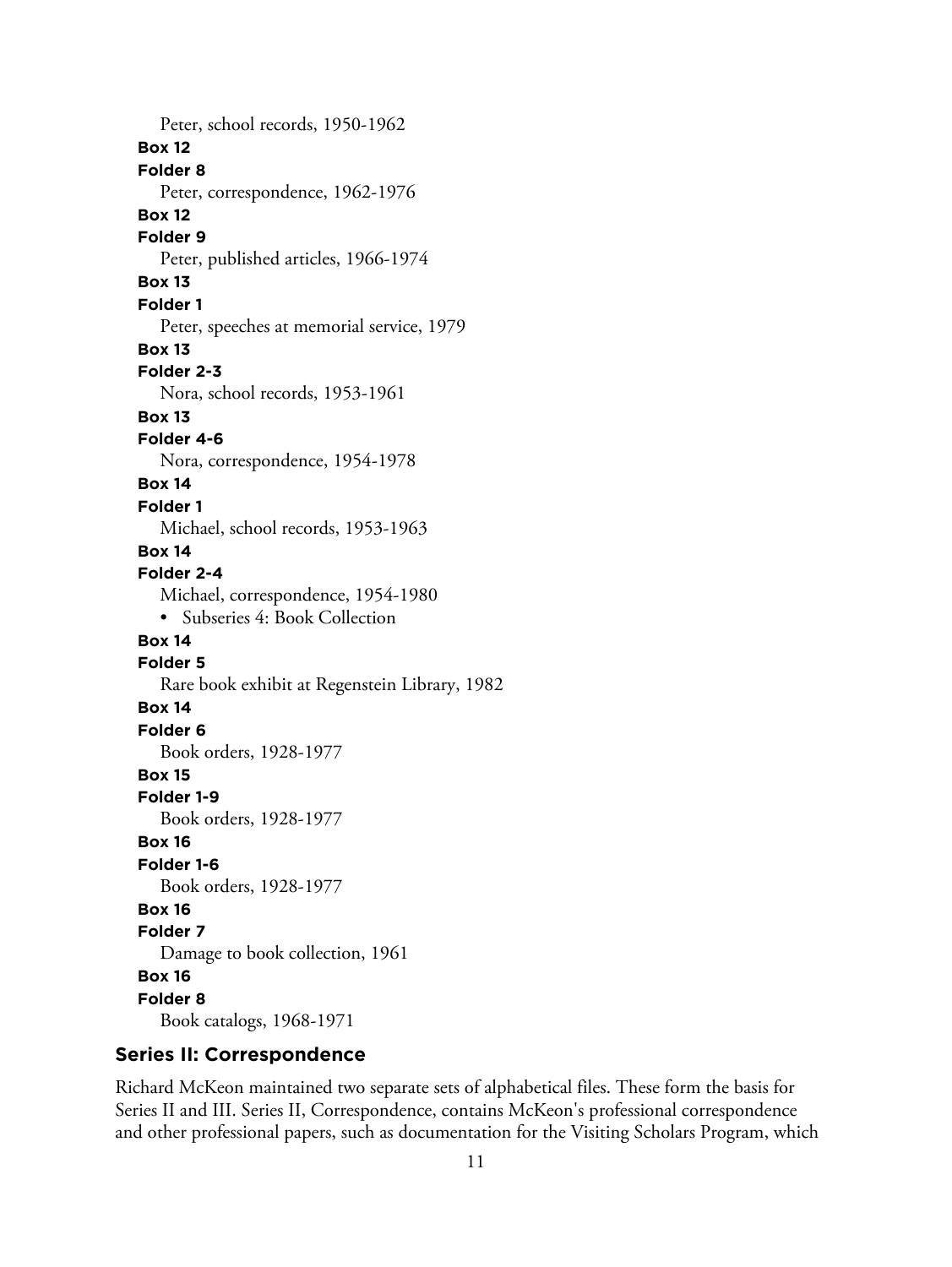Peter, school records, 1950-1962

**Box 12**
**Folder 8**
Peter, correspondence, 1962-1976

**Box 12**
**Folder 9**
Peter, published articles, 1966-1974

**Box 13**
**Folder 1**
Peter, speeches at memorial service, 1979

**Box 13**
**Folder 2-3**
Nora, school records, 1953-1961

**Box 13**
**Folder 4-6**
Nora, correspondence, 1954-1978

**Box 14**
**Folder 1**
Michael, school records, 1953-1963

**Box 14**
**Folder 2-4**
Michael, correspondence, 1954-1980

- Subseries 4: Book Collection

**Box 14**
**Folder 5**
Rare book exhibit at Regenstein Library, 1982

**Box 14**
**Folder 6**
Book orders, 1928-1977

**Box 15**
**Folder 1-9**
Book orders, 1928-1977

**Box 16**
**Folder 1-6**
Book orders, 1928-1977

**Box 16**
**Folder 7**
Damage to book collection, 1961

**Box 16**
**Folder 8**
Book catalogs, 1968-1971

## Series II: Correspondence

Richard McKeon maintained two separate sets of alphabetical files. These form the basis for Series II and III. Series II, Correspondence, contains McKeon's professional correspondence and other professional papers, such as documentation for the Visiting Scholars Program, which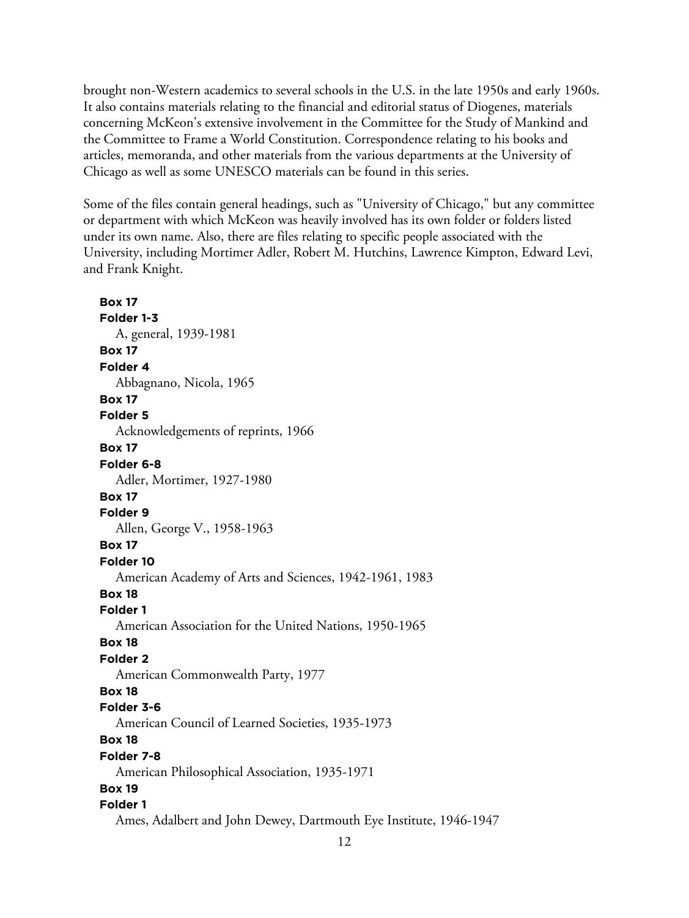brought non-Western academics to several schools in the U.S. in the late 1950s and early 1960s. It also contains materials relating to the financial and editorial status of Diogenes, materials concerning McKeon's extensive involvement in the Committee for the Study of Mankind and the Committee to Frame a World Constitution. Correspondence relating to his books and articles, memoranda, and other materials from the various departments at the University of Chicago as well as some UNESCO materials can be found in this series.

Some of the files contain general headings, such as "University of Chicago," but any committee or department with which McKeon was heavily involved has its own folder or folders listed under its own name. Also, there are files relating to specific people associated with the University, including Mortimer Adler, Robert M. Hutchins, Lawrence Kimpton, Edward Levi, and Frank Knight.

**Box 17**
**Folder 1-3**
A, general, 1939-1981

**Box 17**
**Folder 4**
Abbagnano, Nicola, 1965

**Box 17**
**Folder 5**
Acknowledgements of reprints, 1966

**Box 17**
**Folder 6-8**
Adler, Mortimer, 1927-1980

**Box 17**
**Folder 9**
Allen, George V., 1958-1963

**Box 17**
**Folder 10**
American Academy of Arts and Sciences, 1942-1961, 1983

**Box 18**
**Folder 1**
American Association for the United Nations, 1950-1965

**Box 18**
**Folder 2**
American Commonwealth Party, 1977

**Box 18**
**Folder 3-6**
American Council of Learned Societies, 1935-1973

**Box 18**
**Folder 7-8**
American Philosophical Association, 1935-1971

**Box 19**
**Folder 1**
Ames, Adalbert and John Dewey, Dartmouth Eye Institute, 1946-1947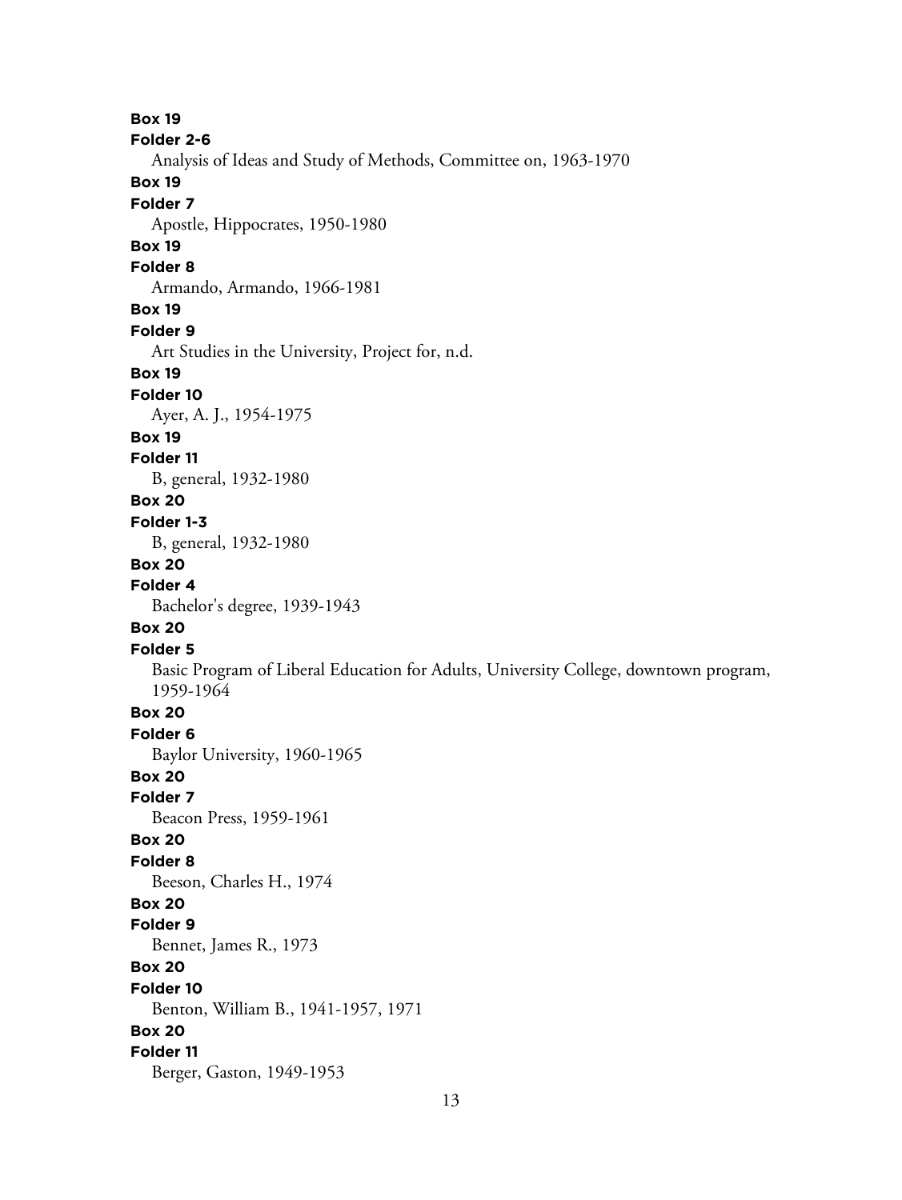**Box 19**
**Folder 2-6**
Analysis of Ideas and Study of Methods, Committee on, 1963-1970

**Box 19**
**Folder 7**
Apostle, Hippocrates, 1950-1980

**Box 19**
**Folder 8**
Armando, Armando, 1966-1981

**Box 19**
**Folder 9**
Art Studies in the University, Project for, n.d.

**Box 19**
**Folder 10**
Ayer, A. J., 1954-1975

**Box 19**
**Folder 11**
B, general, 1932-1980

**Box 20**
**Folder 1-3**
B, general, 1932-1980

**Box 20**
**Folder 4**
Bachelor's degree, 1939-1943

**Box 20**
**Folder 5**
Basic Program of Liberal Education for Adults, University College, downtown program, 1959-1964

**Box 20**
**Folder 6**
Baylor University, 1960-1965

**Box 20**
**Folder 7**
Beacon Press, 1959-1961

**Box 20**
**Folder 8**
Beeson, Charles H., 1974

**Box 20**
**Folder 9**
Bennet, James R., 1973

**Box 20**
**Folder 10**
Benton, William B., 1941-1957, 1971

**Box 20**
**Folder 11**
Berger, Gaston, 1949-1953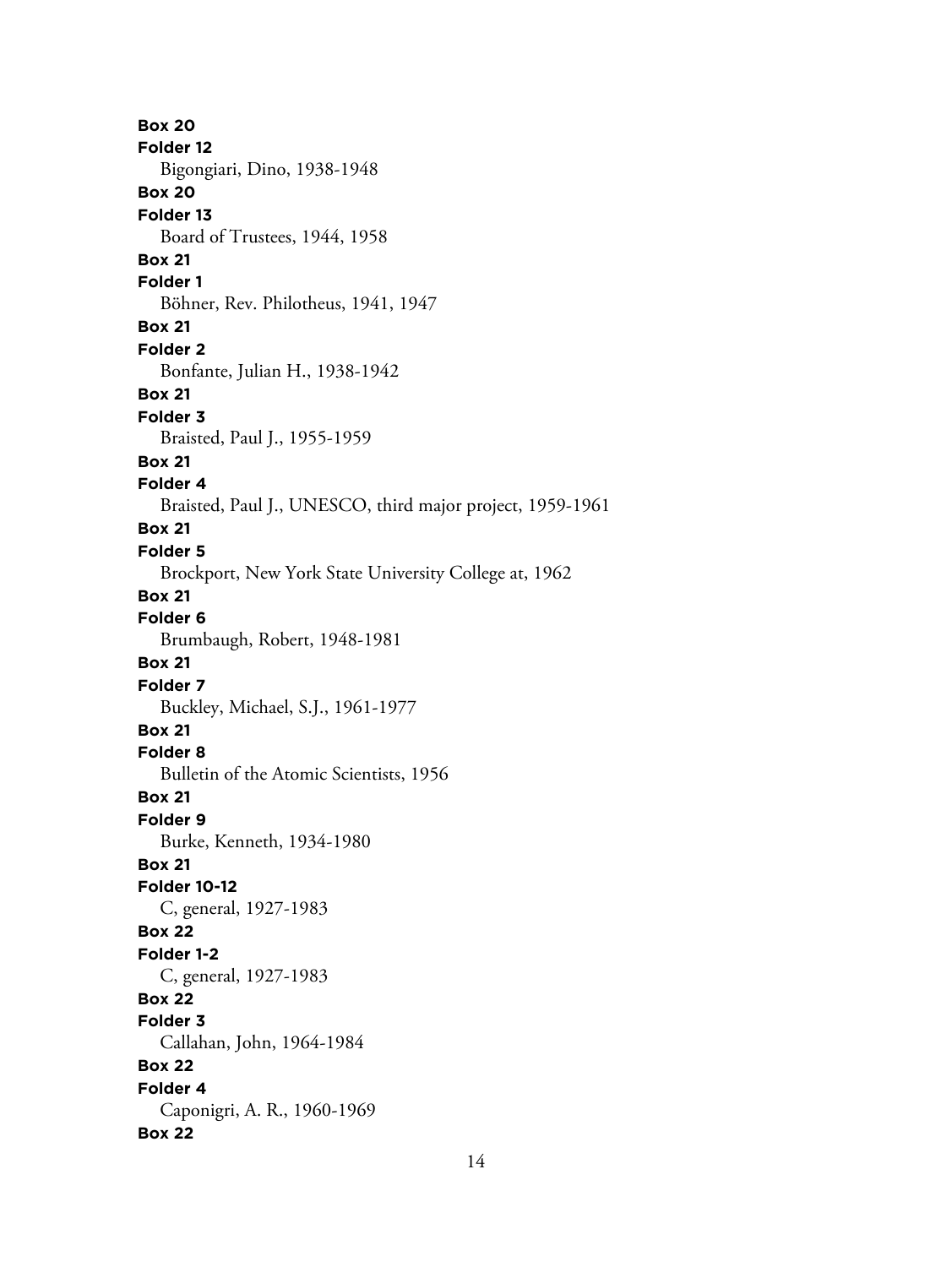**Box 20**
**Folder 12**
Bigongiari, Dino, 1938-1948
**Box 20**
**Folder 13**
Board of Trustees, 1944, 1958
**Box 21**
**Folder 1**
Böhner, Rev. Philotheus, 1941, 1947
**Box 21**
**Folder 2**
Bonfante, Julian H., 1938-1942
**Box 21**
**Folder 3**
Braisted, Paul J., 1955-1959
**Box 21**
**Folder 4**
Braisted, Paul J., UNESCO, third major project, 1959-1961
**Box 21**
**Folder 5**
Brockport, New York State University College at, 1962
**Box 21**
**Folder 6**
Brumbaugh, Robert, 1948-1981
**Box 21**
**Folder 7**
Buckley, Michael, S.J., 1961-1977
**Box 21**
**Folder 8**
Bulletin of the Atomic Scientists, 1956
**Box 21**
**Folder 9**
Burke, Kenneth, 1934-1980
**Box 21**
**Folder 10-12**
C, general, 1927-1983
**Box 22**
**Folder 1-2**
C, general, 1927-1983
**Box 22**
**Folder 3**
Callahan, John, 1964-1984
**Box 22**
**Folder 4**
Caponigri, A. R., 1960-1969
**Box 22**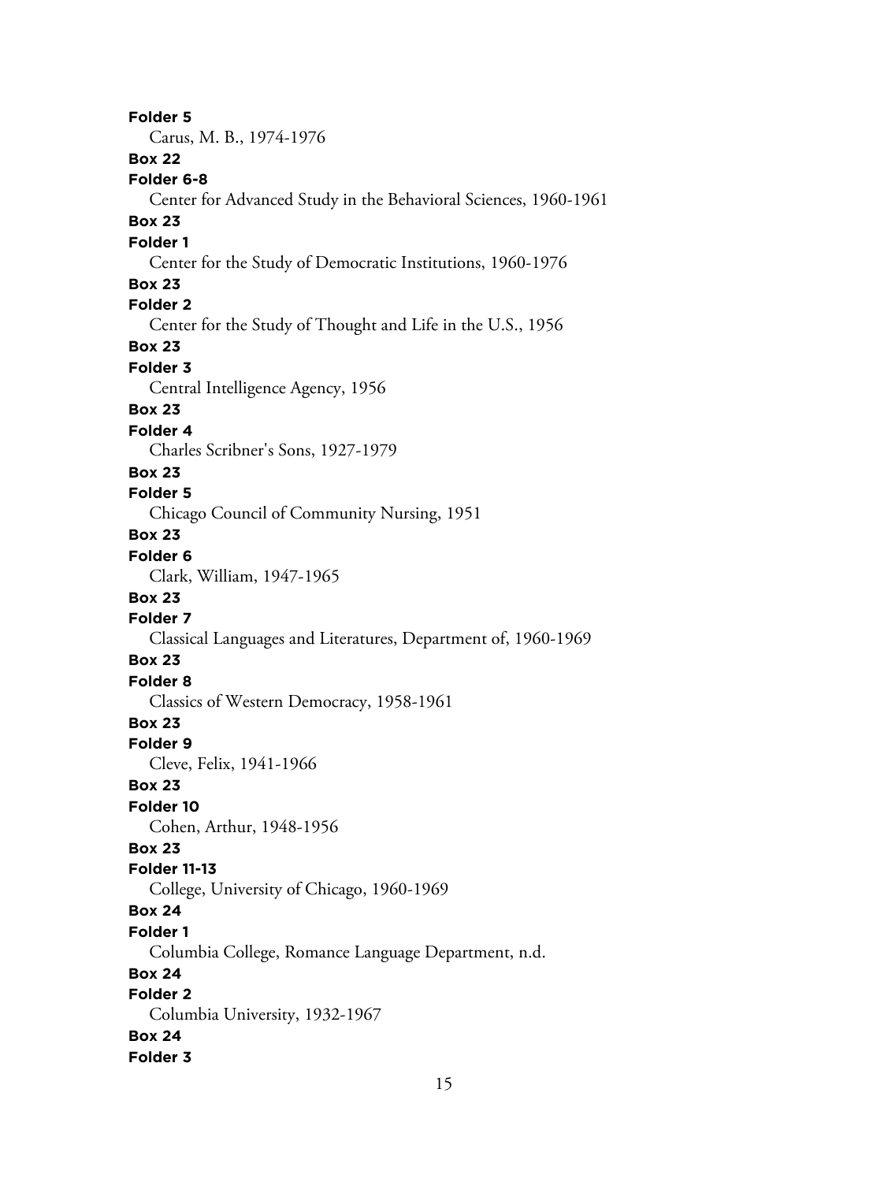**Folder 5**

Carus, M. B., 1974-1976

**Box 22**

**Folder 6-8**

Center for Advanced Study in the Behavioral Sciences, 1960-1961

**Box 23**

**Folder 1**

Center for the Study of Democratic Institutions, 1960-1976

**Box 23**

**Folder 2**

Center for the Study of Thought and Life in the U.S., 1956

**Box 23**

**Folder 3**

Central Intelligence Agency, 1956

**Box 23**

**Folder 4**

Charles Scribner's Sons, 1927-1979

**Box 23**

**Folder 5**

Chicago Council of Community Nursing, 1951

**Box 23**

**Folder 6**

Clark, William, 1947-1965

**Box 23**

**Folder 7**

Classical Languages and Literatures, Department of, 1960-1969

**Box 23**

**Folder 8**

Classics of Western Democracy, 1958-1961

**Box 23**

**Folder 9**

Cleve, Felix, 1941-1966

**Box 23**

**Folder 10**

Cohen, Arthur, 1948-1956

**Box 23**

**Folder 11-13**

College, University of Chicago, 1960-1969

**Box 24**

**Folder 1**

Columbia College, Romance Language Department, n.d.

**Box 24**

**Folder 2**

Columbia University, 1932-1967

**Box 24**

**Folder 3**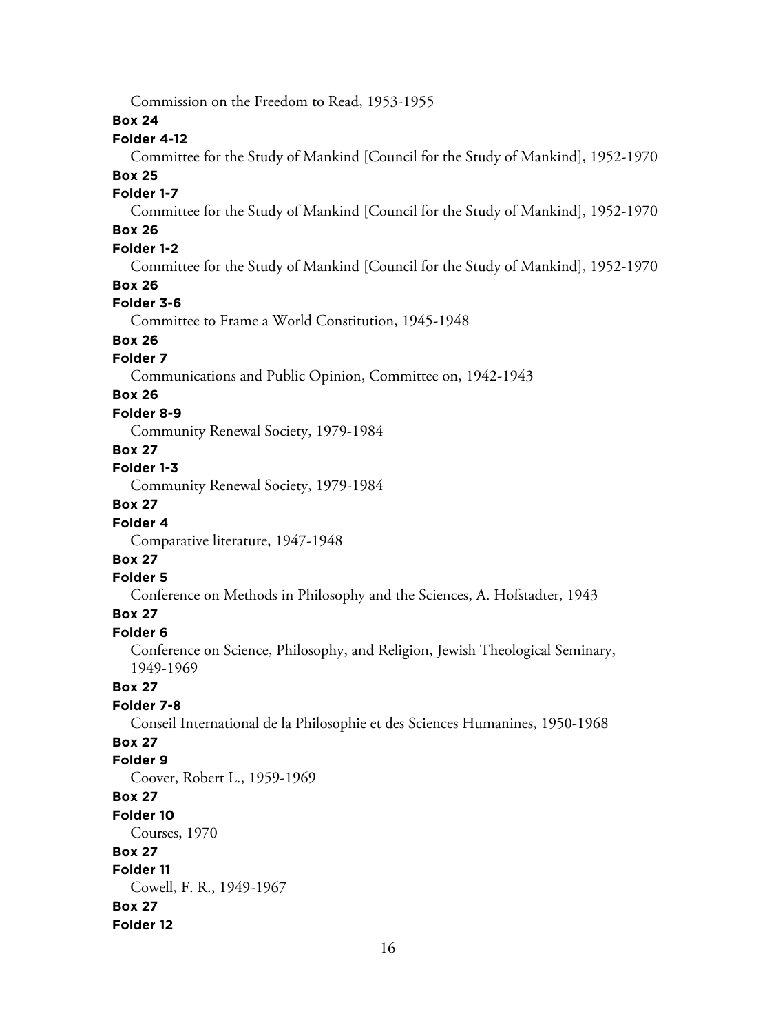Commission on the Freedom to Read, 1953-1955

**Box 24**

**Folder 4-12**

Committee for the Study of Mankind [Council for the Study of Mankind], 1952-1970

**Box 25**

**Folder 1-7**

Committee for the Study of Mankind [Council for the Study of Mankind], 1952-1970

**Box 26**

**Folder 1-2**

Committee for the Study of Mankind [Council for the Study of Mankind], 1952-1970

**Box 26**

**Folder 3-6**

Committee to Frame a World Constitution, 1945-1948

**Box 26**

**Folder 7**

Communications and Public Opinion, Committee on, 1942-1943

**Box 26**

**Folder 8-9**

Community Renewal Society, 1979-1984

**Box 27**

**Folder 1-3**

Community Renewal Society, 1979-1984

**Box 27**

**Folder 4**

Comparative literature, 1947-1948

**Box 27**

**Folder 5**

Conference on Methods in Philosophy and the Sciences, A. Hofstadter, 1943

**Box 27**

**Folder 6**

Conference on Science, Philosophy, and Religion, Jewish Theological Seminary, 1949-1969

**Box 27**

**Folder 7-8**

Conseil International de la Philosophie et des Sciences Humanines, 1950-1968

**Box 27**

**Folder 9**

Coover, Robert L., 1959-1969

**Box 27**

**Folder 10**

Courses, 1970

**Box 27**

**Folder 11**

Cowell, F. R., 1949-1967

**Box 27**

**Folder 12**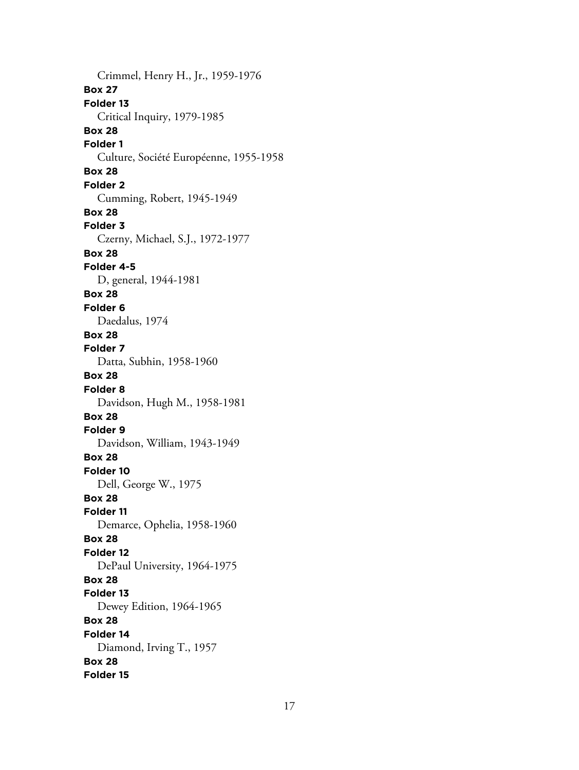Crimmel, Henry H., Jr., 1959-1976

**Box 27**

**Folder 13**

Critical Inquiry, 1979-1985

**Box 28**

**Folder 1**

Culture, Société Européenne, 1955-1958

**Box 28**

**Folder 2**

Cumming, Robert, 1945-1949

**Box 28**

**Folder 3**

Czerny, Michael, S.J., 1972-1977

**Box 28**

**Folder 4-5**

D, general, 1944-1981

**Box 28**

**Folder 6**

Daedalus, 1974

**Box 28**

**Folder 7**

Datta, Subhin, 1958-1960

**Box 28**

**Folder 8**

Davidson, Hugh M., 1958-1981

**Box 28**

**Folder 9**

Davidson, William, 1943-1949

**Box 28**

**Folder 10**

Dell, George W., 1975

**Box 28**

**Folder 11**

Demarce, Ophelia, 1958-1960

**Box 28**

**Folder 12**

DePaul University, 1964-1975

**Box 28**

**Folder 13**

Dewey Edition, 1964-1965

**Box 28**

**Folder 14**

Diamond, Irving T., 1957

**Box 28**

**Folder 15**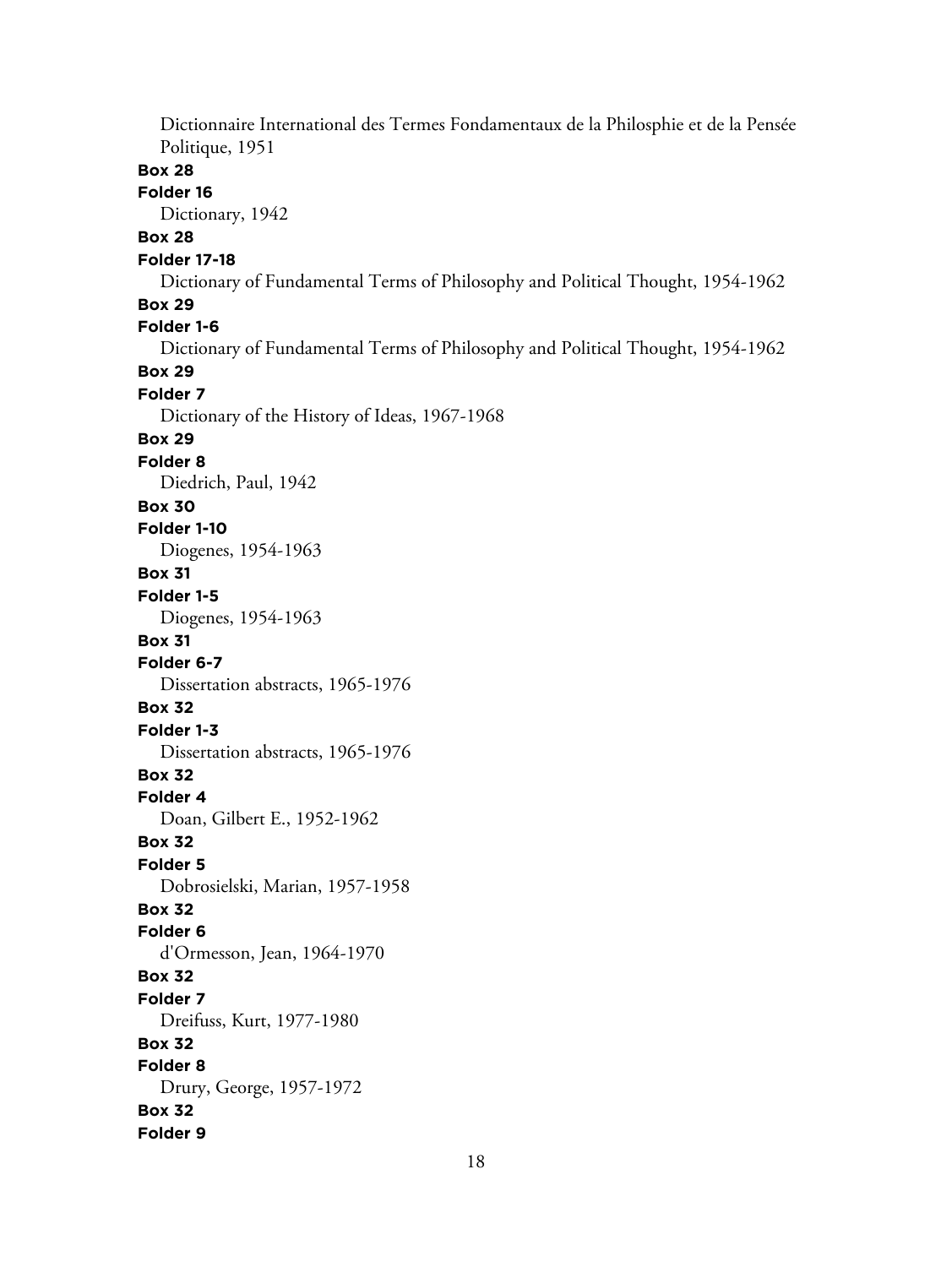Dictionnaire International des Termes Fondamentaux de la Philosphie et de la Pensée Politique, 1951

**Box 28**

**Folder 16**

Dictionary, 1942

**Box 28**

**Folder 17-18**

Dictionary of Fundamental Terms of Philosophy and Political Thought, 1954-1962

**Box 29**

**Folder 1-6**

Dictionary of Fundamental Terms of Philosophy and Political Thought, 1954-1962

**Box 29**

**Folder 7**

Dictionary of the History of Ideas, 1967-1968

**Box 29**

**Folder 8**

Diedrich, Paul, 1942

**Box 30**

**Folder 1-10**

Diogenes, 1954-1963

**Box 31**

**Folder 1-5**

Diogenes, 1954-1963

**Box 31**

**Folder 6-7**

Dissertation abstracts, 1965-1976

**Box 32**

**Folder 1-3**

Dissertation abstracts, 1965-1976

**Box 32**

**Folder 4**

Doan, Gilbert E., 1952-1962

**Box 32**

**Folder 5**

Dobrosielski, Marian, 1957-1958

**Box 32**

**Folder 6**

d'Ormesson, Jean, 1964-1970

**Box 32**

**Folder 7**

Dreifuss, Kurt, 1977-1980

**Box 32**

**Folder 8**

Drury, George, 1957-1972

**Box 32**

**Folder 9**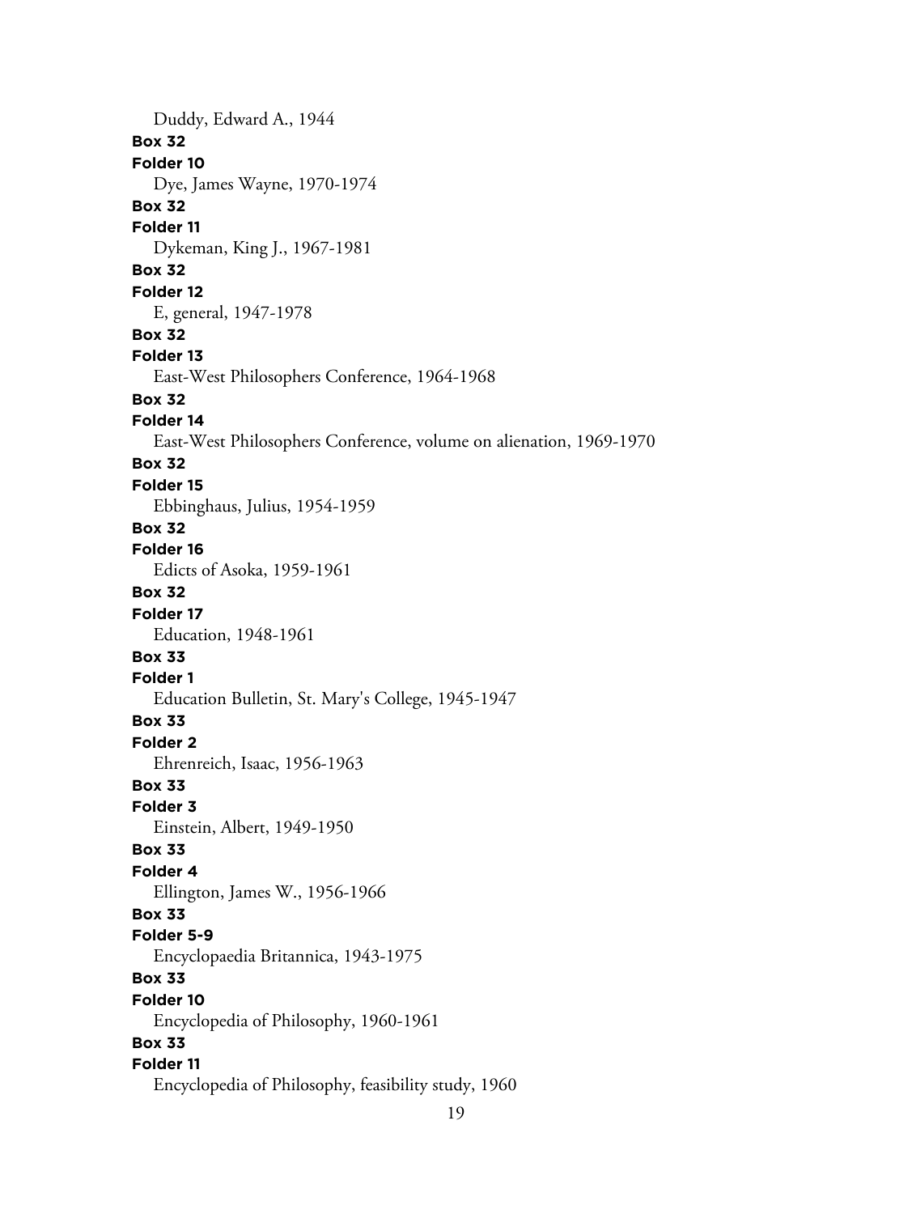Duddy, Edward A., 1944

**Box 32**

**Folder 10**

Dye, James Wayne, 1970-1974

**Box 32**

**Folder 11**

Dykeman, King J., 1967-1981

**Box 32**

**Folder 12**

E, general, 1947-1978

**Box 32**

**Folder 13**

East-West Philosophers Conference, 1964-1968

**Box 32**

**Folder 14**

East-West Philosophers Conference, volume on alienation, 1969-1970

**Box 32**

**Folder 15**

Ebbinghaus, Julius, 1954-1959

**Box 32**

**Folder 16**

Edicts of Asoka, 1959-1961

**Box 32**

**Folder 17**

Education, 1948-1961

**Box 33**

**Folder 1**

Education Bulletin, St. Mary's College, 1945-1947

**Box 33**

**Folder 2**

Ehrenreich, Isaac, 1956-1963

**Box 33**

**Folder 3**

Einstein, Albert, 1949-1950

**Box 33**

**Folder 4**

Ellington, James W., 1956-1966

**Box 33**

**Folder 5-9**

Encyclopaedia Britannica, 1943-1975

**Box 33**

**Folder 10**

Encyclopedia of Philosophy, 1960-1961

**Box 33**

**Folder 11**

Encyclopedia of Philosophy, feasibility study, 1960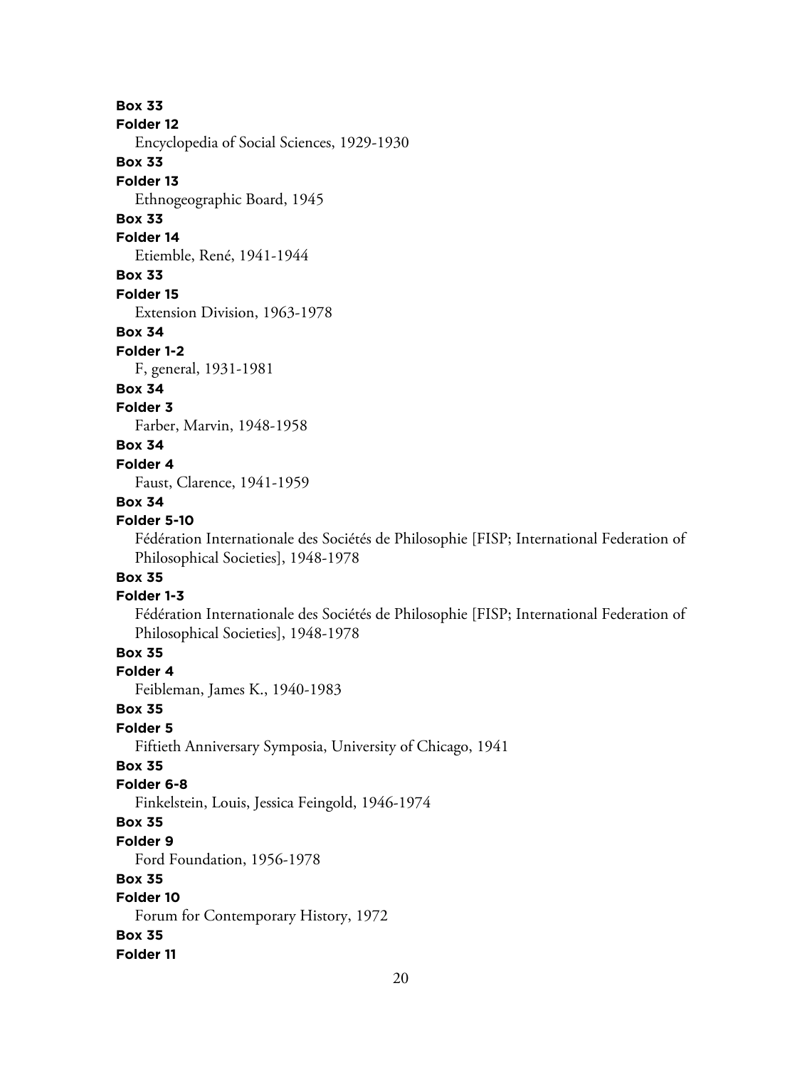**Box 33**

**Folder 12**

Encyclopedia of Social Sciences, 1929-1930

**Box 33**

**Folder 13**

Ethnogeographic Board, 1945

**Box 33**

**Folder 14**

Etiemble, René, 1941-1944

**Box 33**

**Folder 15**

Extension Division, 1963-1978

**Box 34**

**Folder 1-2**

F, general, 1931-1981

**Box 34**

**Folder 3**

Farber, Marvin, 1948-1958

**Box 34**

**Folder 4**

Faust, Clarence, 1941-1959

**Box 34**

**Folder 5-10**

Fédération Internationale des Sociétés de Philosophie [FISP; International Federation of Philosophical Societies], 1948-1978

**Box 35**

**Folder 1-3**

Fédération Internationale des Sociétés de Philosophie [FISP; International Federation of Philosophical Societies], 1948-1978

**Box 35**

**Folder 4**

Feibleman, James K., 1940-1983

**Box 35**

**Folder 5**

Fiftieth Anniversary Symposia, University of Chicago, 1941

**Box 35**

**Folder 6-8**

Finkelstein, Louis, Jessica Feingold, 1946-1974

**Box 35**

**Folder 9**

Ford Foundation, 1956-1978

**Box 35**

**Folder 10**

Forum for Contemporary History, 1972

**Box 35**

**Folder 11**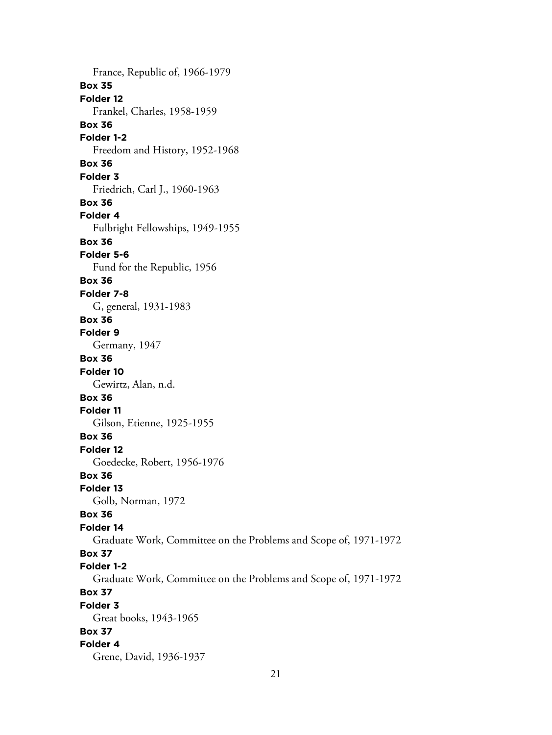France, Republic of, 1966-1979

**Box 35**
**Folder 12**
Frankel, Charles, 1958-1959

**Box 36**
**Folder 1-2**
Freedom and History, 1952-1968

**Box 36**
**Folder 3**
Friedrich, Carl J., 1960-1963

**Box 36**
**Folder 4**
Fulbright Fellowships, 1949-1955

**Box 36**
**Folder 5-6**
Fund for the Republic, 1956

**Box 36**
**Folder 7-8**
G, general, 1931-1983

**Box 36**
**Folder 9**
Germany, 1947

**Box 36**
**Folder 10**
Gewirtz, Alan, n.d.

**Box 36**
**Folder 11**
Gilson, Etienne, 1925-1955

**Box 36**
**Folder 12**
Goedecke, Robert, 1956-1976

**Box 36**
**Folder 13**
Golb, Norman, 1972

**Box 36**
**Folder 14**
Graduate Work, Committee on the Problems and Scope of, 1971-1972

**Box 37**
**Folder 1-2**
Graduate Work, Committee on the Problems and Scope of, 1971-1972

**Box 37**
**Folder 3**
Great books, 1943-1965

**Box 37**
**Folder 4**
Grene, David, 1936-1937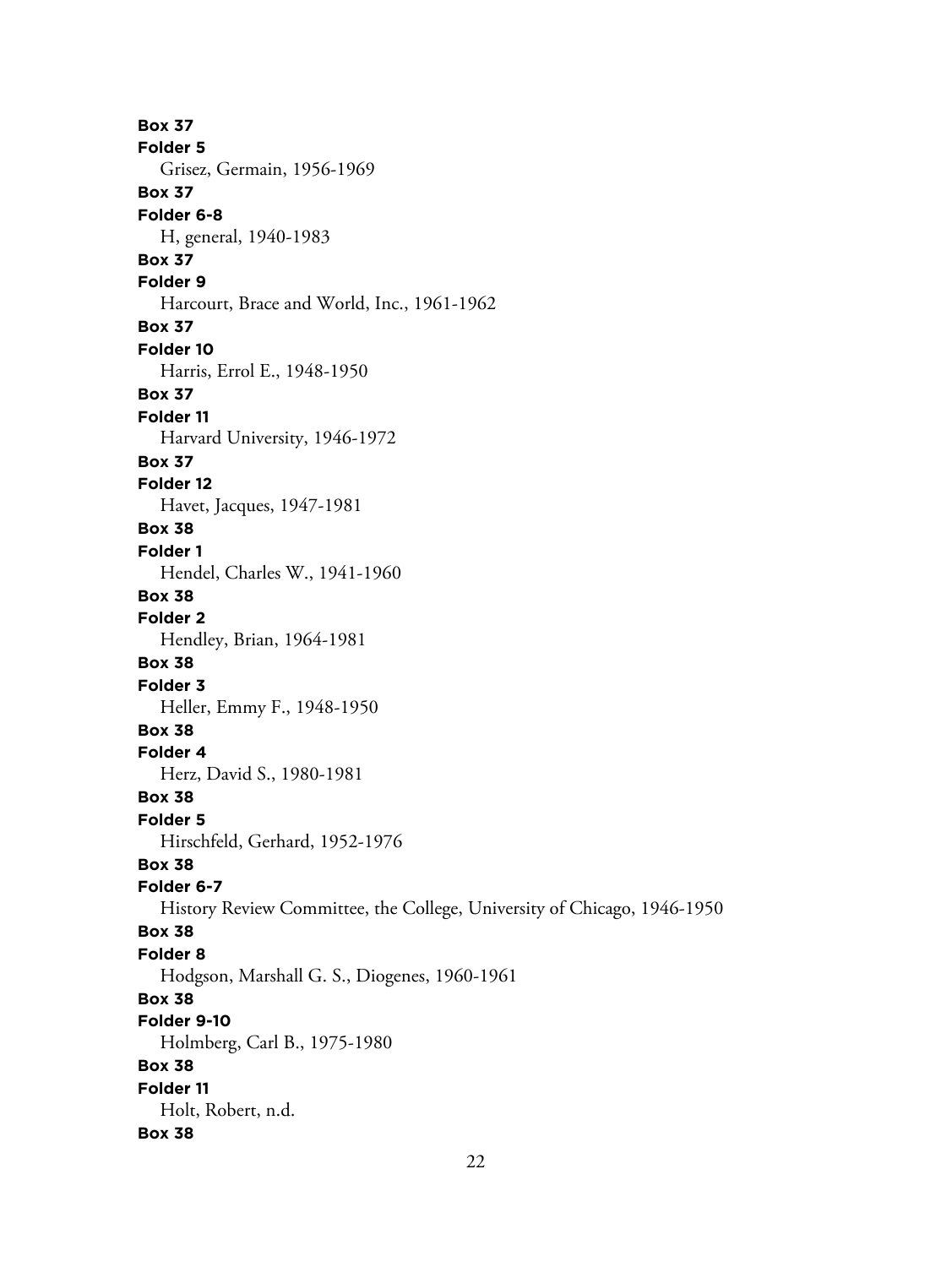**Box 37**
**Folder 5**
Grisez, Germain, 1956-1969

**Box 37**
**Folder 6-8**
H, general, 1940-1983

**Box 37**
**Folder 9**
Harcourt, Brace and World, Inc., 1961-1962

**Box 37**
**Folder 10**
Harris, Errol E., 1948-1950

**Box 37**
**Folder 11**
Harvard University, 1946-1972

**Box 37**
**Folder 12**
Havet, Jacques, 1947-1981

**Box 38**
**Folder 1**
Hendel, Charles W., 1941-1960

**Box 38**
**Folder 2**
Hendley, Brian, 1964-1981

**Box 38**
**Folder 3**
Heller, Emmy F., 1948-1950

**Box 38**
**Folder 4**
Herz, David S., 1980-1981

**Box 38**
**Folder 5**
Hirschfeld, Gerhard, 1952-1976

**Box 38**
**Folder 6-7**
History Review Committee, the College, University of Chicago, 1946-1950

**Box 38**
**Folder 8**
Hodgson, Marshall G. S., Diogenes, 1960-1961

**Box 38**
**Folder 9-10**
Holmberg, Carl B., 1975-1980

**Box 38**
**Folder 11**
Holt, Robert, n.d.

**Box 38**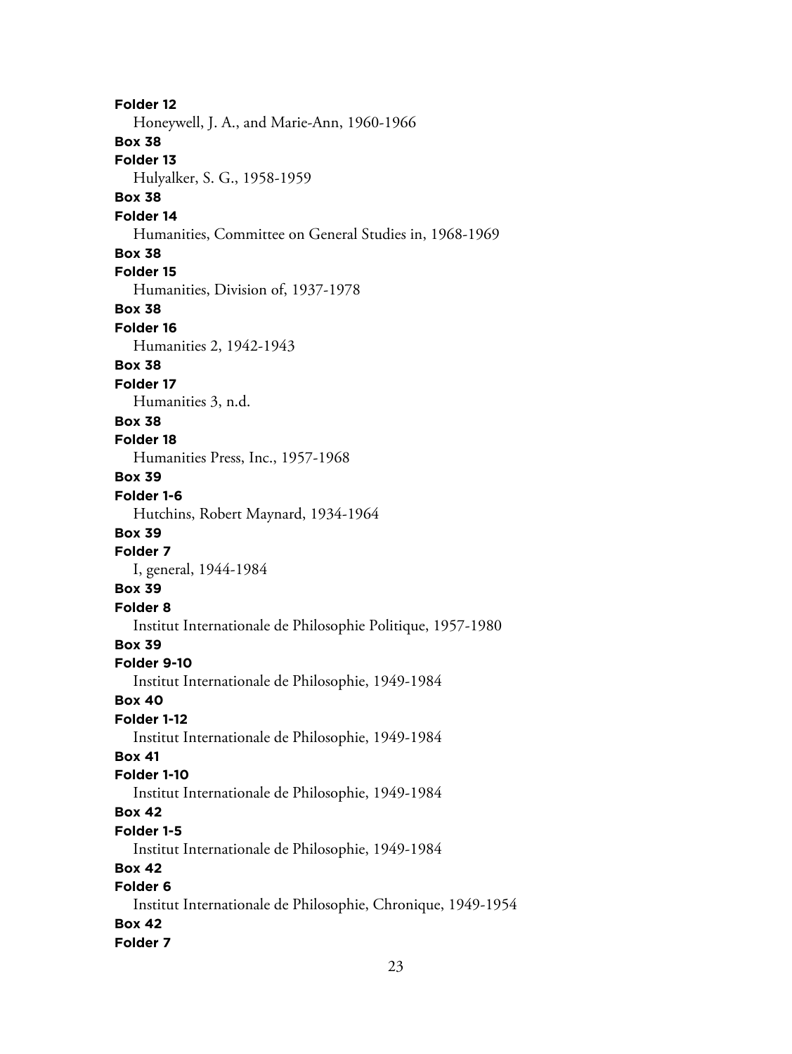**Folder 12**

Honeywell, J. A., and Marie-Ann, 1960-1966

**Box 38**

**Folder 13**

Hulyalker, S. G., 1958-1959

**Box 38**

**Folder 14**

Humanities, Committee on General Studies in, 1968-1969

**Box 38**

**Folder 15**

Humanities, Division of, 1937-1978

**Box 38**

**Folder 16**

Humanities 2, 1942-1943

**Box 38**

**Folder 17**

Humanities 3, n.d.

**Box 38**

**Folder 18**

Humanities Press, Inc., 1957-1968

**Box 39**

**Folder 1-6**

Hutchins, Robert Maynard, 1934-1964

**Box 39**

**Folder 7**

I, general, 1944-1984

**Box 39**

**Folder 8**

Institut Internationale de Philosophie Politique, 1957-1980

**Box 39**

**Folder 9-10**

Institut Internationale de Philosophie, 1949-1984

**Box 40**

**Folder 1-12**

Institut Internationale de Philosophie, 1949-1984

**Box 41**

**Folder 1-10**

Institut Internationale de Philosophie, 1949-1984

**Box 42**

**Folder 1-5**

Institut Internationale de Philosophie, 1949-1984

**Box 42**

**Folder 6**

Institut Internationale de Philosophie, Chronique, 1949-1954

**Box 42**

**Folder 7**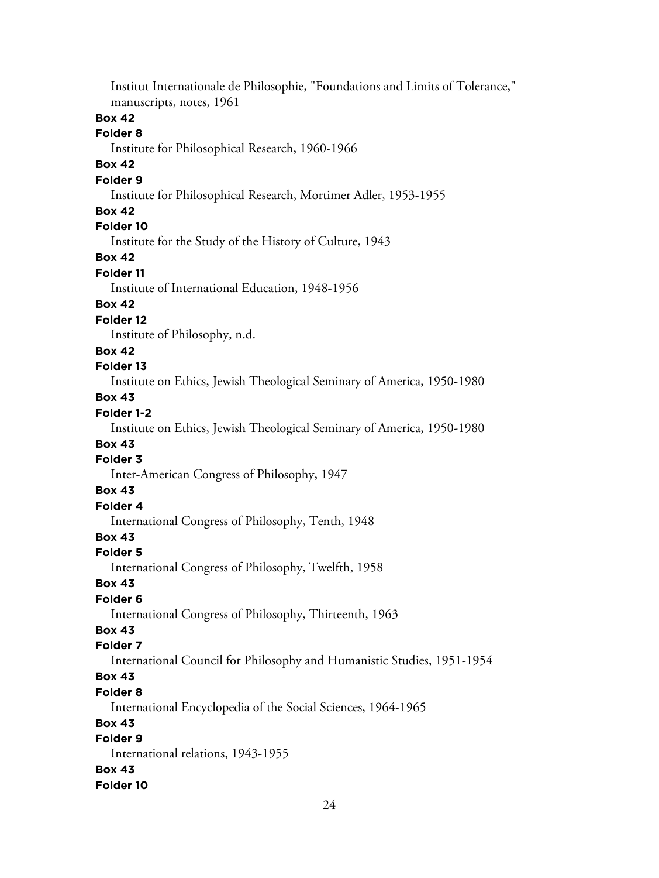Institut Internationale de Philosophie, "Foundations and Limits of Tolerance," manuscripts, notes, 1961

**Box 42**

**Folder 8**

Institute for Philosophical Research, 1960-1966

**Box 42**

**Folder 9**

Institute for Philosophical Research, Mortimer Adler, 1953-1955

**Box 42**

**Folder 10**

Institute for the Study of the History of Culture, 1943

**Box 42**

**Folder 11**

Institute of International Education, 1948-1956

**Box 42**

**Folder 12**

Institute of Philosophy, n.d.

**Box 42**

**Folder 13**

Institute on Ethics, Jewish Theological Seminary of America, 1950-1980

**Box 43**

**Folder 1-2**

Institute on Ethics, Jewish Theological Seminary of America, 1950-1980

**Box 43**

**Folder 3**

Inter-American Congress of Philosophy, 1947

**Box 43**

**Folder 4**

International Congress of Philosophy, Tenth, 1948

**Box 43**

**Folder 5**

International Congress of Philosophy, Twelfth, 1958

**Box 43**

**Folder 6**

International Congress of Philosophy, Thirteenth, 1963

**Box 43**

**Folder 7**

International Council for Philosophy and Humanistic Studies, 1951-1954

**Box 43**

**Folder 8**

International Encyclopedia of the Social Sciences, 1964-1965

**Box 43**

**Folder 9**

International relations, 1943-1955

**Box 43**

**Folder 10**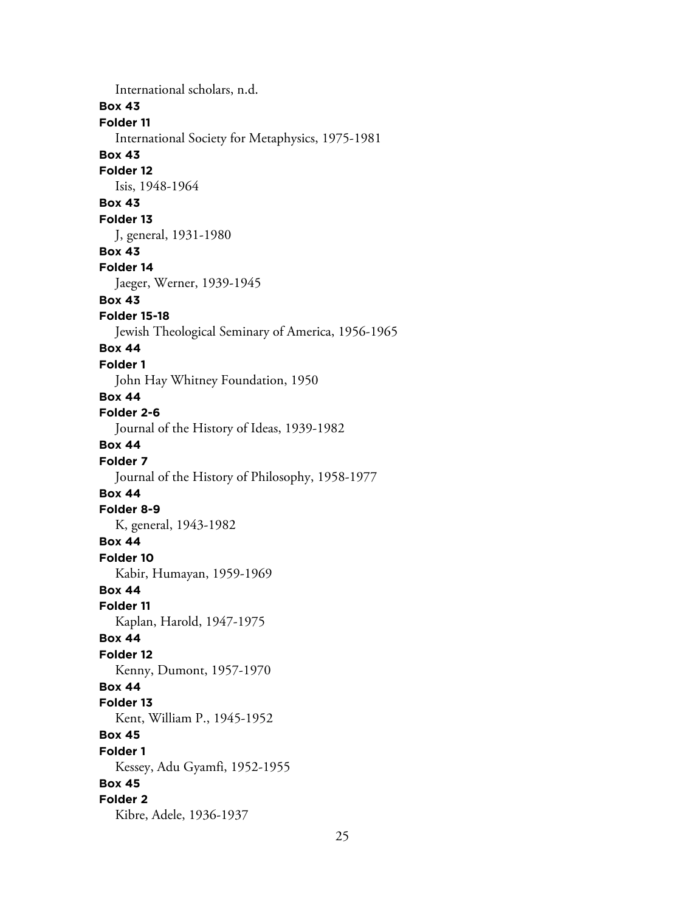International scholars, n.d.

**Box 43**

**Folder 11**

International Society for Metaphysics, 1975-1981

**Box 43**

**Folder 12**

Isis, 1948-1964

**Box 43**

**Folder 13**

J, general, 1931-1980

**Box 43**

**Folder 14**

Jaeger, Werner, 1939-1945

**Box 43**

**Folder 15-18**

Jewish Theological Seminary of America, 1956-1965

**Box 44**

**Folder 1**

John Hay Whitney Foundation, 1950

**Box 44**

**Folder 2-6**

Journal of the History of Ideas, 1939-1982

**Box 44**

**Folder 7**

Journal of the History of Philosophy, 1958-1977

**Box 44**

**Folder 8-9**

K, general, 1943-1982

**Box 44**

**Folder 10**

Kabir, Humayan, 1959-1969

**Box 44**

**Folder 11**

Kaplan, Harold, 1947-1975

**Box 44**

**Folder 12**

Kenny, Dumont, 1957-1970

**Box 44**

**Folder 13**

Kent, William P., 1945-1952

**Box 45**

**Folder 1**

Kessey, Adu Gyamfi, 1952-1955

**Box 45**

**Folder 2**

Kibre, Adele, 1936-1937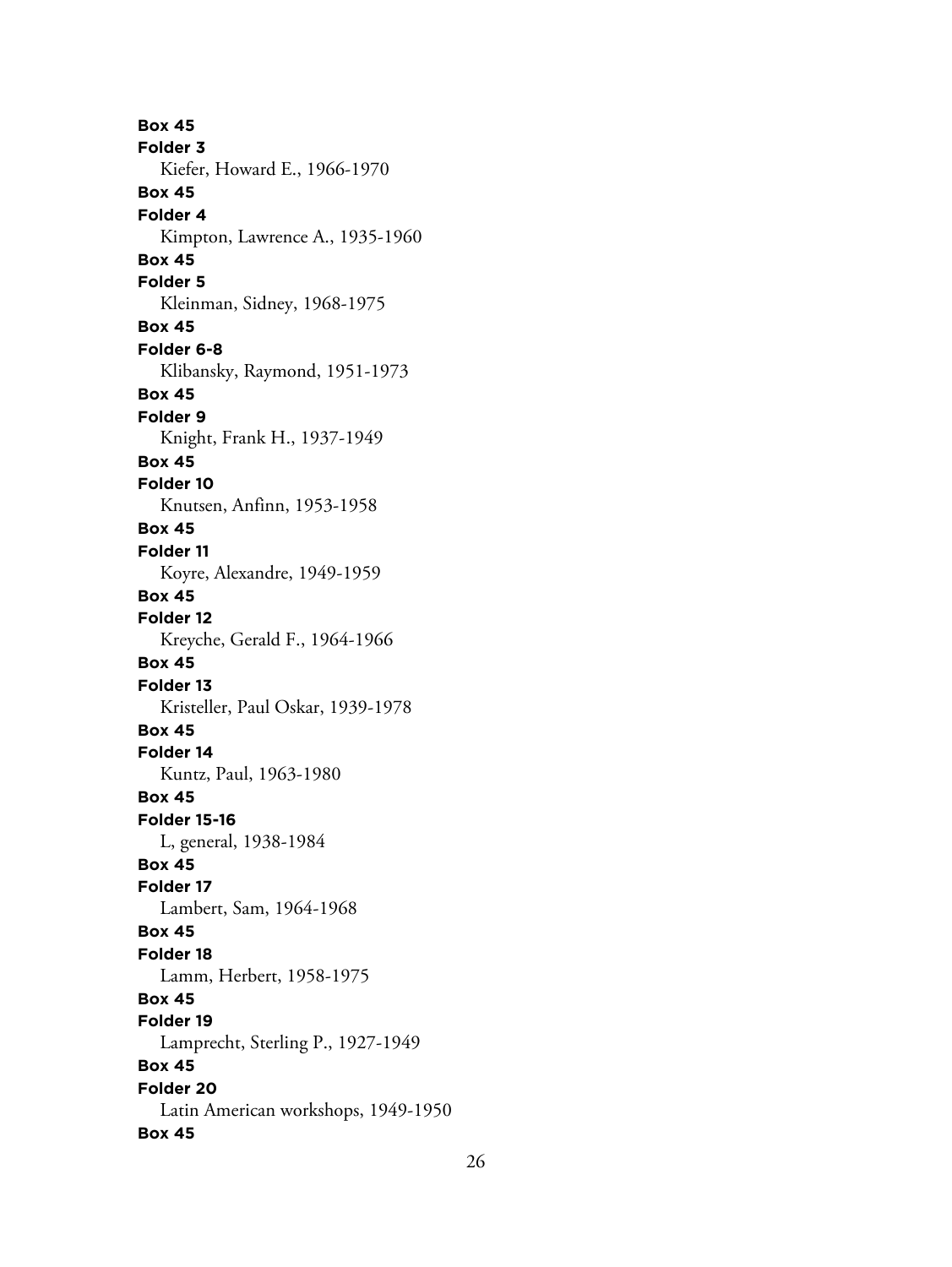**Box 45**
**Folder 3**
Kiefer, Howard E., 1966-1970
**Box 45**
**Folder 4**
Kimpton, Lawrence A., 1935-1960
**Box 45**
**Folder 5**
Kleinman, Sidney, 1968-1975
**Box 45**
**Folder 6-8**
Klibansky, Raymond, 1951-1973
**Box 45**
**Folder 9**
Knight, Frank H., 1937-1949
**Box 45**
**Folder 10**
Knutsen, Anfinn, 1953-1958
**Box 45**
**Folder 11**
Koyre, Alexandre, 1949-1959
**Box 45**
**Folder 12**
Kreyche, Gerald F., 1964-1966
**Box 45**
**Folder 13**
Kristeller, Paul Oskar, 1939-1978
**Box 45**
**Folder 14**
Kuntz, Paul, 1963-1980
**Box 45**
**Folder 15-16**
L, general, 1938-1984
**Box 45**
**Folder 17**
Lambert, Sam, 1964-1968
**Box 45**
**Folder 18**
Lamm, Herbert, 1958-1975
**Box 45**
**Folder 19**
Lamprecht, Sterling P., 1927-1949
**Box 45**
**Folder 20**
Latin American workshops, 1949-1950
**Box 45**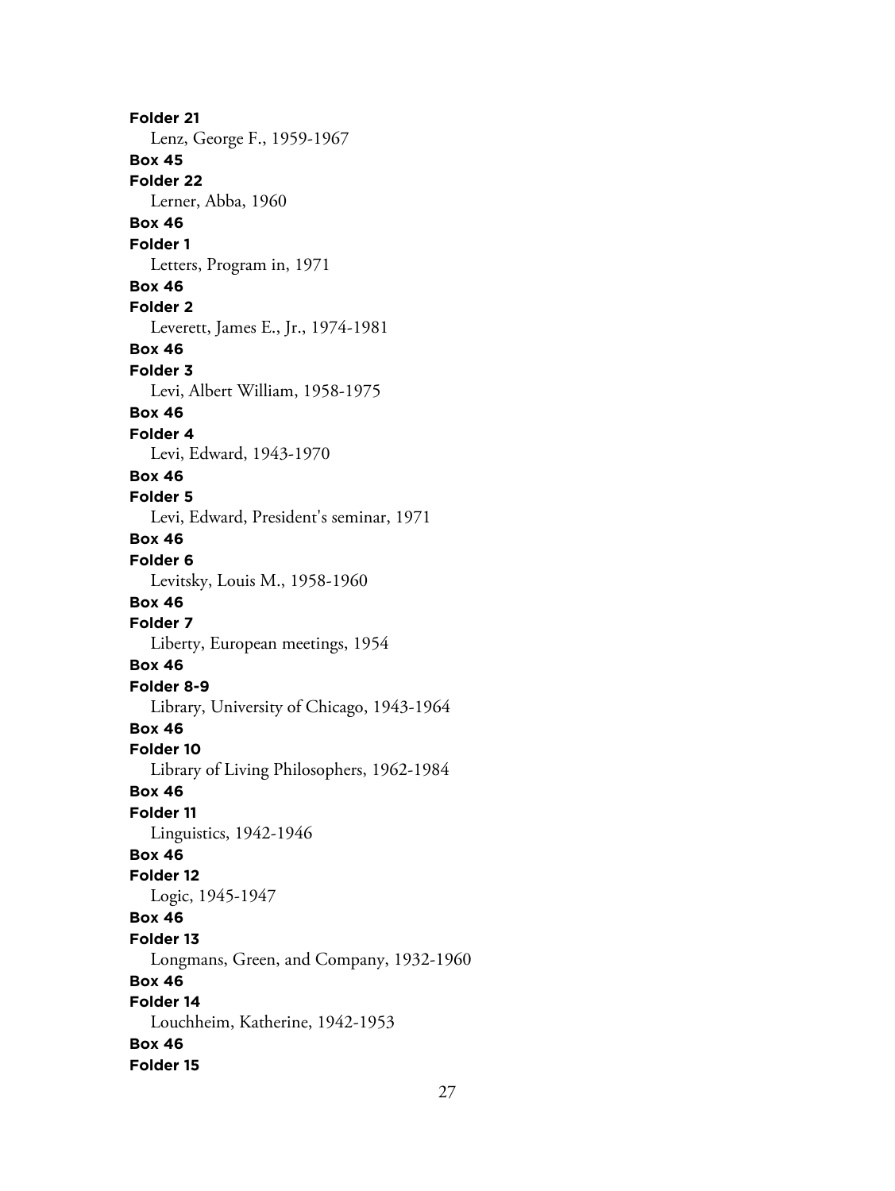**Folder 21**
Lenz, George F., 1959-1967

**Box 45**
**Folder 22**
Lerner, Abba, 1960

**Box 46**
**Folder 1**
Letters, Program in, 1971

**Box 46**
**Folder 2**
Leverett, James E., Jr., 1974-1981

**Box 46**
**Folder 3**
Levi, Albert William, 1958-1975

**Box 46**
**Folder 4**
Levi, Edward, 1943-1970

**Box 46**
**Folder 5**
Levi, Edward, President's seminar, 1971

**Box 46**
**Folder 6**
Levitsky, Louis M., 1958-1960

**Box 46**
**Folder 7**
Liberty, European meetings, 1954

**Box 46**
**Folder 8-9**
Library, University of Chicago, 1943-1964

**Box 46**
**Folder 10**
Library of Living Philosophers, 1962-1984

**Box 46**
**Folder 11**
Linguistics, 1942-1946

**Box 46**
**Folder 12**
Logic, 1945-1947

**Box 46**
**Folder 13**
Longmans, Green, and Company, 1932-1960

**Box 46**
**Folder 14**
Louchheim, Katherine, 1942-1953

**Box 46**
**Folder 15**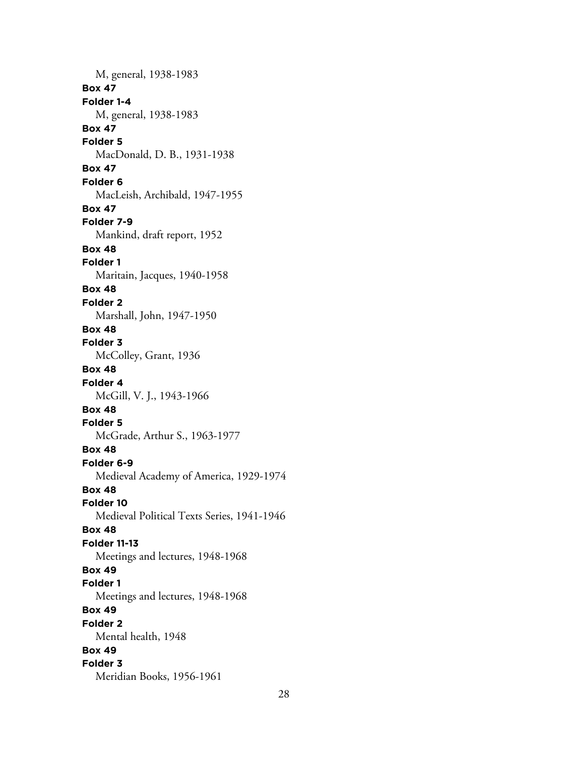M, general, 1938-1983

**Box 47**

**Folder 1-4**

M, general, 1938-1983

**Box 47**

**Folder 5**

MacDonald, D. B., 1931-1938

**Box 47**

**Folder 6**

MacLeish, Archibald, 1947-1955

**Box 47**

**Folder 7-9**

Mankind, draft report, 1952

**Box 48**

**Folder 1**

Maritain, Jacques, 1940-1958

**Box 48**

**Folder 2**

Marshall, John, 1947-1950

**Box 48**

**Folder 3**

McColley, Grant, 1936

**Box 48**

**Folder 4**

McGill, V. J., 1943-1966

**Box 48**

**Folder 5**

McGrade, Arthur S., 1963-1977

**Box 48**

**Folder 6-9**

Medieval Academy of America, 1929-1974

**Box 48**

**Folder 10**

Medieval Political Texts Series, 1941-1946

**Box 48**

**Folder 11-13**

Meetings and lectures, 1948-1968

**Box 49**

**Folder 1**

Meetings and lectures, 1948-1968

**Box 49**

**Folder 2**

Mental health, 1948

**Box 49**

**Folder 3**

Meridian Books, 1956-1961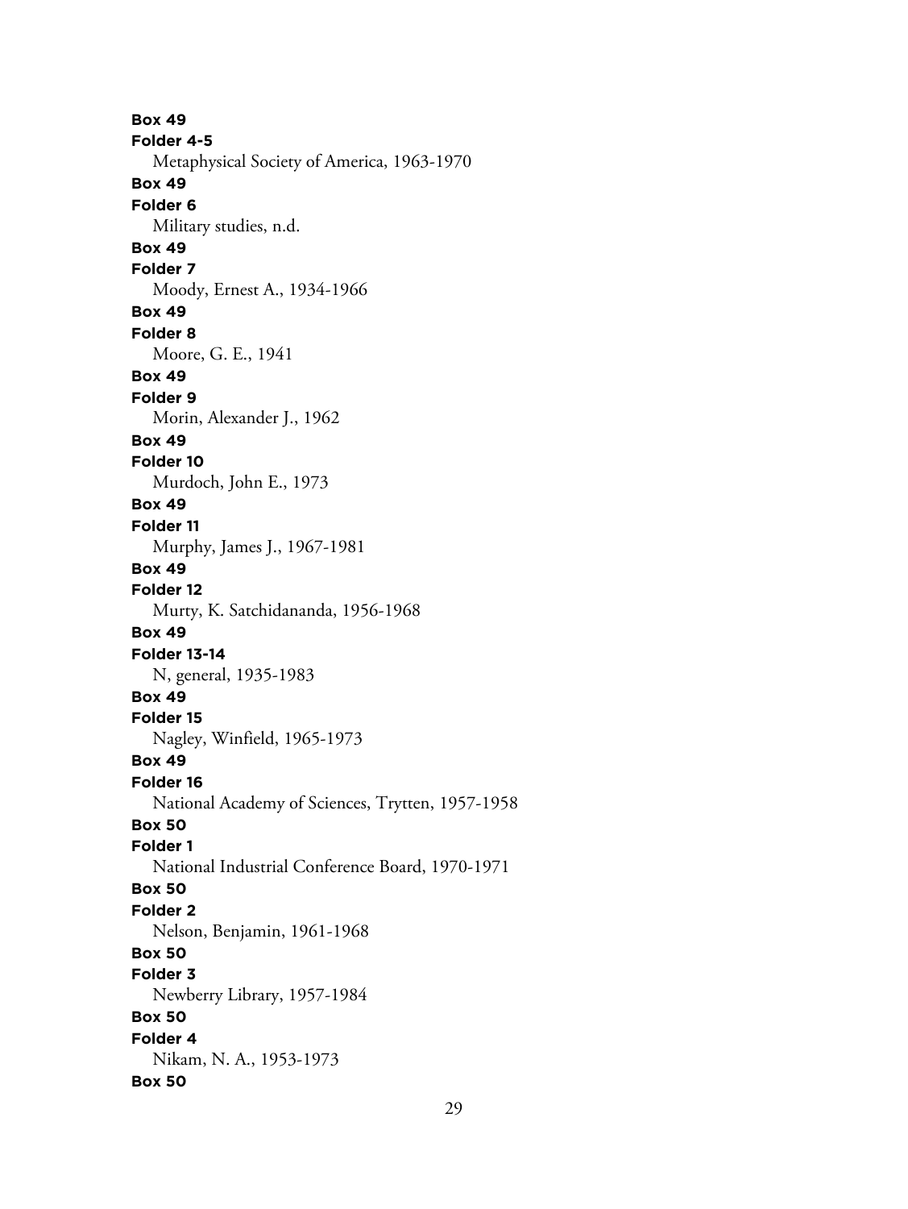**Box 49**
**Folder 4-5**
Metaphysical Society of America, 1963-1970
**Box 49**
**Folder 6**
Military studies, n.d.
**Box 49**
**Folder 7**
Moody, Ernest A., 1934-1966
**Box 49**
**Folder 8**
Moore, G. E., 1941
**Box 49**
**Folder 9**
Morin, Alexander J., 1962
**Box 49**
**Folder 10**
Murdoch, John E., 1973
**Box 49**
**Folder 11**
Murphy, James J., 1967-1981
**Box 49**
**Folder 12**
Murty, K. Satchidananda, 1956-1968
**Box 49**
**Folder 13-14**
N, general, 1935-1983
**Box 49**
**Folder 15**
Nagley, Winfield, 1965-1973
**Box 49**
**Folder 16**
National Academy of Sciences, Trytten, 1957-1958
**Box 50**
**Folder 1**
National Industrial Conference Board, 1970-1971
**Box 50**
**Folder 2**
Nelson, Benjamin, 1961-1968
**Box 50**
**Folder 3**
Newberry Library, 1957-1984
**Box 50**
**Folder 4**
Nikam, N. A., 1953-1973
**Box 50**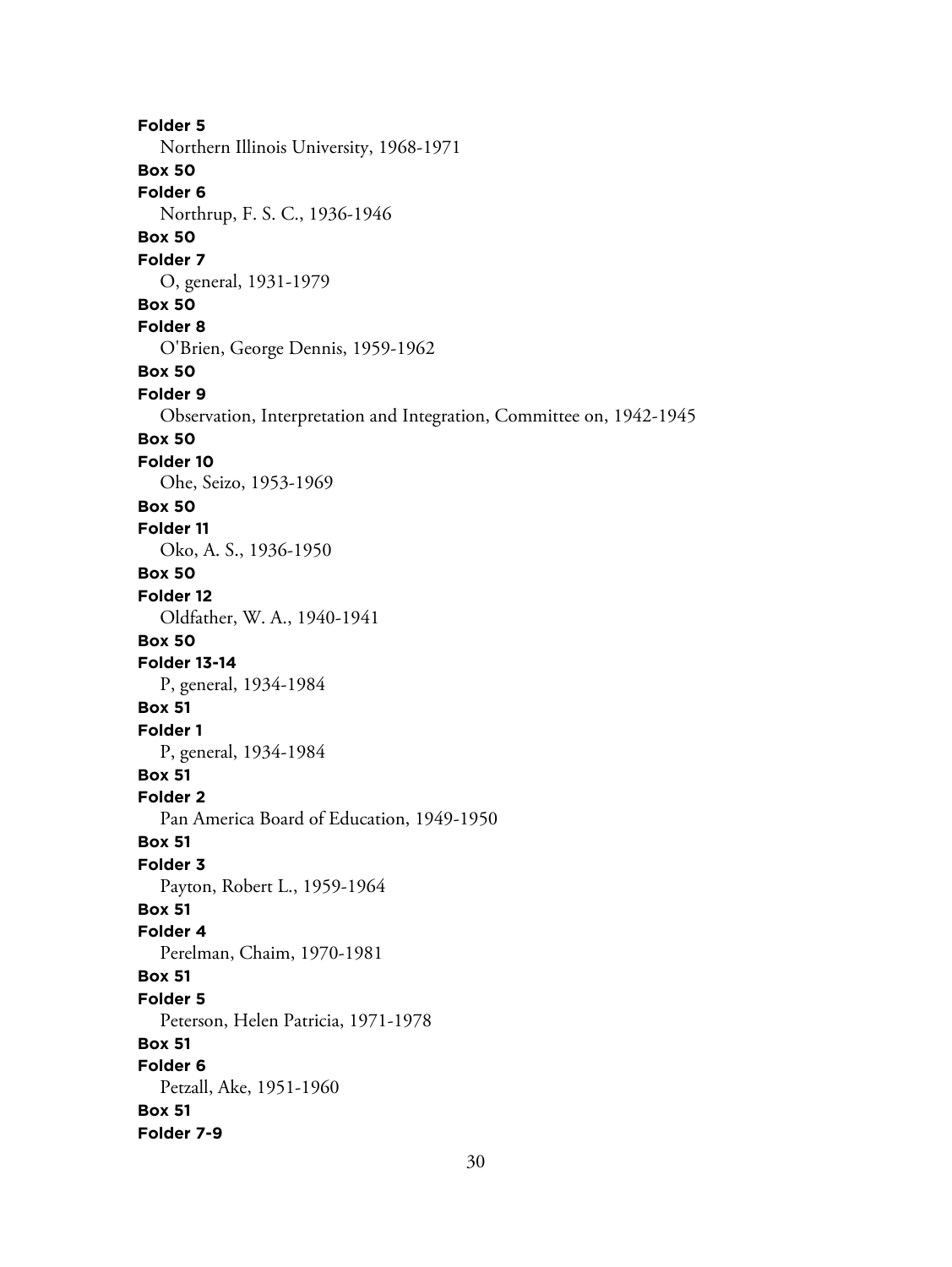**Folder 5**

Northern Illinois University, 1968-1971

**Box 50**

**Folder 6**

Northrup, F. S. C., 1936-1946

**Box 50**

**Folder 7**

O, general, 1931-1979

**Box 50**

**Folder 8**

O'Brien, George Dennis, 1959-1962

**Box 50**

**Folder 9**

Observation, Interpretation and Integration, Committee on, 1942-1945

**Box 50**

**Folder 10**

Ohe, Seizo, 1953-1969

**Box 50**

**Folder 11**

Oko, A. S., 1936-1950

**Box 50**

**Folder 12**

Oldfather, W. A., 1940-1941

**Box 50**

**Folder 13-14**

P, general, 1934-1984

**Box 51**

**Folder 1**

P, general, 1934-1984

**Box 51**

**Folder 2**

Pan America Board of Education, 1949-1950

**Box 51**

**Folder 3**

Payton, Robert L., 1959-1964

**Box 51**

**Folder 4**

Perelman, Chaim, 1970-1981

**Box 51**

**Folder 5**

Peterson, Helen Patricia, 1971-1978

**Box 51**

**Folder 6**

Petzall, Ake, 1951-1960

**Box 51**

**Folder 7-9**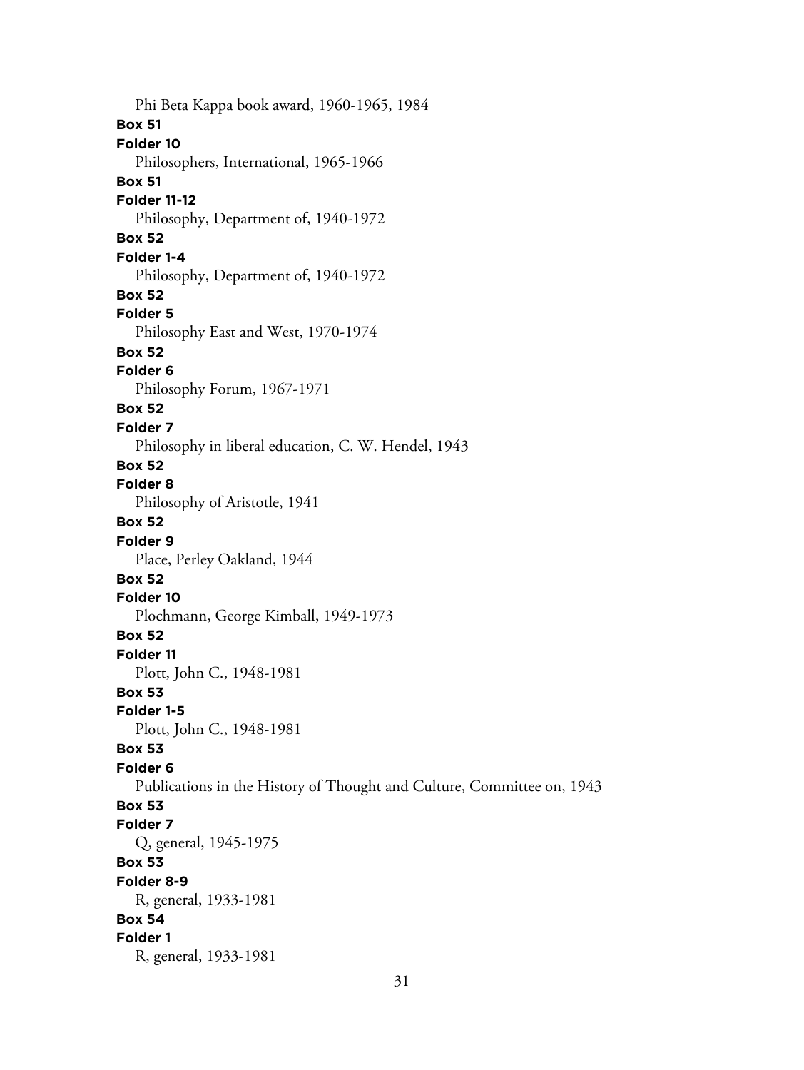Phi Beta Kappa book award, 1960-1965, 1984

**Box 51**

**Folder 10**

Philosophers, International, 1965-1966

**Box 51**

**Folder 11-12**

Philosophy, Department of, 1940-1972

**Box 52**

**Folder 1-4**

Philosophy, Department of, 1940-1972

**Box 52**

**Folder 5**

Philosophy East and West, 1970-1974

**Box 52**

**Folder 6**

Philosophy Forum, 1967-1971

**Box 52**

**Folder 7**

Philosophy in liberal education, C. W. Hendel, 1943

**Box 52**

**Folder 8**

Philosophy of Aristotle, 1941

**Box 52**

**Folder 9**

Place, Perley Oakland, 1944

**Box 52**

**Folder 10**

Plochmann, George Kimball, 1949-1973

**Box 52**

**Folder 11**

Plott, John C., 1948-1981

**Box 53**

**Folder 1-5**

Plott, John C., 1948-1981

**Box 53**

**Folder 6**

Publications in the History of Thought and Culture, Committee on, 1943

**Box 53**

**Folder 7**

Q, general, 1945-1975

**Box 53**

**Folder 8-9**

R, general, 1933-1981

**Box 54**

**Folder 1**

R, general, 1933-1981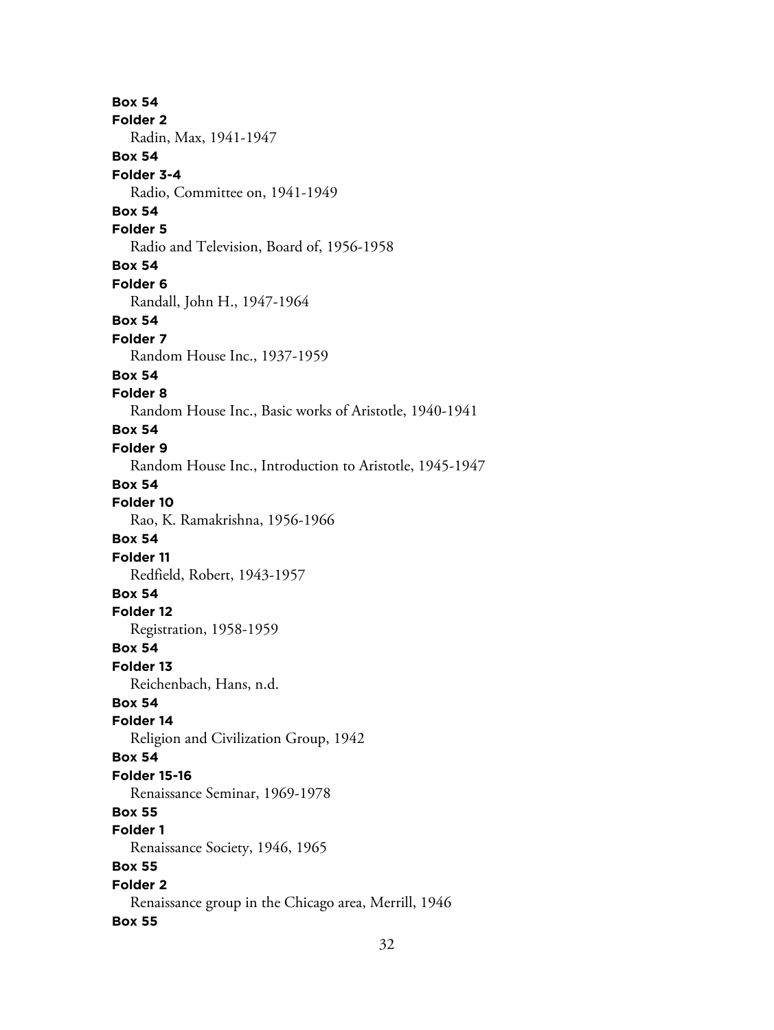**Box 54**
**Folder 2**
Radin, Max, 1941-1947
**Box 54**
**Folder 3-4**
Radio, Committee on, 1941-1949
**Box 54**
**Folder 5**
Radio and Television, Board of, 1956-1958
**Box 54**
**Folder 6**
Randall, John H., 1947-1964
**Box 54**
**Folder 7**
Random House Inc., 1937-1959
**Box 54**
**Folder 8**
Random House Inc., Basic works of Aristotle, 1940-1941
**Box 54**
**Folder 9**
Random House Inc., Introduction to Aristotle, 1945-1947
**Box 54**
**Folder 10**
Rao, K. Ramakrishna, 1956-1966
**Box 54**
**Folder 11**
Redfield, Robert, 1943-1957
**Box 54**
**Folder 12**
Registration, 1958-1959
**Box 54**
**Folder 13**
Reichenbach, Hans, n.d.
**Box 54**
**Folder 14**
Religion and Civilization Group, 1942
**Box 54**
**Folder 15-16**
Renaissance Seminar, 1969-1978
**Box 55**
**Folder 1**
Renaissance Society, 1946, 1965
**Box 55**
**Folder 2**
Renaissance group in the Chicago area, Merrill, 1946
**Box 55**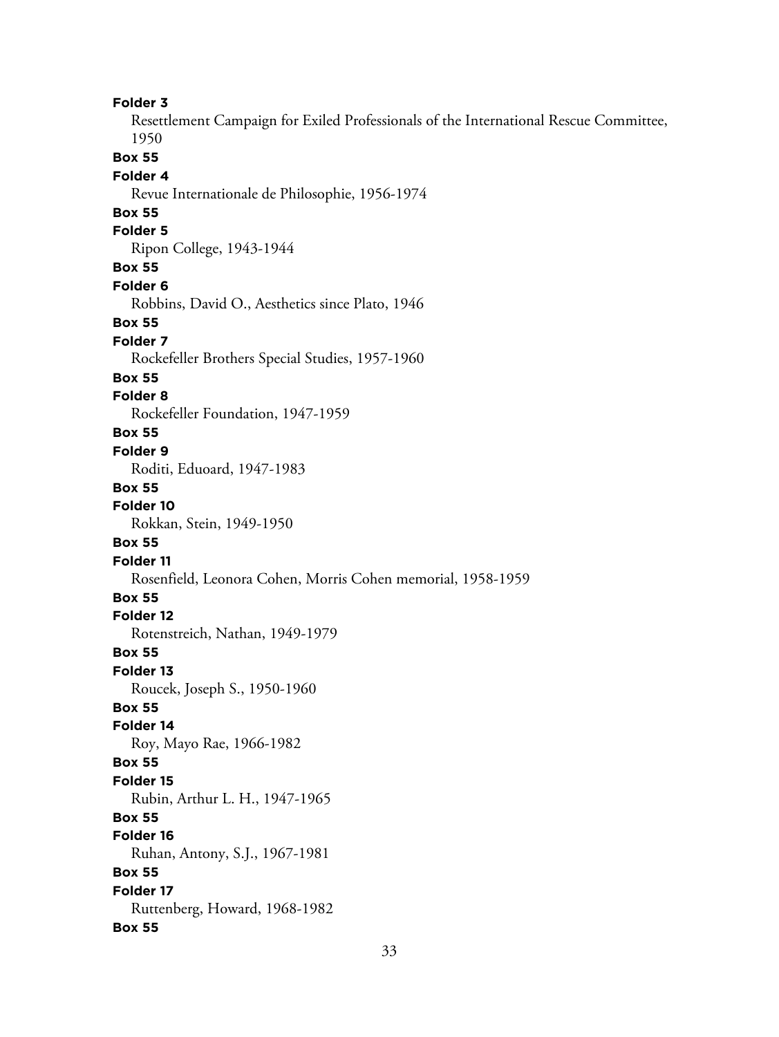**Folder 3**

Resettlement Campaign for Exiled Professionals of the International Rescue Committee, 1950

**Box 55**

**Folder 4**

Revue Internationale de Philosophie, 1956-1974

**Box 55**

**Folder 5**

Ripon College, 1943-1944

**Box 55**

**Folder 6**

Robbins, David O., Aesthetics since Plato, 1946

**Box 55**

**Folder 7**

Rockefeller Brothers Special Studies, 1957-1960

**Box 55**

**Folder 8**

Rockefeller Foundation, 1947-1959

**Box 55**

**Folder 9**

Roditi, Eduoard, 1947-1983

**Box 55**

**Folder 10**

Rokkan, Stein, 1949-1950

**Box 55**

**Folder 11**

Rosenfield, Leonora Cohen, Morris Cohen memorial, 1958-1959

**Box 55**

**Folder 12**

Rotenstreich, Nathan, 1949-1979

**Box 55**

**Folder 13**

Roucek, Joseph S., 1950-1960

**Box 55**

**Folder 14**

Roy, Mayo Rae, 1966-1982

**Box 55**

**Folder 15**

Rubin, Arthur L. H., 1947-1965

**Box 55**

**Folder 16**

Ruhan, Antony, S.J., 1967-1981

**Box 55**

**Folder 17**

Ruttenberg, Howard, 1968-1982

**Box 55**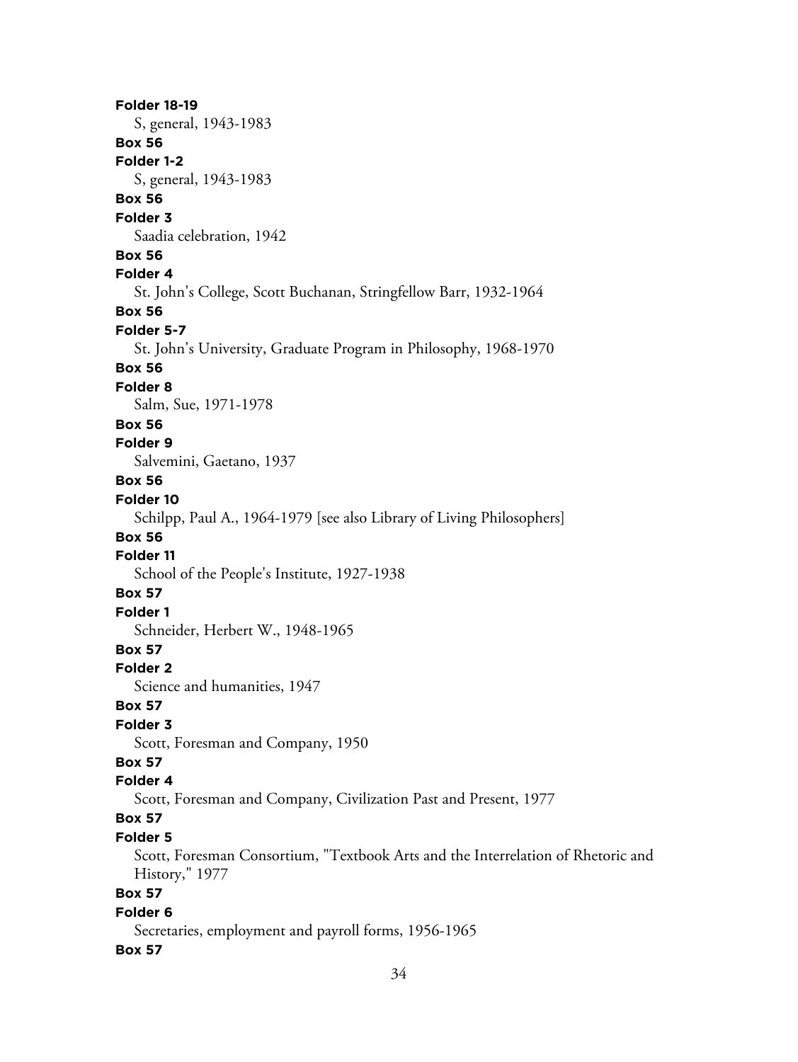**Folder 18-19**

S, general, 1943-1983

**Box 56**

**Folder 1-2**

S, general, 1943-1983

**Box 56**

**Folder 3**

Saadia celebration, 1942

**Box 56**

**Folder 4**

St. John's College, Scott Buchanan, Stringfellow Barr, 1932-1964

**Box 56**

**Folder 5-7**

St. John's University, Graduate Program in Philosophy, 1968-1970

**Box 56**

**Folder 8**

Salm, Sue, 1971-1978

**Box 56**

**Folder 9**

Salvemini, Gaetano, 1937

**Box 56**

**Folder 10**

Schilpp, Paul A., 1964-1979 [see also Library of Living Philosophers]

**Box 56**

**Folder 11**

School of the People's Institute, 1927-1938

**Box 57**

**Folder 1**

Schneider, Herbert W., 1948-1965

**Box 57**

**Folder 2**

Science and humanities, 1947

**Box 57**

**Folder 3**

Scott, Foresman and Company, 1950

**Box 57**

**Folder 4**

Scott, Foresman and Company, Civilization Past and Present, 1977

**Box 57**

**Folder 5**

Scott, Foresman Consortium, "Textbook Arts and the Interrelation of Rhetoric and History," 1977

**Box 57**

**Folder 6**

Secretaries, employment and payroll forms, 1956-1965

**Box 57**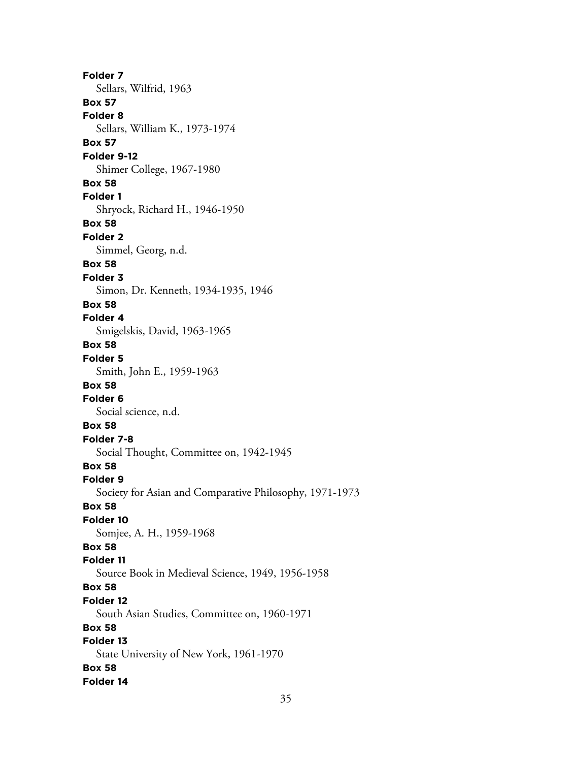**Folder 7**

Sellars, Wilfrid, 1963

**Box 57**

**Folder 8**

Sellars, William K., 1973-1974

**Box 57**

**Folder 9-12**

Shimer College, 1967-1980

**Box 58**

**Folder 1**

Shryock, Richard H., 1946-1950

**Box 58**

**Folder 2**

Simmel, Georg, n.d.

**Box 58**

**Folder 3**

Simon, Dr. Kenneth, 1934-1935, 1946

**Box 58**

**Folder 4**

Smigelskis, David, 1963-1965

**Box 58**

**Folder 5**

Smith, John E., 1959-1963

**Box 58**

**Folder 6**

Social science, n.d.

**Box 58**

**Folder 7-8**

Social Thought, Committee on, 1942-1945

**Box 58**

**Folder 9**

Society for Asian and Comparative Philosophy, 1971-1973

**Box 58**

**Folder 10**

Somjee, A. H., 1959-1968

**Box 58**

**Folder 11**

Source Book in Medieval Science, 1949, 1956-1958

**Box 58**

**Folder 12**

South Asian Studies, Committee on, 1960-1971

**Box 58**

**Folder 13**

State University of New York, 1961-1970

**Box 58**

**Folder 14**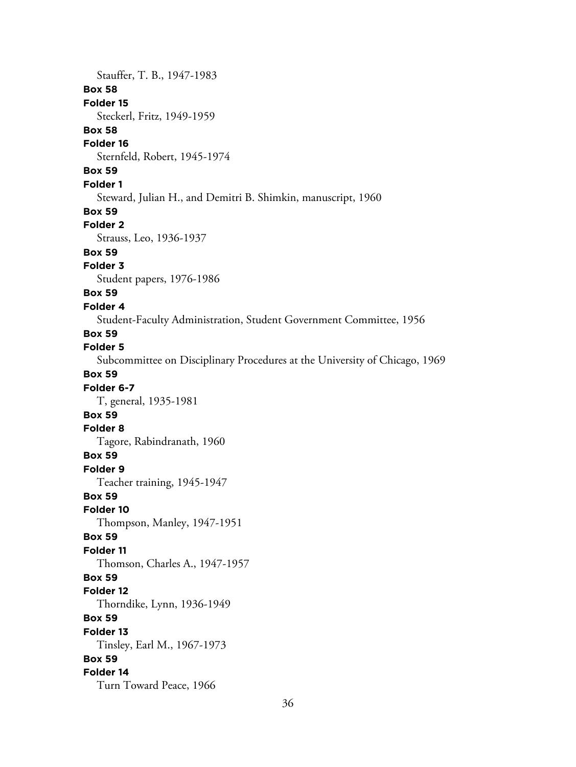Stauffer, T. B., 1947-1983

**Box 58**

**Folder 15**

Steckerl, Fritz, 1949-1959

**Box 58**

**Folder 16**

Sternfeld, Robert, 1945-1974

**Box 59**

**Folder 1**

Steward, Julian H., and Demitri B. Shimkin, manuscript, 1960

**Box 59**

**Folder 2**

Strauss, Leo, 1936-1937

**Box 59**

**Folder 3**

Student papers, 1976-1986

**Box 59**

**Folder 4**

Student-Faculty Administration, Student Government Committee, 1956

**Box 59**

**Folder 5**

Subcommittee on Disciplinary Procedures at the University of Chicago, 1969

**Box 59**

**Folder 6-7**

T, general, 1935-1981

**Box 59**

**Folder 8**

Tagore, Rabindranath, 1960

**Box 59**

**Folder 9**

Teacher training, 1945-1947

**Box 59**

**Folder 10**

Thompson, Manley, 1947-1951

**Box 59**

**Folder 11**

Thomson, Charles A., 1947-1957

**Box 59**

**Folder 12**

Thorndike, Lynn, 1936-1949

**Box 59**

**Folder 13**

Tinsley, Earl M., 1967-1973

**Box 59**

**Folder 14**

Turn Toward Peace, 1966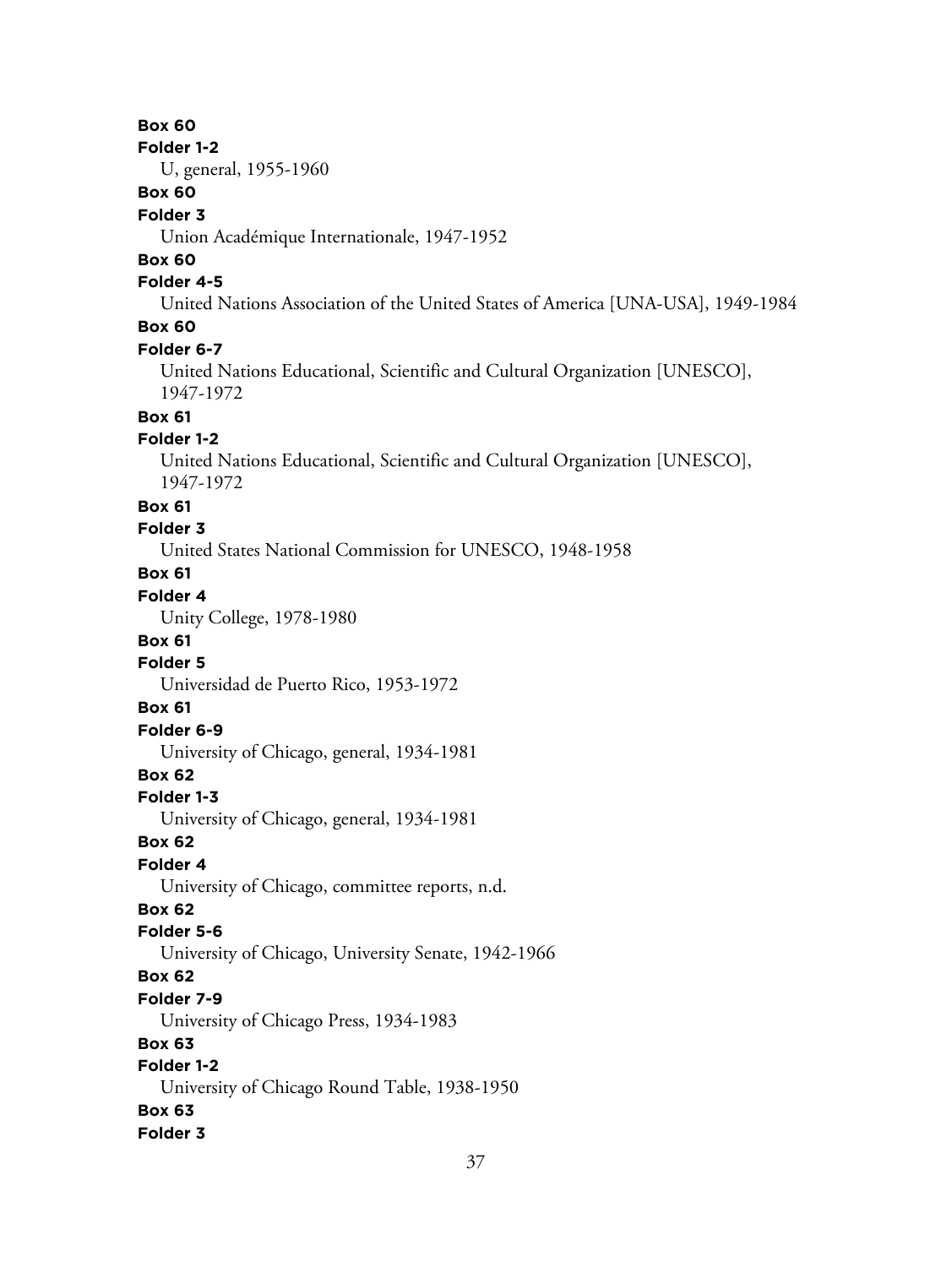**Box 60**
**Folder 1-2**
U, general, 1955-1960
**Box 60**
**Folder 3**
Union Académique Internationale, 1947-1952
**Box 60**
**Folder 4-5**
United Nations Association of the United States of America [UNA-USA], 1949-1984
**Box 60**
**Folder 6-7**
United Nations Educational, Scientific and Cultural Organization [UNESCO], 1947-1972
**Box 61**
**Folder 1-2**
United Nations Educational, Scientific and Cultural Organization [UNESCO], 1947-1972
**Box 61**
**Folder 3**
United States National Commission for UNESCO, 1948-1958
**Box 61**
**Folder 4**
Unity College, 1978-1980
**Box 61**
**Folder 5**
Universidad de Puerto Rico, 1953-1972
**Box 61**
**Folder 6-9**
University of Chicago, general, 1934-1981
**Box 62**
**Folder 1-3**
University of Chicago, general, 1934-1981
**Box 62**
**Folder 4**
University of Chicago, committee reports, n.d.
**Box 62**
**Folder 5-6**
University of Chicago, University Senate, 1942-1966
**Box 62**
**Folder 7-9**
University of Chicago Press, 1934-1983
**Box 63**
**Folder 1-2**
University of Chicago Round Table, 1938-1950
**Box 63**
**Folder 3**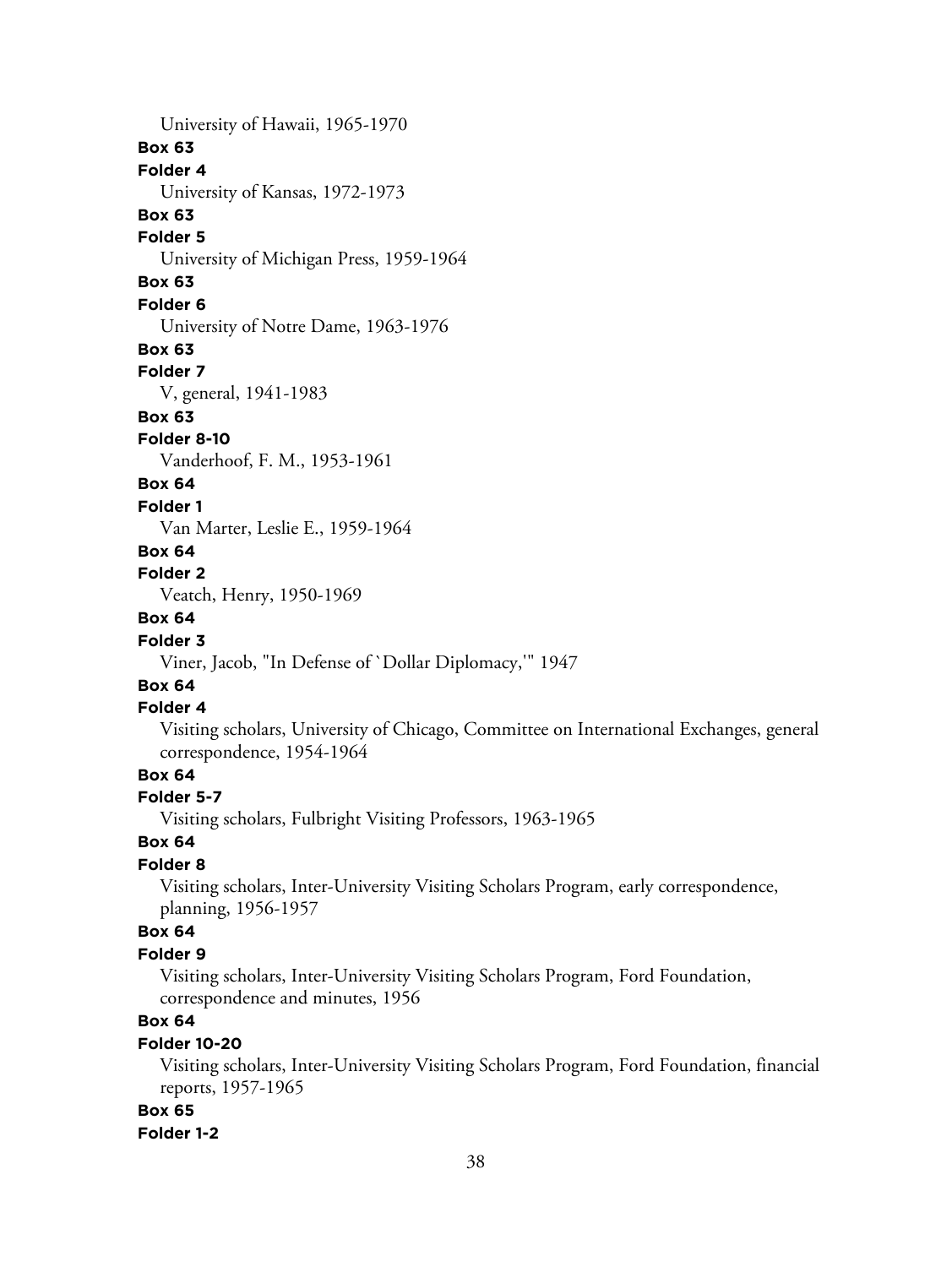University of Hawaii, 1965-1970

**Box 63**

**Folder 4**

University of Kansas, 1972-1973

**Box 63**

**Folder 5**

University of Michigan Press, 1959-1964

**Box 63**

**Folder 6**

University of Notre Dame, 1963-1976

**Box 63**

**Folder 7**

V, general, 1941-1983

**Box 63**

**Folder 8-10**

Vanderhoof, F. M., 1953-1961

**Box 64**

**Folder 1**

Van Marter, Leslie E., 1959-1964

**Box 64**

**Folder 2**

Veatch, Henry, 1950-1969

**Box 64**

**Folder 3**

Viner, Jacob, "In Defense of `Dollar Diplomacy,'" 1947

**Box 64**

**Folder 4**

Visiting scholars, University of Chicago, Committee on International Exchanges, general correspondence, 1954-1964

**Box 64**

**Folder 5-7**

Visiting scholars, Fulbright Visiting Professors, 1963-1965

**Box 64**

**Folder 8**

Visiting scholars, Inter-University Visiting Scholars Program, early correspondence, planning, 1956-1957

**Box 64**

**Folder 9**

Visiting scholars, Inter-University Visiting Scholars Program, Ford Foundation, correspondence and minutes, 1956

**Box 64**

**Folder 10-20**

Visiting scholars, Inter-University Visiting Scholars Program, Ford Foundation, financial reports, 1957-1965

**Box 65**

**Folder 1-2**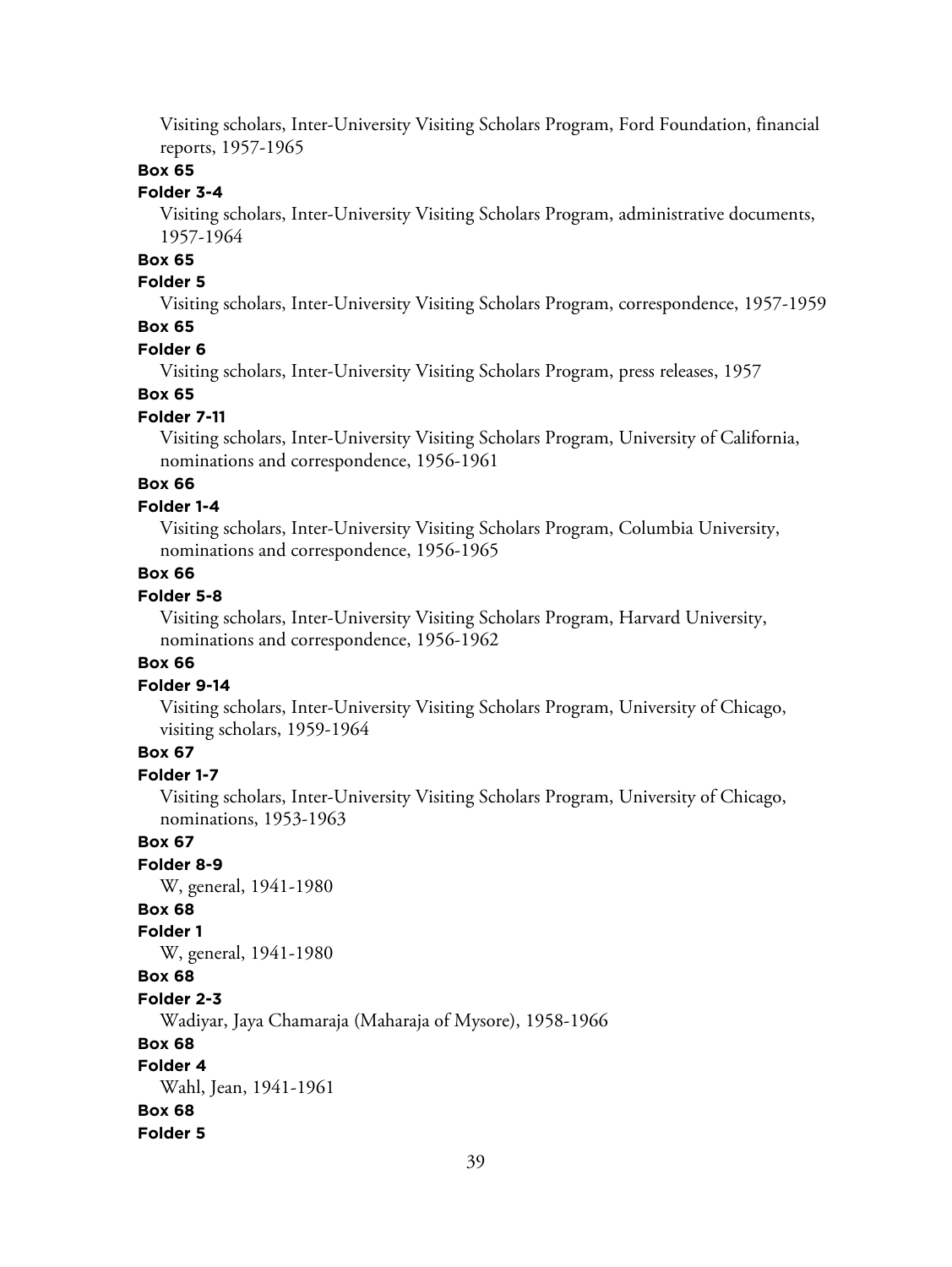Visiting scholars, Inter-University Visiting Scholars Program, Ford Foundation, financial reports, 1957-1965

**Box 65**

**Folder 3-4**

Visiting scholars, Inter-University Visiting Scholars Program, administrative documents, 1957-1964

**Box 65**

**Folder 5**

Visiting scholars, Inter-University Visiting Scholars Program, correspondence, 1957-1959

**Box 65**

**Folder 6**

Visiting scholars, Inter-University Visiting Scholars Program, press releases, 1957

**Box 65**

**Folder 7-11**

Visiting scholars, Inter-University Visiting Scholars Program, University of California, nominations and correspondence, 1956-1961

**Box 66**

**Folder 1-4**

Visiting scholars, Inter-University Visiting Scholars Program, Columbia University, nominations and correspondence, 1956-1965

**Box 66**

**Folder 5-8**

Visiting scholars, Inter-University Visiting Scholars Program, Harvard University, nominations and correspondence, 1956-1962

**Box 66**

**Folder 9-14**

Visiting scholars, Inter-University Visiting Scholars Program, University of Chicago, visiting scholars, 1959-1964

**Box 67**

**Folder 1-7**

Visiting scholars, Inter-University Visiting Scholars Program, University of Chicago, nominations, 1953-1963

**Box 67**

**Folder 8-9**

W, general, 1941-1980

**Box 68**

**Folder 1**

W, general, 1941-1980

**Box 68**

**Folder 2-3**

Wadiyar, Jaya Chamaraja (Maharaja of Mysore), 1958-1966

**Box 68**

**Folder 4**

Wahl, Jean, 1941-1961

**Box 68**

**Folder 5**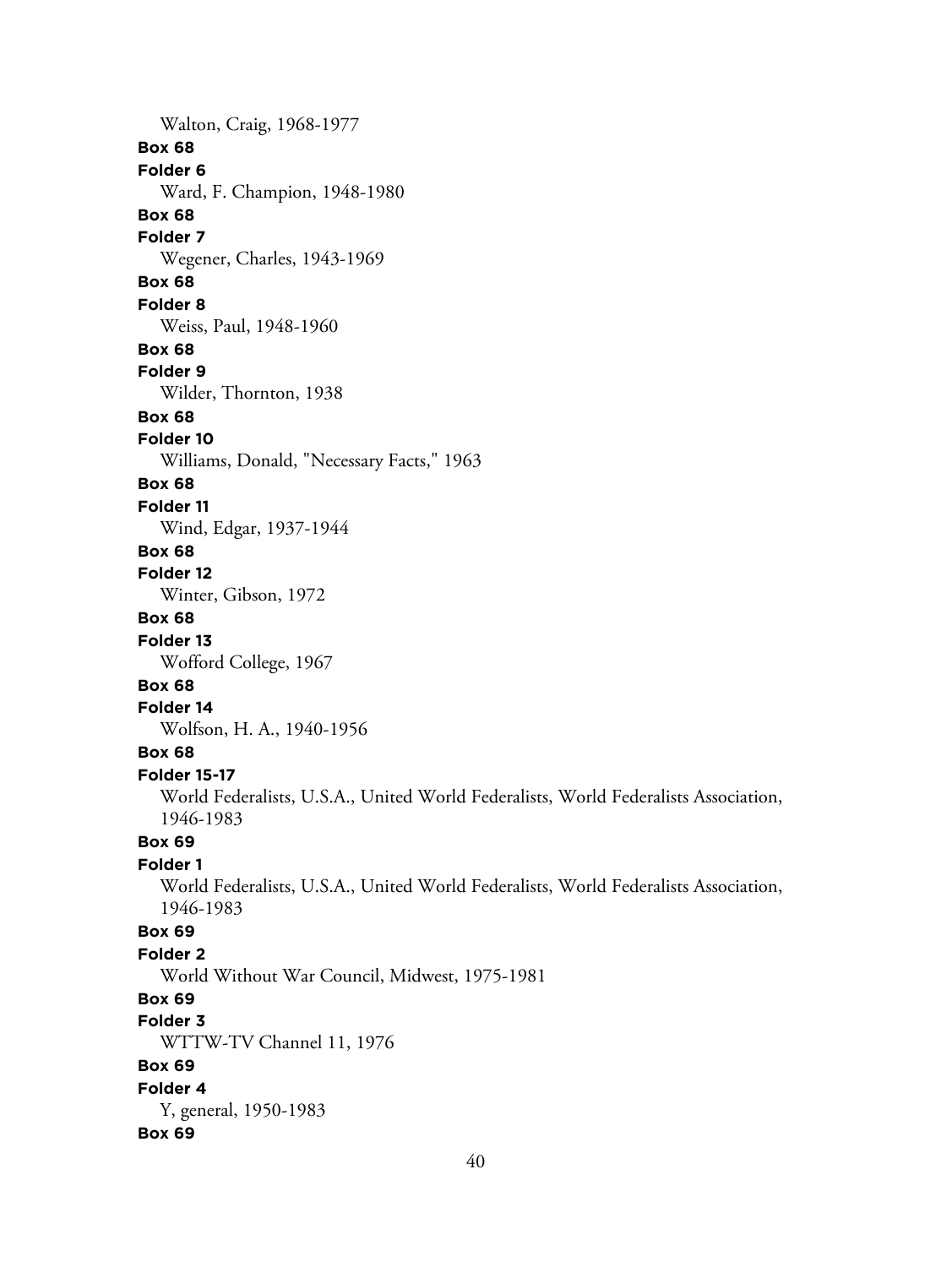Walton, Craig, 1968-1977

**Box 68**

**Folder 6**

Ward, F. Champion, 1948-1980

**Box 68**

**Folder 7**

Wegener, Charles, 1943-1969

**Box 68**

**Folder 8**

Weiss, Paul, 1948-1960

**Box 68**

**Folder 9**

Wilder, Thornton, 1938

**Box 68**

**Folder 10**

Williams, Donald, "Necessary Facts," 1963

**Box 68**

**Folder 11**

Wind, Edgar, 1937-1944

**Box 68**

**Folder 12**

Winter, Gibson, 1972

**Box 68**

**Folder 13**

Wofford College, 1967

**Box 68**

**Folder 14**

Wolfson, H. A., 1940-1956

**Box 68**

**Folder 15-17**

World Federalists, U.S.A., United World Federalists, World Federalists Association, 1946-1983

**Box 69**

**Folder 1**

World Federalists, U.S.A., United World Federalists, World Federalists Association, 1946-1983

**Box 69**

**Folder 2**

World Without War Council, Midwest, 1975-1981

**Box 69**

**Folder 3**

WTTW-TV Channel 11, 1976

**Box 69**

**Folder 4**

Y, general, 1950-1983

**Box 69**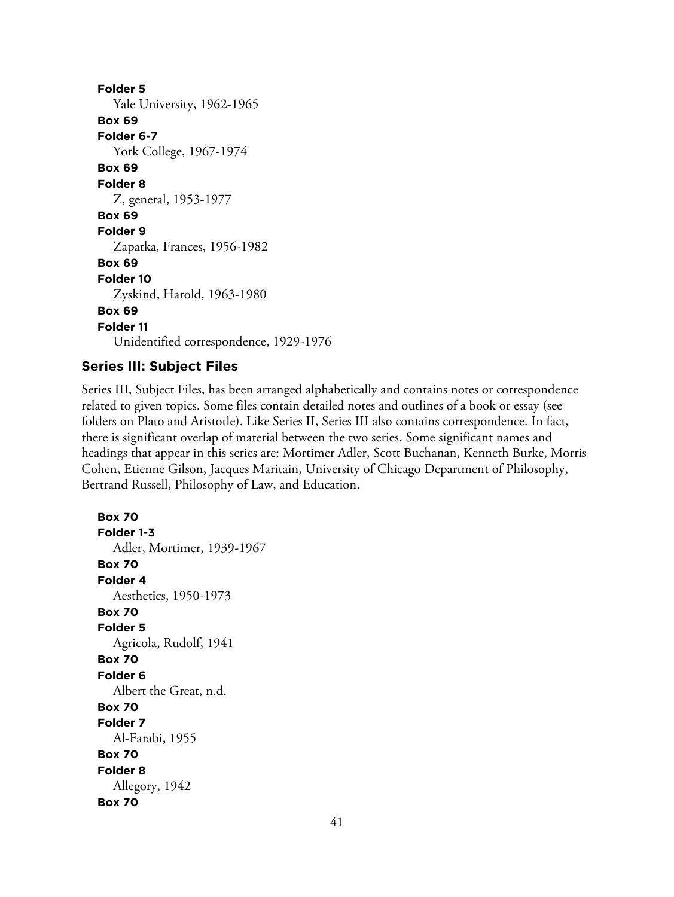**Folder 5**
Yale University, 1962-1965
**Box 69**
**Folder 6-7**
York College, 1967-1974
**Box 69**
**Folder 8**
Z, general, 1953-1977
**Box 69**
**Folder 9**
Zapatka, Frances, 1956-1982
**Box 69**
**Folder 10**
Zyskind, Harold, 1963-1980
**Box 69**
**Folder 11**
Unidentified correspondence, 1929-1976

### Series III: Subject Files

Series III, Subject Files, has been arranged alphabetically and contains notes or correspondence related to given topics. Some files contain detailed notes and outlines of a book or essay (see folders on Plato and Aristotle). Like Series II, Series III also contains correspondence. In fact, there is significant overlap of material between the two series. Some significant names and headings that appear in this series are: Mortimer Adler, Scott Buchanan, Kenneth Burke, Morris Cohen, Etienne Gilson, Jacques Maritain, University of Chicago Department of Philosophy, Bertrand Russell, Philosophy of Law, and Education.

**Box 70**
**Folder 1-3**
Adler, Mortimer, 1939-1967
**Box 70**
**Folder 4**
Aesthetics, 1950-1973
**Box 70**
**Folder 5**
Agricola, Rudolf, 1941
**Box 70**
**Folder 6**
Albert the Great, n.d.
**Box 70**
**Folder 7**
Al-Farabi, 1955
**Box 70**
**Folder 8**
Allegory, 1942
**Box 70**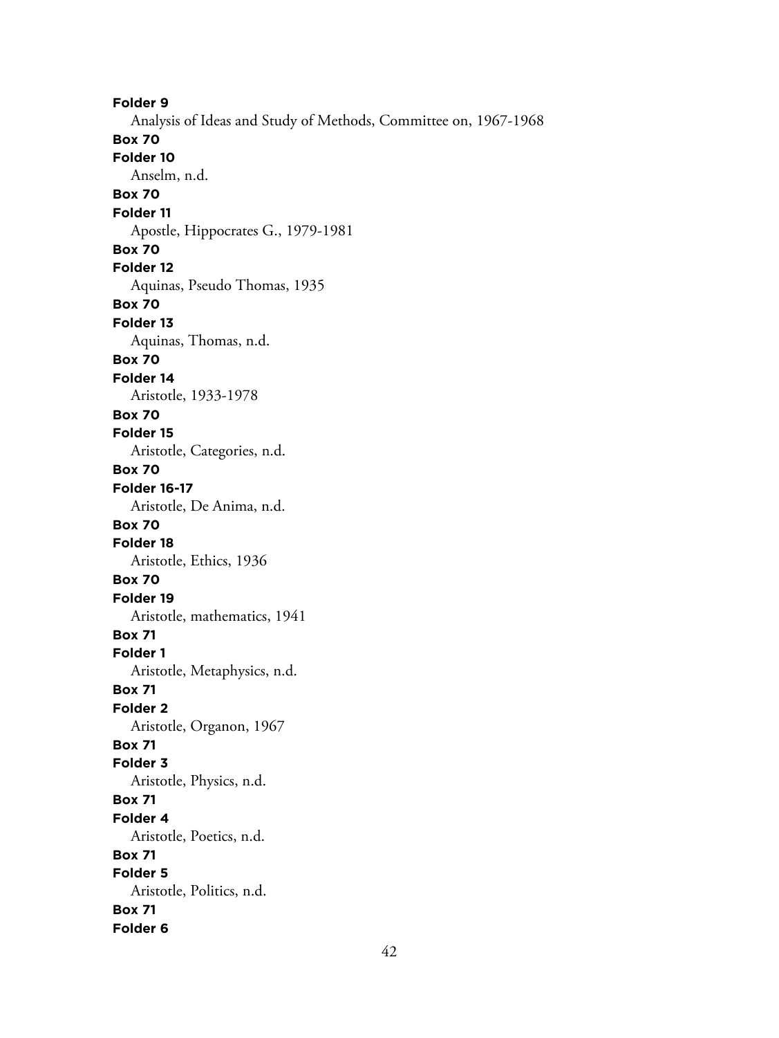**Folder 9**

Analysis of Ideas and Study of Methods, Committee on, 1967-1968

**Box 70**

**Folder 10**

Anselm, n.d.

**Box 70**

**Folder 11**

Apostle, Hippocrates G., 1979-1981

**Box 70**

**Folder 12**

Aquinas, Pseudo Thomas, 1935

**Box 70**

**Folder 13**

Aquinas, Thomas, n.d.

**Box 70**

**Folder 14**

Aristotle, 1933-1978

**Box 70**

**Folder 15**

Aristotle, Categories, n.d.

**Box 70**

**Folder 16-17**

Aristotle, De Anima, n.d.

**Box 70**

**Folder 18**

Aristotle, Ethics, 1936

**Box 70**

**Folder 19**

Aristotle, mathematics, 1941

**Box 71**

**Folder 1**

Aristotle, Metaphysics, n.d.

**Box 71**

**Folder 2**

Aristotle, Organon, 1967

**Box 71**

**Folder 3**

Aristotle, Physics, n.d.

**Box 71**

**Folder 4**

Aristotle, Poetics, n.d.

**Box 71**

**Folder 5**

Aristotle, Politics, n.d.

**Box 71**

**Folder 6**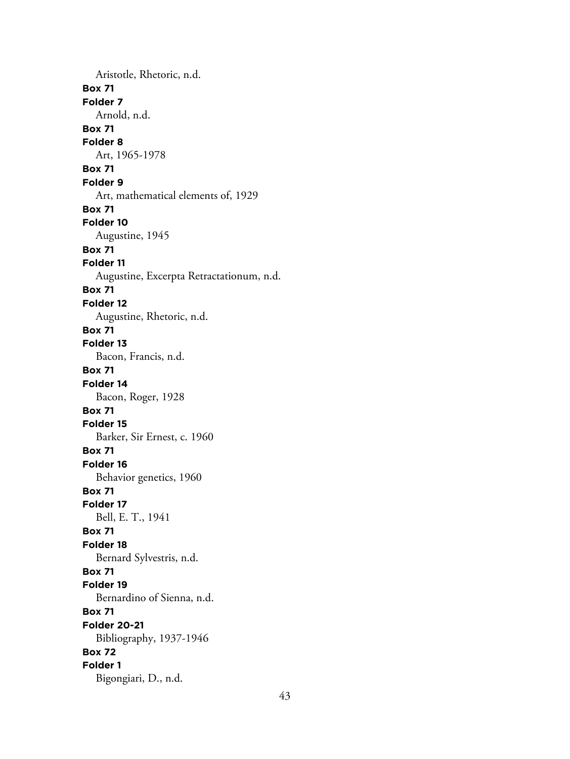Aristotle, Rhetoric, n.d.

**Box 71**
**Folder 7**
Arnold, n.d.

**Box 71**
**Folder 8**
Art, 1965-1978

**Box 71**
**Folder 9**
Art, mathematical elements of, 1929

**Box 71**
**Folder 10**
Augustine, 1945

**Box 71**
**Folder 11**
Augustine, Excerpta Retractationum, n.d.

**Box 71**
**Folder 12**
Augustine, Rhetoric, n.d.

**Box 71**
**Folder 13**
Bacon, Francis, n.d.

**Box 71**
**Folder 14**
Bacon, Roger, 1928

**Box 71**
**Folder 15**
Barker, Sir Ernest, c. 1960

**Box 71**
**Folder 16**
Behavior genetics, 1960

**Box 71**
**Folder 17**
Bell, E. T., 1941

**Box 71**
**Folder 18**
Bernard Sylvestris, n.d.

**Box 71**
**Folder 19**
Bernardino of Sienna, n.d.

**Box 71**
**Folder 20-21**
Bibliography, 1937-1946

**Box 72**
**Folder 1**
Bigongiari, D., n.d.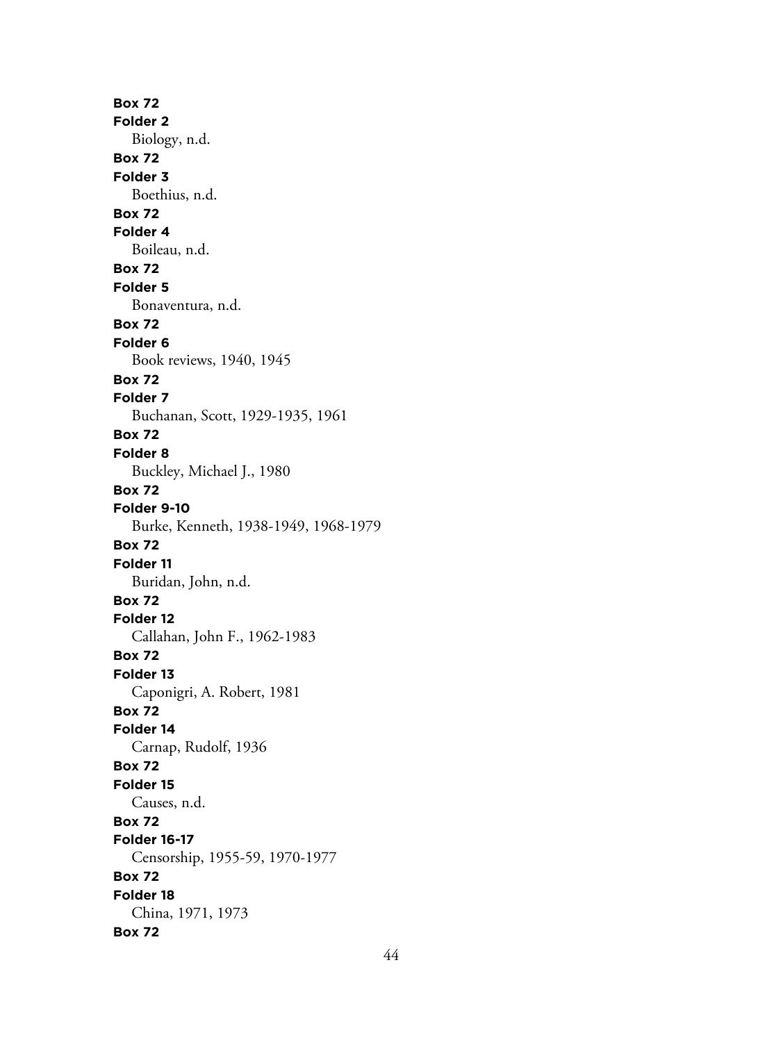**Box 72**
**Folder 2**
Biology, n.d.
**Box 72**
**Folder 3**
Boethius, n.d.
**Box 72**
**Folder 4**
Boileau, n.d.
**Box 72**
**Folder 5**
Bonaventura, n.d.
**Box 72**
**Folder 6**
Book reviews, 1940, 1945
**Box 72**
**Folder 7**
Buchanan, Scott, 1929-1935, 1961
**Box 72**
**Folder 8**
Buckley, Michael J., 1980
**Box 72**
**Folder 9-10**
Burke, Kenneth, 1938-1949, 1968-1979
**Box 72**
**Folder 11**
Buridan, John, n.d.
**Box 72**
**Folder 12**
Callahan, John F., 1962-1983
**Box 72**
**Folder 13**
Caponigri, A. Robert, 1981
**Box 72**
**Folder 14**
Carnap, Rudolf, 1936
**Box 72**
**Folder 15**
Causes, n.d.
**Box 72**
**Folder 16-17**
Censorship, 1955-59, 1970-1977
**Box 72**
**Folder 18**
China, 1971, 1973
**Box 72**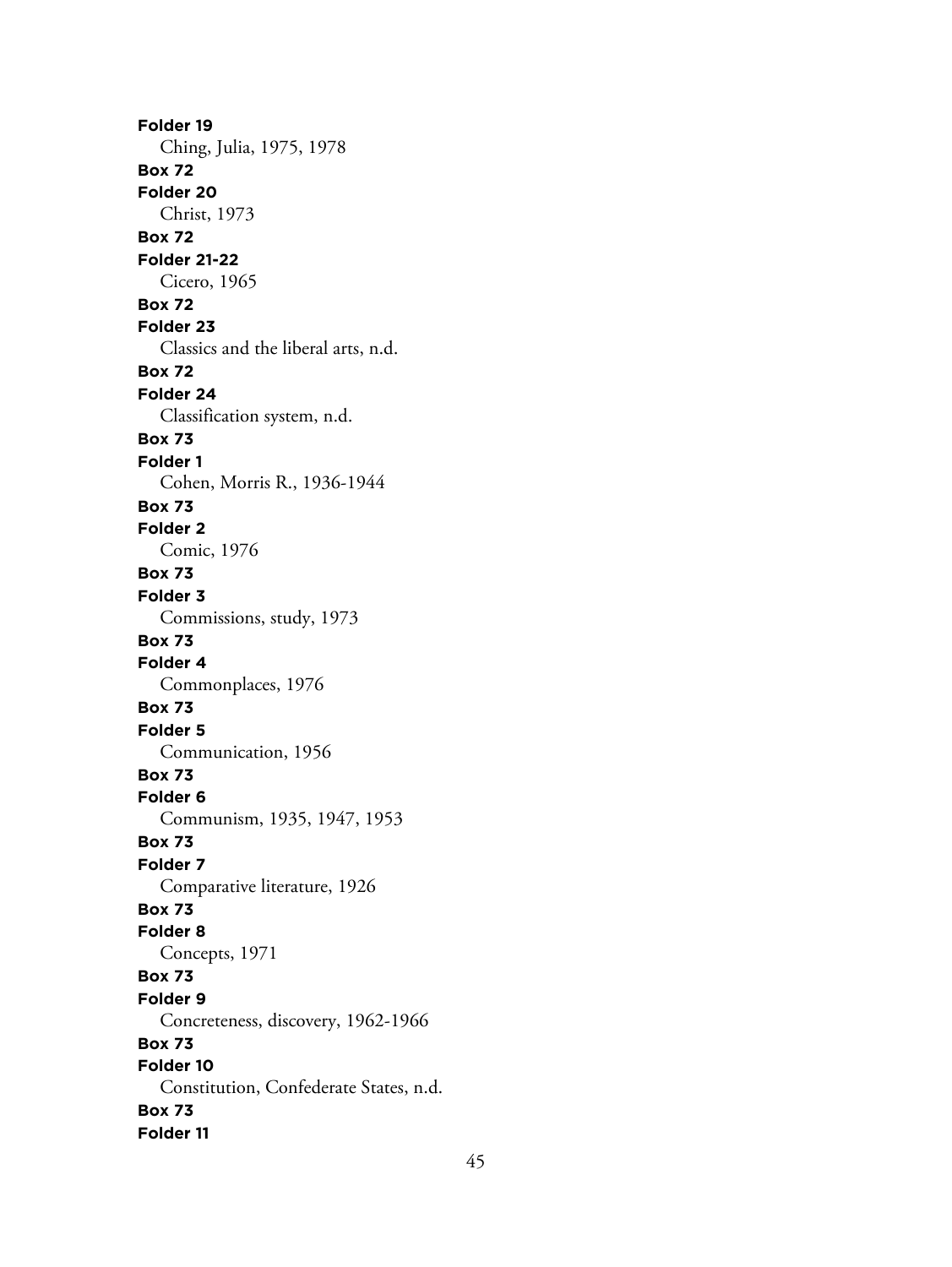**Folder 19**
Ching, Julia, 1975, 1978
**Box 72**
**Folder 20**
Christ, 1973
**Box 72**
**Folder 21-22**
Cicero, 1965
**Box 72**
**Folder 23**
Classics and the liberal arts, n.d.
**Box 72**
**Folder 24**
Classification system, n.d.
**Box 73**
**Folder 1**
Cohen, Morris R., 1936-1944
**Box 73**
**Folder 2**
Comic, 1976
**Box 73**
**Folder 3**
Commissions, study, 1973
**Box 73**
**Folder 4**
Commonplaces, 1976
**Box 73**
**Folder 5**
Communication, 1956
**Box 73**
**Folder 6**
Communism, 1935, 1947, 1953
**Box 73**
**Folder 7**
Comparative literature, 1926
**Box 73**
**Folder 8**
Concepts, 1971
**Box 73**
**Folder 9**
Concreteness, discovery, 1962-1966
**Box 73**
**Folder 10**
Constitution, Confederate States, n.d.
**Box 73**
**Folder 11**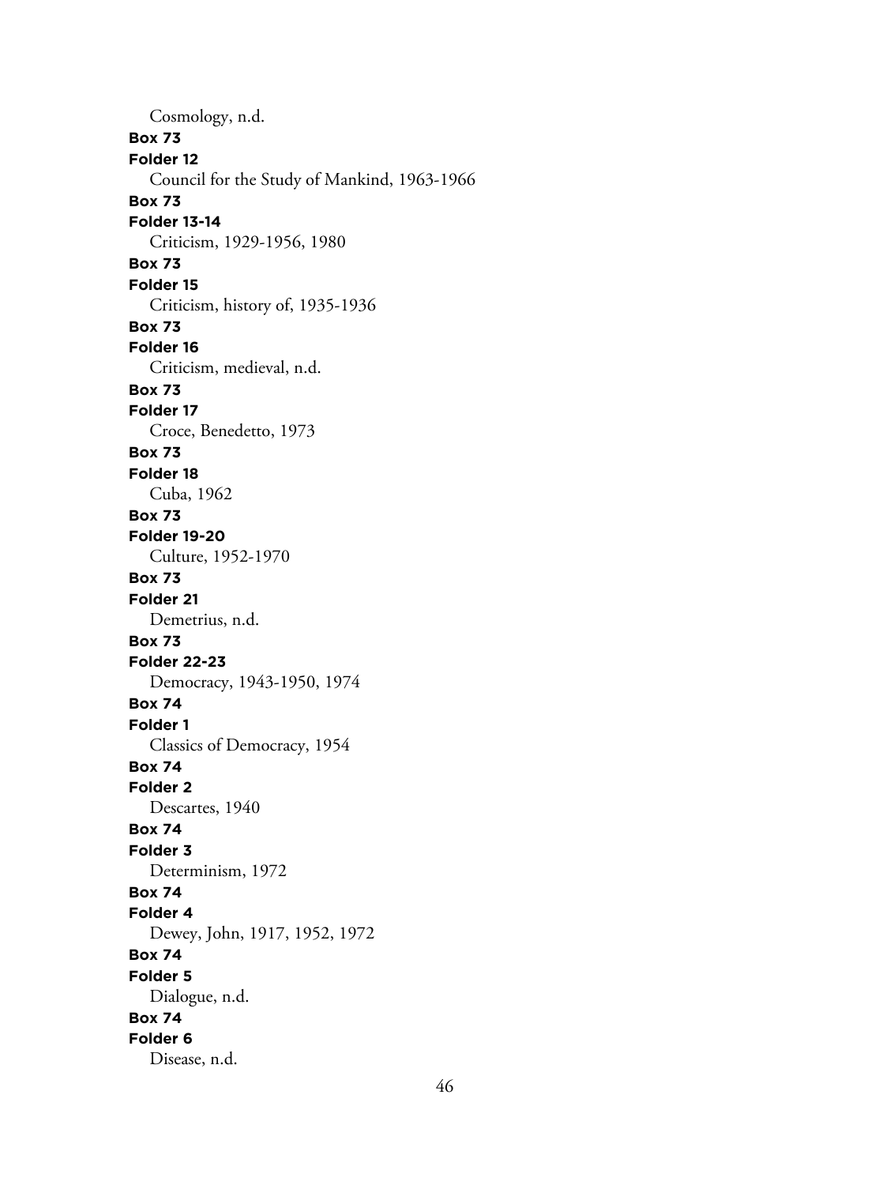Cosmology, n.d.

**Box 73**
**Folder 12**
Council for the Study of Mankind, 1963-1966

**Box 73**
**Folder 13-14**
Criticism, 1929-1956, 1980

**Box 73**
**Folder 15**
Criticism, history of, 1935-1936

**Box 73**
**Folder 16**
Criticism, medieval, n.d.

**Box 73**
**Folder 17**
Croce, Benedetto, 1973

**Box 73**
**Folder 18**
Cuba, 1962

**Box 73**
**Folder 19-20**
Culture, 1952-1970

**Box 73**
**Folder 21**
Demetrius, n.d.

**Box 73**
**Folder 22-23**
Democracy, 1943-1950, 1974

**Box 74**
**Folder 1**
Classics of Democracy, 1954

**Box 74**
**Folder 2**
Descartes, 1940

**Box 74**
**Folder 3**
Determinism, 1972

**Box 74**
**Folder 4**
Dewey, John, 1917, 1952, 1972

**Box 74**
**Folder 5**
Dialogue, n.d.

**Box 74**
**Folder 6**
Disease, n.d.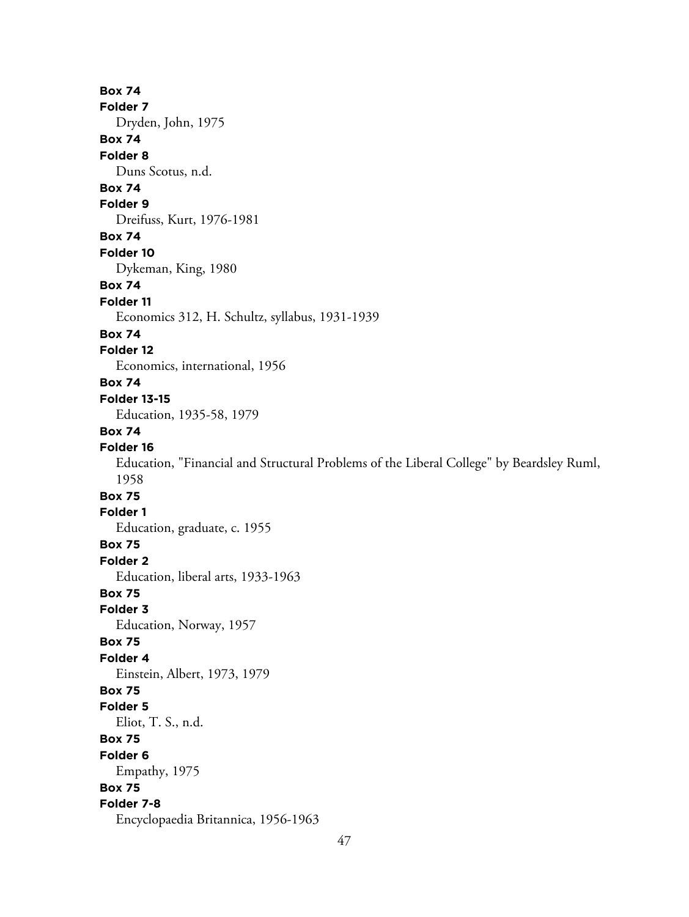**Box 74**
**Folder 7**
Dryden, John, 1975

**Box 74**
**Folder 8**
Duns Scotus, n.d.

**Box 74**
**Folder 9**
Dreifuss, Kurt, 1976-1981

**Box 74**
**Folder 10**
Dykeman, King, 1980

**Box 74**
**Folder 11**
Economics 312, H. Schultz, syllabus, 1931-1939

**Box 74**
**Folder 12**
Economics, international, 1956

**Box 74**
**Folder 13-15**
Education, 1935-58, 1979

**Box 74**
**Folder 16**
Education, "Financial and Structural Problems of the Liberal College" by Beardsley Ruml, 1958

**Box 75**
**Folder 1**
Education, graduate, c. 1955

**Box 75**
**Folder 2**
Education, liberal arts, 1933-1963

**Box 75**
**Folder 3**
Education, Norway, 1957

**Box 75**
**Folder 4**
Einstein, Albert, 1973, 1979

**Box 75**
**Folder 5**
Eliot, T. S., n.d.

**Box 75**
**Folder 6**
Empathy, 1975

**Box 75**
**Folder 7-8**
Encyclopaedia Britannica, 1956-1963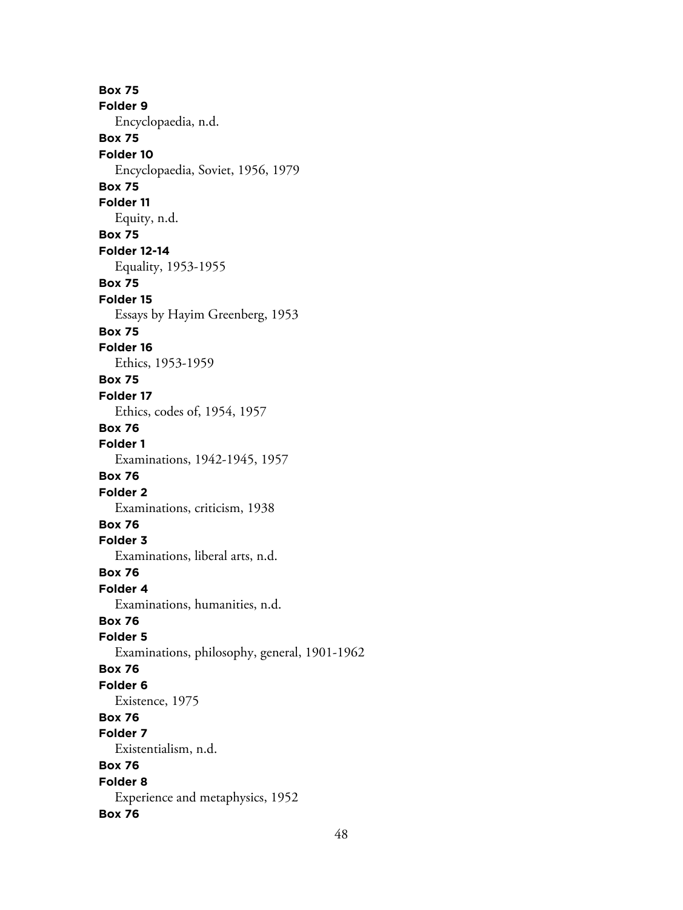**Box 75**
**Folder 9**
Encyclopaedia, n.d.
**Box 75**
**Folder 10**
Encyclopaedia, Soviet, 1956, 1979
**Box 75**
**Folder 11**
Equity, n.d.
**Box 75**
**Folder 12-14**
Equality, 1953-1955
**Box 75**
**Folder 15**
Essays by Hayim Greenberg, 1953
**Box 75**
**Folder 16**
Ethics, 1953-1959
**Box 75**
**Folder 17**
Ethics, codes of, 1954, 1957
**Box 76**
**Folder 1**
Examinations, 1942-1945, 1957
**Box 76**
**Folder 2**
Examinations, criticism, 1938
**Box 76**
**Folder 3**
Examinations, liberal arts, n.d.
**Box 76**
**Folder 4**
Examinations, humanities, n.d.
**Box 76**
**Folder 5**
Examinations, philosophy, general, 1901-1962
**Box 76**
**Folder 6**
Existence, 1975
**Box 76**
**Folder 7**
Existentialism, n.d.
**Box 76**
**Folder 8**
Experience and metaphysics, 1952
**Box 76**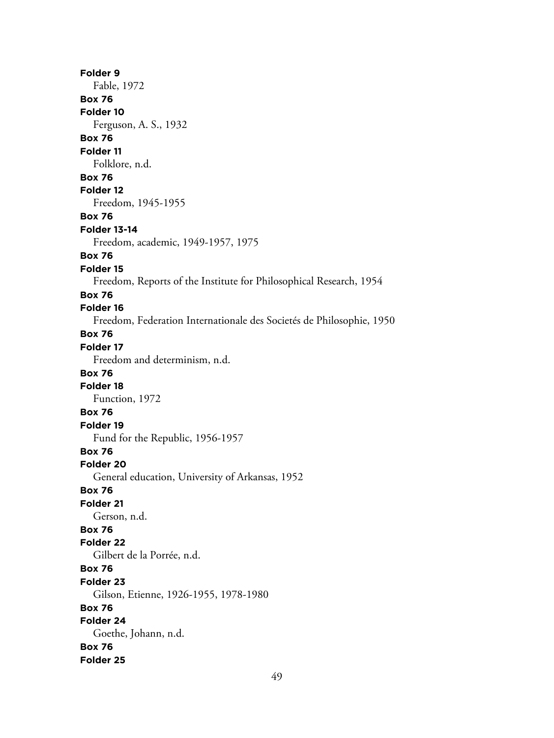**Folder 9**
Fable, 1972
**Box 76**
**Folder 10**
Ferguson, A. S., 1932
**Box 76**
**Folder 11**
Folklore, n.d.
**Box 76**
**Folder 12**
Freedom, 1945-1955
**Box 76**
**Folder 13-14**
Freedom, academic, 1949-1957, 1975
**Box 76**
**Folder 15**
Freedom, Reports of the Institute for Philosophical Research, 1954
**Box 76**
**Folder 16**
Freedom, Federation Internationale des Societés de Philosophie, 1950
**Box 76**
**Folder 17**
Freedom and determinism, n.d.
**Box 76**
**Folder 18**
Function, 1972
**Box 76**
**Folder 19**
Fund for the Republic, 1956-1957
**Box 76**
**Folder 20**
General education, University of Arkansas, 1952
**Box 76**
**Folder 21**
Gerson, n.d.
**Box 76**
**Folder 22**
Gilbert de la Porrée, n.d.
**Box 76**
**Folder 23**
Gilson, Etienne, 1926-1955, 1978-1980
**Box 76**
**Folder 24**
Goethe, Johann, n.d.
**Box 76**
**Folder 25**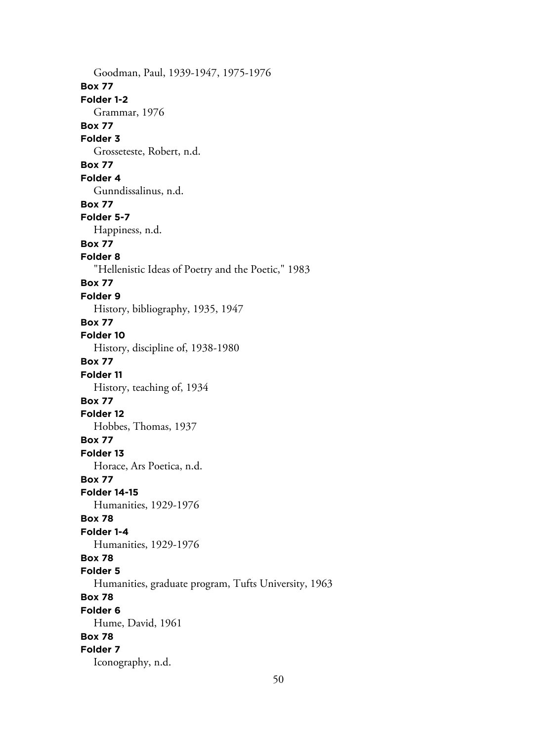Goodman, Paul, 1939-1947, 1975-1976

**Box 77**

**Folder 1-2**

Grammar, 1976

**Box 77**

**Folder 3**

Grosseteste, Robert, n.d.

**Box 77**

**Folder 4**

Gunndissalinus, n.d.

**Box 77**

**Folder 5-7**

Happiness, n.d.

**Box 77**

**Folder 8**

"Hellenistic Ideas of Poetry and the Poetic," 1983

**Box 77**

**Folder 9**

History, bibliography, 1935, 1947

**Box 77**

**Folder 10**

History, discipline of, 1938-1980

**Box 77**

**Folder 11**

History, teaching of, 1934

**Box 77**

**Folder 12**

Hobbes, Thomas, 1937

**Box 77**

**Folder 13**

Horace, Ars Poetica, n.d.

**Box 77**

**Folder 14-15**

Humanities, 1929-1976

**Box 78**

**Folder 1-4**

Humanities, 1929-1976

**Box 78**

**Folder 5**

Humanities, graduate program, Tufts University, 1963

**Box 78**

**Folder 6**

Hume, David, 1961

**Box 78**

**Folder 7**

Iconography, n.d.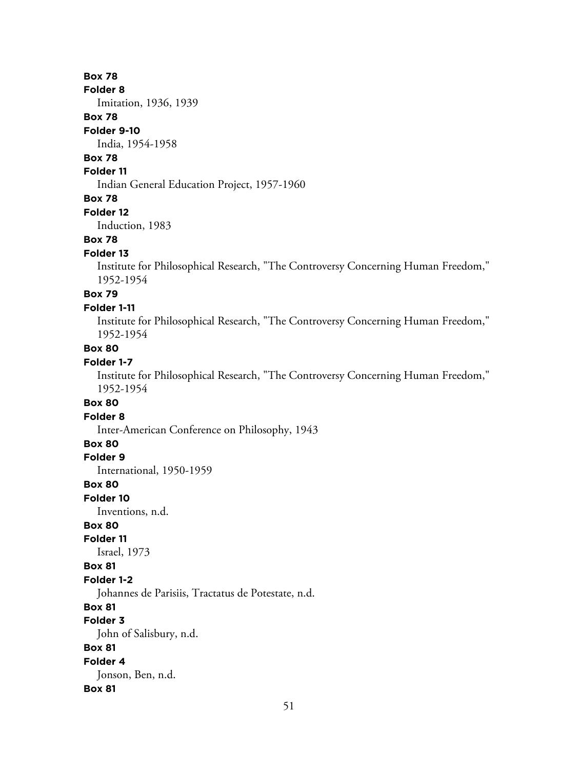**Box 78**

**Folder 8**

Imitation, 1936, 1939

**Box 78**

**Folder 9-10**

India, 1954-1958

**Box 78**

**Folder 11**

Indian General Education Project, 1957-1960

**Box 78**

**Folder 12**

Induction, 1983

**Box 78**

**Folder 13**

Institute for Philosophical Research, "The Controversy Concerning Human Freedom," 1952-1954

**Box 79**

**Folder 1-11**

Institute for Philosophical Research, "The Controversy Concerning Human Freedom," 1952-1954

**Box 80**

**Folder 1-7**

Institute for Philosophical Research, "The Controversy Concerning Human Freedom," 1952-1954

**Box 80**

**Folder 8**

Inter-American Conference on Philosophy, 1943

**Box 80**

**Folder 9**

International, 1950-1959

**Box 80**

**Folder 10**

Inventions, n.d.

**Box 80**

**Folder 11**

Israel, 1973

**Box 81**

**Folder 1-2**

Johannes de Parisiis, Tractatus de Potestate, n.d.

**Box 81**

**Folder 3**

John of Salisbury, n.d.

**Box 81**

**Folder 4**

Jonson, Ben, n.d.

**Box 81**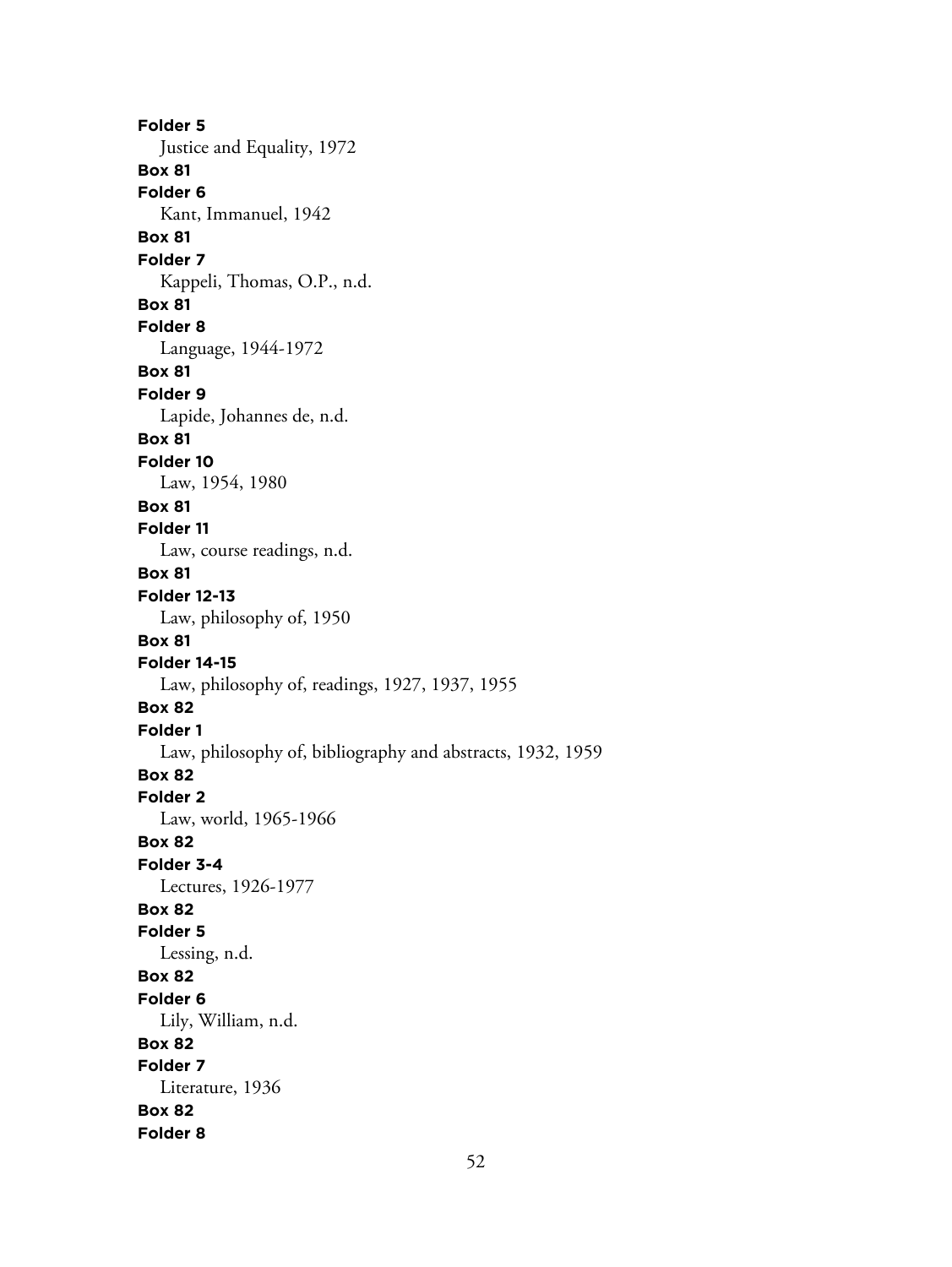**Folder 5**

Justice and Equality, 1972

**Box 81**

**Folder 6**

Kant, Immanuel, 1942

**Box 81**

**Folder 7**

Kappeli, Thomas, O.P., n.d.

**Box 81**

**Folder 8**

Language, 1944-1972

**Box 81**

**Folder 9**

Lapide, Johannes de, n.d.

**Box 81**

**Folder 10**

Law, 1954, 1980

**Box 81**

**Folder 11**

Law, course readings, n.d.

**Box 81**

**Folder 12-13**

Law, philosophy of, 1950

**Box 81**

**Folder 14-15**

Law, philosophy of, readings, 1927, 1937, 1955

**Box 82**

**Folder 1**

Law, philosophy of, bibliography and abstracts, 1932, 1959

**Box 82**

**Folder 2**

Law, world, 1965-1966

**Box 82**

**Folder 3-4**

Lectures, 1926-1977

**Box 82**

**Folder 5**

Lessing, n.d.

**Box 82**

**Folder 6**

Lily, William, n.d.

**Box 82**

**Folder 7**

Literature, 1936

**Box 82**

**Folder 8**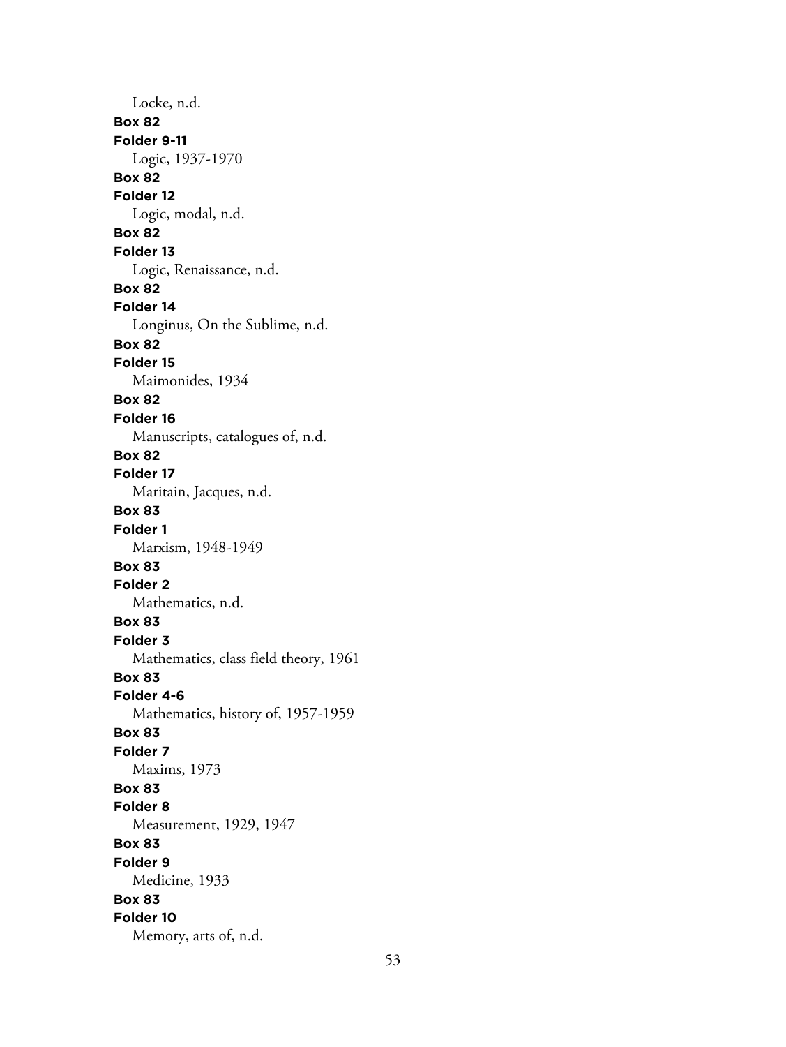Locke, n.d.

**Box 82**
**Folder 9-11**
Logic, 1937-1970

**Box 82**
**Folder 12**
Logic, modal, n.d.

**Box 82**
**Folder 13**
Logic, Renaissance, n.d.

**Box 82**
**Folder 14**
Longinus, On the Sublime, n.d.

**Box 82**
**Folder 15**
Maimonides, 1934

**Box 82**
**Folder 16**
Manuscripts, catalogues of, n.d.

**Box 82**
**Folder 17**
Maritain, Jacques, n.d.

**Box 83**
**Folder 1**
Marxism, 1948-1949

**Box 83**
**Folder 2**
Mathematics, n.d.

**Box 83**
**Folder 3**
Mathematics, class field theory, 1961

**Box 83**
**Folder 4-6**
Mathematics, history of, 1957-1959

**Box 83**
**Folder 7**
Maxims, 1973

**Box 83**
**Folder 8**
Measurement, 1929, 1947

**Box 83**
**Folder 9**
Medicine, 1933

**Box 83**
**Folder 10**
Memory, arts of, n.d.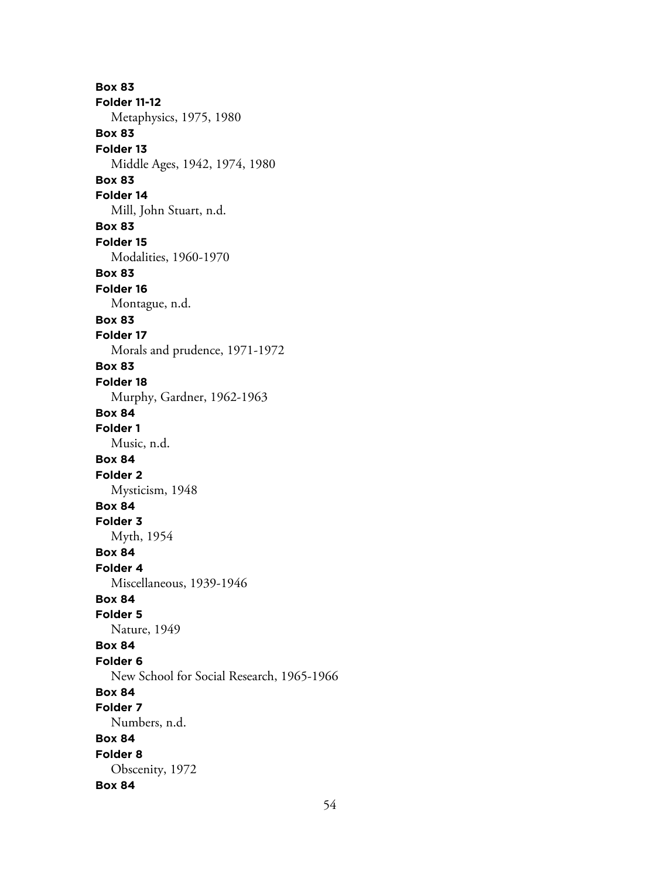**Box 83**
**Folder 11-12**
Metaphysics, 1975, 1980

**Box 83**
**Folder 13**
Middle Ages, 1942, 1974, 1980

**Box 83**
**Folder 14**
Mill, John Stuart, n.d.

**Box 83**
**Folder 15**
Modalities, 1960-1970

**Box 83**
**Folder 16**
Montague, n.d.

**Box 83**
**Folder 17**
Morals and prudence, 1971-1972

**Box 83**
**Folder 18**
Murphy, Gardner, 1962-1963

**Box 84**
**Folder 1**
Music, n.d.

**Box 84**
**Folder 2**
Mysticism, 1948

**Box 84**
**Folder 3**
Myth, 1954

**Box 84**
**Folder 4**
Miscellaneous, 1939-1946

**Box 84**
**Folder 5**
Nature, 1949

**Box 84**
**Folder 6**
New School for Social Research, 1965-1966

**Box 84**
**Folder 7**
Numbers, n.d.

**Box 84**
**Folder 8**
Obscenity, 1972

**Box 84**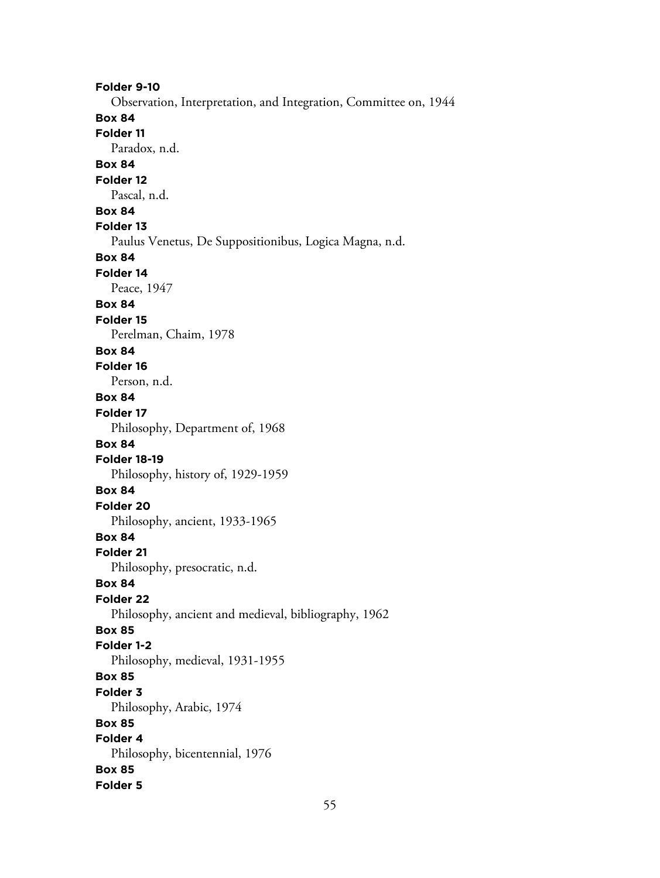**Folder 9-10**
Observation, Interpretation, and Integration, Committee on, 1944

**Box 84**
**Folder 11**
Paradox, n.d.

**Box 84**
**Folder 12**
Pascal, n.d.

**Box 84**
**Folder 13**
Paulus Venetus, De Suppositionibus, Logica Magna, n.d.

**Box 84**
**Folder 14**
Peace, 1947

**Box 84**
**Folder 15**
Perelman, Chaim, 1978

**Box 84**
**Folder 16**
Person, n.d.

**Box 84**
**Folder 17**
Philosophy, Department of, 1968

**Box 84**
**Folder 18-19**
Philosophy, history of, 1929-1959

**Box 84**
**Folder 20**
Philosophy, ancient, 1933-1965

**Box 84**
**Folder 21**
Philosophy, presocratic, n.d.

**Box 84**
**Folder 22**
Philosophy, ancient and medieval, bibliography, 1962

**Box 85**
**Folder 1-2**
Philosophy, medieval, 1931-1955

**Box 85**
**Folder 3**
Philosophy, Arabic, 1974

**Box 85**
**Folder 4**
Philosophy, bicentennial, 1976

**Box 85**
**Folder 5**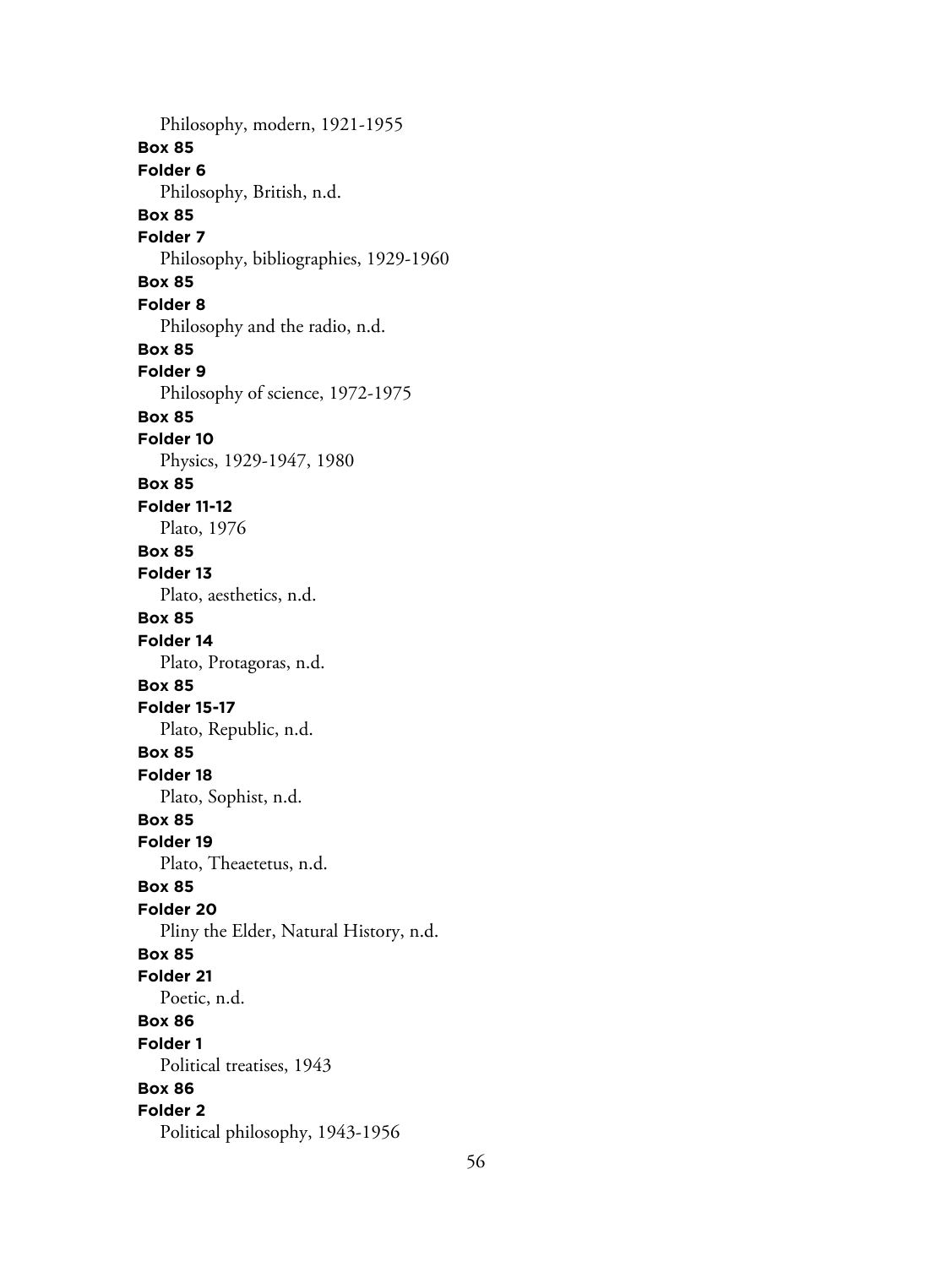Philosophy, modern, 1921-1955

**Box 85**
**Folder 6**
Philosophy, British, n.d.

**Box 85**
**Folder 7**
Philosophy, bibliographies, 1929-1960

**Box 85**
**Folder 8**
Philosophy and the radio, n.d.

**Box 85**
**Folder 9**
Philosophy of science, 1972-1975

**Box 85**
**Folder 10**
Physics, 1929-1947, 1980

**Box 85**
**Folder 11-12**
Plato, 1976

**Box 85**
**Folder 13**
Plato, aesthetics, n.d.

**Box 85**
**Folder 14**
Plato, Protagoras, n.d.

**Box 85**
**Folder 15-17**
Plato, Republic, n.d.

**Box 85**
**Folder 18**
Plato, Sophist, n.d.

**Box 85**
**Folder 19**
Plato, Theaetetus, n.d.

**Box 85**
**Folder 20**
Pliny the Elder, Natural History, n.d.

**Box 85**
**Folder 21**
Poetic, n.d.

**Box 86**
**Folder 1**
Political treatises, 1943

**Box 86**
**Folder 2**
Political philosophy, 1943-1956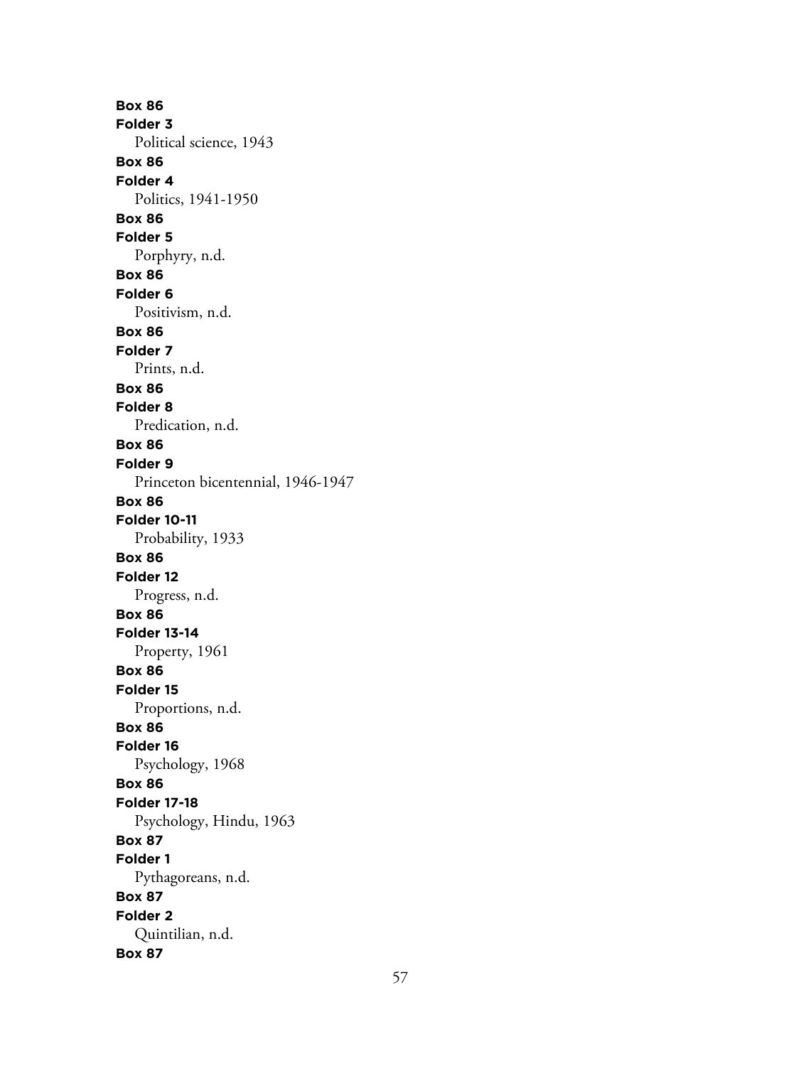**Box 86**
**Folder 3**
Political science, 1943

**Box 86**
**Folder 4**
Politics, 1941-1950

**Box 86**
**Folder 5**
Porphyry, n.d.

**Box 86**
**Folder 6**
Positivism, n.d.

**Box 86**
**Folder 7**
Prints, n.d.

**Box 86**
**Folder 8**
Predication, n.d.

**Box 86**
**Folder 9**
Princeton bicentennial, 1946-1947

**Box 86**
**Folder 10-11**
Probability, 1933

**Box 86**
**Folder 12**
Progress, n.d.

**Box 86**
**Folder 13-14**
Property, 1961

**Box 86**
**Folder 15**
Proportions, n.d.

**Box 86**
**Folder 16**
Psychology, 1968

**Box 86**
**Folder 17-18**
Psychology, Hindu, 1963

**Box 87**
**Folder 1**
Pythagoreans, n.d.

**Box 87**
**Folder 2**
Quintilian, n.d.

**Box 87**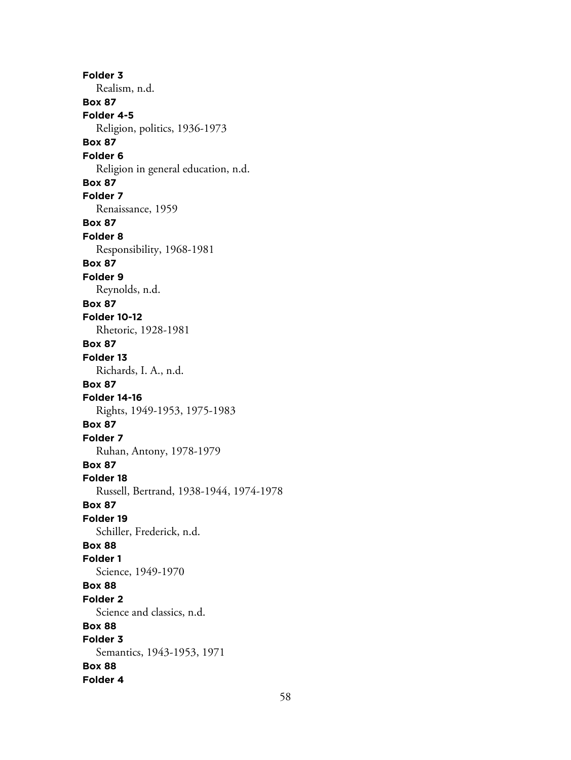**Folder 3**

Realism, n.d.

**Box 87**

**Folder 4-5**

Religion, politics, 1936-1973

**Box 87**

**Folder 6**

Religion in general education, n.d.

**Box 87**

**Folder 7**

Renaissance, 1959

**Box 87**

**Folder 8**

Responsibility, 1968-1981

**Box 87**

**Folder 9**

Reynolds, n.d.

**Box 87**

**Folder 10-12**

Rhetoric, 1928-1981

**Box 87**

**Folder 13**

Richards, I. A., n.d.

**Box 87**

**Folder 14-16**

Rights, 1949-1953, 1975-1983

**Box 87**

**Folder 7**

Ruhan, Antony, 1978-1979

**Box 87**

**Folder 18**

Russell, Bertrand, 1938-1944, 1974-1978

**Box 87**

**Folder 19**

Schiller, Frederick, n.d.

**Box 88**

**Folder 1**

Science, 1949-1970

**Box 88**

**Folder 2**

Science and classics, n.d.

**Box 88**

**Folder 3**

Semantics, 1943-1953, 1971

**Box 88**

**Folder 4**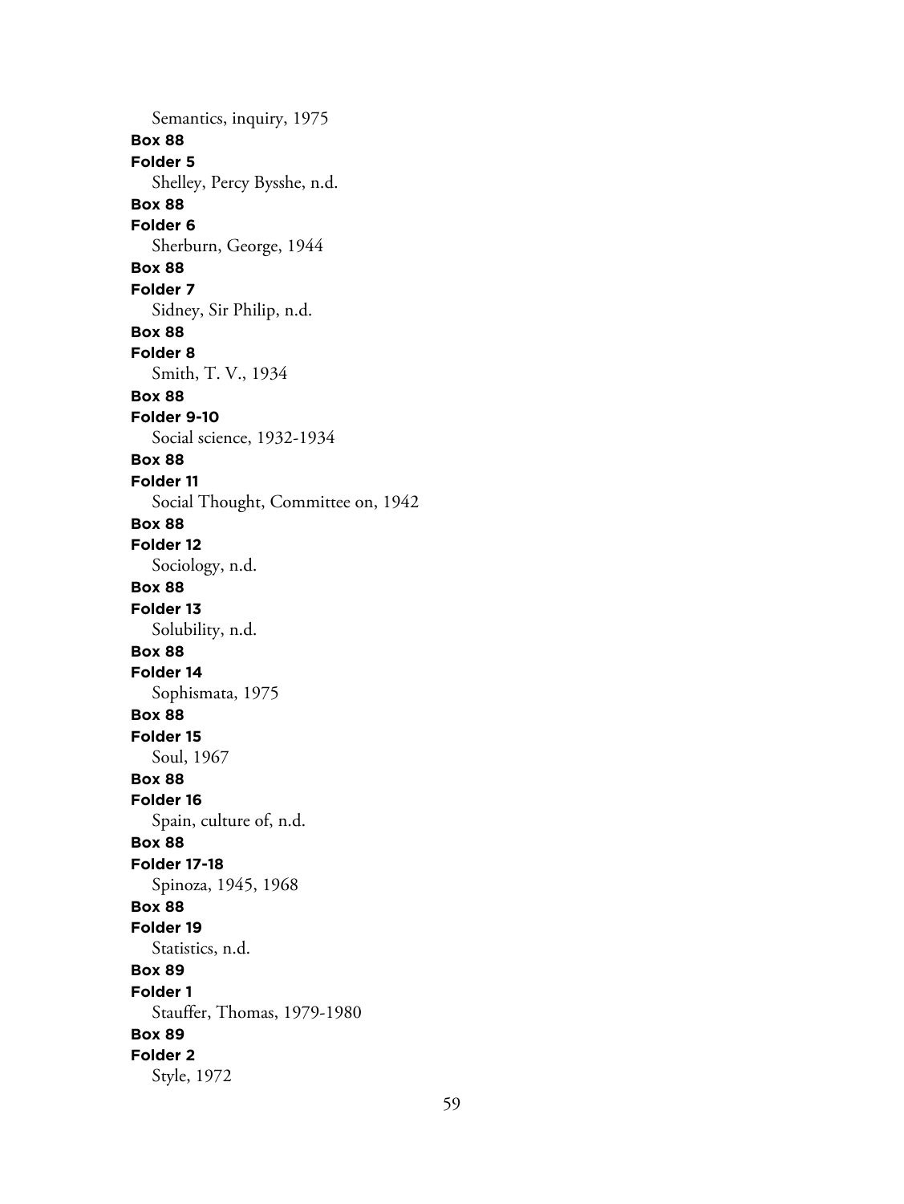Semantics, inquiry, 1975

**Box 88**
**Folder 5**
Shelley, Percy Bysshe, n.d.

**Box 88**
**Folder 6**
Sherburn, George, 1944

**Box 88**
**Folder 7**
Sidney, Sir Philip, n.d.

**Box 88**
**Folder 8**
Smith, T. V., 1934

**Box 88**
**Folder 9-10**
Social science, 1932-1934

**Box 88**
**Folder 11**
Social Thought, Committee on, 1942

**Box 88**
**Folder 12**
Sociology, n.d.

**Box 88**
**Folder 13**
Solubility, n.d.

**Box 88**
**Folder 14**
Sophismata, 1975

**Box 88**
**Folder 15**
Soul, 1967

**Box 88**
**Folder 16**
Spain, culture of, n.d.

**Box 88**
**Folder 17-18**
Spinoza, 1945, 1968

**Box 88**
**Folder 19**
Statistics, n.d.

**Box 89**
**Folder 1**
Stauffer, Thomas, 1979-1980

**Box 89**
**Folder 2**
Style, 1972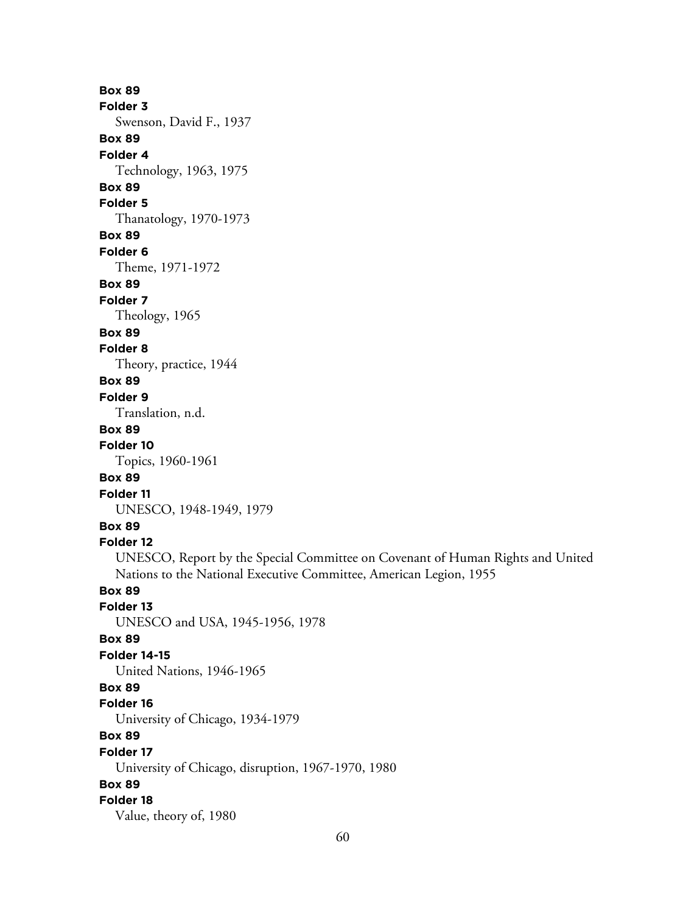**Box 89**
**Folder 3**
Swenson, David F., 1937

**Box 89**
**Folder 4**
Technology, 1963, 1975

**Box 89**
**Folder 5**
Thanatology, 1970-1973

**Box 89**
**Folder 6**
Theme, 1971-1972

**Box 89**
**Folder 7**
Theology, 1965

**Box 89**
**Folder 8**
Theory, practice, 1944

**Box 89**
**Folder 9**
Translation, n.d.

**Box 89**
**Folder 10**
Topics, 1960-1961

**Box 89**
**Folder 11**
UNESCO, 1948-1949, 1979

**Box 89**
**Folder 12**
UNESCO, Report by the Special Committee on Covenant of Human Rights and United Nations to the National Executive Committee, American Legion, 1955

**Box 89**
**Folder 13**
UNESCO and USA, 1945-1956, 1978

**Box 89**
**Folder 14-15**
United Nations, 1946-1965

**Box 89**
**Folder 16**
University of Chicago, 1934-1979

**Box 89**
**Folder 17**
University of Chicago, disruption, 1967-1970, 1980

**Box 89**
**Folder 18**
Value, theory of, 1980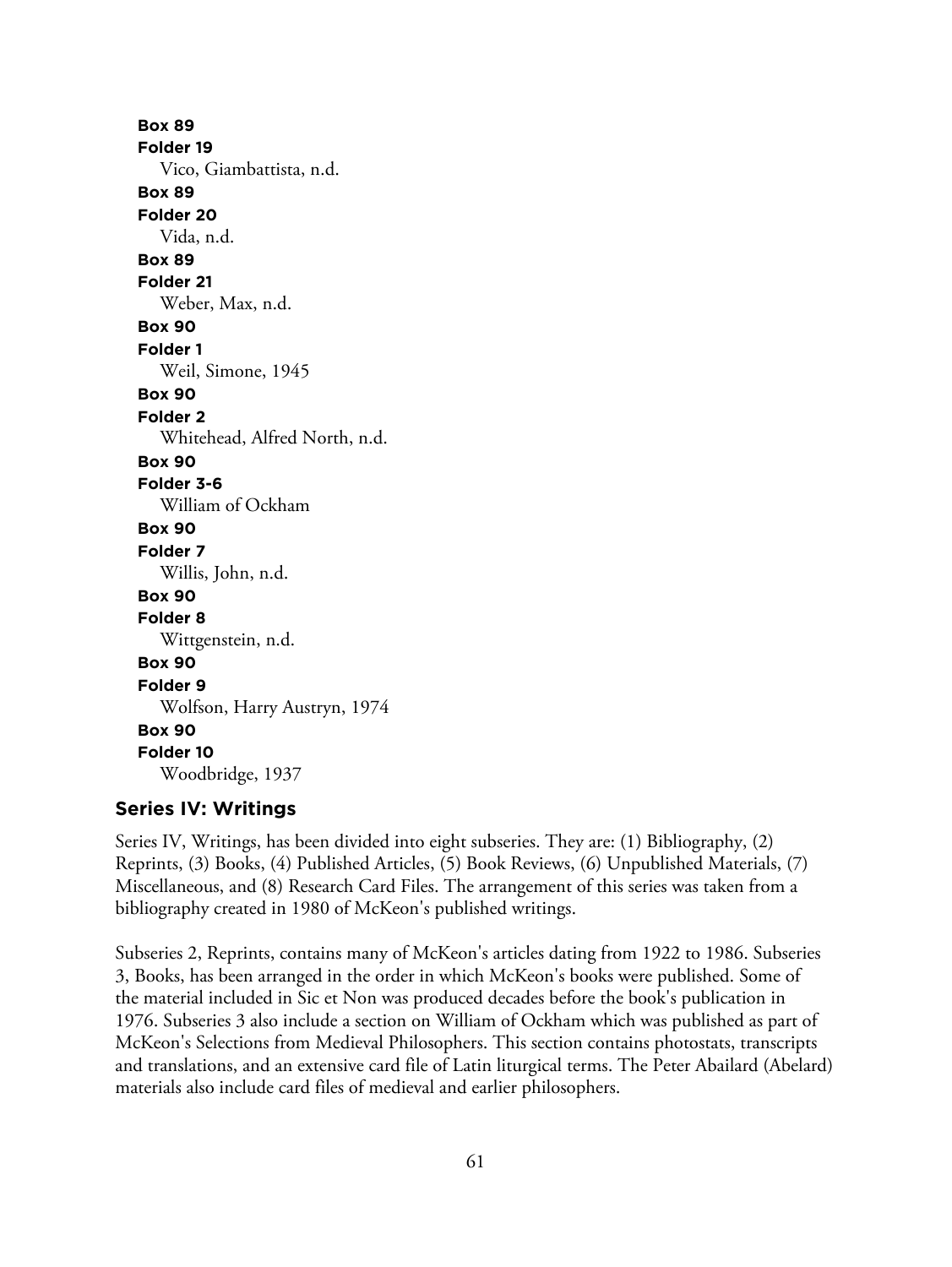**Box 89**
**Folder 19**
Vico, Giambattista, n.d.

**Box 89**
**Folder 20**
Vida, n.d.

**Box 89**
**Folder 21**
Weber, Max, n.d.

**Box 90**
**Folder 1**
Weil, Simone, 1945

**Box 90**
**Folder 2**
Whitehead, Alfred North, n.d.

**Box 90**
**Folder 3-6**
William of Ockham

**Box 90**
**Folder 7**
Willis, John, n.d.

**Box 90**
**Folder 8**
Wittgenstein, n.d.

**Box 90**
**Folder 9**
Wolfson, Harry Austryn, 1974

**Box 90**
**Folder 10**
Woodbridge, 1937

## Series IV: Writings

Series IV, Writings, has been divided into eight subseries. They are: (1) Bibliography, (2) Reprints, (3) Books, (4) Published Articles, (5) Book Reviews, (6) Unpublished Materials, (7) Miscellaneous, and (8) Research Card Files. The arrangement of this series was taken from a bibliography created in 1980 of McKeon's published writings.

Subseries 2, Reprints, contains many of McKeon's articles dating from 1922 to 1986. Subseries 3, Books, has been arranged in the order in which McKeon's books were published. Some of the material included in Sic et Non was produced decades before the book's publication in 1976. Subseries 3 also include a section on William of Ockham which was published as part of McKeon's Selections from Medieval Philosophers. This section contains photostats, transcripts and translations, and an extensive card file of Latin liturgical terms. The Peter Abailard (Abelard) materials also include card files of medieval and earlier philosophers.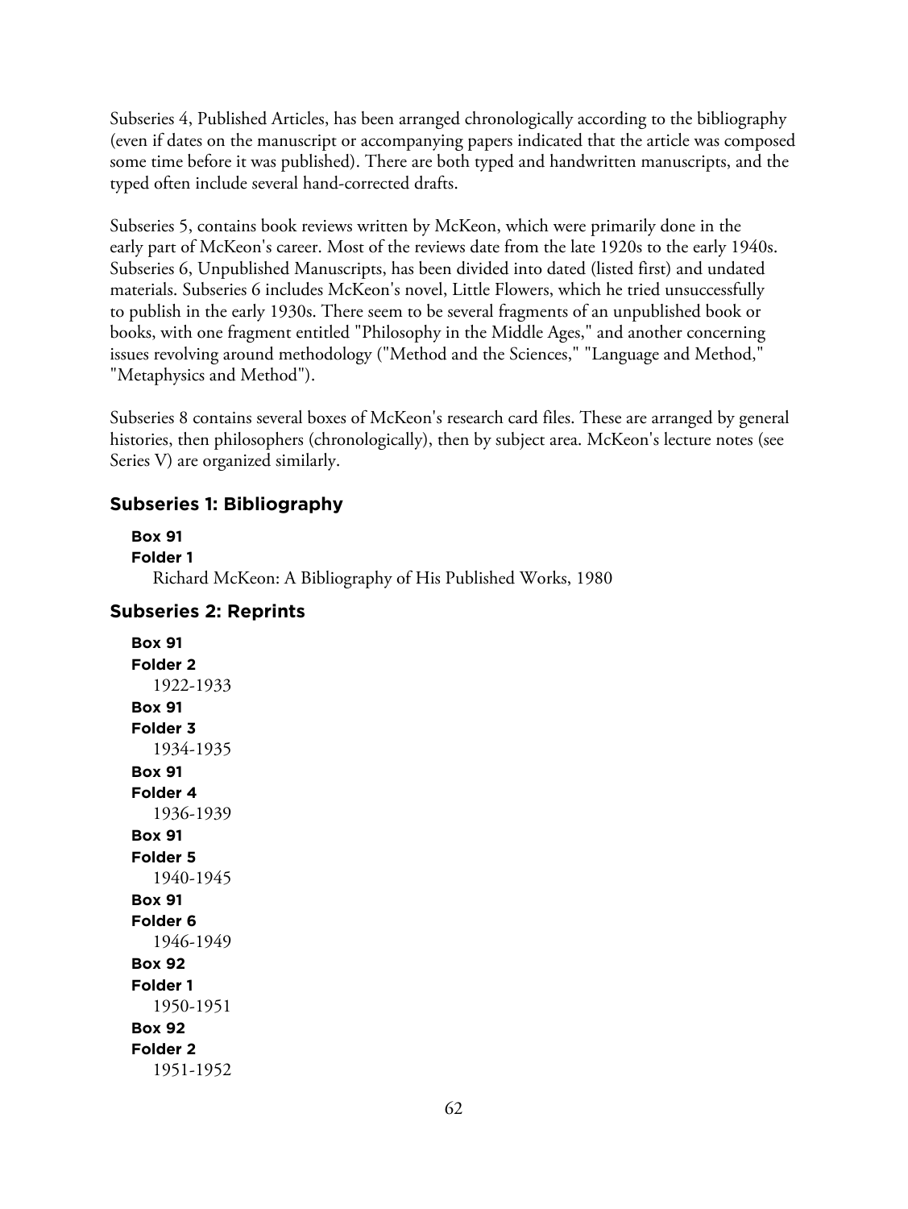Subseries 4, Published Articles, has been arranged chronologically according to the bibliography (even if dates on the manuscript or accompanying papers indicated that the article was composed some time before it was published). There are both typed and handwritten manuscripts, and the typed often include several hand-corrected drafts.

Subseries 5, contains book reviews written by McKeon, which were primarily done in the early part of McKeon's career. Most of the reviews date from the late 1920s to the early 1940s. Subseries 6, Unpublished Manuscripts, has been divided into dated (listed first) and undated materials. Subseries 6 includes McKeon's novel, Little Flowers, which he tried unsuccessfully to publish in the early 1930s. There seem to be several fragments of an unpublished book or books, with one fragment entitled "Philosophy in the Middle Ages," and another concerning issues revolving around methodology ("Method and the Sciences," "Language and Method," "Metaphysics and Method").

Subseries 8 contains several boxes of McKeon's research card files. These are arranged by general histories, then philosophers (chronologically), then by subject area. McKeon's lecture notes (see Series V) are organized similarly.

### Subseries 1: Bibliography

**Box 91**
**Folder 1**
Richard McKeon: A Bibliography of His Published Works, 1980

### Subseries 2: Reprints

**Box 91**
**Folder 2**
1922-1933

**Box 91**
**Folder 3**
1934-1935

**Box 91**
**Folder 4**
1936-1939

**Box 91**
**Folder 5**
1940-1945

**Box 91**
**Folder 6**
1946-1949

**Box 92**
**Folder 1**
1950-1951

**Box 92**
**Folder 2**
1951-1952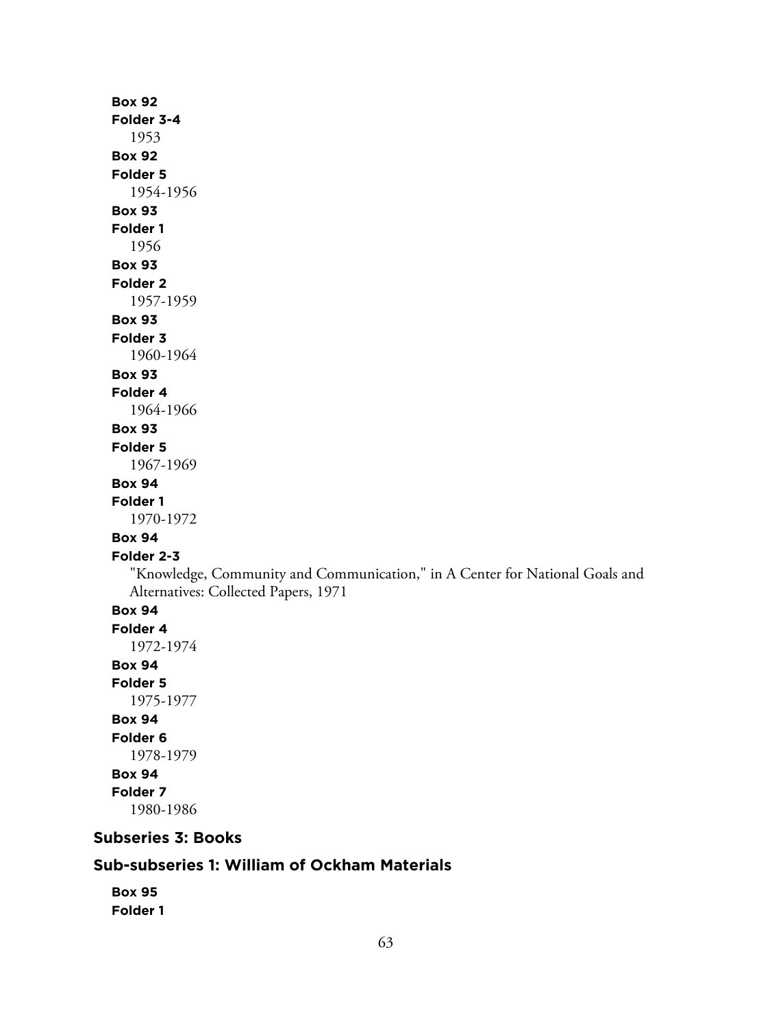**Box 92**
**Folder 3-4**
1953

**Box 92**
**Folder 5**
1954-1956

**Box 93**
**Folder 1**
1956

**Box 93**
**Folder 2**
1957-1959

**Box 93**
**Folder 3**
1960-1964

**Box 93**
**Folder 4**
1964-1966

**Box 93**
**Folder 5**
1967-1969

**Box 94**
**Folder 1**
1970-1972

**Box 94**
**Folder 2-3**
"Knowledge, Community and Communication," in A Center for National Goals and Alternatives: Collected Papers, 1971

**Box 94**
**Folder 4**
1972-1974

**Box 94**
**Folder 5**
1975-1977

**Box 94**
**Folder 6**
1978-1979

**Box 94**
**Folder 7**
1980-1986

## Subseries 3: Books

### Sub-subseries 1: William of Ockham Materials

**Box 95**
**Folder 1**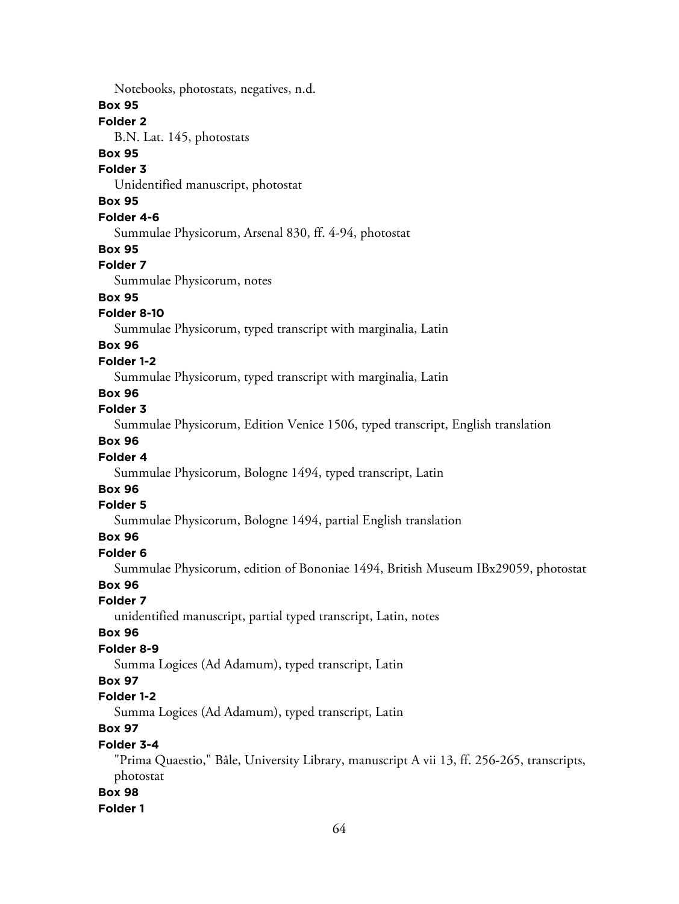Notebooks, photostats, negatives, n.d.

**Box 95**

**Folder 2**

B.N. Lat. 145, photostats

**Box 95**

**Folder 3**

Unidentified manuscript, photostat

**Box 95**

**Folder 4-6**

Summulae Physicorum, Arsenal 830, ff. 4-94, photostat

**Box 95**

**Folder 7**

Summulae Physicorum, notes

**Box 95**

**Folder 8-10**

Summulae Physicorum, typed transcript with marginalia, Latin

**Box 96**

**Folder 1-2**

Summulae Physicorum, typed transcript with marginalia, Latin

**Box 96**

**Folder 3**

Summulae Physicorum, Edition Venice 1506, typed transcript, English translation

**Box 96**

**Folder 4**

Summulae Physicorum, Bologne 1494, typed transcript, Latin

**Box 96**

**Folder 5**

Summulae Physicorum, Bologne 1494, partial English translation

**Box 96**

**Folder 6**

Summulae Physicorum, edition of Bononiae 1494, British Museum IBx29059, photostat

**Box 96**

**Folder 7**

unidentified manuscript, partial typed transcript, Latin, notes

**Box 96**

**Folder 8-9**

Summa Logices (Ad Adamum), typed transcript, Latin

**Box 97**

**Folder 1-2**

Summa Logices (Ad Adamum), typed transcript, Latin

**Box 97**

**Folder 3-4**

"Prima Quaestio," Bâle, University Library, manuscript A vii 13, ff. 256-265, transcripts, photostat

**Box 98**

**Folder 1**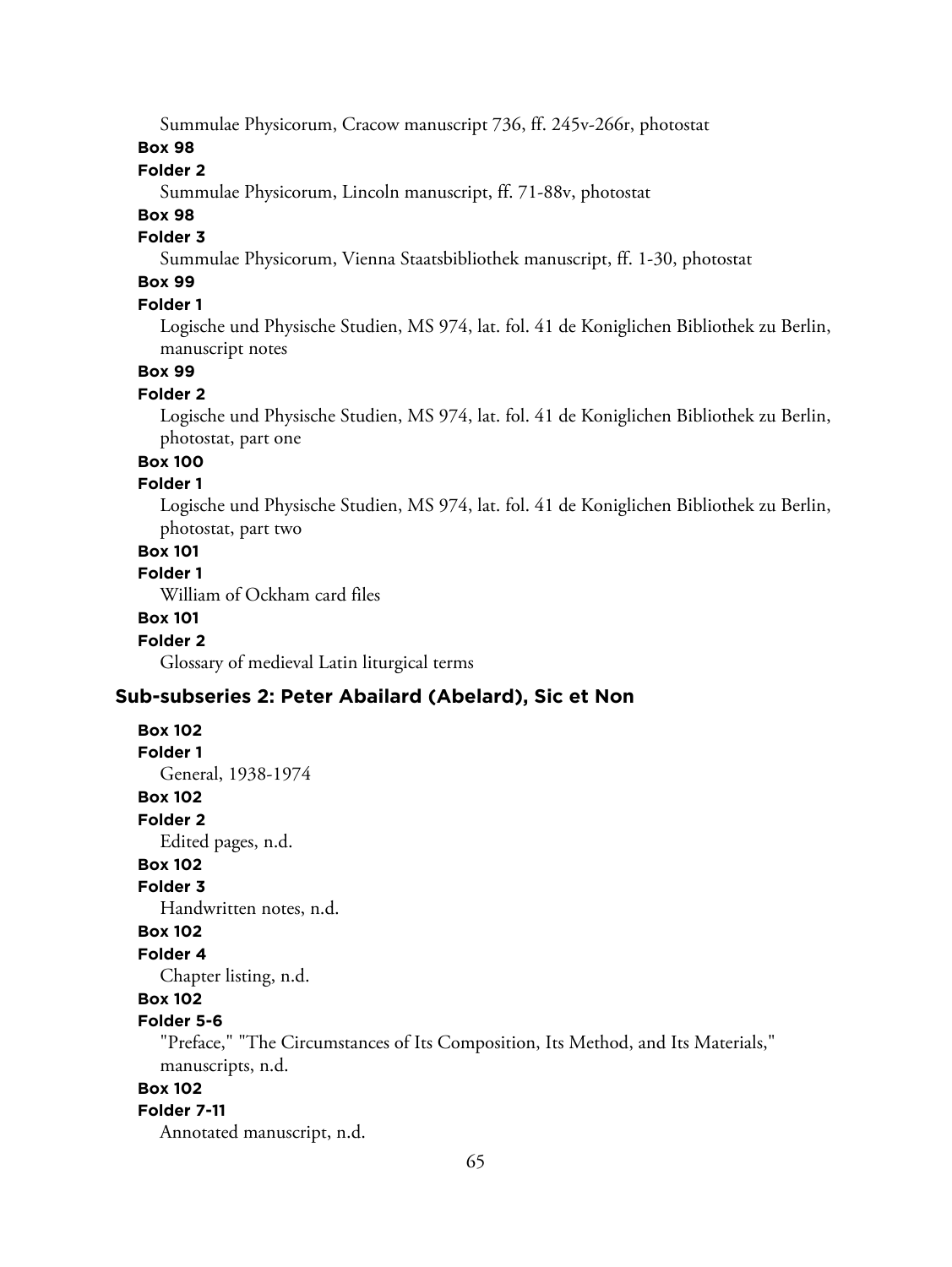Summulae Physicorum, Cracow manuscript 736, ff. 245v-266r, photostat

**Box 98**

**Folder 2**

Summulae Physicorum, Lincoln manuscript, ff. 71-88v, photostat

**Box 98**

**Folder 3**

Summulae Physicorum, Vienna Staatsbibliothek manuscript, ff. 1-30, photostat

**Box 99**

**Folder 1**

Logische und Physische Studien, MS 974, lat. fol. 41 de Koniglichen Bibliothek zu Berlin, manuscript notes

**Box 99**

**Folder 2**

Logische und Physische Studien, MS 974, lat. fol. 41 de Koniglichen Bibliothek zu Berlin, photostat, part one

**Box 100**

**Folder 1**

Logische und Physische Studien, MS 974, lat. fol. 41 de Koniglichen Bibliothek zu Berlin, photostat, part two

**Box 101**

**Folder 1**

William of Ockham card files

**Box 101**

**Folder 2**

Glossary of medieval Latin liturgical terms

## Sub-subseries 2: Peter Abailard (Abelard), Sic et Non

**Box 102**

**Folder 1**

General, 1938-1974

**Box 102**

**Folder 2**

Edited pages, n.d.

**Box 102**

**Folder 3**

Handwritten notes, n.d.

**Box 102**

**Folder 4**

Chapter listing, n.d.

**Box 102**

**Folder 5-6**

"Preface," "The Circumstances of Its Composition, Its Method, and Its Materials," manuscripts, n.d.

**Box 102**

**Folder 7-11**

Annotated manuscript, n.d.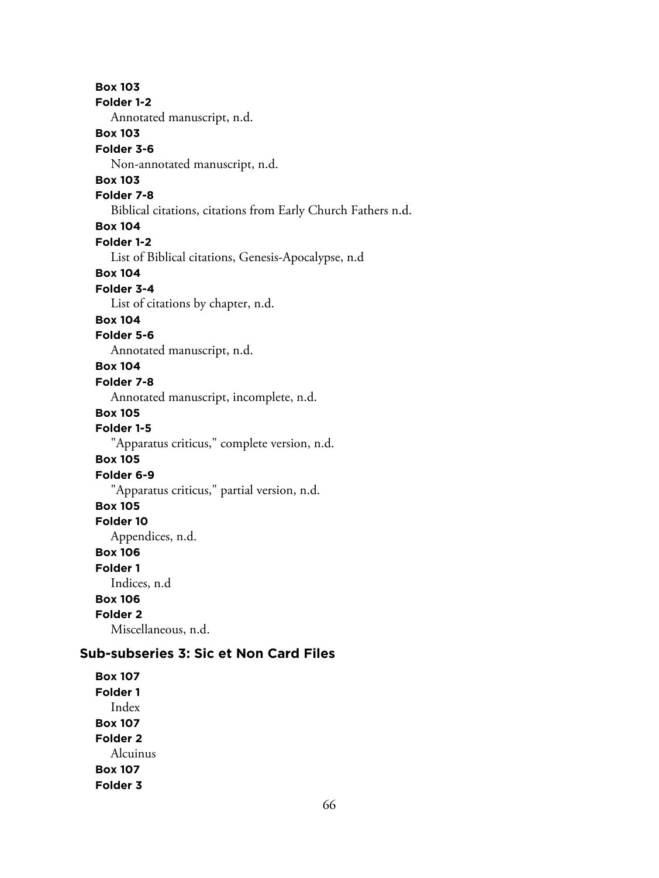**Box 103**
**Folder 1-2**
Annotated manuscript, n.d.
**Box 103**
**Folder 3-6**
Non-annotated manuscript, n.d.
**Box 103**
**Folder 7-8**
Biblical citations, citations from Early Church Fathers n.d.
**Box 104**
**Folder 1-2**
List of Biblical citations, Genesis-Apocalypse, n.d
**Box 104**
**Folder 3-4**
List of citations by chapter, n.d.
**Box 104**
**Folder 5-6**
Annotated manuscript, n.d.
**Box 104**
**Folder 7-8**
Annotated manuscript, incomplete, n.d.
**Box 105**
**Folder 1-5**
"Apparatus criticus," complete version, n.d.
**Box 105**
**Folder 6-9**
"Apparatus criticus," partial version, n.d.
**Box 105**
**Folder 10**
Appendices, n.d.
**Box 106**
**Folder 1**
Indices, n.d
**Box 106**
**Folder 2**
Miscellaneous, n.d.

## Sub-subseries 3: Sic et Non Card Files

**Box 107**
**Folder 1**
Index
**Box 107**
**Folder 2**
Alcuinus
**Box 107**
**Folder 3**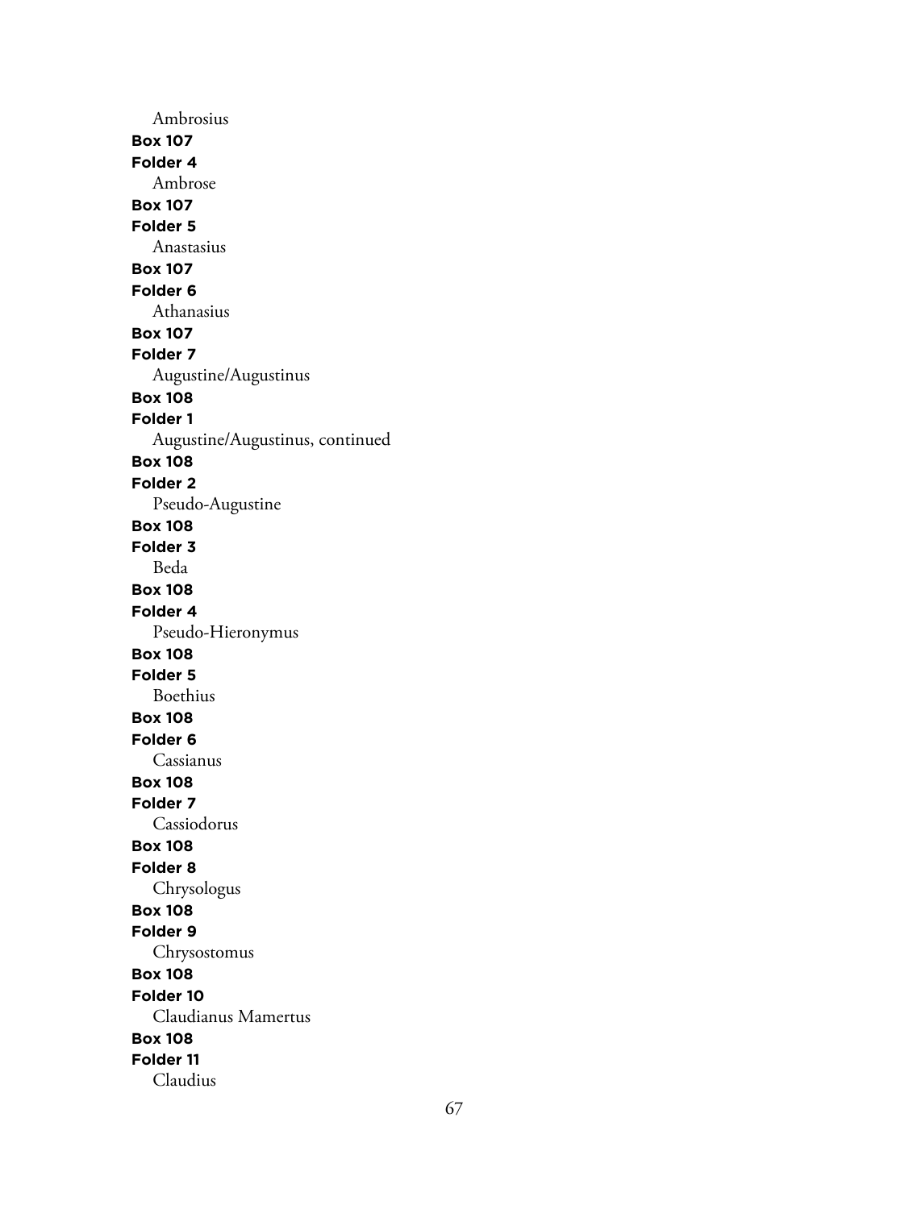Ambrosius

**Box 107**
**Folder 4**
Ambrose

**Box 107**
**Folder 5**
Anastasius

**Box 107**
**Folder 6**
Athanasius

**Box 107**
**Folder 7**
Augustine/Augustinus

**Box 108**
**Folder 1**
Augustine/Augustinus, continued

**Box 108**
**Folder 2**
Pseudo-Augustine

**Box 108**
**Folder 3**
Beda

**Box 108**
**Folder 4**
Pseudo-Hieronymus

**Box 108**
**Folder 5**
Boethius

**Box 108**
**Folder 6**
Cassianus

**Box 108**
**Folder 7**
Cassiodorus

**Box 108**
**Folder 8**
Chrysologus

**Box 108**
**Folder 9**
Chrysostomus

**Box 108**
**Folder 10**
Claudianus Mamertus

**Box 108**
**Folder 11**
Claudius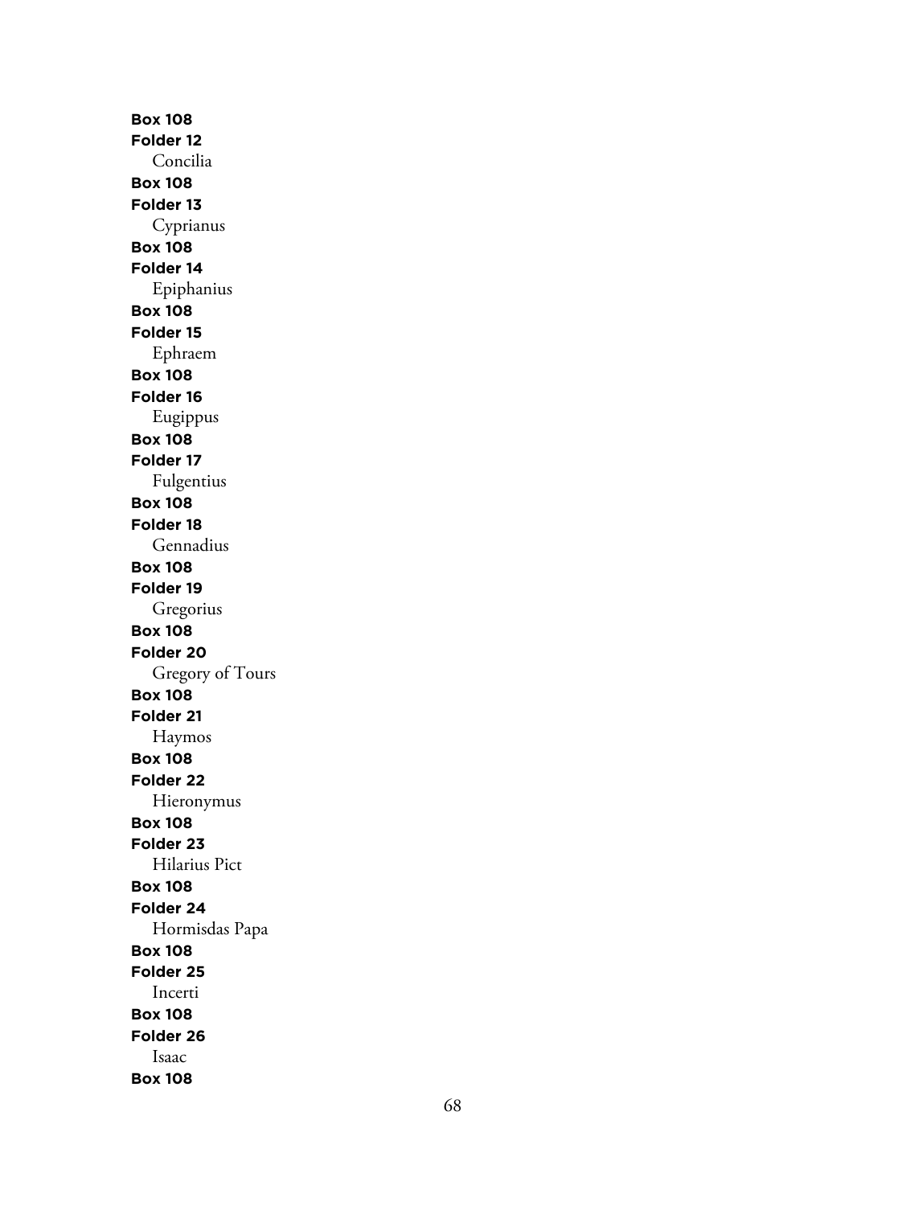**Box 108**
**Folder 12**
Concilia
**Box 108**
**Folder 13**
Cyprianus
**Box 108**
**Folder 14**
Epiphanius
**Box 108**
**Folder 15**
Ephraem
**Box 108**
**Folder 16**
Eugippus
**Box 108**
**Folder 17**
Fulgentius
**Box 108**
**Folder 18**
Gennadius
**Box 108**
**Folder 19**
Gregorius
**Box 108**
**Folder 20**
Gregory of Tours
**Box 108**
**Folder 21**
Haymos
**Box 108**
**Folder 22**
Hieronymus
**Box 108**
**Folder 23**
Hilarius Pict
**Box 108**
**Folder 24**
Hormisdas Papa
**Box 108**
**Folder 25**
Incerti
**Box 108**
**Folder 26**
Isaac
**Box 108**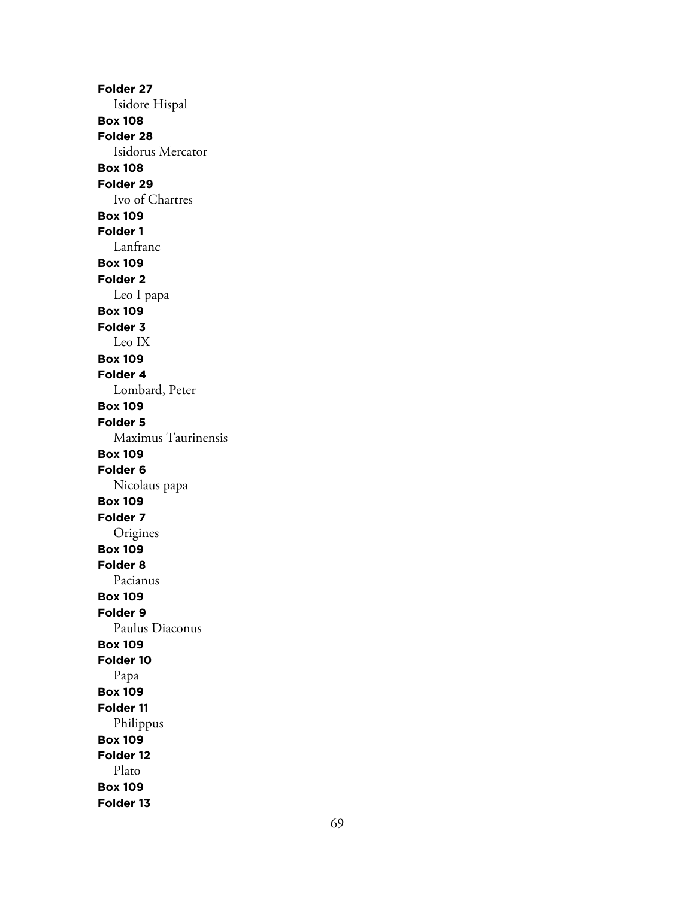**Folder 27**
Isidore Hispal
**Box 108**
**Folder 28**
Isidorus Mercator
**Box 108**
**Folder 29**
Ivo of Chartres
**Box 109**
**Folder 1**
Lanfranc
**Box 109**
**Folder 2**
Leo I papa
**Box 109**
**Folder 3**
Leo IX
**Box 109**
**Folder 4**
Lombard, Peter
**Box 109**
**Folder 5**
Maximus Taurinensis
**Box 109**
**Folder 6**
Nicolaus papa
**Box 109**
**Folder 7**
Origines
**Box 109**
**Folder 8**
Pacianus
**Box 109**
**Folder 9**
Paulus Diaconus
**Box 109**
**Folder 10**
Papa
**Box 109**
**Folder 11**
Philippus
**Box 109**
**Folder 12**
Plato
**Box 109**
**Folder 13**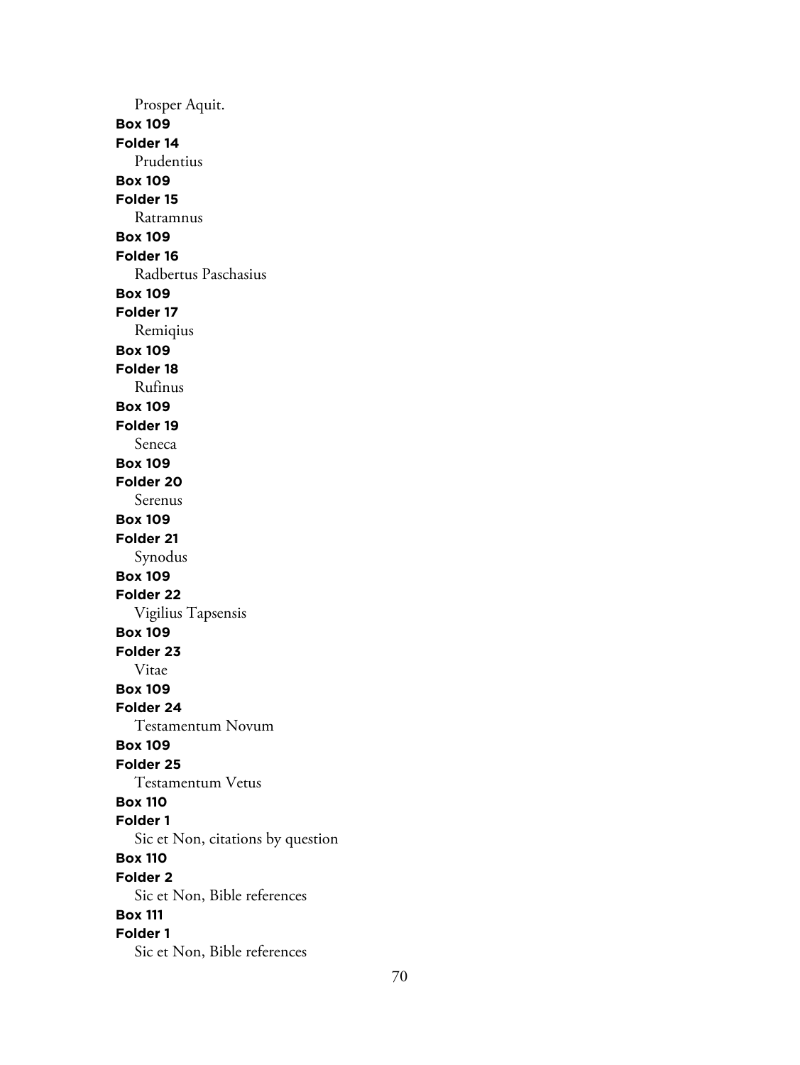Prosper Aquit.

**Box 109**
**Folder 14**
Prudentius

**Box 109**
**Folder 15**
Ratramnus

**Box 109**
**Folder 16**
Radbertus Paschasius

**Box 109**
**Folder 17**
Remiqius

**Box 109**
**Folder 18**
Rufinus

**Box 109**
**Folder 19**
Seneca

**Box 109**
**Folder 20**
Serenus

**Box 109**
**Folder 21**
Synodus

**Box 109**
**Folder 22**
Vigilius Tapsensis

**Box 109**
**Folder 23**
Vitae

**Box 109**
**Folder 24**
Testamentum Novum

**Box 109**
**Folder 25**
Testamentum Vetus

**Box 110**
**Folder 1**
Sic et Non, citations by question

**Box 110**
**Folder 2**
Sic et Non, Bible references

**Box 111**
**Folder 1**
Sic et Non, Bible references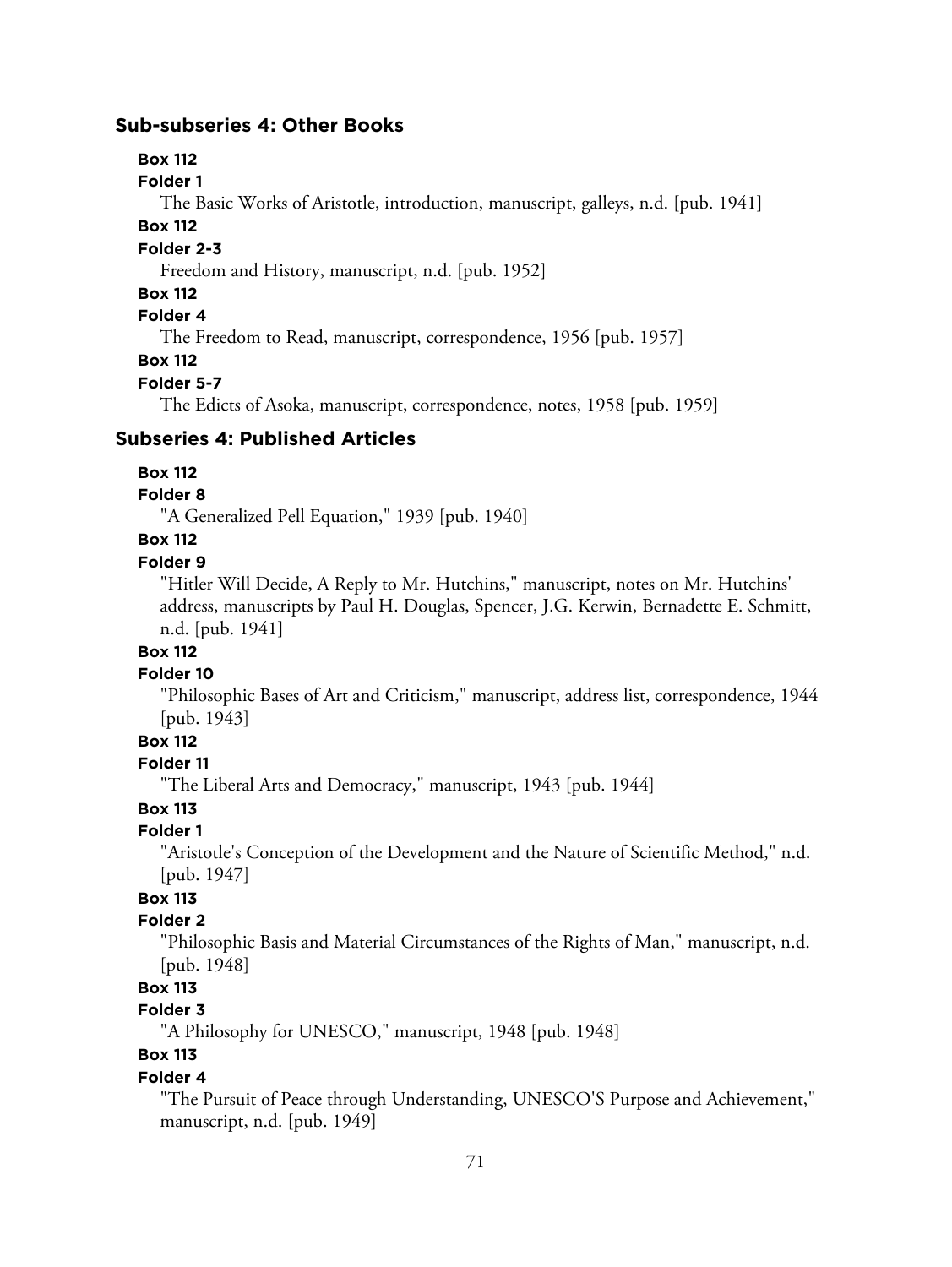### Sub-subseries 4: Other Books

**Box 112**
**Folder 1**
The Basic Works of Aristotle, introduction, manuscript, galleys, n.d. [pub. 1941]

**Box 112**
**Folder 2-3**
Freedom and History, manuscript, n.d. [pub. 1952]

**Box 112**
**Folder 4**
The Freedom to Read, manuscript, correspondence, 1956 [pub. 1957]

**Box 112**
**Folder 5-7**
The Edicts of Asoka, manuscript, correspondence, notes, 1958 [pub. 1959]

## Subseries 4: Published Articles

**Box 112**
**Folder 8**
"A Generalized Pell Equation," 1939 [pub. 1940]

**Box 112**
**Folder 9**
"Hitler Will Decide, A Reply to Mr. Hutchins," manuscript, notes on Mr. Hutchins' address, manuscripts by Paul H. Douglas, Spencer, J.G. Kerwin, Bernadette E. Schmitt, n.d. [pub. 1941]

**Box 112**
**Folder 10**
"Philosophic Bases of Art and Criticism," manuscript, address list, correspondence, 1944 [pub. 1943]

**Box 112**
**Folder 11**
"The Liberal Arts and Democracy," manuscript, 1943 [pub. 1944]

**Box 113**
**Folder 1**
"Aristotle's Conception of the Development and the Nature of Scientific Method," n.d. [pub. 1947]

**Box 113**
**Folder 2**
"Philosophic Basis and Material Circumstances of the Rights of Man," manuscript, n.d. [pub. 1948]

**Box 113**
**Folder 3**
"A Philosophy for UNESCO," manuscript, 1948 [pub. 1948]

**Box 113**
**Folder 4**
"The Pursuit of Peace through Understanding, UNESCO'S Purpose and Achievement," manuscript, n.d. [pub. 1949]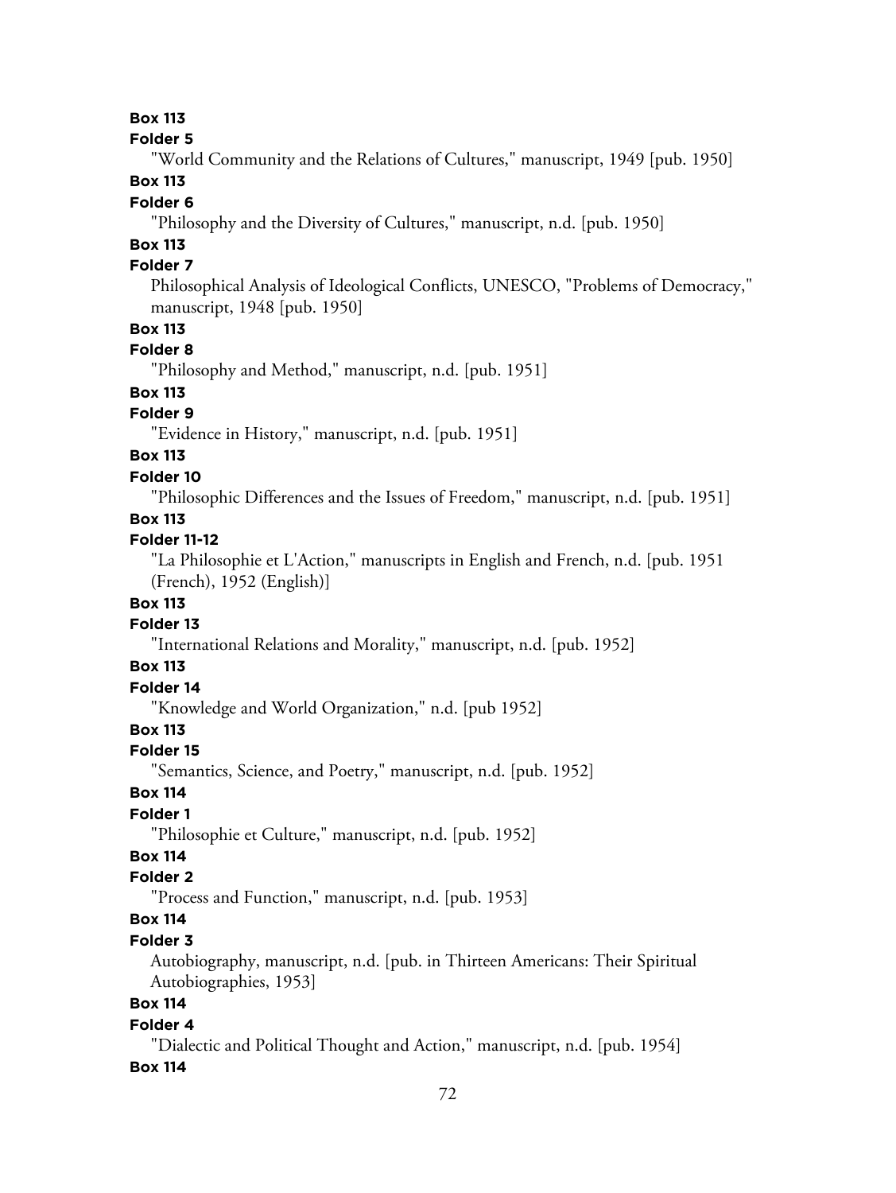**Box 113**

**Folder 5**

"World Community and the Relations of Cultures," manuscript, 1949 [pub. 1950]

**Box 113**

**Folder 6**

"Philosophy and the Diversity of Cultures," manuscript, n.d. [pub. 1950]

**Box 113**

**Folder 7**

Philosophical Analysis of Ideological Conflicts, UNESCO, "Problems of Democracy," manuscript, 1948 [pub. 1950]

**Box 113**

**Folder 8**

"Philosophy and Method," manuscript, n.d. [pub. 1951]

**Box 113**

**Folder 9**

"Evidence in History," manuscript, n.d. [pub. 1951]

**Box 113**

**Folder 10**

"Philosophic Differences and the Issues of Freedom," manuscript, n.d. [pub. 1951]

**Box 113**

**Folder 11-12**

"La Philosophie et L'Action," manuscripts in English and French, n.d. [pub. 1951 (French), 1952 (English)]

**Box 113**

**Folder 13**

"International Relations and Morality," manuscript, n.d. [pub. 1952]

**Box 113**

**Folder 14**

"Knowledge and World Organization," n.d. [pub 1952]

**Box 113**

**Folder 15**

"Semantics, Science, and Poetry," manuscript, n.d. [pub. 1952]

**Box 114**

**Folder 1**

"Philosophie et Culture," manuscript, n.d. [pub. 1952]

**Box 114**

**Folder 2**

"Process and Function," manuscript, n.d. [pub. 1953]

**Box 114**

**Folder 3**

Autobiography, manuscript, n.d. [pub. in Thirteen Americans: Their Spiritual Autobiographies, 1953]

**Box 114**

**Folder 4**

"Dialectic and Political Thought and Action," manuscript, n.d. [pub. 1954]

**Box 114**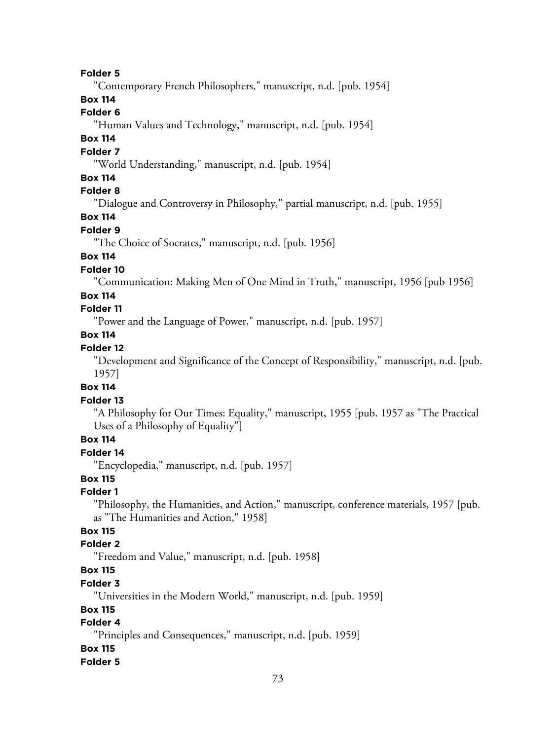**Folder 5**

"Contemporary French Philosophers," manuscript, n.d. [pub. 1954]

**Box 114**

**Folder 6**

"Human Values and Technology," manuscript, n.d. [pub. 1954]

**Box 114**

**Folder 7**

"World Understanding," manuscript, n.d. [pub. 1954]

**Box 114**

**Folder 8**

"Dialogue and Controversy in Philosophy," partial manuscript, n.d. [pub. 1955]

**Box 114**

**Folder 9**

"The Choice of Socrates," manuscript, n.d. [pub. 1956]

**Box 114**

**Folder 10**

"Communication: Making Men of One Mind in Truth," manuscript, 1956 [pub 1956]

**Box 114**

**Folder 11**

"Power and the Language of Power," manuscript, n.d. [pub. 1957]

**Box 114**

**Folder 12**

"Development and Significance of the Concept of Responsibility," manuscript, n.d. [pub. 1957]

**Box 114**

**Folder 13**

"A Philosophy for Our Times: Equality," manuscript, 1955 [pub. 1957 as "The Practical Uses of a Philosophy of Equality"]

**Box 114**

**Folder 14**

"Encyclopedia," manuscript, n.d. [pub. 1957]

**Box 115**

**Folder 1**

"Philosophy, the Humanities, and Action," manuscript, conference materials, 1957 [pub. as "The Humanities and Action," 1958]

**Box 115**

**Folder 2**

"Freedom and Value," manuscript, n.d. [pub. 1958]

**Box 115**

**Folder 3**

"Universities in the Modern World," manuscript, n.d. [pub. 1959]

**Box 115**

**Folder 4**

"Principles and Consequences," manuscript, n.d. [pub. 1959]

**Box 115**

**Folder 5**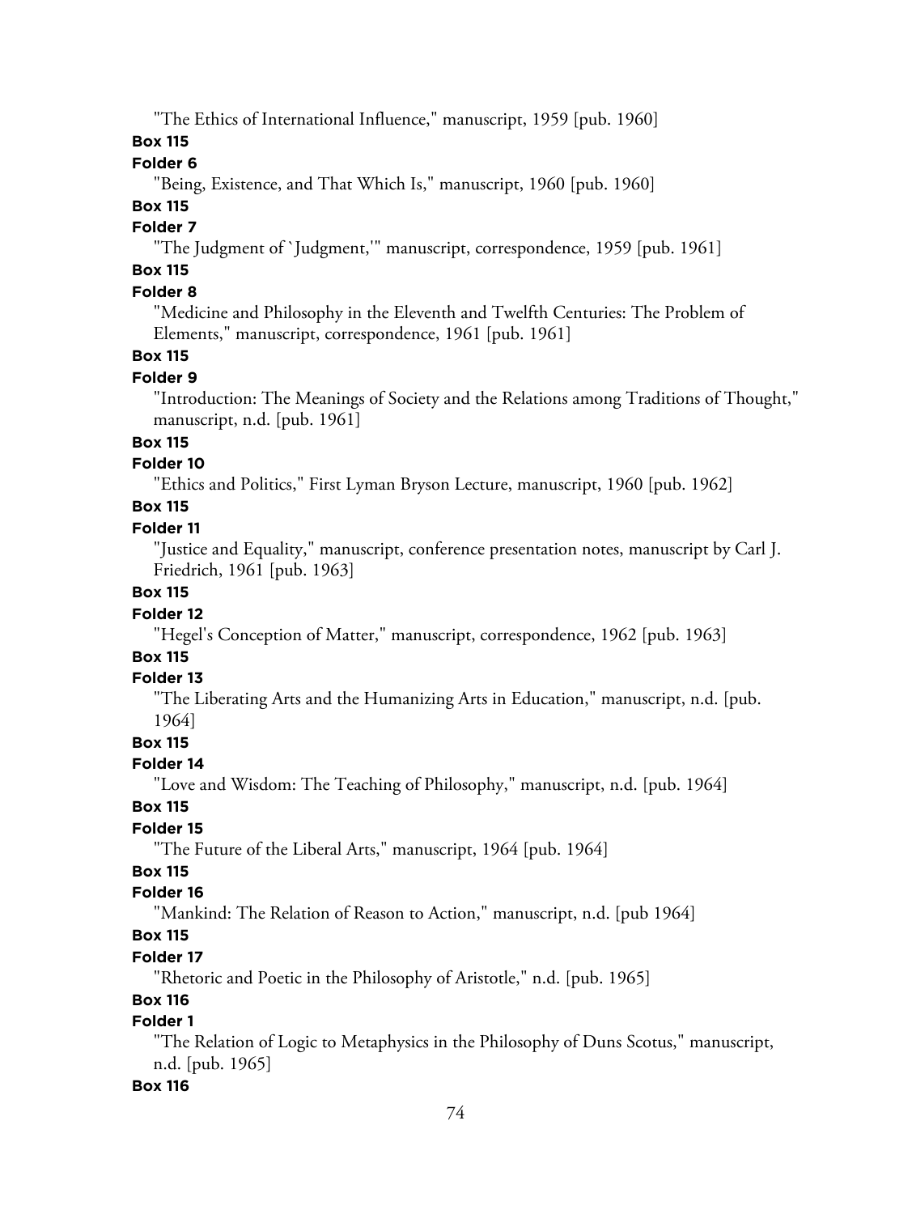"The Ethics of International Influence," manuscript, 1959 [pub. 1960]

**Box 115**

**Folder 6**

"Being, Existence, and That Which Is," manuscript, 1960 [pub. 1960]

**Box 115**

**Folder 7**

"The Judgment of `Judgment,'" manuscript, correspondence, 1959 [pub. 1961]

**Box 115**

**Folder 8**

"Medicine and Philosophy in the Eleventh and Twelfth Centuries: The Problem of Elements," manuscript, correspondence, 1961 [pub. 1961]

**Box 115**

**Folder 9**

"Introduction: The Meanings of Society and the Relations among Traditions of Thought," manuscript, n.d. [pub. 1961]

**Box 115**

**Folder 10**

"Ethics and Politics," First Lyman Bryson Lecture, manuscript, 1960 [pub. 1962]

**Box 115**

**Folder 11**

"Justice and Equality," manuscript, conference presentation notes, manuscript by Carl J. Friedrich, 1961 [pub. 1963]

**Box 115**

**Folder 12**

"Hegel's Conception of Matter," manuscript, correspondence, 1962 [pub. 1963]

**Box 115**

**Folder 13**

"The Liberating Arts and the Humanizing Arts in Education," manuscript, n.d. [pub. 1964]

**Box 115**

**Folder 14**

"Love and Wisdom: The Teaching of Philosophy," manuscript, n.d. [pub. 1964]

**Box 115**

**Folder 15**

"The Future of the Liberal Arts," manuscript, 1964 [pub. 1964]

**Box 115**

**Folder 16**

"Mankind: The Relation of Reason to Action," manuscript, n.d. [pub 1964]

**Box 115**

**Folder 17**

"Rhetoric and Poetic in the Philosophy of Aristotle," n.d. [pub. 1965]

**Box 116**

**Folder 1**

"The Relation of Logic to Metaphysics in the Philosophy of Duns Scotus," manuscript, n.d. [pub. 1965]

**Box 116**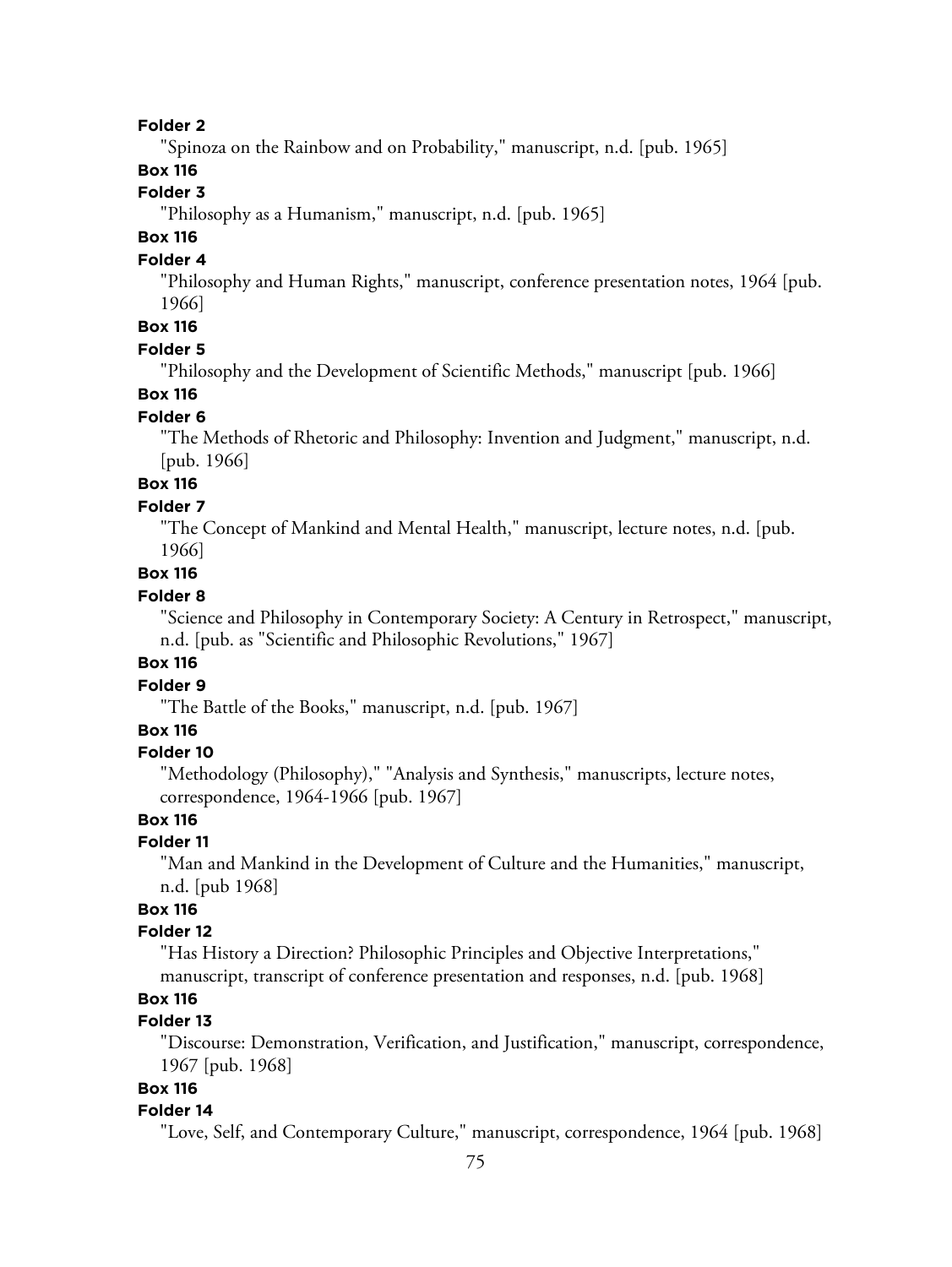**Folder 2**

"Spinoza on the Rainbow and on Probability," manuscript, n.d. [pub. 1965]

**Box 116**

**Folder 3**

"Philosophy as a Humanism," manuscript, n.d. [pub. 1965]

**Box 116**

**Folder 4**

"Philosophy and Human Rights," manuscript, conference presentation notes, 1964 [pub. 1966]

**Box 116**

**Folder 5**

"Philosophy and the Development of Scientific Methods," manuscript [pub. 1966]

**Box 116**

**Folder 6**

"The Methods of Rhetoric and Philosophy: Invention and Judgment," manuscript, n.d. [pub. 1966]

**Box 116**

**Folder 7**

"The Concept of Mankind and Mental Health," manuscript, lecture notes, n.d. [pub. 1966]

**Box 116**

**Folder 8**

"Science and Philosophy in Contemporary Society: A Century in Retrospect," manuscript, n.d. [pub. as "Scientific and Philosophic Revolutions," 1967]

**Box 116**

**Folder 9**

"The Battle of the Books," manuscript, n.d. [pub. 1967]

**Box 116**

**Folder 10**

"Methodology (Philosophy)," "Analysis and Synthesis," manuscripts, lecture notes, correspondence, 1964-1966 [pub. 1967]

**Box 116**

**Folder 11**

"Man and Mankind in the Development of Culture and the Humanities," manuscript, n.d. [pub 1968]

**Box 116**

**Folder 12**

"Has History a Direction? Philosophic Principles and Objective Interpretations," manuscript, transcript of conference presentation and responses, n.d. [pub. 1968]

**Box 116**

**Folder 13**

"Discourse: Demonstration, Verification, and Justification," manuscript, correspondence, 1967 [pub. 1968]

**Box 116**

**Folder 14**

"Love, Self, and Contemporary Culture," manuscript, correspondence, 1964 [pub. 1968]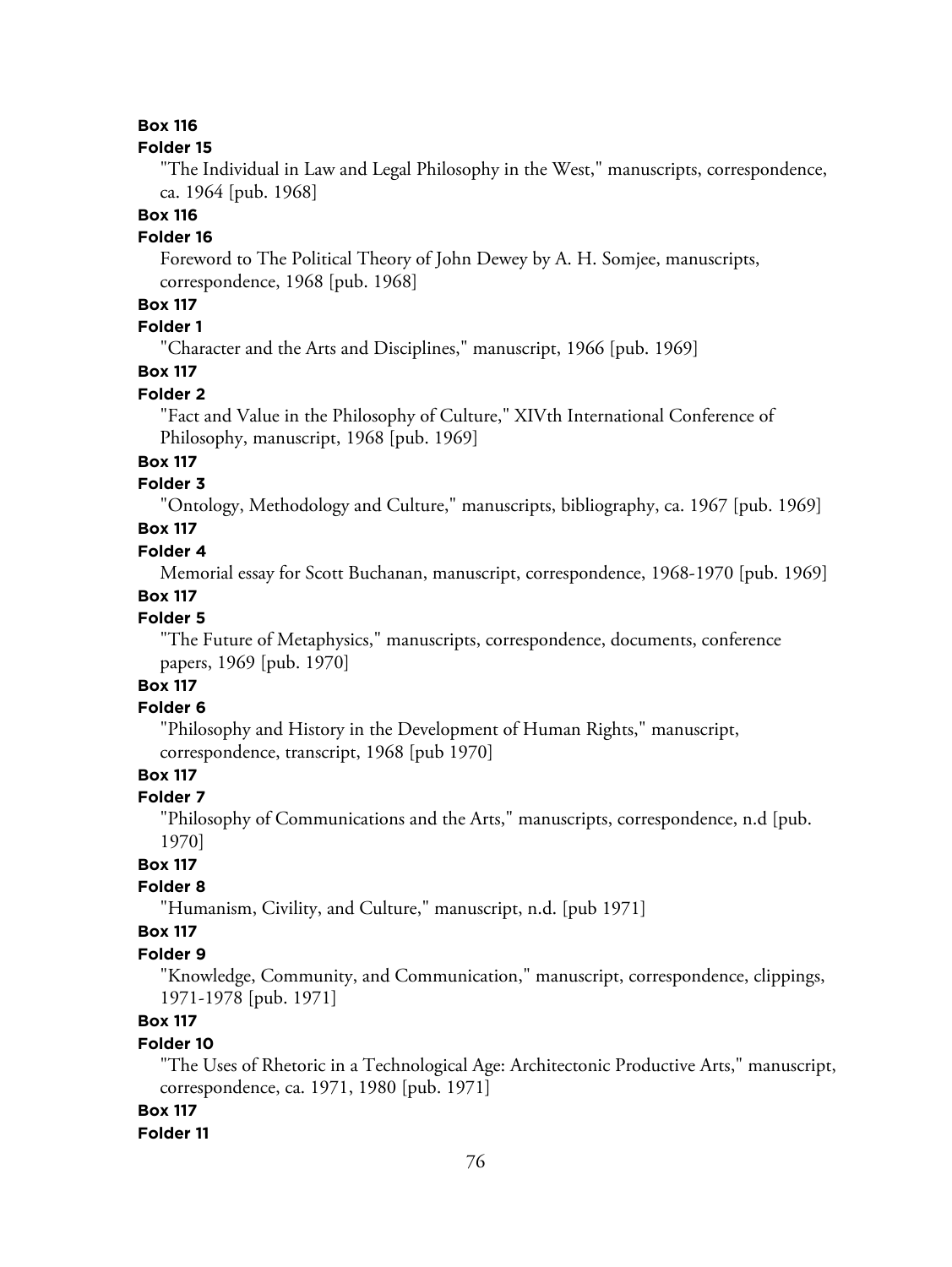**Box 116**

**Folder 15**

"The Individual in Law and Legal Philosophy in the West," manuscripts, correspondence, ca. 1964 [pub. 1968]

**Box 116**

**Folder 16**

Foreword to The Political Theory of John Dewey by A. H. Somjee, manuscripts, correspondence, 1968 [pub. 1968]

**Box 117**

**Folder 1**

"Character and the Arts and Disciplines," manuscript, 1966 [pub. 1969]

**Box 117**

**Folder 2**

"Fact and Value in the Philosophy of Culture," XIVth International Conference of Philosophy, manuscript, 1968 [pub. 1969]

**Box 117**

**Folder 3**

"Ontology, Methodology and Culture," manuscripts, bibliography, ca. 1967 [pub. 1969]

**Box 117**

**Folder 4**

Memorial essay for Scott Buchanan, manuscript, correspondence, 1968-1970 [pub. 1969]

**Box 117**

**Folder 5**

"The Future of Metaphysics," manuscripts, correspondence, documents, conference papers, 1969 [pub. 1970]

**Box 117**

**Folder 6**

"Philosophy and History in the Development of Human Rights," manuscript, correspondence, transcript, 1968 [pub 1970]

**Box 117**

**Folder 7**

"Philosophy of Communications and the Arts," manuscripts, correspondence, n.d [pub. 1970]

**Box 117**

**Folder 8**

"Humanism, Civility, and Culture," manuscript, n.d. [pub 1971]

**Box 117**

**Folder 9**

"Knowledge, Community, and Communication," manuscript, correspondence, clippings, 1971-1978 [pub. 1971]

**Box 117**

**Folder 10**

"The Uses of Rhetoric in a Technological Age: Architectonic Productive Arts," manuscript, correspondence, ca. 1971, 1980 [pub. 1971]

**Box 117**

**Folder 11**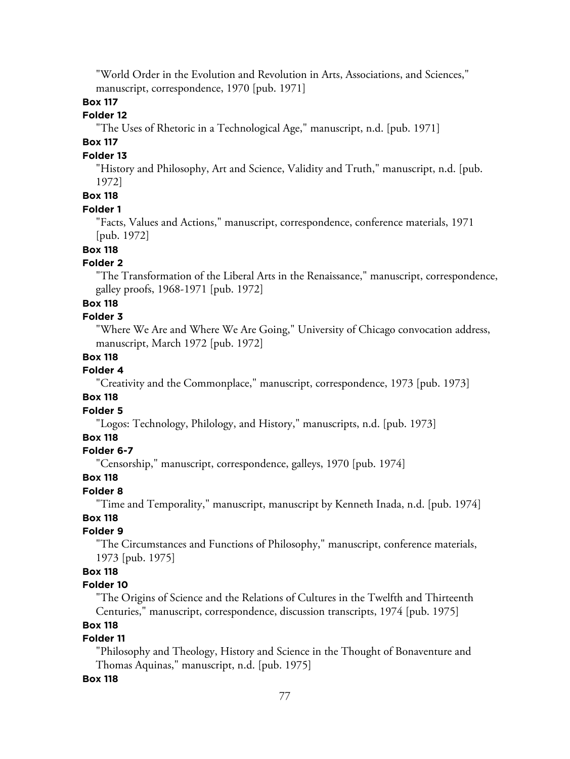"World Order in the Evolution and Revolution in Arts, Associations, and Sciences," manuscript, correspondence, 1970 [pub. 1971]

**Box 117**

**Folder 12**

"The Uses of Rhetoric in a Technological Age," manuscript, n.d. [pub. 1971]

**Box 117**

**Folder 13**

"History and Philosophy, Art and Science, Validity and Truth," manuscript, n.d. [pub. 1972]

**Box 118**

**Folder 1**

"Facts, Values and Actions," manuscript, correspondence, conference materials, 1971 [pub. 1972]

**Box 118**

**Folder 2**

"The Transformation of the Liberal Arts in the Renaissance," manuscript, correspondence, galley proofs, 1968-1971 [pub. 1972]

**Box 118**

**Folder 3**

"Where We Are and Where We Are Going," University of Chicago convocation address, manuscript, March 1972 [pub. 1972]

**Box 118**

**Folder 4**

"Creativity and the Commonplace," manuscript, correspondence, 1973 [pub. 1973]

**Box 118**

**Folder 5**

"Logos: Technology, Philology, and History," manuscripts, n.d. [pub. 1973]

**Box 118**

**Folder 6-7**

"Censorship," manuscript, correspondence, galleys, 1970 [pub. 1974]

**Box 118**

**Folder 8**

"Time and Temporality," manuscript, manuscript by Kenneth Inada, n.d. [pub. 1974]

**Box 118**

**Folder 9**

"The Circumstances and Functions of Philosophy," manuscript, conference materials, 1973 [pub. 1975]

**Box 118**

**Folder 10**

"The Origins of Science and the Relations of Cultures in the Twelfth and Thirteenth Centuries," manuscript, correspondence, discussion transcripts, 1974 [pub. 1975]

**Box 118**

**Folder 11**

"Philosophy and Theology, History and Science in the Thought of Bonaventure and Thomas Aquinas," manuscript, n.d. [pub. 1975]

**Box 118**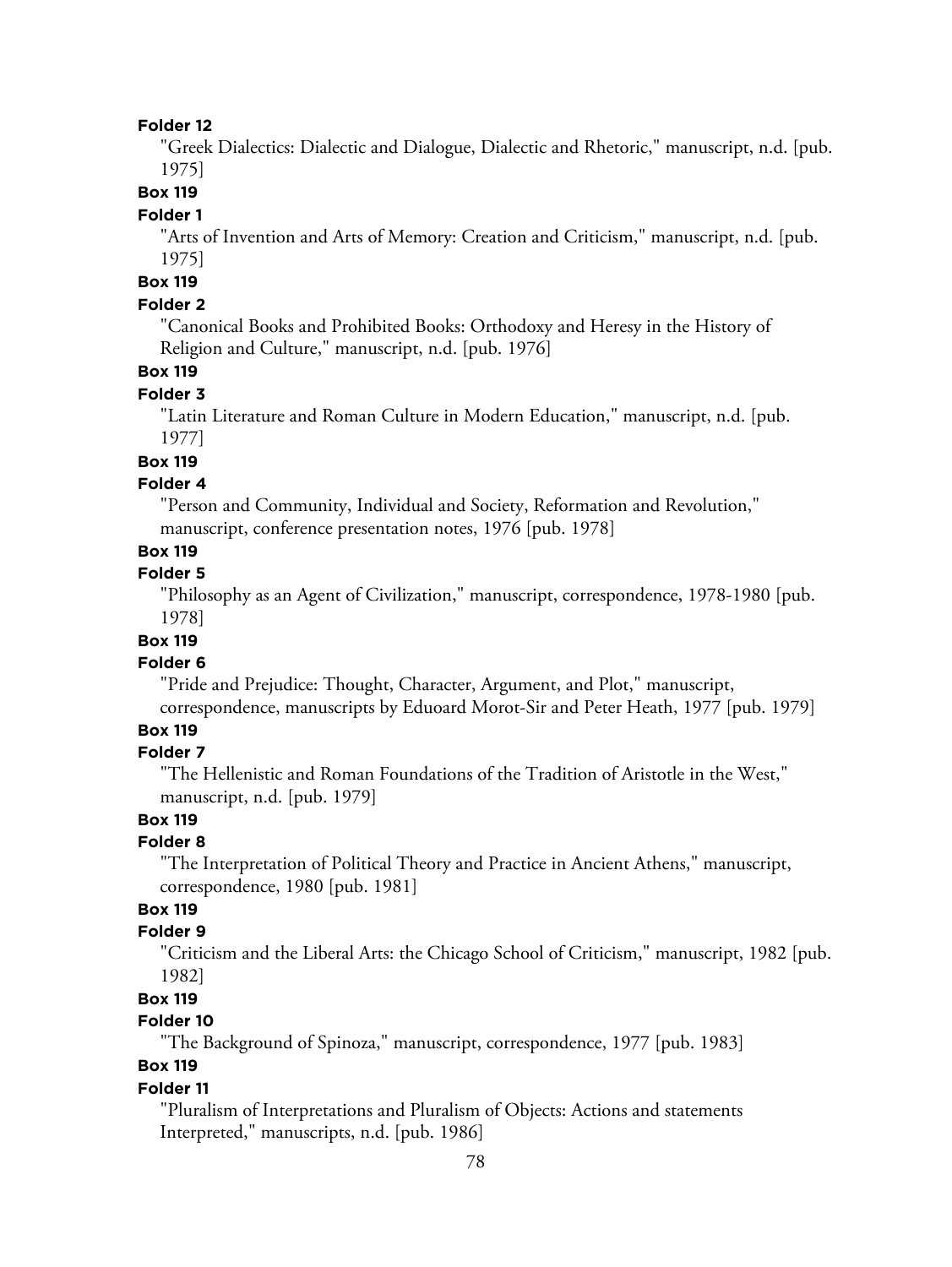**Folder 12**

"Greek Dialectics: Dialectic and Dialogue, Dialectic and Rhetoric," manuscript, n.d. [pub. 1975]

**Box 119**

**Folder 1**

"Arts of Invention and Arts of Memory: Creation and Criticism," manuscript, n.d. [pub. 1975]

**Box 119**

**Folder 2**

"Canonical Books and Prohibited Books: Orthodoxy and Heresy in the History of Religion and Culture," manuscript, n.d. [pub. 1976]

**Box 119**

**Folder 3**

"Latin Literature and Roman Culture in Modern Education," manuscript, n.d. [pub. 1977]

**Box 119**

**Folder 4**

"Person and Community, Individual and Society, Reformation and Revolution," manuscript, conference presentation notes, 1976 [pub. 1978]

**Box 119**

**Folder 5**

"Philosophy as an Agent of Civilization," manuscript, correspondence, 1978-1980 [pub. 1978]

**Box 119**

**Folder 6**

"Pride and Prejudice: Thought, Character, Argument, and Plot," manuscript, correspondence, manuscripts by Eduoard Morot-Sir and Peter Heath, 1977 [pub. 1979]

**Box 119**

**Folder 7**

"The Hellenistic and Roman Foundations of the Tradition of Aristotle in the West," manuscript, n.d. [pub. 1979]

**Box 119**

**Folder 8**

"The Interpretation of Political Theory and Practice in Ancient Athens," manuscript, correspondence, 1980 [pub. 1981]

**Box 119**

**Folder 9**

"Criticism and the Liberal Arts: the Chicago School of Criticism," manuscript, 1982 [pub. 1982]

**Box 119**

**Folder 10**

"The Background of Spinoza," manuscript, correspondence, 1977 [pub. 1983]

**Box 119**

**Folder 11**

"Pluralism of Interpretations and Pluralism of Objects: Actions and statements Interpreted," manuscripts, n.d. [pub. 1986]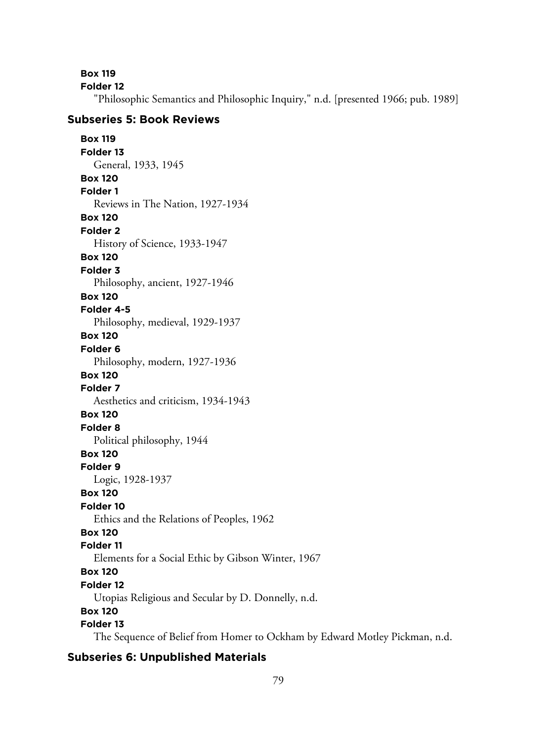**Box 119**
**Folder 12**
"Philosophic Semantics and Philosophic Inquiry," n.d. [presented 1966; pub. 1989]

### Subseries 5: Book Reviews

**Box 119**
**Folder 13**
General, 1933, 1945

**Box 120**
**Folder 1**
Reviews in The Nation, 1927-1934

**Box 120**
**Folder 2**
History of Science, 1933-1947

**Box 120**
**Folder 3**
Philosophy, ancient, 1927-1946

**Box 120**
**Folder 4-5**
Philosophy, medieval, 1929-1937

**Box 120**
**Folder 6**
Philosophy, modern, 1927-1936

**Box 120**
**Folder 7**
Aesthetics and criticism, 1934-1943

**Box 120**
**Folder 8**
Political philosophy, 1944

**Box 120**
**Folder 9**
Logic, 1928-1937

**Box 120**
**Folder 10**
Ethics and the Relations of Peoples, 1962

**Box 120**
**Folder 11**
Elements for a Social Ethic by Gibson Winter, 1967

**Box 120**
**Folder 12**
Utopias Religious and Secular by D. Donnelly, n.d.

**Box 120**
**Folder 13**
The Sequence of Belief from Homer to Ockham by Edward Motley Pickman, n.d.

### Subseries 6: Unpublished Materials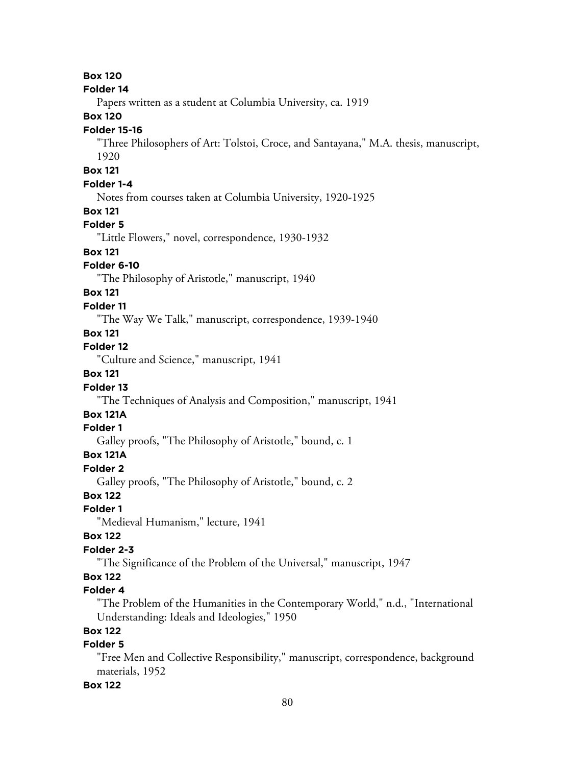**Box 120**

**Folder 14**

Papers written as a student at Columbia University, ca. 1919

**Box 120**

**Folder 15-16**

"Three Philosophers of Art: Tolstoi, Croce, and Santayana," M.A. thesis, manuscript, 1920

**Box 121**

**Folder 1-4**

Notes from courses taken at Columbia University, 1920-1925

**Box 121**

**Folder 5**

"Little Flowers," novel, correspondence, 1930-1932

**Box 121**

**Folder 6-10**

"The Philosophy of Aristotle," manuscript, 1940

**Box 121**

**Folder 11**

"The Way We Talk," manuscript, correspondence, 1939-1940

**Box 121**

**Folder 12**

"Culture and Science," manuscript, 1941

**Box 121**

**Folder 13**

"The Techniques of Analysis and Composition," manuscript, 1941

**Box 121A**

**Folder 1**

Galley proofs, "The Philosophy of Aristotle," bound, c. 1

**Box 121A**

**Folder 2**

Galley proofs, "The Philosophy of Aristotle," bound, c. 2

**Box 122**

**Folder 1**

"Medieval Humanism," lecture, 1941

**Box 122**

**Folder 2-3**

"The Significance of the Problem of the Universal," manuscript, 1947

**Box 122**

**Folder 4**

"The Problem of the Humanities in the Contemporary World," n.d., "International Understanding: Ideals and Ideologies," 1950

**Box 122**

**Folder 5**

"Free Men and Collective Responsibility," manuscript, correspondence, background materials, 1952

**Box 122**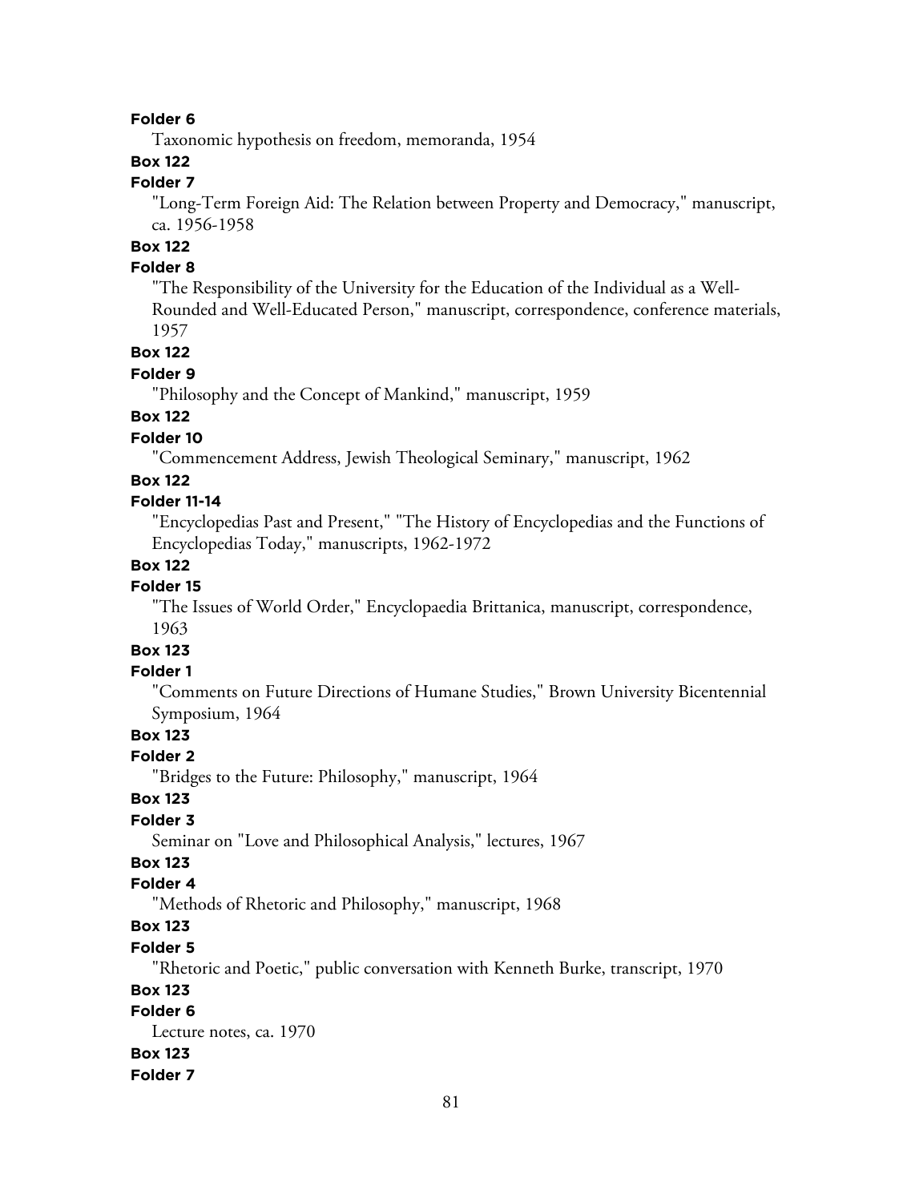**Folder 6**

Taxonomic hypothesis on freedom, memoranda, 1954

**Box 122**

**Folder 7**

"Long-Term Foreign Aid: The Relation between Property and Democracy," manuscript, ca. 1956-1958

**Box 122**

**Folder 8**

"The Responsibility of the University for the Education of the Individual as a Well-Rounded and Well-Educated Person," manuscript, correspondence, conference materials, 1957

**Box 122**

**Folder 9**

"Philosophy and the Concept of Mankind," manuscript, 1959

**Box 122**

**Folder 10**

"Commencement Address, Jewish Theological Seminary," manuscript, 1962

**Box 122**

**Folder 11-14**

"Encyclopedias Past and Present," "The History of Encyclopedias and the Functions of Encyclopedias Today," manuscripts, 1962-1972

**Box 122**

**Folder 15**

"The Issues of World Order," Encyclopaedia Brittanica, manuscript, correspondence, 1963

**Box 123**

**Folder 1**

"Comments on Future Directions of Humane Studies," Brown University Bicentennial Symposium, 1964

**Box 123**

**Folder 2**

"Bridges to the Future: Philosophy," manuscript, 1964

**Box 123**

**Folder 3**

Seminar on "Love and Philosophical Analysis," lectures, 1967

**Box 123**

**Folder 4**

"Methods of Rhetoric and Philosophy," manuscript, 1968

**Box 123**

**Folder 5**

"Rhetoric and Poetic," public conversation with Kenneth Burke, transcript, 1970

**Box 123**

**Folder 6**

Lecture notes, ca. 1970

**Box 123**

**Folder 7**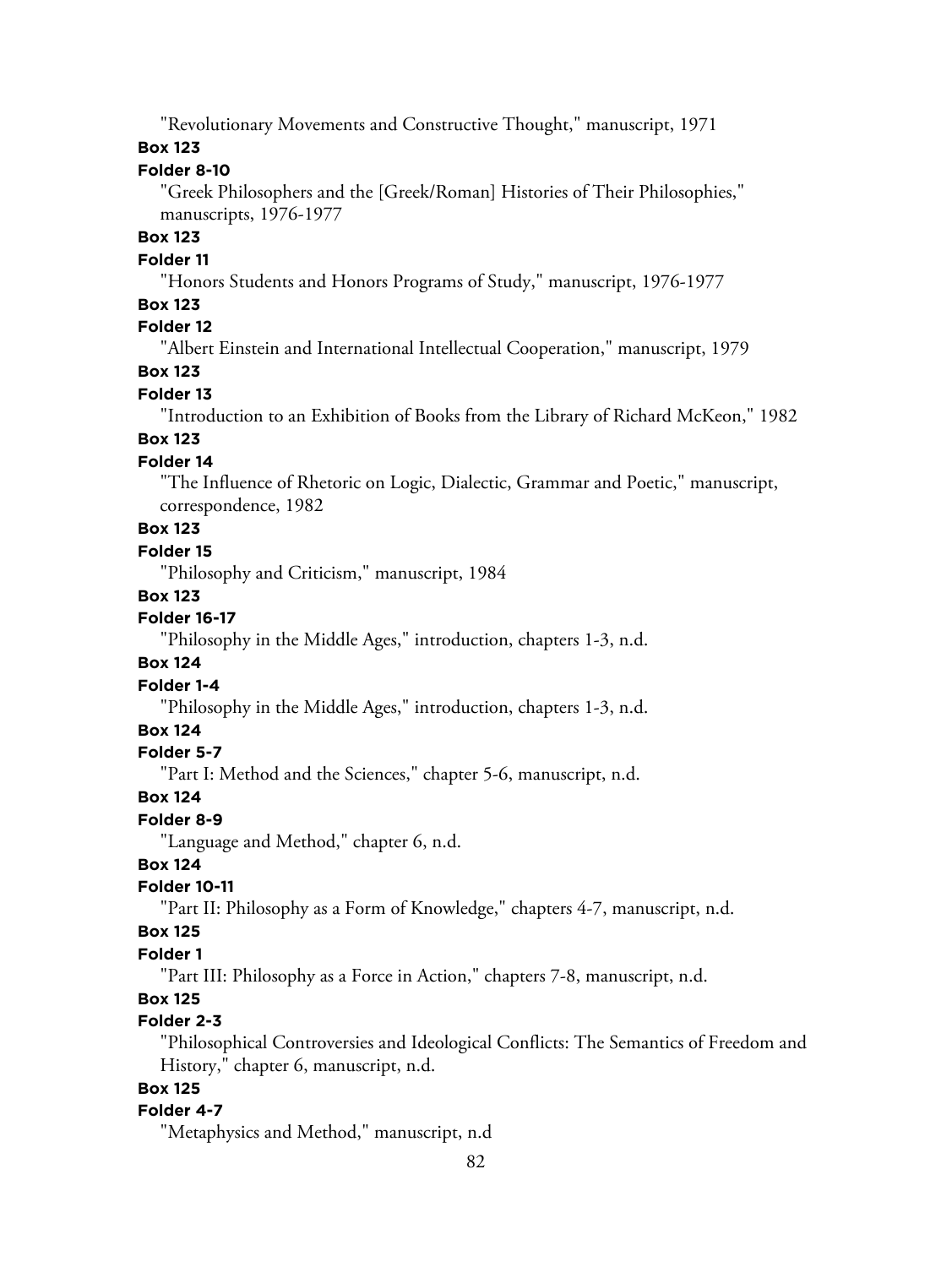"Revolutionary Movements and Constructive Thought," manuscript, 1971

**Box 123**

**Folder 8-10**

"Greek Philosophers and the [Greek/Roman] Histories of Their Philosophies," manuscripts, 1976-1977

**Box 123**

**Folder 11**

"Honors Students and Honors Programs of Study," manuscript, 1976-1977

**Box 123**

**Folder 12**

"Albert Einstein and International Intellectual Cooperation," manuscript, 1979

**Box 123**

**Folder 13**

"Introduction to an Exhibition of Books from the Library of Richard McKeon," 1982

**Box 123**

**Folder 14**

"The Influence of Rhetoric on Logic, Dialectic, Grammar and Poetic," manuscript, correspondence, 1982

**Box 123**

**Folder 15**

"Philosophy and Criticism," manuscript, 1984

**Box 123**

**Folder 16-17**

"Philosophy in the Middle Ages," introduction, chapters 1-3, n.d.

**Box 124**

**Folder 1-4**

"Philosophy in the Middle Ages," introduction, chapters 1-3, n.d.

**Box 124**

**Folder 5-7**

"Part I: Method and the Sciences," chapter 5-6, manuscript, n.d.

**Box 124**

**Folder 8-9**

"Language and Method," chapter 6, n.d.

**Box 124**

**Folder 10-11**

"Part II: Philosophy as a Form of Knowledge," chapters 4-7, manuscript, n.d.

**Box 125**

**Folder 1**

"Part III: Philosophy as a Force in Action," chapters 7-8, manuscript, n.d.

**Box 125**

**Folder 2-3**

"Philosophical Controversies and Ideological Conflicts: The Semantics of Freedom and History," chapter 6, manuscript, n.d.

**Box 125**

**Folder 4-7**

"Metaphysics and Method," manuscript, n.d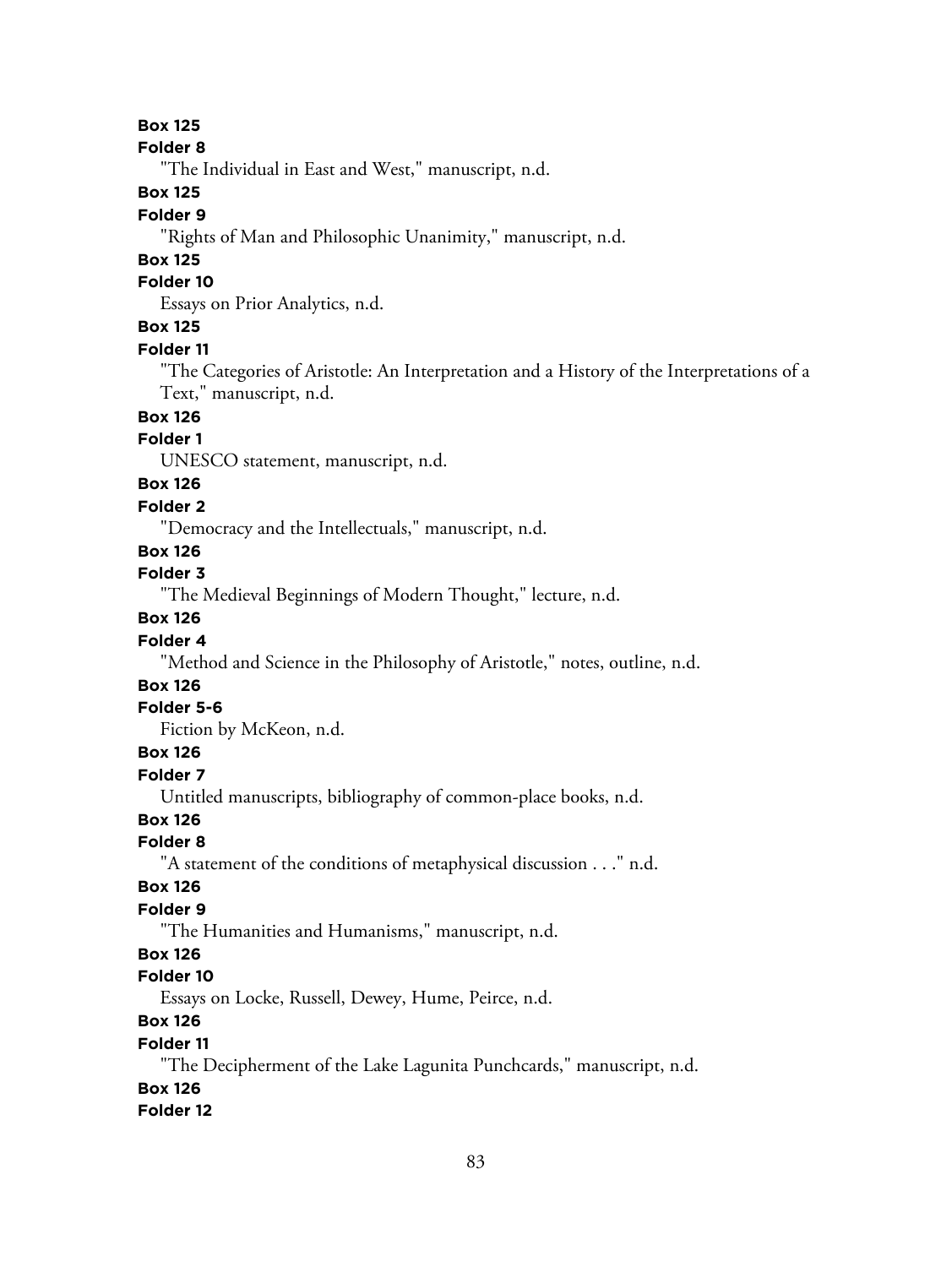**Box 125**

**Folder 8**

"The Individual in East and West," manuscript, n.d.

**Box 125**

**Folder 9**

"Rights of Man and Philosophic Unanimity," manuscript, n.d.

**Box 125**

**Folder 10**

Essays on Prior Analytics, n.d.

**Box 125**

**Folder 11**

"The Categories of Aristotle: An Interpretation and a History of the Interpretations of a Text," manuscript, n.d.

**Box 126**

**Folder 1**

UNESCO statement, manuscript, n.d.

**Box 126**

**Folder 2**

"Democracy and the Intellectuals," manuscript, n.d.

**Box 126**

**Folder 3**

"The Medieval Beginnings of Modern Thought," lecture, n.d.

**Box 126**

**Folder 4**

"Method and Science in the Philosophy of Aristotle," notes, outline, n.d.

**Box 126**

**Folder 5-6**

Fiction by McKeon, n.d.

**Box 126**

**Folder 7**

Untitled manuscripts, bibliography of common-place books, n.d.

**Box 126**

**Folder 8**

"A statement of the conditions of metaphysical discussion . . ." n.d.

**Box 126**

**Folder 9**

"The Humanities and Humanisms," manuscript, n.d.

**Box 126**

**Folder 10**

Essays on Locke, Russell, Dewey, Hume, Peirce, n.d.

**Box 126**

**Folder 11**

"The Decipherment of the Lake Lagunita Punchcards," manuscript, n.d.

**Box 126**

**Folder 12**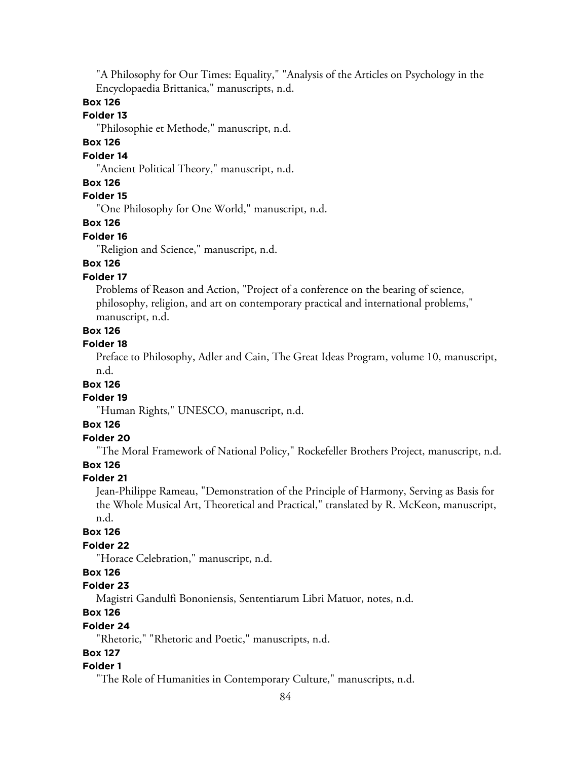"A Philosophy for Our Times: Equality," "Analysis of the Articles on Psychology in the Encyclopaedia Brittanica," manuscripts, n.d.

**Box 126**

**Folder 13**

"Philosophie et Methode," manuscript, n.d.

**Box 126**

**Folder 14**

"Ancient Political Theory," manuscript, n.d.

**Box 126**

**Folder 15**

"One Philosophy for One World," manuscript, n.d.

**Box 126**

**Folder 16**

"Religion and Science," manuscript, n.d.

**Box 126**

**Folder 17**

Problems of Reason and Action, "Project of a conference on the bearing of science, philosophy, religion, and art on contemporary practical and international problems," manuscript, n.d.

**Box 126**

**Folder 18**

Preface to Philosophy, Adler and Cain, The Great Ideas Program, volume 10, manuscript, n.d.

**Box 126**

**Folder 19**

"Human Rights," UNESCO, manuscript, n.d.

**Box 126**

**Folder 20**

"The Moral Framework of National Policy," Rockefeller Brothers Project, manuscript, n.d.

**Box 126**

**Folder 21**

Jean-Philippe Rameau, "Demonstration of the Principle of Harmony, Serving as Basis for the Whole Musical Art, Theoretical and Practical," translated by R. McKeon, manuscript, n.d.

**Box 126**

**Folder 22**

"Horace Celebration," manuscript, n.d.

**Box 126**

**Folder 23**

Magistri Gandulfi Bononiensis, Sententiarum Libri Matuor, notes, n.d.

**Box 126**

**Folder 24**

"Rhetoric," "Rhetoric and Poetic," manuscripts, n.d.

**Box 127**

**Folder 1**

"The Role of Humanities in Contemporary Culture," manuscripts, n.d.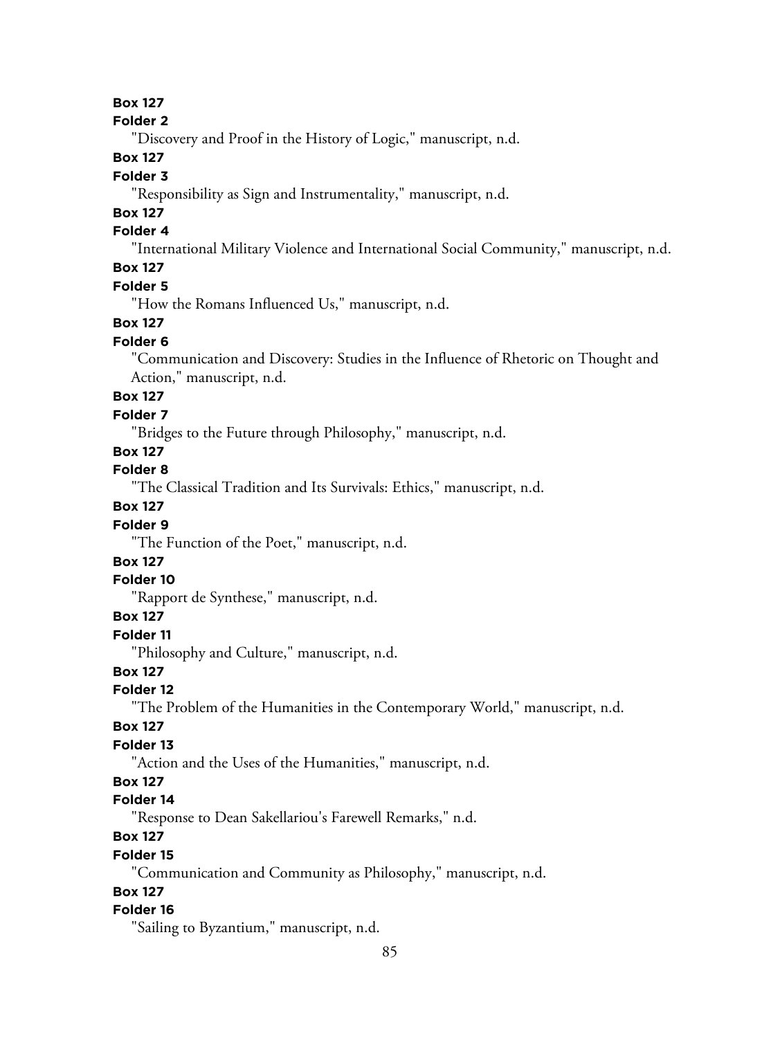**Box 127**

**Folder 2**

"Discovery and Proof in the History of Logic," manuscript, n.d.

**Box 127**

**Folder 3**

"Responsibility as Sign and Instrumentality," manuscript, n.d.

**Box 127**

**Folder 4**

"International Military Violence and International Social Community," manuscript, n.d.

**Box 127**

**Folder 5**

"How the Romans Influenced Us," manuscript, n.d.

**Box 127**

**Folder 6**

"Communication and Discovery: Studies in the Influence of Rhetoric on Thought and Action," manuscript, n.d.

**Box 127**

**Folder 7**

"Bridges to the Future through Philosophy," manuscript, n.d.

**Box 127**

**Folder 8**

"The Classical Tradition and Its Survivals: Ethics," manuscript, n.d.

**Box 127**

**Folder 9**

"The Function of the Poet," manuscript, n.d.

**Box 127**

**Folder 10**

"Rapport de Synthese," manuscript, n.d.

**Box 127**

**Folder 11**

"Philosophy and Culture," manuscript, n.d.

**Box 127**

**Folder 12**

"The Problem of the Humanities in the Contemporary World," manuscript, n.d.

**Box 127**

**Folder 13**

"Action and the Uses of the Humanities," manuscript, n.d.

**Box 127**

**Folder 14**

"Response to Dean Sakellariou's Farewell Remarks," n.d.

**Box 127**

**Folder 15**

"Communication and Community as Philosophy," manuscript, n.d.

**Box 127**

**Folder 16**

"Sailing to Byzantium," manuscript, n.d.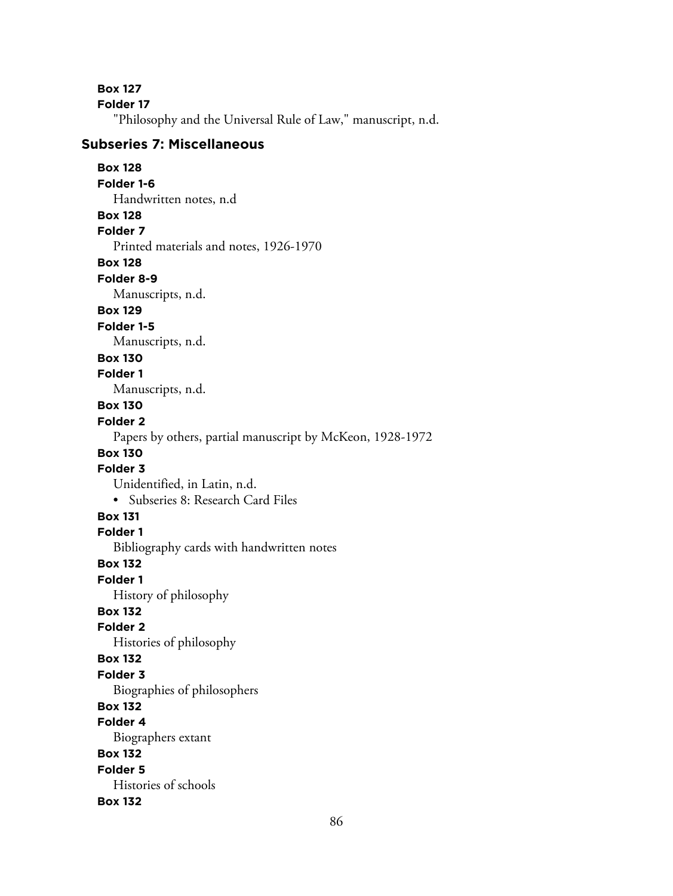**Box 127**

**Folder 17**

"Philosophy and the Universal Rule of Law," manuscript, n.d.

## Subseries 7: Miscellaneous

**Box 128**

**Folder 1-6**

Handwritten notes, n.d

**Box 128**

**Folder 7**

Printed materials and notes, 1926-1970

**Box 128**

**Folder 8-9**

Manuscripts, n.d.

**Box 129**

**Folder 1-5**

Manuscripts, n.d.

**Box 130**

**Folder 1**

Manuscripts, n.d.

**Box 130**

**Folder 2**

Papers by others, partial manuscript by McKeon, 1928-1972

**Box 130**

**Folder 3**

Unidentified, in Latin, n.d.

- Subseries 8: Research Card Files

**Box 131**

**Folder 1**

Bibliography cards with handwritten notes

**Box 132**

**Folder 1**

History of philosophy

**Box 132**

**Folder 2**

Histories of philosophy

**Box 132**

**Folder 3**

Biographies of philosophers

**Box 132**

**Folder 4**

Biographers extant

**Box 132**

**Folder 5**

Histories of schools

**Box 132**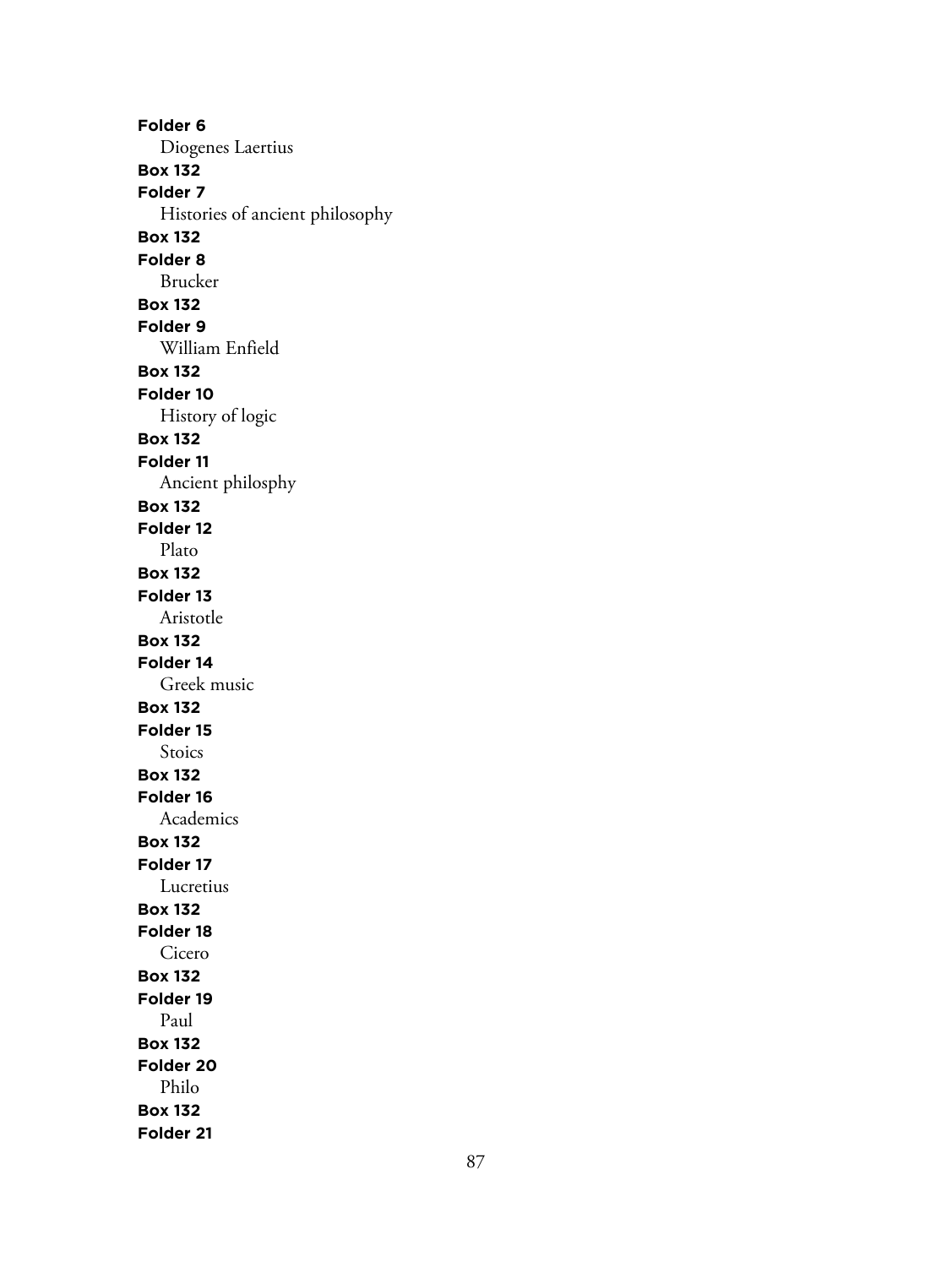**Folder 6**
Diogenes Laertius
**Box 132**
**Folder 7**
Histories of ancient philosophy
**Box 132**
**Folder 8**
Brucker
**Box 132**
**Folder 9**
William Enfield
**Box 132**
**Folder 10**
History of logic
**Box 132**
**Folder 11**
Ancient philosphy
**Box 132**
**Folder 12**
Plato
**Box 132**
**Folder 13**
Aristotle
**Box 132**
**Folder 14**
Greek music
**Box 132**
**Folder 15**
Stoics
**Box 132**
**Folder 16**
Academics
**Box 132**
**Folder 17**
Lucretius
**Box 132**
**Folder 18**
Cicero
**Box 132**
**Folder 19**
Paul
**Box 132**
**Folder 20**
Philo
**Box 132**
**Folder 21**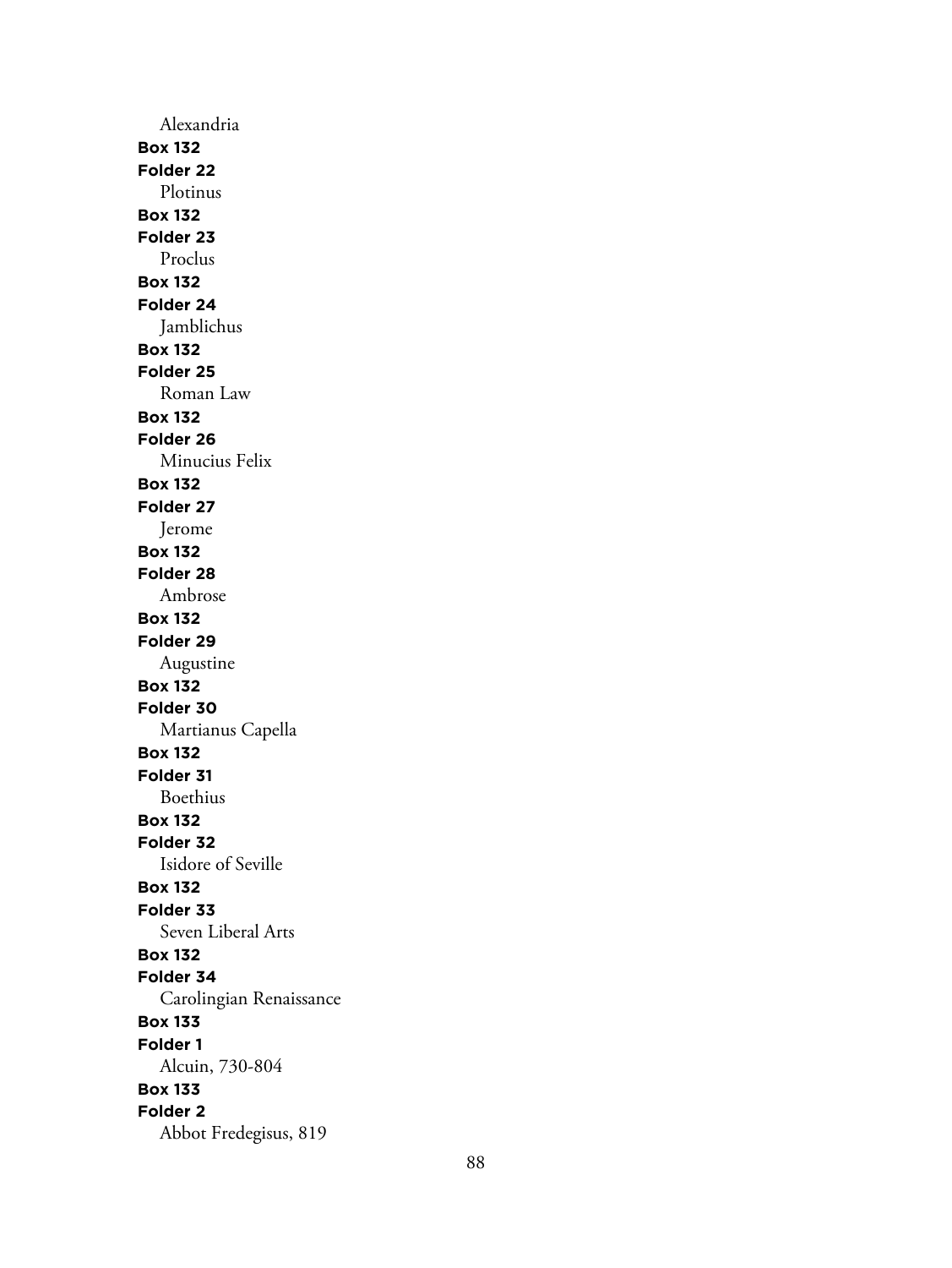Alexandria

**Box 132**
**Folder 22**
Plotinus

**Box 132**
**Folder 23**
Proclus

**Box 132**
**Folder 24**
Jamblichus

**Box 132**
**Folder 25**
Roman Law

**Box 132**
**Folder 26**
Minucius Felix

**Box 132**
**Folder 27**
Jerome

**Box 132**
**Folder 28**
Ambrose

**Box 132**
**Folder 29**
Augustine

**Box 132**
**Folder 30**
Martianus Capella

**Box 132**
**Folder 31**
Boethius

**Box 132**
**Folder 32**
Isidore of Seville

**Box 132**
**Folder 33**
Seven Liberal Arts

**Box 132**
**Folder 34**
Carolingian Renaissance

**Box 133**
**Folder 1**
Alcuin, 730-804

**Box 133**
**Folder 2**
Abbot Fredegisus, 819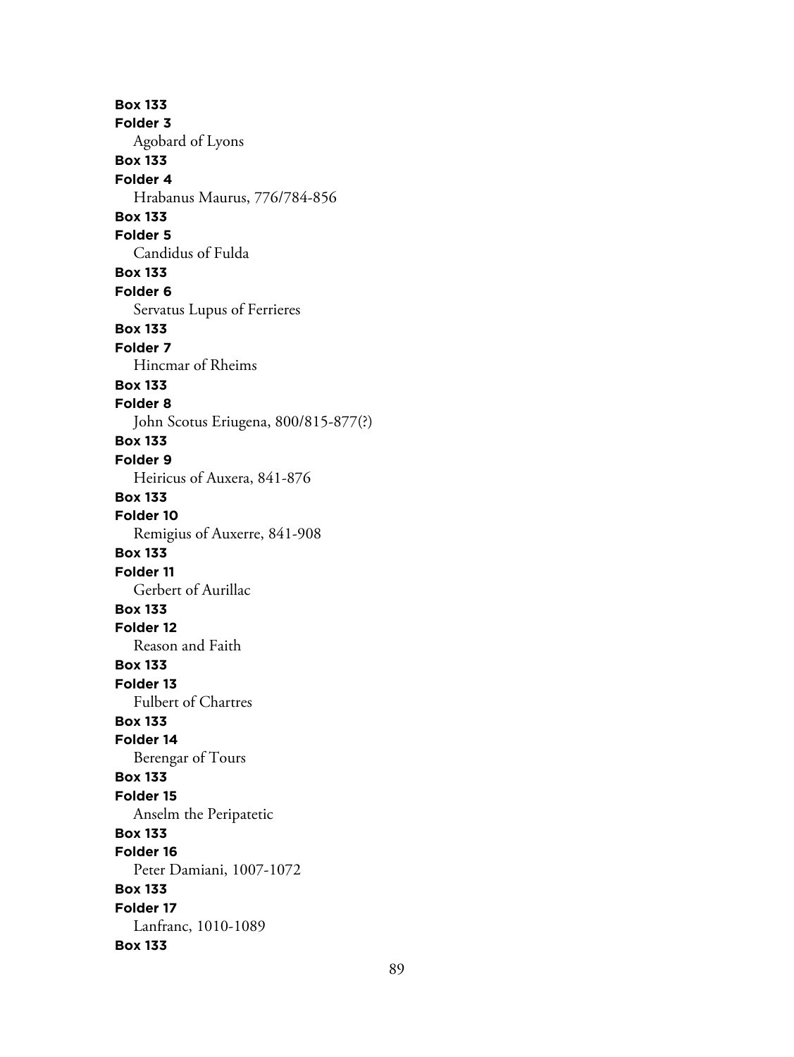**Box 133**
**Folder 3**
Agobard of Lyons
**Box 133**
**Folder 4**
Hrabanus Maurus, 776/784-856
**Box 133**
**Folder 5**
Candidus of Fulda
**Box 133**
**Folder 6**
Servatus Lupus of Ferrieres
**Box 133**
**Folder 7**
Hincmar of Rheims
**Box 133**
**Folder 8**
John Scotus Eriugena, 800/815-877(?)
**Box 133**
**Folder 9**
Heiricus of Auxera, 841-876
**Box 133**
**Folder 10**
Remigius of Auxerre, 841-908
**Box 133**
**Folder 11**
Gerbert of Aurillac
**Box 133**
**Folder 12**
Reason and Faith
**Box 133**
**Folder 13**
Fulbert of Chartres
**Box 133**
**Folder 14**
Berengar of Tours
**Box 133**
**Folder 15**
Anselm the Peripatetic
**Box 133**
**Folder 16**
Peter Damiani, 1007-1072
**Box 133**
**Folder 17**
Lanfranc, 1010-1089
**Box 133**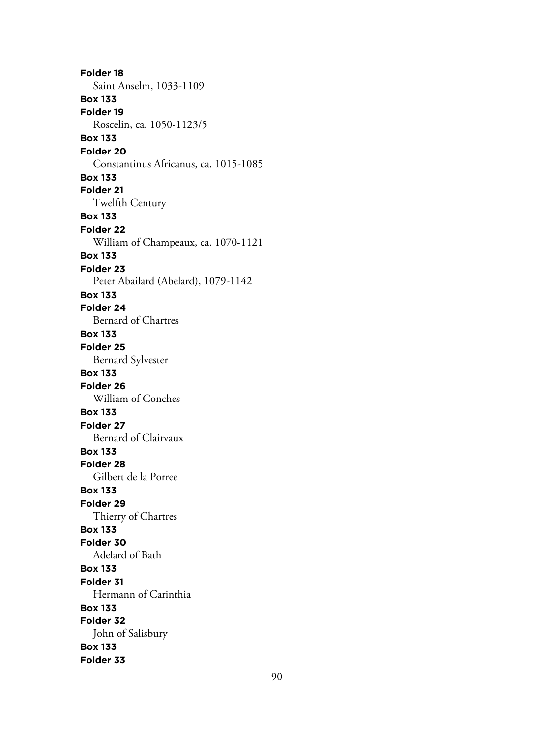**Folder 18**
Saint Anselm, 1033-1109

**Box 133**
**Folder 19**
Roscelin, ca. 1050-1123/5

**Box 133**
**Folder 20**
Constantinus Africanus, ca. 1015-1085

**Box 133**
**Folder 21**
Twelfth Century

**Box 133**
**Folder 22**
William of Champeaux, ca. 1070-1121

**Box 133**
**Folder 23**
Peter Abailard (Abelard), 1079-1142

**Box 133**
**Folder 24**
Bernard of Chartres

**Box 133**
**Folder 25**
Bernard Sylvester

**Box 133**
**Folder 26**
William of Conches

**Box 133**
**Folder 27**
Bernard of Clairvaux

**Box 133**
**Folder 28**
Gilbert de la Porree

**Box 133**
**Folder 29**
Thierry of Chartres

**Box 133**
**Folder 30**
Adelard of Bath

**Box 133**
**Folder 31**
Hermann of Carinthia

**Box 133**
**Folder 32**
John of Salisbury

**Box 133**
**Folder 33**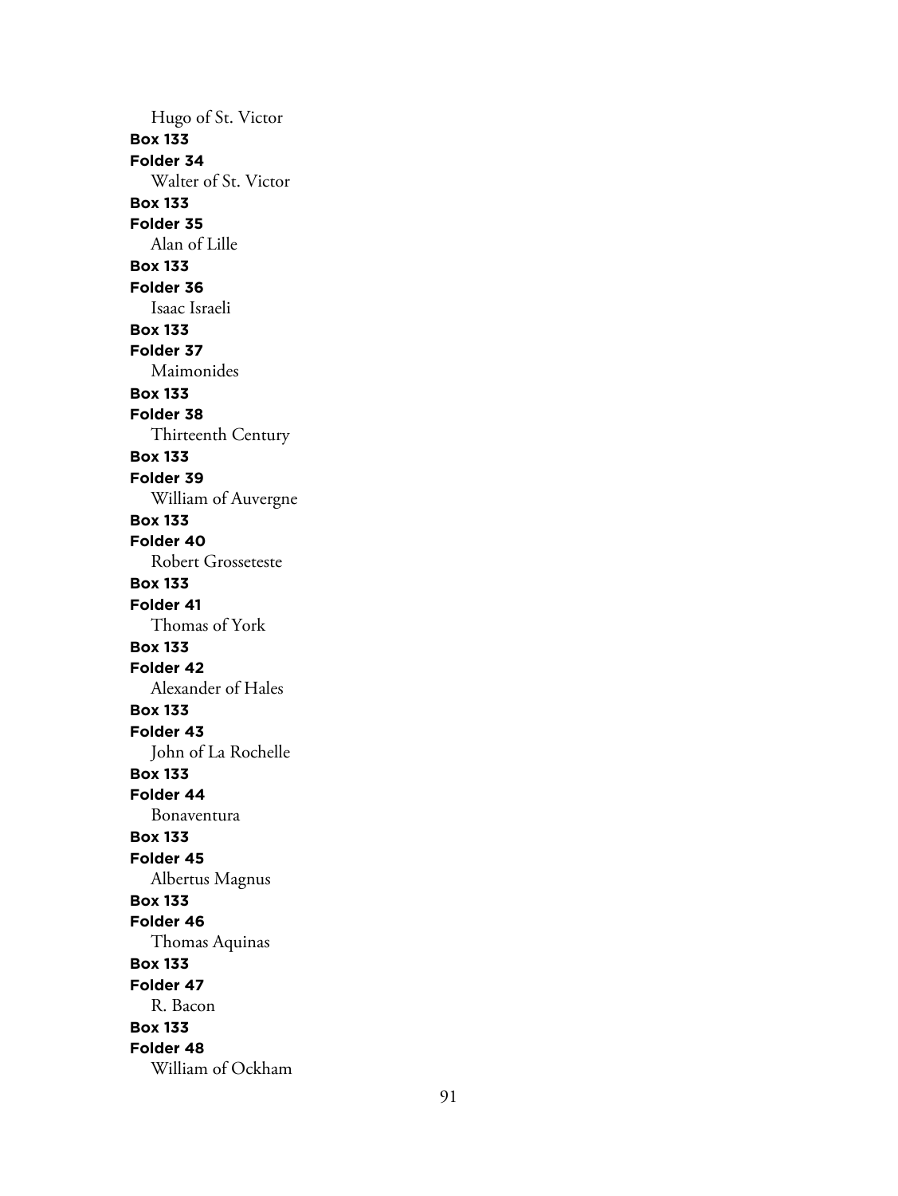Hugo of St. Victor

**Box 133**
**Folder 34**
Walter of St. Victor

**Box 133**
**Folder 35**
Alan of Lille

**Box 133**
**Folder 36**
Isaac Israeli

**Box 133**
**Folder 37**
Maimonides

**Box 133**
**Folder 38**
Thirteenth Century

**Box 133**
**Folder 39**
William of Auvergne

**Box 133**
**Folder 40**
Robert Grosseteste

**Box 133**
**Folder 41**
Thomas of York

**Box 133**
**Folder 42**
Alexander of Hales

**Box 133**
**Folder 43**
John of La Rochelle

**Box 133**
**Folder 44**
Bonaventura

**Box 133**
**Folder 45**
Albertus Magnus

**Box 133**
**Folder 46**
Thomas Aquinas

**Box 133**
**Folder 47**
R. Bacon

**Box 133**
**Folder 48**
William of Ockham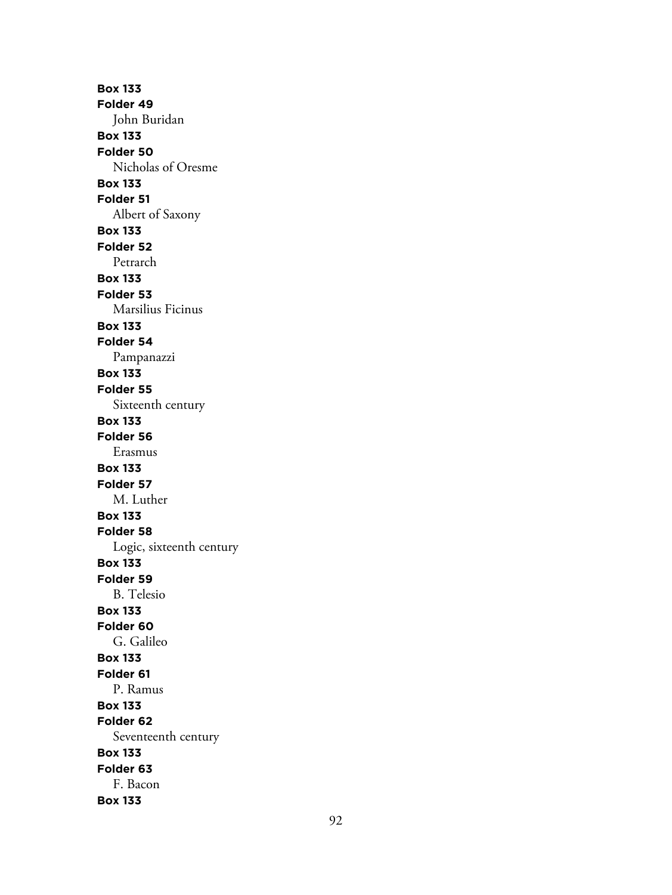**Box 133**
**Folder 49**
John Buridan
**Box 133**
**Folder 50**
Nicholas of Oresme
**Box 133**
**Folder 51**
Albert of Saxony
**Box 133**
**Folder 52**
Petrarch
**Box 133**
**Folder 53**
Marsilius Ficinus
**Box 133**
**Folder 54**
Pampanazzi
**Box 133**
**Folder 55**
Sixteenth century
**Box 133**
**Folder 56**
Erasmus
**Box 133**
**Folder 57**
M. Luther
**Box 133**
**Folder 58**
Logic, sixteenth century
**Box 133**
**Folder 59**
B. Telesio
**Box 133**
**Folder 60**
G. Galileo
**Box 133**
**Folder 61**
P. Ramus
**Box 133**
**Folder 62**
Seventeenth century
**Box 133**
**Folder 63**
F. Bacon
**Box 133**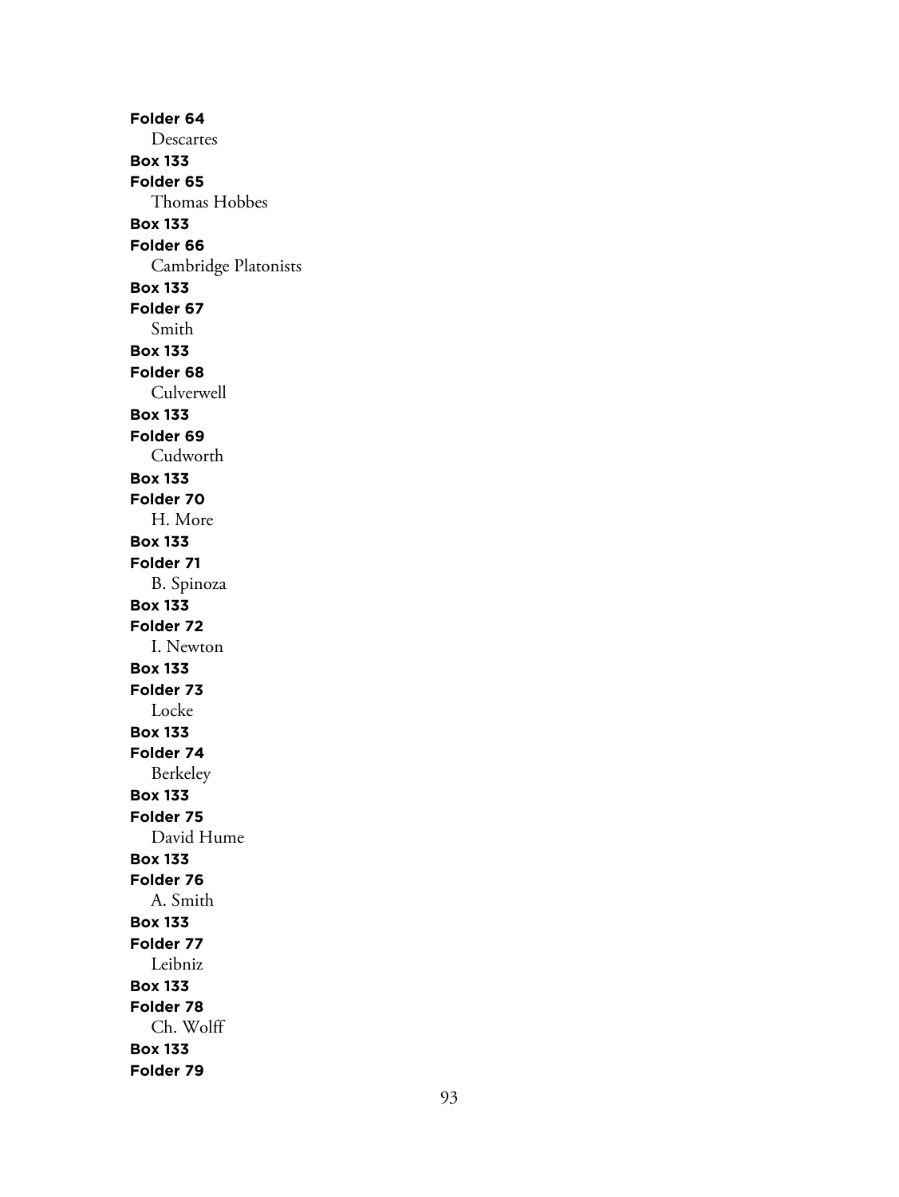**Folder 64**
Descartes
**Box 133**
**Folder 65**
Thomas Hobbes
**Box 133**
**Folder 66**
Cambridge Platonists
**Box 133**
**Folder 67**
Smith
**Box 133**
**Folder 68**
Culverwell
**Box 133**
**Folder 69**
Cudworth
**Box 133**
**Folder 70**
H. More
**Box 133**
**Folder 71**
B. Spinoza
**Box 133**
**Folder 72**
I. Newton
**Box 133**
**Folder 73**
Locke
**Box 133**
**Folder 74**
Berkeley
**Box 133**
**Folder 75**
David Hume
**Box 133**
**Folder 76**
A. Smith
**Box 133**
**Folder 77**
Leibniz
**Box 133**
**Folder 78**
Ch. Wolff
**Box 133**
**Folder 79**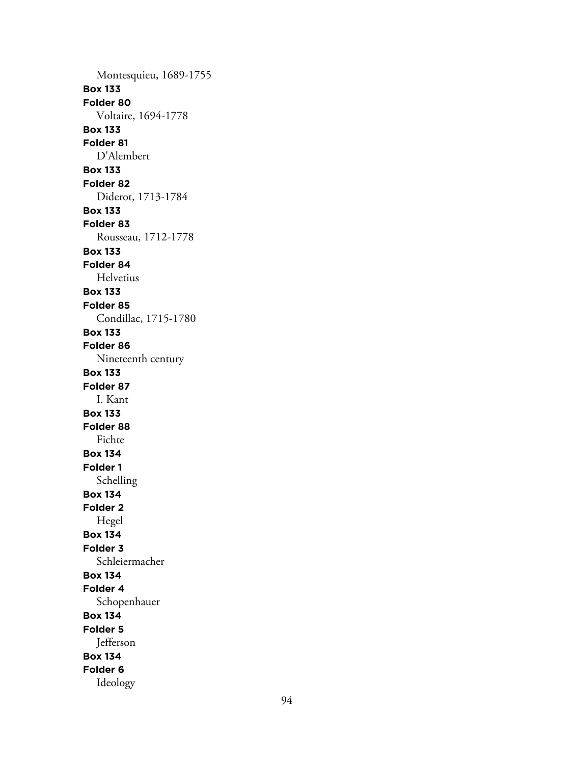Montesquieu, 1689-1755

**Box 133**
**Folder 80**
Voltaire, 1694-1778

**Box 133**
**Folder 81**
D'Alembert

**Box 133**
**Folder 82**
Diderot, 1713-1784

**Box 133**
**Folder 83**
Rousseau, 1712-1778

**Box 133**
**Folder 84**
Helvetius

**Box 133**
**Folder 85**
Condillac, 1715-1780

**Box 133**
**Folder 86**
Nineteenth century

**Box 133**
**Folder 87**
I. Kant

**Box 133**
**Folder 88**
Fichte

**Box 134**
**Folder 1**
Schelling

**Box 134**
**Folder 2**
Hegel

**Box 134**
**Folder 3**
Schleiermacher

**Box 134**
**Folder 4**
Schopenhauer

**Box 134**
**Folder 5**
Jefferson

**Box 134**
**Folder 6**
Ideology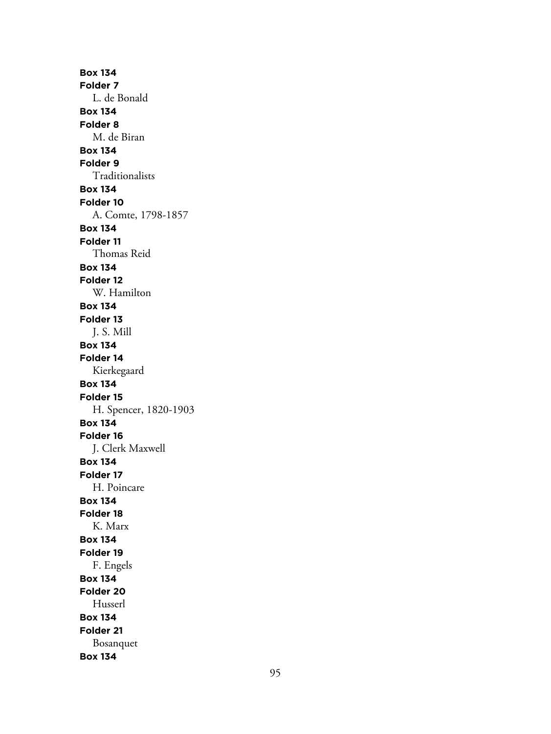**Box 134**
**Folder 7**
L. de Bonald
**Box 134**
**Folder 8**
M. de Biran
**Box 134**
**Folder 9**
Traditionalists
**Box 134**
**Folder 10**
A. Comte, 1798-1857
**Box 134**
**Folder 11**
Thomas Reid
**Box 134**
**Folder 12**
W. Hamilton
**Box 134**
**Folder 13**
J. S. Mill
**Box 134**
**Folder 14**
Kierkegaard
**Box 134**
**Folder 15**
H. Spencer, 1820-1903
**Box 134**
**Folder 16**
J. Clerk Maxwell
**Box 134**
**Folder 17**
H. Poincare
**Box 134**
**Folder 18**
K. Marx
**Box 134**
**Folder 19**
F. Engels
**Box 134**
**Folder 20**
Husserl
**Box 134**
**Folder 21**
Bosanquet
**Box 134**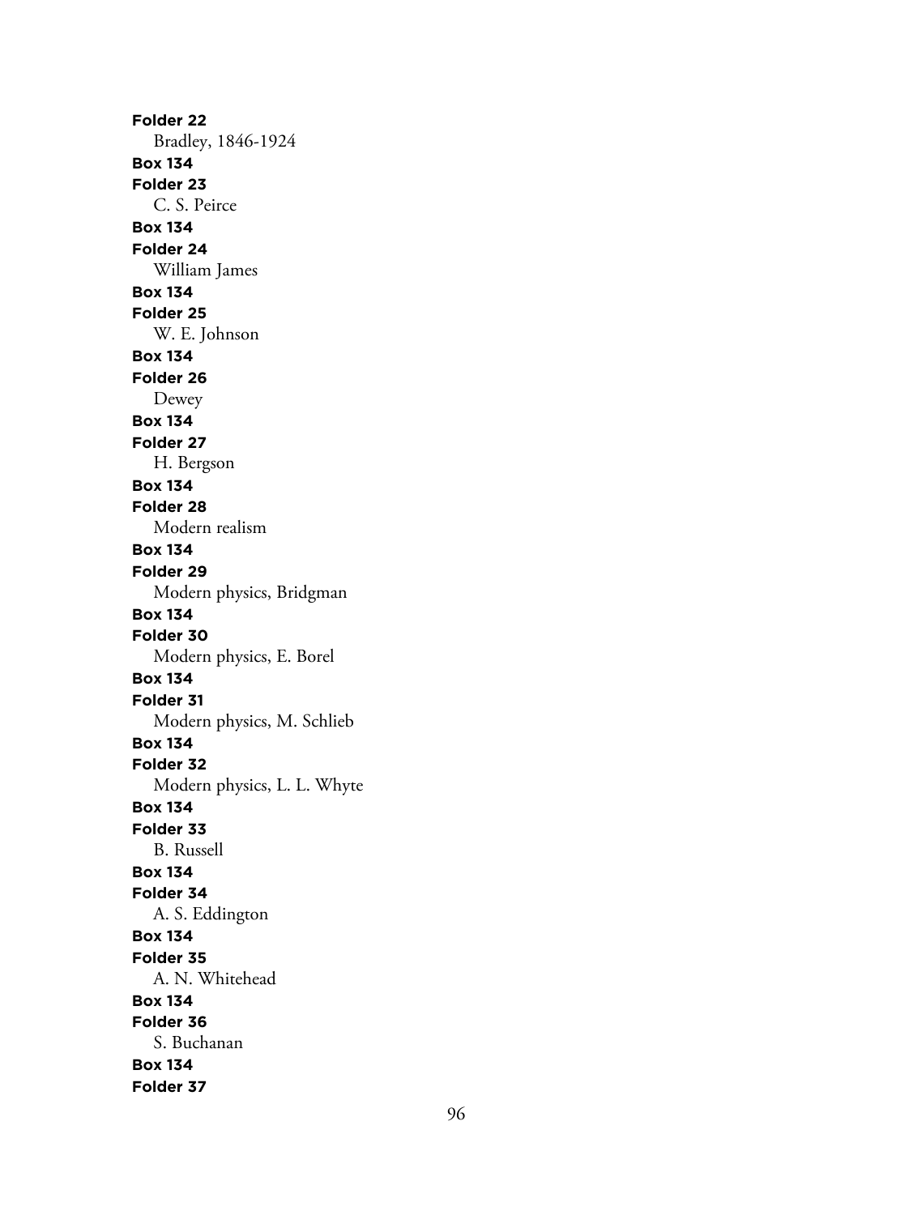**Folder 22**

Bradley, 1846-1924

**Box 134**

**Folder 23**

C. S. Peirce

**Box 134**

**Folder 24**

William James

**Box 134**

**Folder 25**

W. E. Johnson

**Box 134**

**Folder 26**

Dewey

**Box 134**

**Folder 27**

H. Bergson

**Box 134**

**Folder 28**

Modern realism

**Box 134**

**Folder 29**

Modern physics, Bridgman

**Box 134**

**Folder 30**

Modern physics, E. Borel

**Box 134**

**Folder 31**

Modern physics, M. Schlieb

**Box 134**

**Folder 32**

Modern physics, L. L. Whyte

**Box 134**

**Folder 33**

B. Russell

**Box 134**

**Folder 34**

A. S. Eddington

**Box 134**

**Folder 35**

A. N. Whitehead

**Box 134**

**Folder 36**

S. Buchanan

**Box 134**

**Folder 37**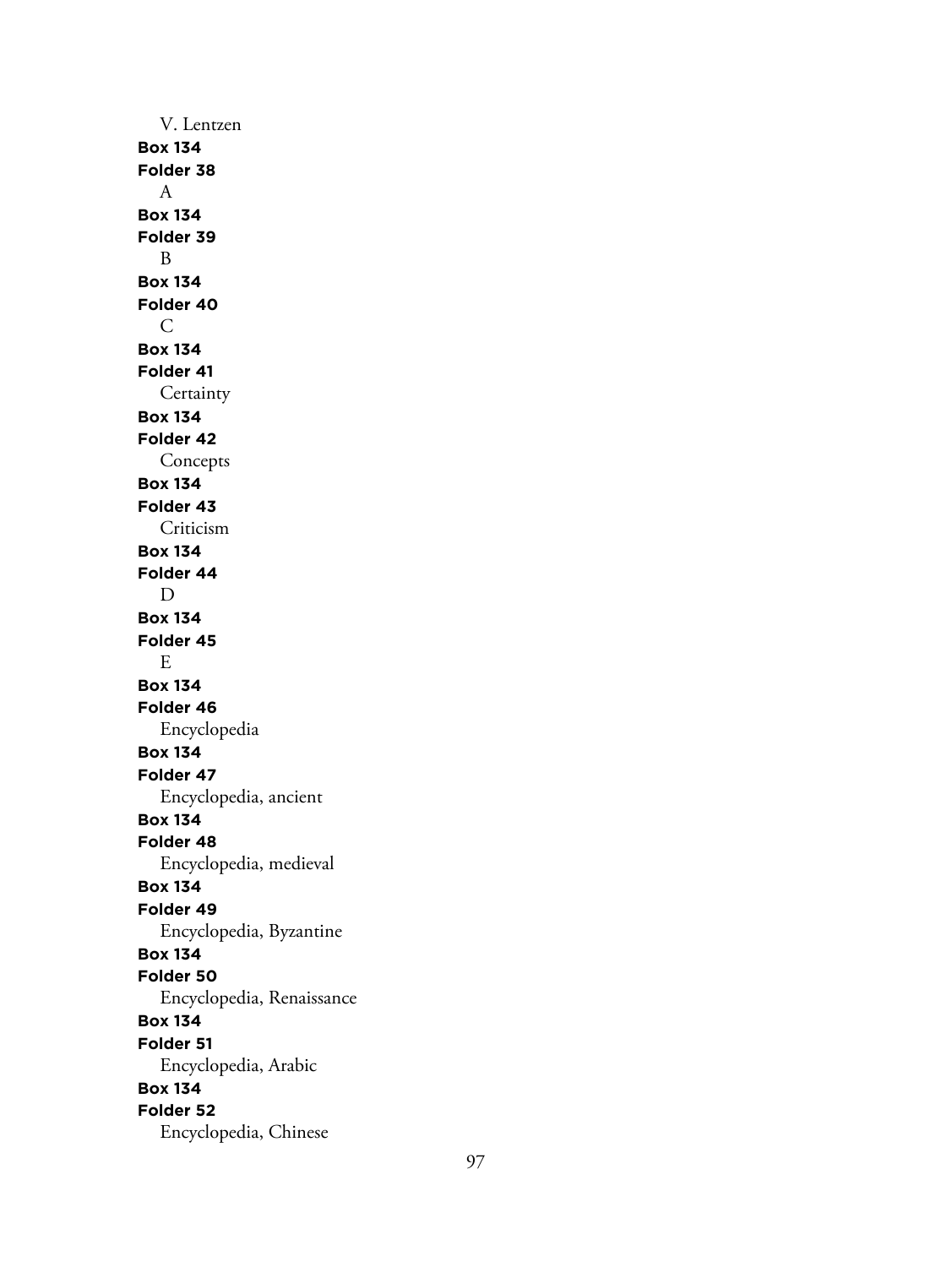V. Lentzen

**Box 134**
**Folder 38**
A

**Box 134**
**Folder 39**
B

**Box 134**
**Folder 40**
C

**Box 134**
**Folder 41**
Certainty

**Box 134**
**Folder 42**
Concepts

**Box 134**
**Folder 43**
Criticism

**Box 134**
**Folder 44**
D

**Box 134**
**Folder 45**
E

**Box 134**
**Folder 46**
Encyclopedia

**Box 134**
**Folder 47**
Encyclopedia, ancient

**Box 134**
**Folder 48**
Encyclopedia, medieval

**Box 134**
**Folder 49**
Encyclopedia, Byzantine

**Box 134**
**Folder 50**
Encyclopedia, Renaissance

**Box 134**
**Folder 51**
Encyclopedia, Arabic

**Box 134**
**Folder 52**
Encyclopedia, Chinese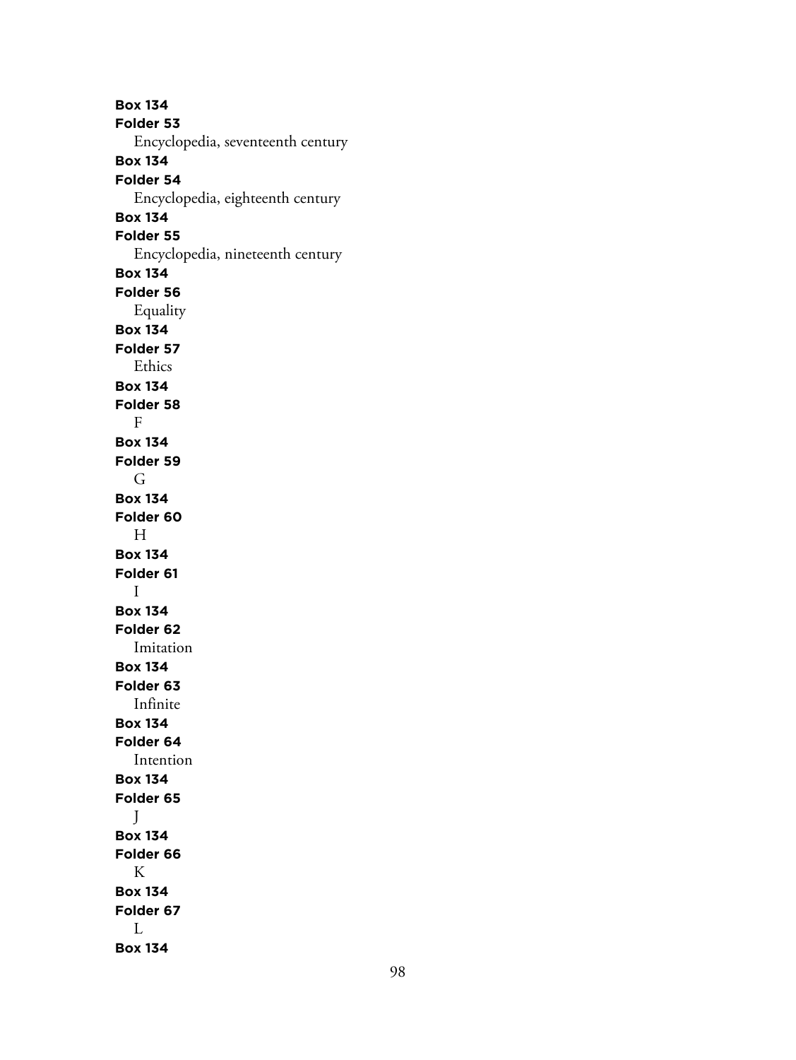**Box 134**
**Folder 53**
Encyclopedia, seventeenth century
**Box 134**
**Folder 54**
Encyclopedia, eighteenth century
**Box 134**
**Folder 55**
Encyclopedia, nineteenth century
**Box 134**
**Folder 56**
Equality
**Box 134**
**Folder 57**
Ethics
**Box 134**
**Folder 58**
F
**Box 134**
**Folder 59**
G
**Box 134**
**Folder 60**
H
**Box 134**
**Folder 61**
I
**Box 134**
**Folder 62**
Imitation
**Box 134**
**Folder 63**
Infinite
**Box 134**
**Folder 64**
Intention
**Box 134**
**Folder 65**
J
**Box 134**
**Folder 66**
K
**Box 134**
**Folder 67**
L
**Box 134**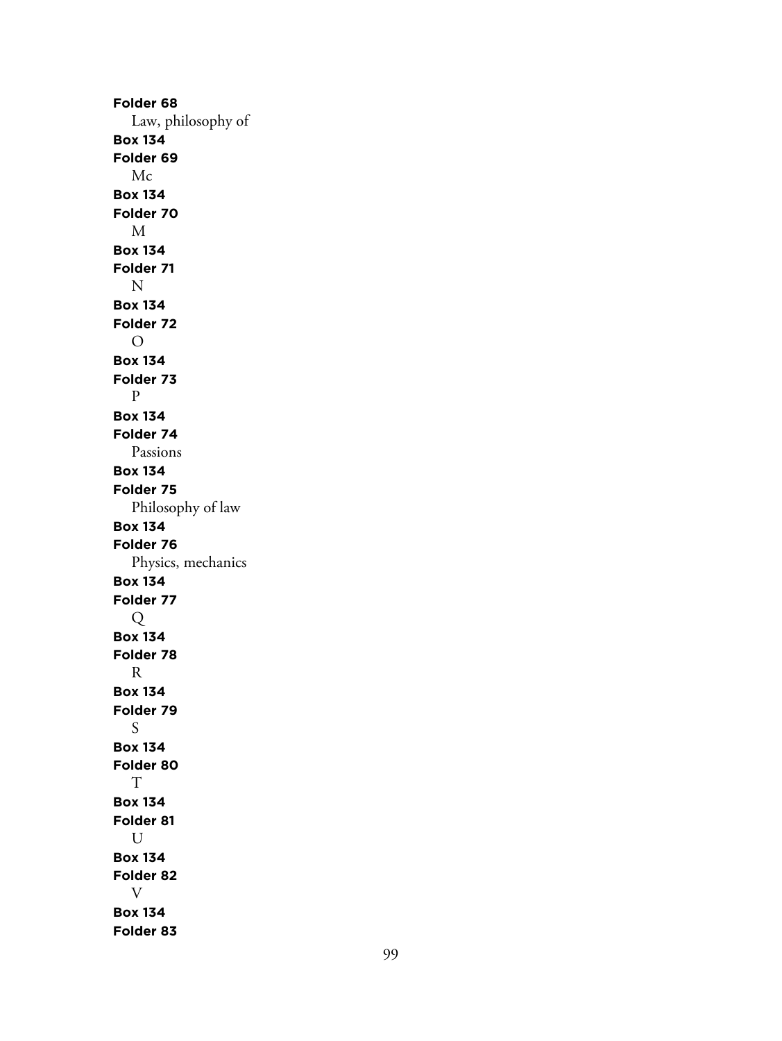**Folder 68**

Law, philosophy of

**Box 134**

**Folder 69**

Mc

**Box 134**

**Folder 70**

M

**Box 134**

**Folder 71**

N

**Box 134**

**Folder 72**

O

**Box 134**

**Folder 73**

P

**Box 134**

**Folder 74**

Passions

**Box 134**

**Folder 75**

Philosophy of law

**Box 134**

**Folder 76**

Physics, mechanics

**Box 134**

**Folder 77**

Q

**Box 134**

**Folder 78**

R

**Box 134**

**Folder 79**

S

**Box 134**

**Folder 80**

T

**Box 134**

**Folder 81**

U

**Box 134**

**Folder 82**

V

**Box 134**

**Folder 83**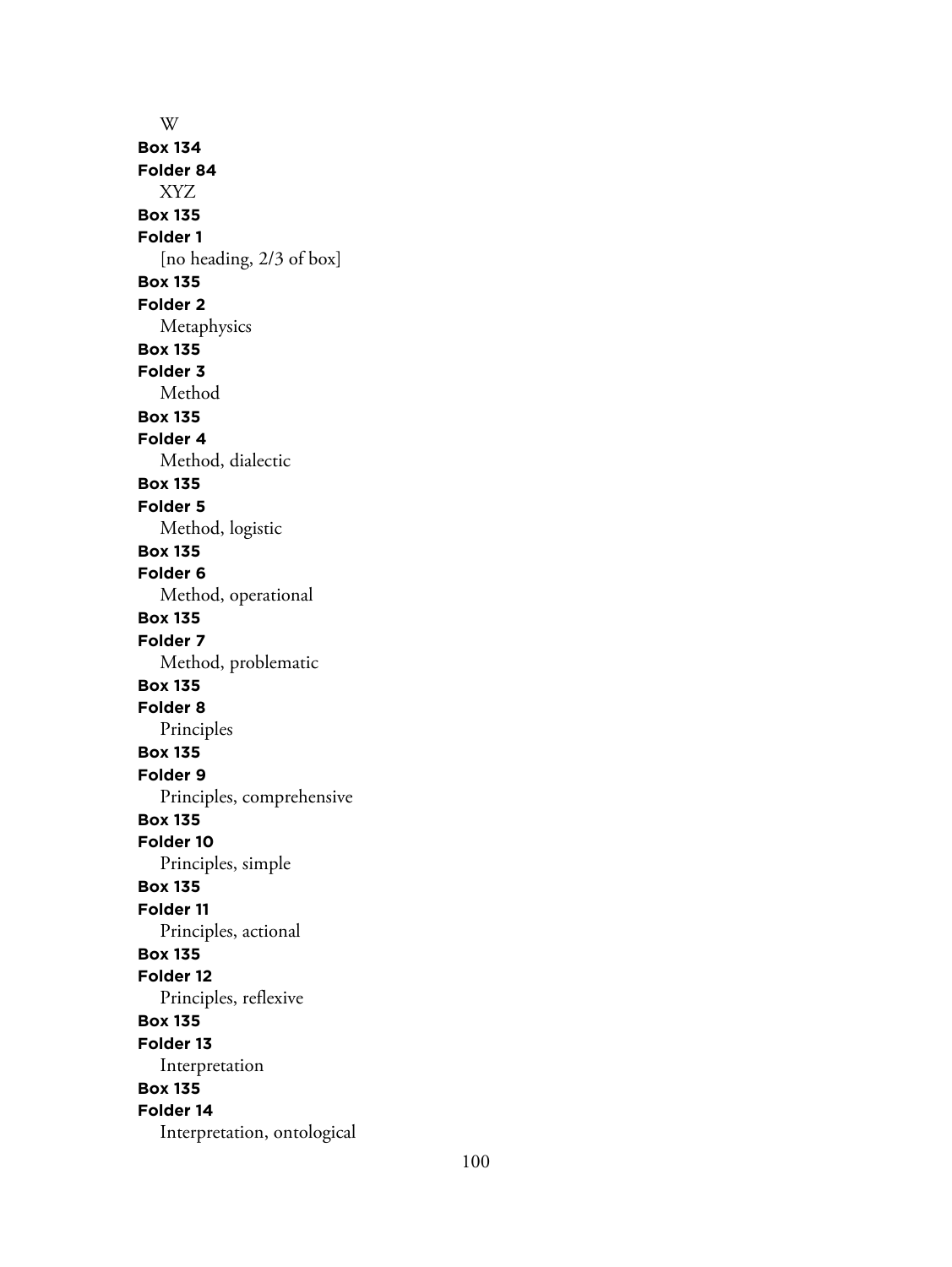W

**Box 134**
**Folder 84**
XYZ

**Box 135**
**Folder 1**
[no heading, 2/3 of box]

**Box 135**
**Folder 2**
Metaphysics

**Box 135**
**Folder 3**
Method

**Box 135**
**Folder 4**
Method, dialectic

**Box 135**
**Folder 5**
Method, logistic

**Box 135**
**Folder 6**
Method, operational

**Box 135**
**Folder 7**
Method, problematic

**Box 135**
**Folder 8**
Principles

**Box 135**
**Folder 9**
Principles, comprehensive

**Box 135**
**Folder 10**
Principles, simple

**Box 135**
**Folder 11**
Principles, actional

**Box 135**
**Folder 12**
Principles, reflexive

**Box 135**
**Folder 13**
Interpretation

**Box 135**
**Folder 14**
Interpretation, ontological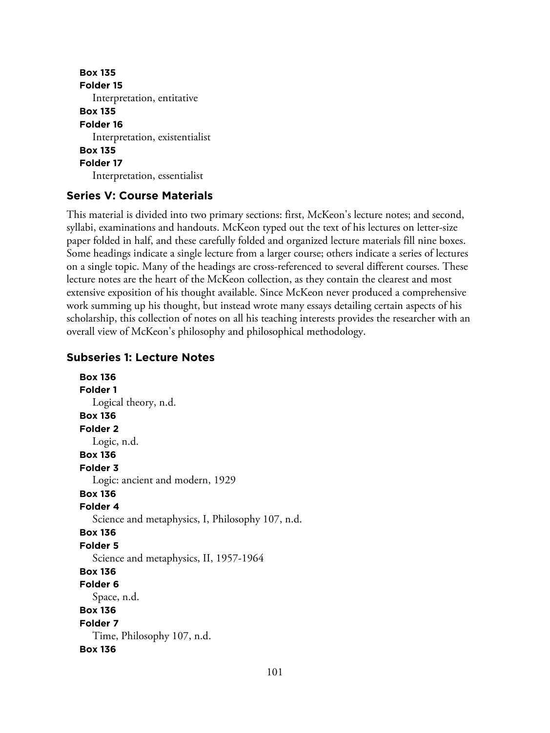**Box 135**
**Folder 15**
Interpretation, entitative
**Box 135**
**Folder 16**
Interpretation, existentialist
**Box 135**
**Folder 17**
Interpretation, essentialist

### Series V: Course Materials

This material is divided into two primary sections: first, McKeon's lecture notes; and second, syllabi, examinations and handouts. McKeon typed out the text of his lectures on letter-size paper folded in half, and these carefully folded and organized lecture materials fill nine boxes. Some headings indicate a single lecture from a larger course; others indicate a series of lectures on a single topic. Many of the headings are cross-referenced to several different courses. These lecture notes are the heart of the McKeon collection, as they contain the clearest and most extensive exposition of his thought available. Since McKeon never produced a comprehensive work summing up his thought, but instead wrote many essays detailing certain aspects of his scholarship, this collection of notes on all his teaching interests provides the researcher with an overall view of McKeon's philosophy and philosophical methodology.

### Subseries 1: Lecture Notes

**Box 136**
**Folder 1**
Logical theory, n.d.
**Box 136**
**Folder 2**
Logic, n.d.
**Box 136**
**Folder 3**
Logic: ancient and modern, 1929
**Box 136**
**Folder 4**
Science and metaphysics, I, Philosophy 107, n.d.
**Box 136**
**Folder 5**
Science and metaphysics, II, 1957-1964
**Box 136**
**Folder 6**
Space, n.d.
**Box 136**
**Folder 7**
Time, Philosophy 107, n.d.
**Box 136**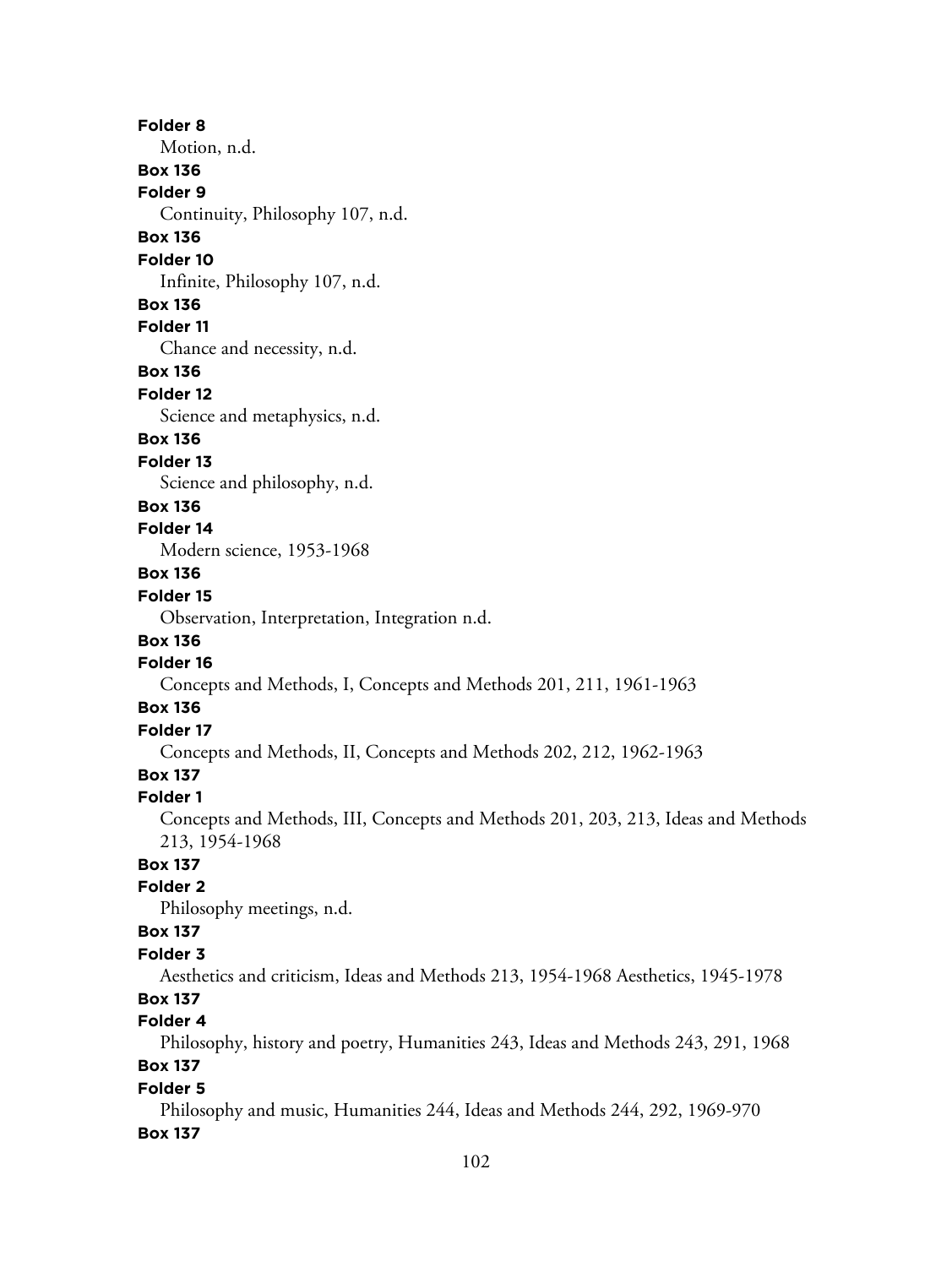**Folder 8**
Motion, n.d.

**Box 136**
**Folder 9**
Continuity, Philosophy 107, n.d.

**Box 136**
**Folder 10**
Infinite, Philosophy 107, n.d.

**Box 136**
**Folder 11**
Chance and necessity, n.d.

**Box 136**
**Folder 12**
Science and metaphysics, n.d.

**Box 136**
**Folder 13**
Science and philosophy, n.d.

**Box 136**
**Folder 14**
Modern science, 1953-1968

**Box 136**
**Folder 15**
Observation, Interpretation, Integration n.d.

**Box 136**
**Folder 16**
Concepts and Methods, I, Concepts and Methods 201, 211, 1961-1963

**Box 136**
**Folder 17**
Concepts and Methods, II, Concepts and Methods 202, 212, 1962-1963

**Box 137**
**Folder 1**
Concepts and Methods, III, Concepts and Methods 201, 203, 213, Ideas and Methods 213, 1954-1968

**Box 137**
**Folder 2**
Philosophy meetings, n.d.

**Box 137**
**Folder 3**
Aesthetics and criticism, Ideas and Methods 213, 1954-1968 Aesthetics, 1945-1978

**Box 137**
**Folder 4**
Philosophy, history and poetry, Humanities 243, Ideas and Methods 243, 291, 1968

**Box 137**
**Folder 5**
Philosophy and music, Humanities 244, Ideas and Methods 244, 292, 1969-970

**Box 137**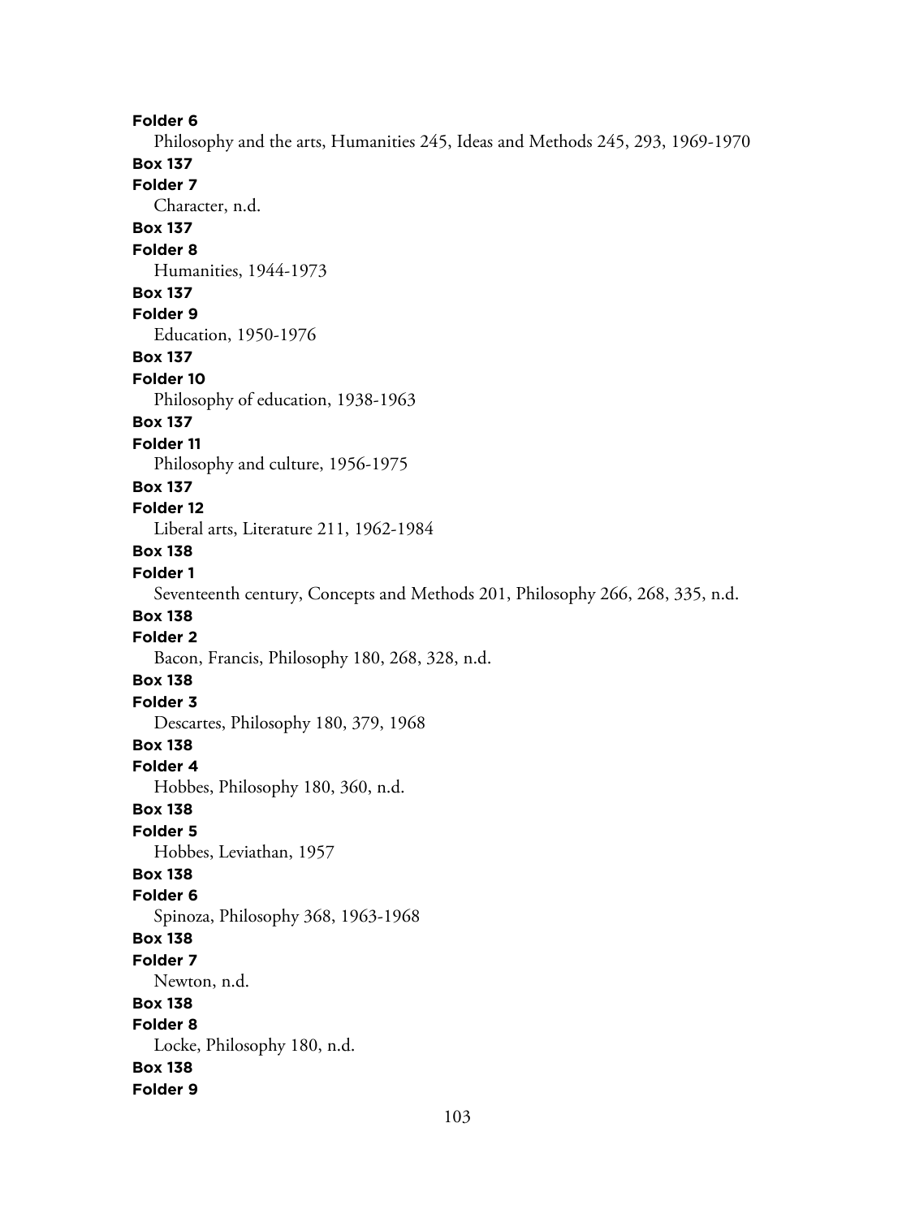**Folder 6**
Philosophy and the arts, Humanities 245, Ideas and Methods 245, 293, 1969-1970

**Box 137**
**Folder 7**
Character, n.d.

**Box 137**
**Folder 8**
Humanities, 1944-1973

**Box 137**
**Folder 9**
Education, 1950-1976

**Box 137**
**Folder 10**
Philosophy of education, 1938-1963

**Box 137**
**Folder 11**
Philosophy and culture, 1956-1975

**Box 137**
**Folder 12**
Liberal arts, Literature 211, 1962-1984

**Box 138**
**Folder 1**
Seventeenth century, Concepts and Methods 201, Philosophy 266, 268, 335, n.d.

**Box 138**
**Folder 2**
Bacon, Francis, Philosophy 180, 268, 328, n.d.

**Box 138**
**Folder 3**
Descartes, Philosophy 180, 379, 1968

**Box 138**
**Folder 4**
Hobbes, Philosophy 180, 360, n.d.

**Box 138**
**Folder 5**
Hobbes, Leviathan, 1957

**Box 138**
**Folder 6**
Spinoza, Philosophy 368, 1963-1968

**Box 138**
**Folder 7**
Newton, n.d.

**Box 138**
**Folder 8**
Locke, Philosophy 180, n.d.

**Box 138**
**Folder 9**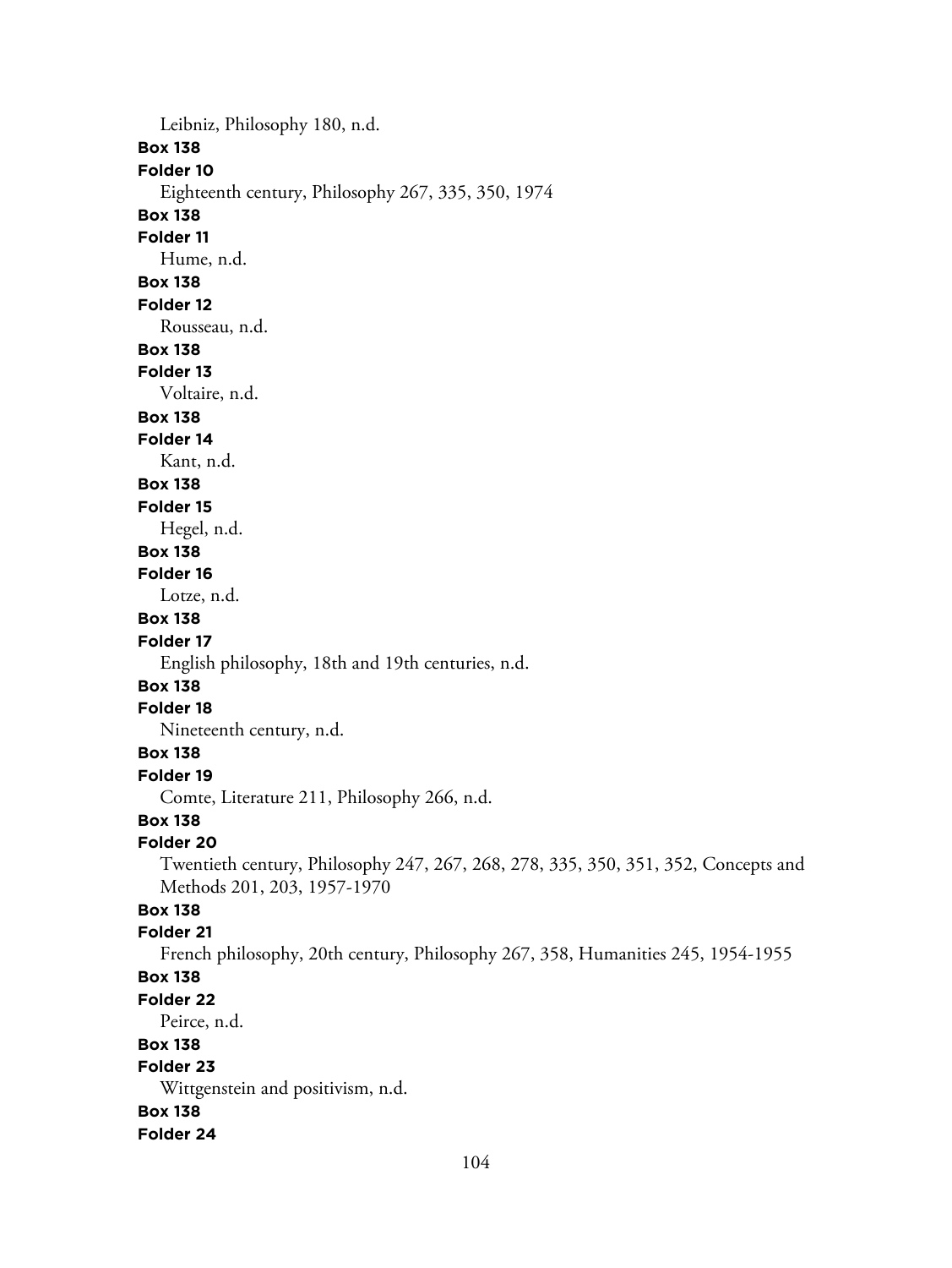Leibniz, Philosophy 180, n.d.

**Box 138**

**Folder 10**

Eighteenth century, Philosophy 267, 335, 350, 1974

**Box 138**

**Folder 11**

Hume, n.d.

**Box 138**

**Folder 12**

Rousseau, n.d.

**Box 138**

**Folder 13**

Voltaire, n.d.

**Box 138**

**Folder 14**

Kant, n.d.

**Box 138**

**Folder 15**

Hegel, n.d.

**Box 138**

**Folder 16**

Lotze, n.d.

**Box 138**

**Folder 17**

English philosophy, 18th and 19th centuries, n.d.

**Box 138**

**Folder 18**

Nineteenth century, n.d.

**Box 138**

**Folder 19**

Comte, Literature 211, Philosophy 266, n.d.

**Box 138**

**Folder 20**

Twentieth century, Philosophy 247, 267, 268, 278, 335, 350, 351, 352, Concepts and Methods 201, 203, 1957-1970

**Box 138**

**Folder 21**

French philosophy, 20th century, Philosophy 267, 358, Humanities 245, 1954-1955

**Box 138**

**Folder 22**

Peirce, n.d.

**Box 138**

**Folder 23**

Wittgenstein and positivism, n.d.

**Box 138**

**Folder 24**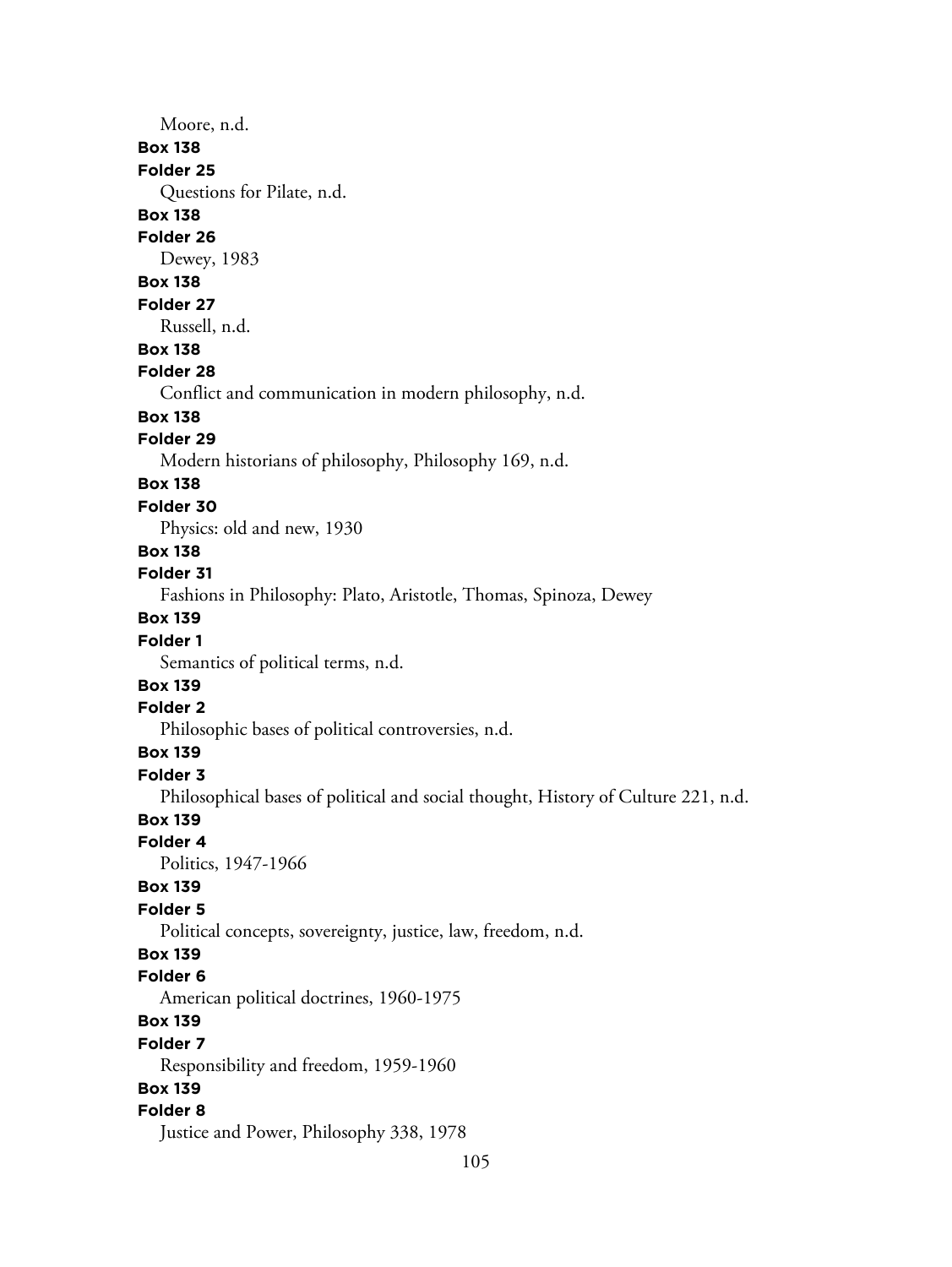Moore, n.d.

**Box 138**

**Folder 25**

Questions for Pilate, n.d.

**Box 138**

**Folder 26**

Dewey, 1983

**Box 138**

**Folder 27**

Russell, n.d.

**Box 138**

**Folder 28**

Conflict and communication in modern philosophy, n.d.

**Box 138**

**Folder 29**

Modern historians of philosophy, Philosophy 169, n.d.

**Box 138**

**Folder 30**

Physics: old and new, 1930

**Box 138**

**Folder 31**

Fashions in Philosophy: Plato, Aristotle, Thomas, Spinoza, Dewey

**Box 139**

**Folder 1**

Semantics of political terms, n.d.

**Box 139**

**Folder 2**

Philosophic bases of political controversies, n.d.

**Box 139**

**Folder 3**

Philosophical bases of political and social thought, History of Culture 221, n.d.

**Box 139**

**Folder 4**

Politics, 1947-1966

**Box 139**

**Folder 5**

Political concepts, sovereignty, justice, law, freedom, n.d.

**Box 139**

**Folder 6**

American political doctrines, 1960-1975

**Box 139**

**Folder 7**

Responsibility and freedom, 1959-1960

**Box 139**

**Folder 8**

Justice and Power, Philosophy 338, 1978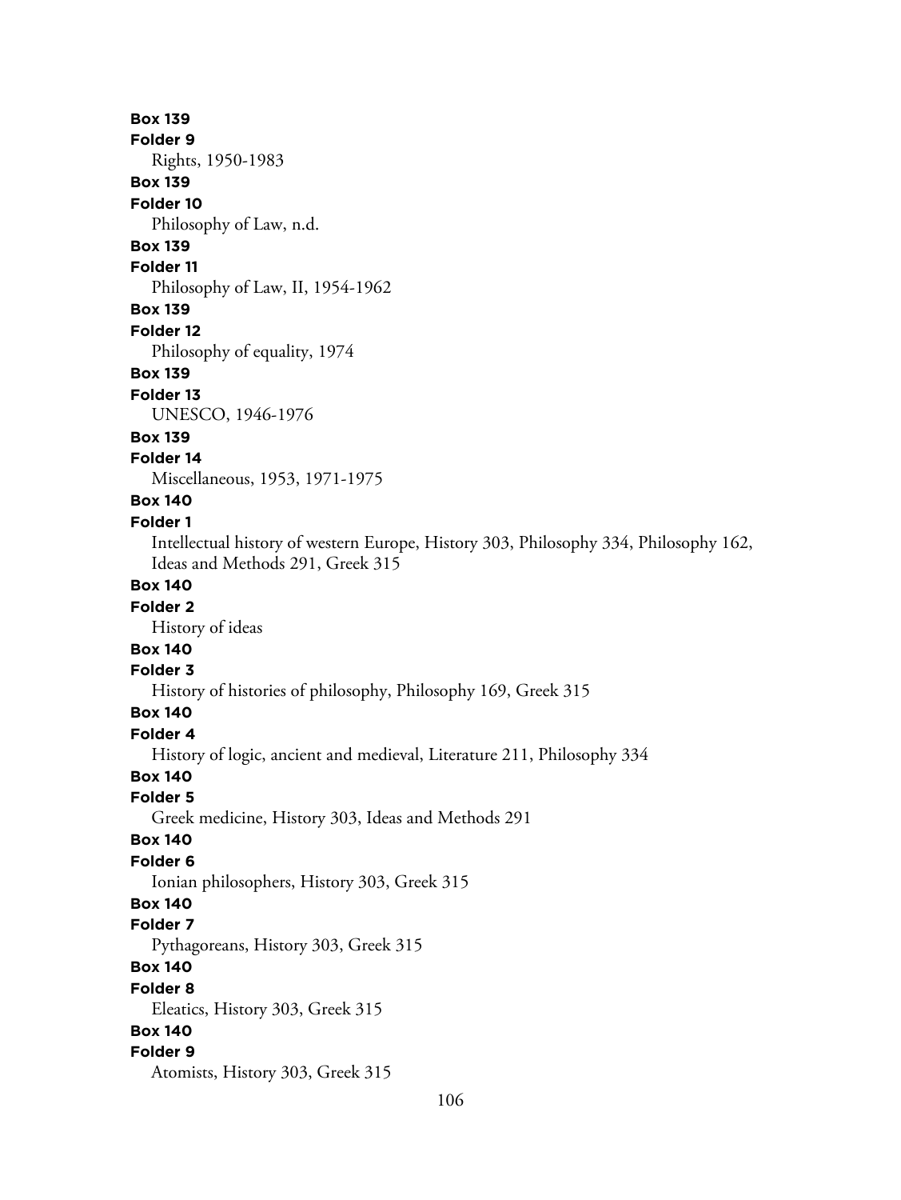**Box 139**
**Folder 9**
Rights, 1950-1983
**Box 139**
**Folder 10**
Philosophy of Law, n.d.
**Box 139**
**Folder 11**
Philosophy of Law, II, 1954-1962
**Box 139**
**Folder 12**
Philosophy of equality, 1974
**Box 139**
**Folder 13**
UNESCO, 1946-1976
**Box 139**
**Folder 14**
Miscellaneous, 1953, 1971-1975
**Box 140**
**Folder 1**
Intellectual history of western Europe, History 303, Philosophy 334, Philosophy 162, Ideas and Methods 291, Greek 315
**Box 140**
**Folder 2**
History of ideas
**Box 140**
**Folder 3**
History of histories of philosophy, Philosophy 169, Greek 315
**Box 140**
**Folder 4**
History of logic, ancient and medieval, Literature 211, Philosophy 334
**Box 140**
**Folder 5**
Greek medicine, History 303, Ideas and Methods 291
**Box 140**
**Folder 6**
Ionian philosophers, History 303, Greek 315
**Box 140**
**Folder 7**
Pythagoreans, History 303, Greek 315
**Box 140**
**Folder 8**
Eleatics, History 303, Greek 315
**Box 140**
**Folder 9**
Atomists, History 303, Greek 315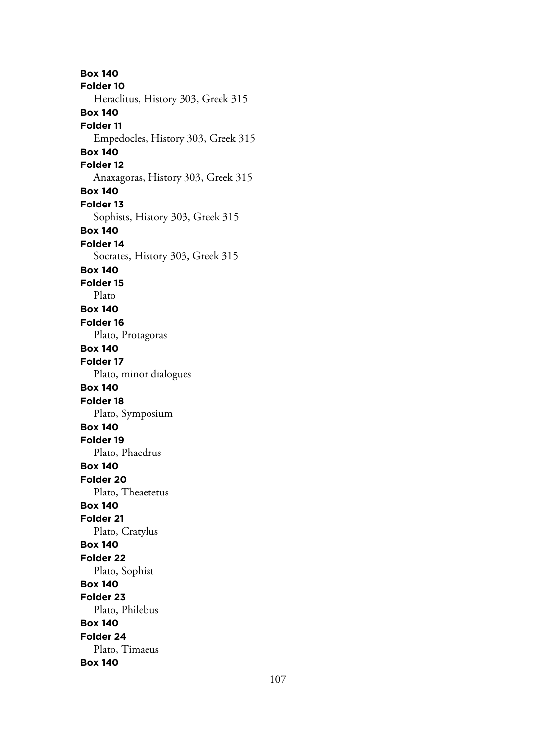**Box 140**
**Folder 10**
Heraclitus, History 303, Greek 315
**Box 140**
**Folder 11**
Empedocles, History 303, Greek 315
**Box 140**
**Folder 12**
Anaxagoras, History 303, Greek 315
**Box 140**
**Folder 13**
Sophists, History 303, Greek 315
**Box 140**
**Folder 14**
Socrates, History 303, Greek 315
**Box 140**
**Folder 15**
Plato
**Box 140**
**Folder 16**
Plato, Protagoras
**Box 140**
**Folder 17**
Plato, minor dialogues
**Box 140**
**Folder 18**
Plato, Symposium
**Box 140**
**Folder 19**
Plato, Phaedrus
**Box 140**
**Folder 20**
Plato, Theaetetus
**Box 140**
**Folder 21**
Plato, Cratylus
**Box 140**
**Folder 22**
Plato, Sophist
**Box 140**
**Folder 23**
Plato, Philebus
**Box 140**
**Folder 24**
Plato, Timaeus
**Box 140**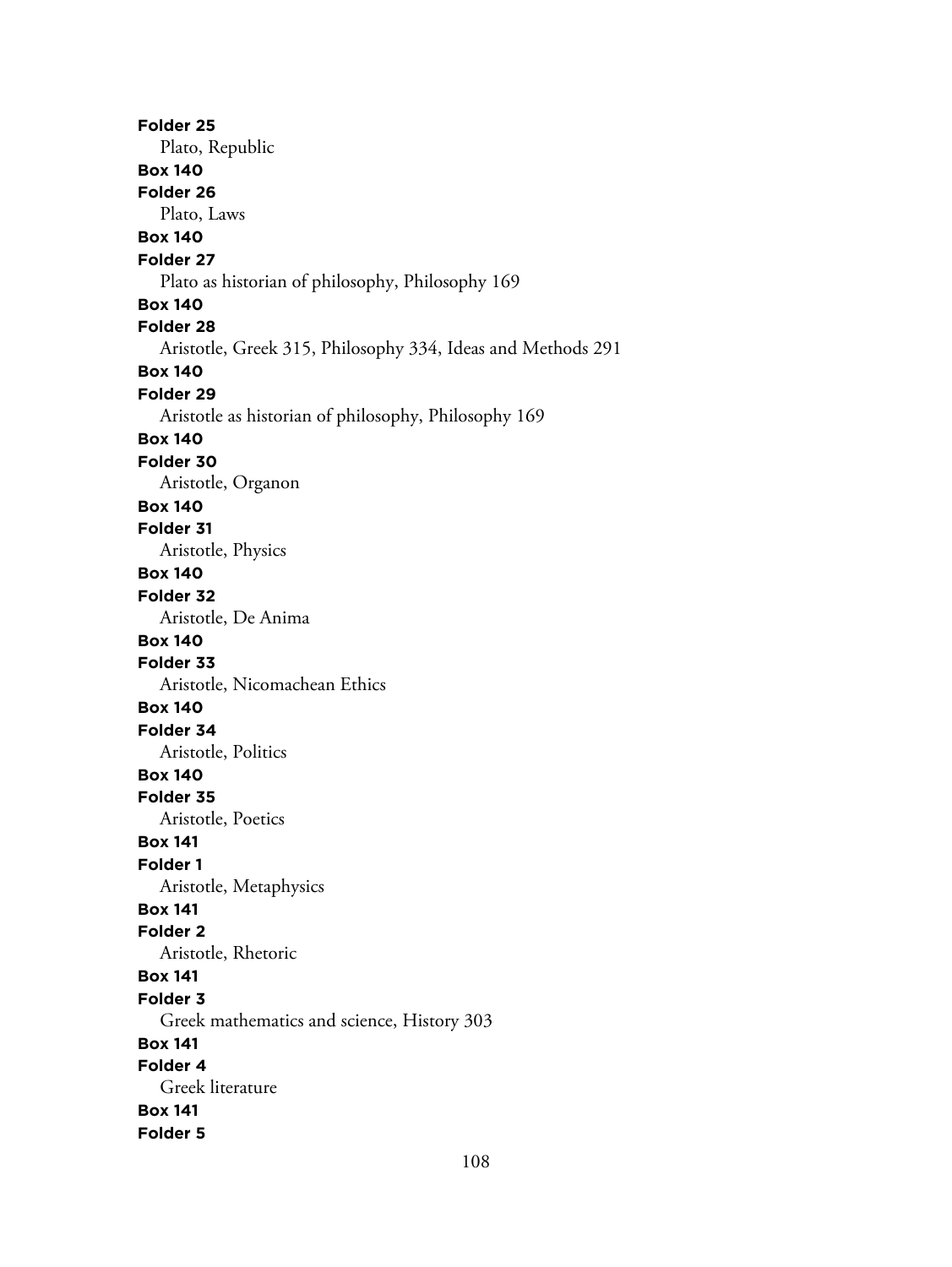**Folder 25**

Plato, Republic

**Box 140**

**Folder 26**

Plato, Laws

**Box 140**

**Folder 27**

Plato as historian of philosophy, Philosophy 169

**Box 140**

**Folder 28**

Aristotle, Greek 315, Philosophy 334, Ideas and Methods 291

**Box 140**

**Folder 29**

Aristotle as historian of philosophy, Philosophy 169

**Box 140**

**Folder 30**

Aristotle, Organon

**Box 140**

**Folder 31**

Aristotle, Physics

**Box 140**

**Folder 32**

Aristotle, De Anima

**Box 140**

**Folder 33**

Aristotle, Nicomachean Ethics

**Box 140**

**Folder 34**

Aristotle, Politics

**Box 140**

**Folder 35**

Aristotle, Poetics

**Box 141**

**Folder 1**

Aristotle, Metaphysics

**Box 141**

**Folder 2**

Aristotle, Rhetoric

**Box 141**

**Folder 3**

Greek mathematics and science, History 303

**Box 141**

**Folder 4**

Greek literature

**Box 141**

**Folder 5**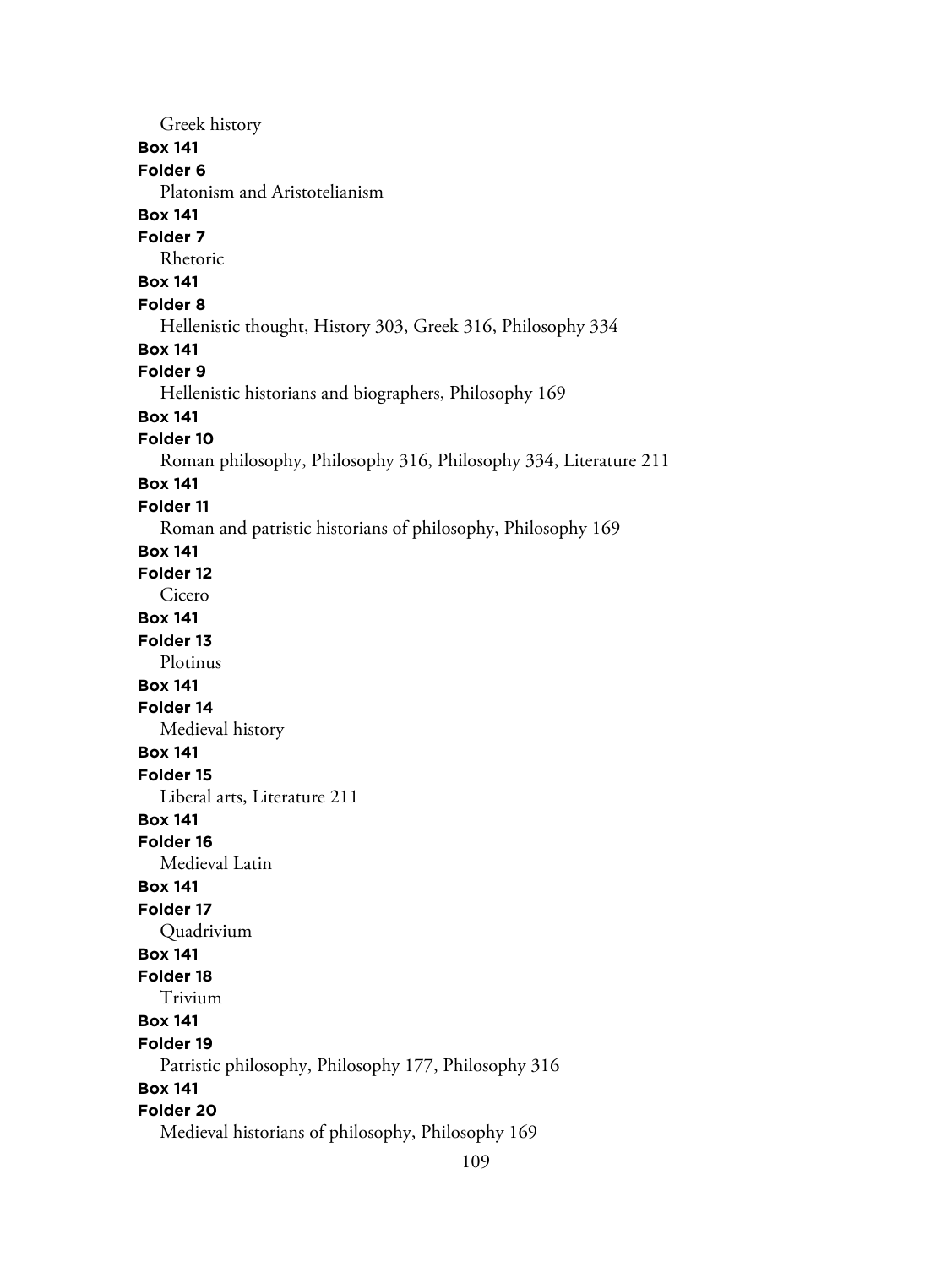Greek history

**Box 141**

**Folder 6**

Platonism and Aristotelianism

**Box 141**

**Folder 7**

Rhetoric

**Box 141**

**Folder 8**

Hellenistic thought, History 303, Greek 316, Philosophy 334

**Box 141**

**Folder 9**

Hellenistic historians and biographers, Philosophy 169

**Box 141**

**Folder 10**

Roman philosophy, Philosophy 316, Philosophy 334, Literature 211

**Box 141**

**Folder 11**

Roman and patristic historians of philosophy, Philosophy 169

**Box 141**

**Folder 12**

Cicero

**Box 141**

**Folder 13**

Plotinus

**Box 141**

**Folder 14**

Medieval history

**Box 141**

**Folder 15**

Liberal arts, Literature 211

**Box 141**

**Folder 16**

Medieval Latin

**Box 141**

**Folder 17**

Quadrivium

**Box 141**

**Folder 18**

Trivium

**Box 141**

**Folder 19**

Patristic philosophy, Philosophy 177, Philosophy 316

**Box 141**

**Folder 20**

Medieval historians of philosophy, Philosophy 169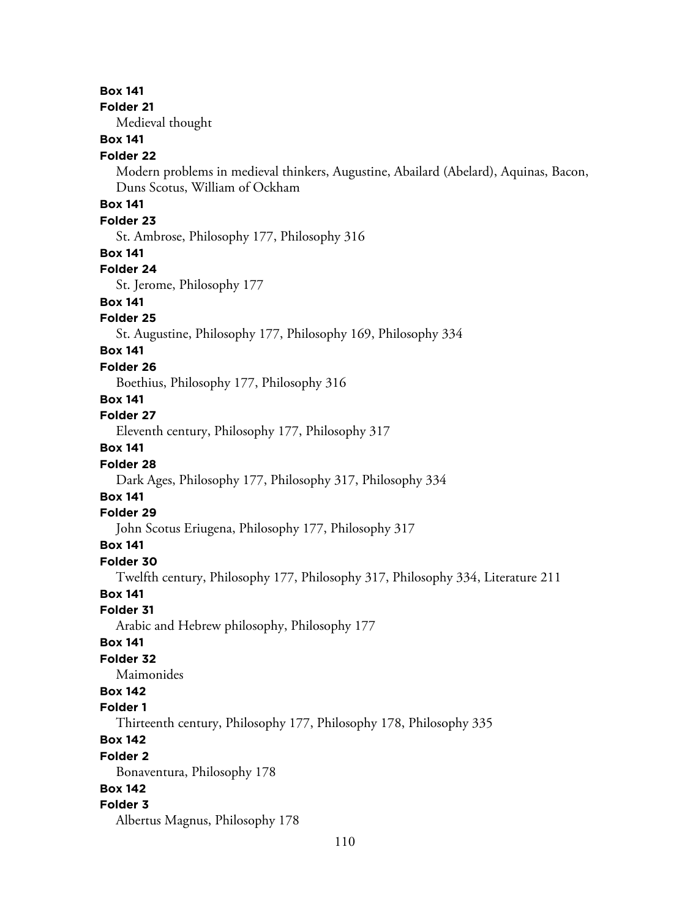**Box 141**
**Folder 21**
Medieval thought

**Box 141**
**Folder 22**
Modern problems in medieval thinkers, Augustine, Abailard (Abelard), Aquinas, Bacon, Duns Scotus, William of Ockham

**Box 141**
**Folder 23**
St. Ambrose, Philosophy 177, Philosophy 316

**Box 141**
**Folder 24**
St. Jerome, Philosophy 177

**Box 141**
**Folder 25**
St. Augustine, Philosophy 177, Philosophy 169, Philosophy 334

**Box 141**
**Folder 26**
Boethius, Philosophy 177, Philosophy 316

**Box 141**
**Folder 27**
Eleventh century, Philosophy 177, Philosophy 317

**Box 141**
**Folder 28**
Dark Ages, Philosophy 177, Philosophy 317, Philosophy 334

**Box 141**
**Folder 29**
John Scotus Eriugena, Philosophy 177, Philosophy 317

**Box 141**
**Folder 30**
Twelfth century, Philosophy 177, Philosophy 317, Philosophy 334, Literature 211

**Box 141**
**Folder 31**
Arabic and Hebrew philosophy, Philosophy 177

**Box 141**
**Folder 32**
Maimonides

**Box 142**
**Folder 1**
Thirteenth century, Philosophy 177, Philosophy 178, Philosophy 335

**Box 142**
**Folder 2**
Bonaventura, Philosophy 178

**Box 142**
**Folder 3**
Albertus Magnus, Philosophy 178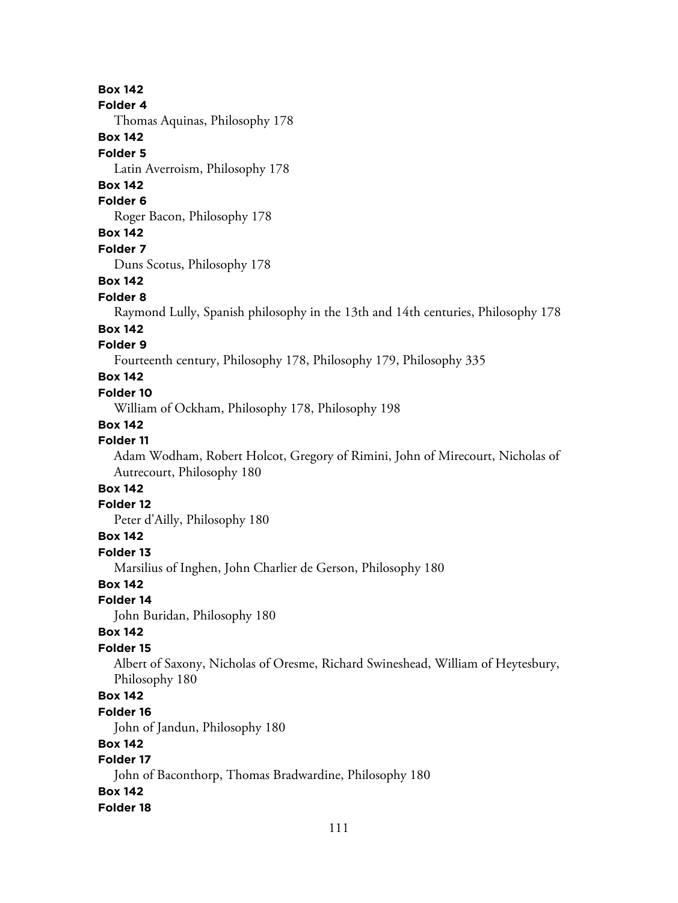**Box 142**
**Folder 4**
Thomas Aquinas, Philosophy 178

**Box 142**
**Folder 5**
Latin Averroism, Philosophy 178

**Box 142**
**Folder 6**
Roger Bacon, Philosophy 178

**Box 142**
**Folder 7**
Duns Scotus, Philosophy 178

**Box 142**
**Folder 8**
Raymond Lully, Spanish philosophy in the 13th and 14th centuries, Philosophy 178

**Box 142**
**Folder 9**
Fourteenth century, Philosophy 178, Philosophy 179, Philosophy 335

**Box 142**
**Folder 10**
William of Ockham, Philosophy 178, Philosophy 198

**Box 142**
**Folder 11**
Adam Wodham, Robert Holcot, Gregory of Rimini, John of Mirecourt, Nicholas of Autrecourt, Philosophy 180

**Box 142**
**Folder 12**
Peter d'Ailly, Philosophy 180

**Box 142**
**Folder 13**
Marsilius of Inghen, John Charlier de Gerson, Philosophy 180

**Box 142**
**Folder 14**
John Buridan, Philosophy 180

**Box 142**
**Folder 15**
Albert of Saxony, Nicholas of Oresme, Richard Swineshead, William of Heytesbury, Philosophy 180

**Box 142**
**Folder 16**
John of Jandun, Philosophy 180

**Box 142**
**Folder 17**
John of Baconthorp, Thomas Bradwardine, Philosophy 180

**Box 142**
**Folder 18**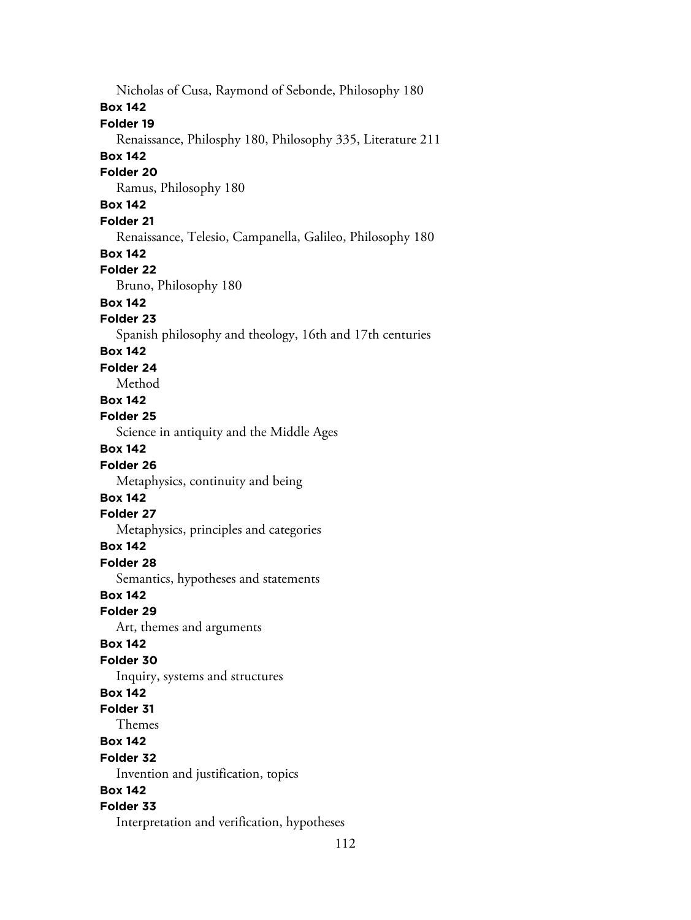Nicholas of Cusa, Raymond of Sebonde, Philosophy 180

**Box 142**

**Folder 19**

Renaissance, Philosphy 180, Philosophy 335, Literature 211

**Box 142**

**Folder 20**

Ramus, Philosophy 180

**Box 142**

**Folder 21**

Renaissance, Telesio, Campanella, Galileo, Philosophy 180

**Box 142**

**Folder 22**

Bruno, Philosophy 180

**Box 142**

**Folder 23**

Spanish philosophy and theology, 16th and 17th centuries

**Box 142**

**Folder 24**

Method

**Box 142**

**Folder 25**

Science in antiquity and the Middle Ages

**Box 142**

**Folder 26**

Metaphysics, continuity and being

**Box 142**

**Folder 27**

Metaphysics, principles and categories

**Box 142**

**Folder 28**

Semantics, hypotheses and statements

**Box 142**

**Folder 29**

Art, themes and arguments

**Box 142**

**Folder 30**

Inquiry, systems and structures

**Box 142**

**Folder 31**

Themes

**Box 142**

**Folder 32**

Invention and justification, topics

**Box 142**

**Folder 33**

Interpretation and verification, hypotheses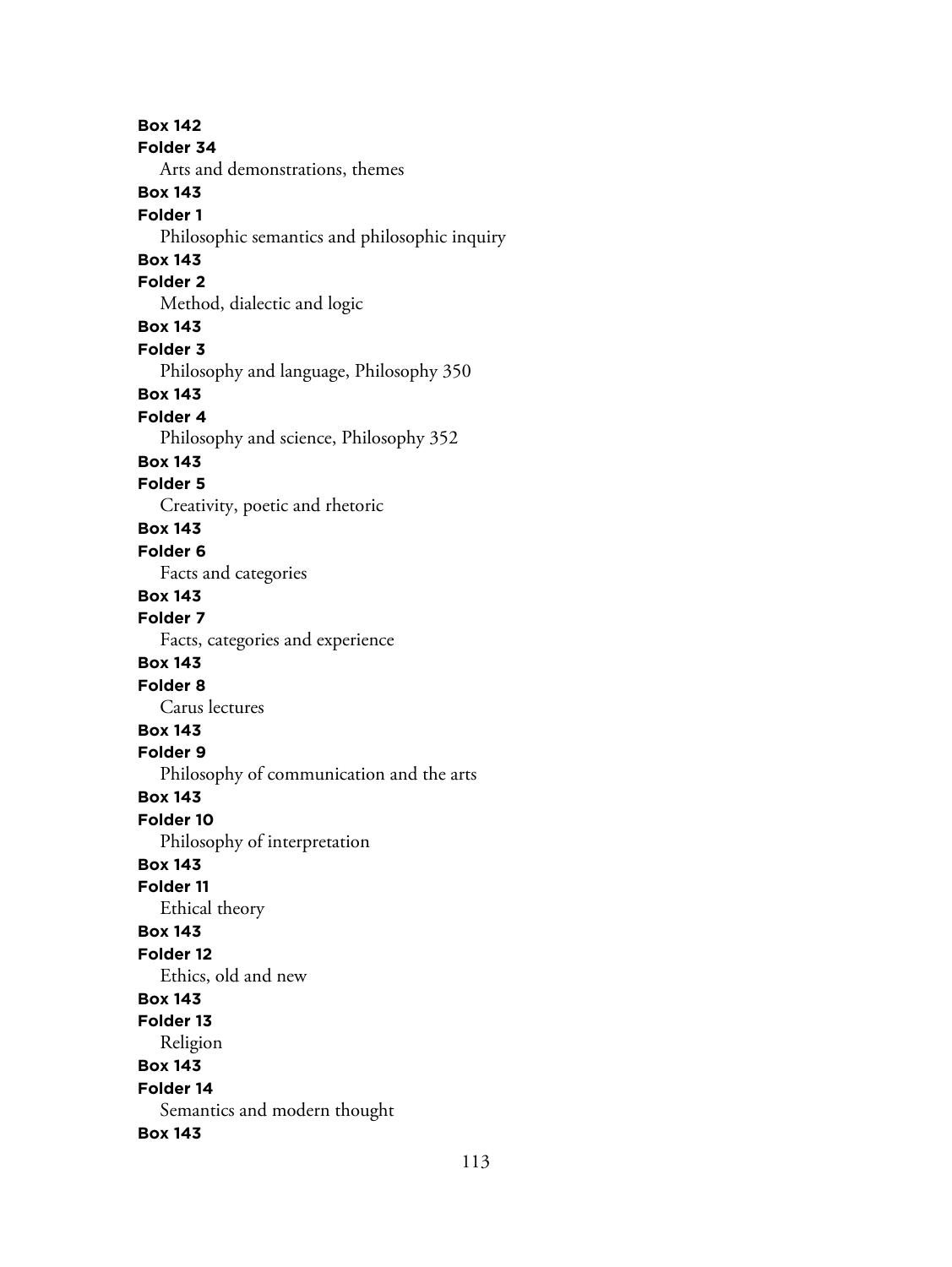**Box 142**
**Folder 34**
Arts and demonstrations, themes

**Box 143**
**Folder 1**
Philosophic semantics and philosophic inquiry

**Box 143**
**Folder 2**
Method, dialectic and logic

**Box 143**
**Folder 3**
Philosophy and language, Philosophy 350

**Box 143**
**Folder 4**
Philosophy and science, Philosophy 352

**Box 143**
**Folder 5**
Creativity, poetic and rhetoric

**Box 143**
**Folder 6**
Facts and categories

**Box 143**
**Folder 7**
Facts, categories and experience

**Box 143**
**Folder 8**
Carus lectures

**Box 143**
**Folder 9**
Philosophy of communication and the arts

**Box 143**
**Folder 10**
Philosophy of interpretation

**Box 143**
**Folder 11**
Ethical theory

**Box 143**
**Folder 12**
Ethics, old and new

**Box 143**
**Folder 13**
Religion

**Box 143**
**Folder 14**
Semantics and modern thought

**Box 143**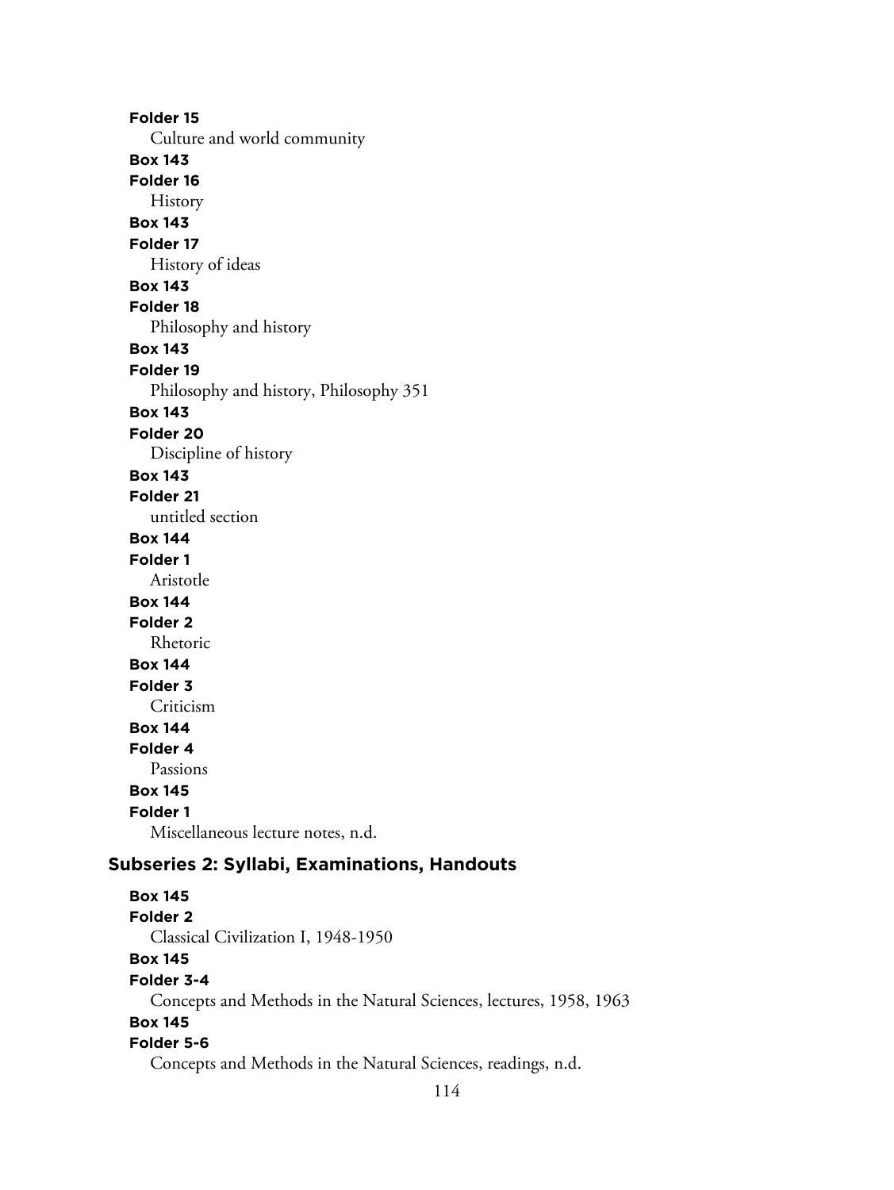**Folder 15**

Culture and world community

**Box 143**

**Folder 16**

History

**Box 143**

**Folder 17**

History of ideas

**Box 143**

**Folder 18**

Philosophy and history

**Box 143**

**Folder 19**

Philosophy and history, Philosophy 351

**Box 143**

**Folder 20**

Discipline of history

**Box 143**

**Folder 21**

untitled section

**Box 144**

**Folder 1**

Aristotle

**Box 144**

**Folder 2**

Rhetoric

**Box 144**

**Folder 3**

Criticism

**Box 144**

**Folder 4**

Passions

**Box 145**

**Folder 1**

Miscellaneous lecture notes, n.d.

## Subseries 2: Syllabi, Examinations, Handouts

**Box 145**

**Folder 2**

Classical Civilization I, 1948-1950

**Box 145**

**Folder 3-4**

Concepts and Methods in the Natural Sciences, lectures, 1958, 1963

**Box 145**

**Folder 5-6**

Concepts and Methods in the Natural Sciences, readings, n.d.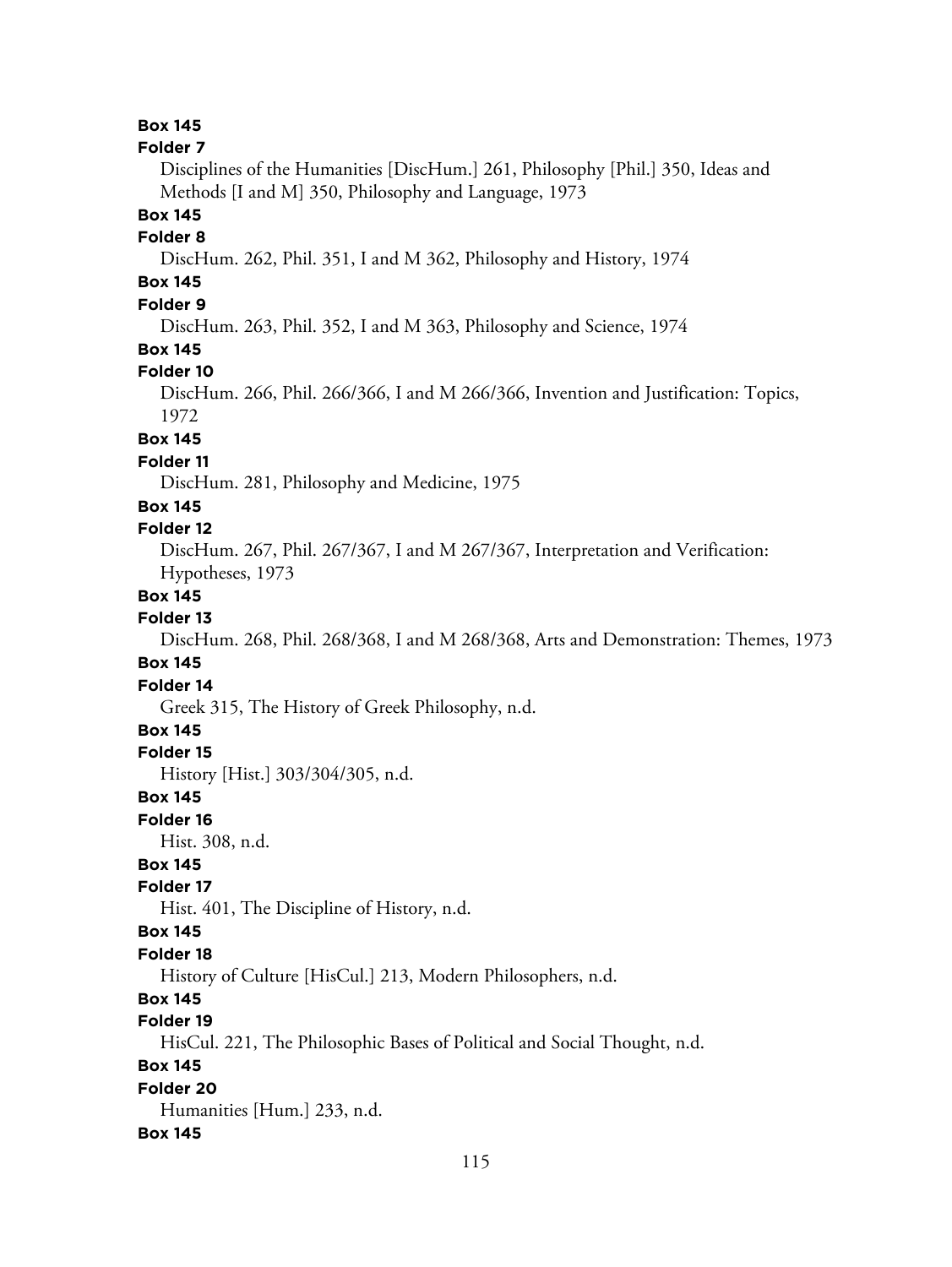**Box 145**

**Folder 7**

Disciplines of the Humanities [DiscHum.] 261, Philosophy [Phil.] 350, Ideas and Methods [I and M] 350, Philosophy and Language, 1973

**Box 145**

**Folder 8**

DiscHum. 262, Phil. 351, I and M 362, Philosophy and History, 1974

**Box 145**

**Folder 9**

DiscHum. 263, Phil. 352, I and M 363, Philosophy and Science, 1974

**Box 145**

**Folder 10**

DiscHum. 266, Phil. 266/366, I and M 266/366, Invention and Justification: Topics, 1972

**Box 145**

**Folder 11**

DiscHum. 281, Philosophy and Medicine, 1975

**Box 145**

**Folder 12**

DiscHum. 267, Phil. 267/367, I and M 267/367, Interpretation and Verification: Hypotheses, 1973

**Box 145**

**Folder 13**

DiscHum. 268, Phil. 268/368, I and M 268/368, Arts and Demonstration: Themes, 1973

**Box 145**

**Folder 14**

Greek 315, The History of Greek Philosophy, n.d.

**Box 145**

**Folder 15**

History [Hist.] 303/304/305, n.d.

**Box 145**

**Folder 16**

Hist. 308, n.d.

**Box 145**

**Folder 17**

Hist. 401, The Discipline of History, n.d.

**Box 145**

**Folder 18**

History of Culture [HisCul.] 213, Modern Philosophers, n.d.

**Box 145**

**Folder 19**

HisCul. 221, The Philosophic Bases of Political and Social Thought, n.d.

**Box 145**

**Folder 20**

Humanities [Hum.] 233, n.d.

**Box 145**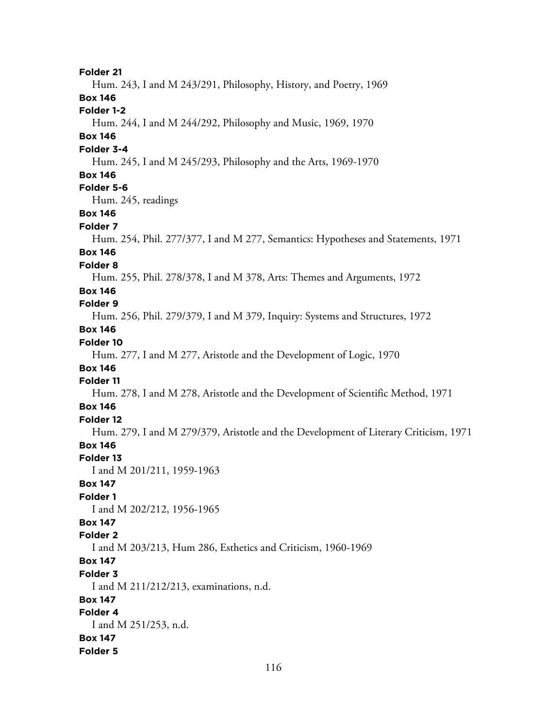**Folder 21**

Hum. 243, I and M 243/291, Philosophy, History, and Poetry, 1969

**Box 146**

**Folder 1-2**

Hum. 244, I and M 244/292, Philosophy and Music, 1969, 1970

**Box 146**

**Folder 3-4**

Hum. 245, I and M 245/293, Philosophy and the Arts, 1969-1970

**Box 146**

**Folder 5-6**

Hum. 245, readings

**Box 146**

**Folder 7**

Hum. 254, Phil. 277/377, I and M 277, Semantics: Hypotheses and Statements, 1971

**Box 146**

**Folder 8**

Hum. 255, Phil. 278/378, I and M 378, Arts: Themes and Arguments, 1972

**Box 146**

**Folder 9**

Hum. 256, Phil. 279/379, I and M 379, Inquiry: Systems and Structures, 1972

**Box 146**

**Folder 10**

Hum. 277, I and M 277, Aristotle and the Development of Logic, 1970

**Box 146**

**Folder 11**

Hum. 278, I and M 278, Aristotle and the Development of Scientific Method, 1971

**Box 146**

**Folder 12**

Hum. 279, I and M 279/379, Aristotle and the Development of Literary Criticism, 1971

**Box 146**

**Folder 13**

I and M 201/211, 1959-1963

**Box 147**

**Folder 1**

I and M 202/212, 1956-1965

**Box 147**

**Folder 2**

I and M 203/213, Hum 286, Esthetics and Criticism, 1960-1969

**Box 147**

**Folder 3**

I and M 211/212/213, examinations, n.d.

**Box 147**

**Folder 4**

I and M 251/253, n.d.

**Box 147**

**Folder 5**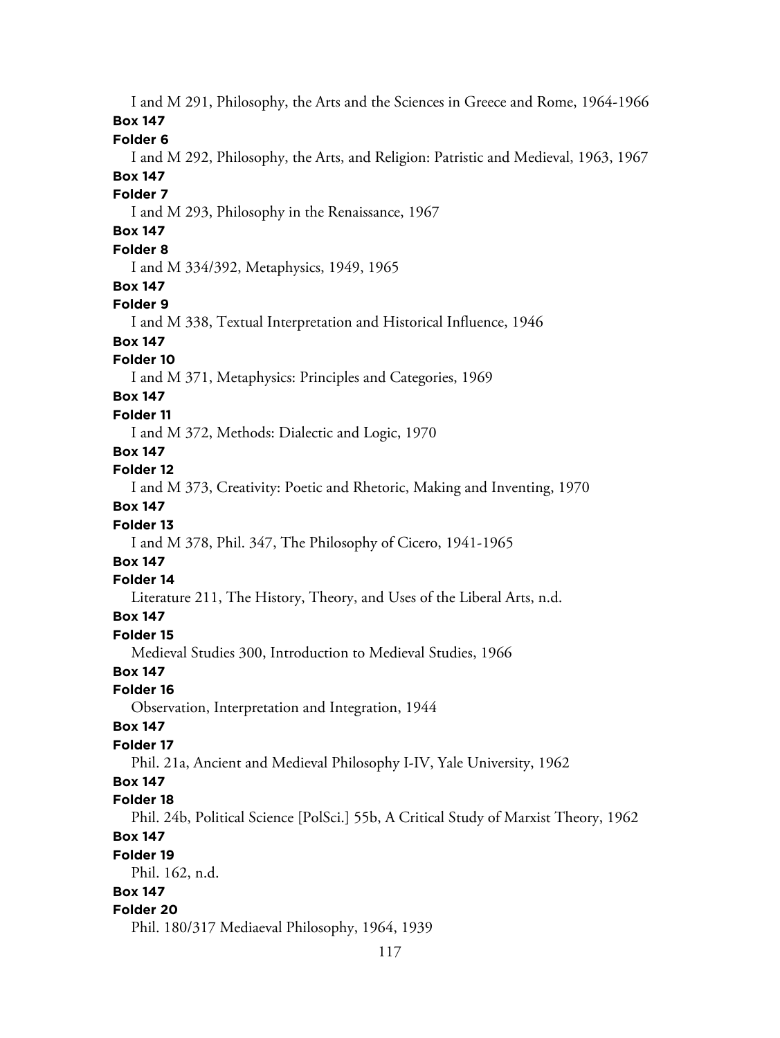I and M 291, Philosophy, the Arts and the Sciences in Greece and Rome, 1964-1966

**Box 147**

**Folder 6**

I and M 292, Philosophy, the Arts, and Religion: Patristic and Medieval, 1963, 1967

**Box 147**

**Folder 7**

I and M 293, Philosophy in the Renaissance, 1967

**Box 147**

**Folder 8**

I and M 334/392, Metaphysics, 1949, 1965

**Box 147**

**Folder 9**

I and M 338, Textual Interpretation and Historical Influence, 1946

**Box 147**

**Folder 10**

I and M 371, Metaphysics: Principles and Categories, 1969

**Box 147**

**Folder 11**

I and M 372, Methods: Dialectic and Logic, 1970

**Box 147**

**Folder 12**

I and M 373, Creativity: Poetic and Rhetoric, Making and Inventing, 1970

**Box 147**

**Folder 13**

I and M 378, Phil. 347, The Philosophy of Cicero, 1941-1965

**Box 147**

**Folder 14**

Literature 211, The History, Theory, and Uses of the Liberal Arts, n.d.

**Box 147**

**Folder 15**

Medieval Studies 300, Introduction to Medieval Studies, 1966

**Box 147**

**Folder 16**

Observation, Interpretation and Integration, 1944

**Box 147**

**Folder 17**

Phil. 21a, Ancient and Medieval Philosophy I-IV, Yale University, 1962

**Box 147**

**Folder 18**

Phil. 24b, Political Science [PolSci.] 55b, A Critical Study of Marxist Theory, 1962

**Box 147**

**Folder 19**

Phil. 162, n.d.

**Box 147**

**Folder 20**

Phil. 180/317 Mediaeval Philosophy, 1964, 1939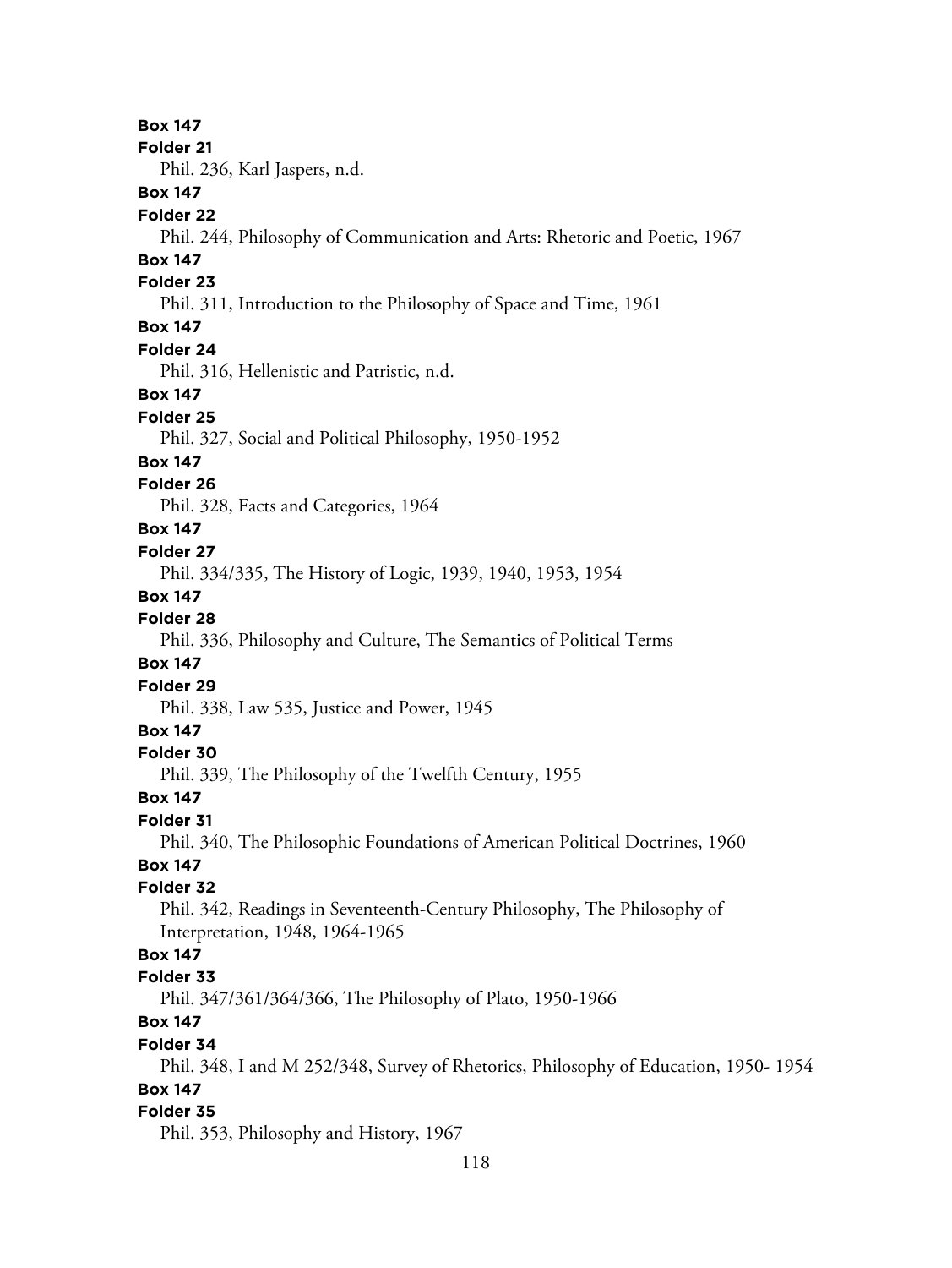**Box 147**
**Folder 21**
Phil. 236, Karl Jaspers, n.d.

**Box 147**
**Folder 22**
Phil. 244, Philosophy of Communication and Arts: Rhetoric and Poetic, 1967

**Box 147**
**Folder 23**
Phil. 311, Introduction to the Philosophy of Space and Time, 1961

**Box 147**
**Folder 24**
Phil. 316, Hellenistic and Patristic, n.d.

**Box 147**
**Folder 25**
Phil. 327, Social and Political Philosophy, 1950-1952

**Box 147**
**Folder 26**
Phil. 328, Facts and Categories, 1964

**Box 147**
**Folder 27**
Phil. 334/335, The History of Logic, 1939, 1940, 1953, 1954

**Box 147**
**Folder 28**
Phil. 336, Philosophy and Culture, The Semantics of Political Terms

**Box 147**
**Folder 29**
Phil. 338, Law 535, Justice and Power, 1945

**Box 147**
**Folder 30**
Phil. 339, The Philosophy of the Twelfth Century, 1955

**Box 147**
**Folder 31**
Phil. 340, The Philosophic Foundations of American Political Doctrines, 1960

**Box 147**
**Folder 32**
Phil. 342, Readings in Seventeenth-Century Philosophy, The Philosophy of Interpretation, 1948, 1964-1965

**Box 147**
**Folder 33**
Phil. 347/361/364/366, The Philosophy of Plato, 1950-1966

**Box 147**
**Folder 34**
Phil. 348, I and M 252/348, Survey of Rhetorics, Philosophy of Education, 1950- 1954

**Box 147**
**Folder 35**
Phil. 353, Philosophy and History, 1967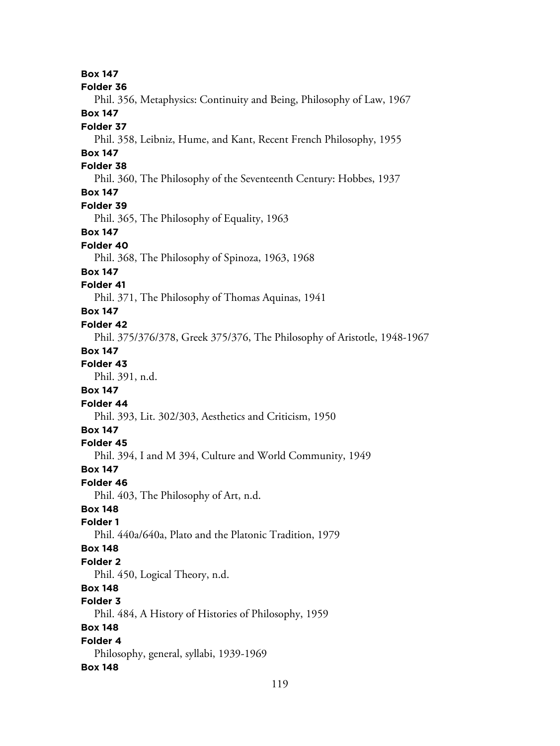**Box 147**
**Folder 36**
Phil. 356, Metaphysics: Continuity and Being, Philosophy of Law, 1967
**Box 147**
**Folder 37**
Phil. 358, Leibniz, Hume, and Kant, Recent French Philosophy, 1955
**Box 147**
**Folder 38**
Phil. 360, The Philosophy of the Seventeenth Century: Hobbes, 1937
**Box 147**
**Folder 39**
Phil. 365, The Philosophy of Equality, 1963
**Box 147**
**Folder 40**
Phil. 368, The Philosophy of Spinoza, 1963, 1968
**Box 147**
**Folder 41**
Phil. 371, The Philosophy of Thomas Aquinas, 1941
**Box 147**
**Folder 42**
Phil. 375/376/378, Greek 375/376, The Philosophy of Aristotle, 1948-1967
**Box 147**
**Folder 43**
Phil. 391, n.d.
**Box 147**
**Folder 44**
Phil. 393, Lit. 302/303, Aesthetics and Criticism, 1950
**Box 147**
**Folder 45**
Phil. 394, I and M 394, Culture and World Community, 1949
**Box 147**
**Folder 46**
Phil. 403, The Philosophy of Art, n.d.
**Box 148**
**Folder 1**
Phil. 440a/640a, Plato and the Platonic Tradition, 1979
**Box 148**
**Folder 2**
Phil. 450, Logical Theory, n.d.
**Box 148**
**Folder 3**
Phil. 484, A History of Histories of Philosophy, 1959
**Box 148**
**Folder 4**
Philosophy, general, syllabi, 1939-1969
**Box 148**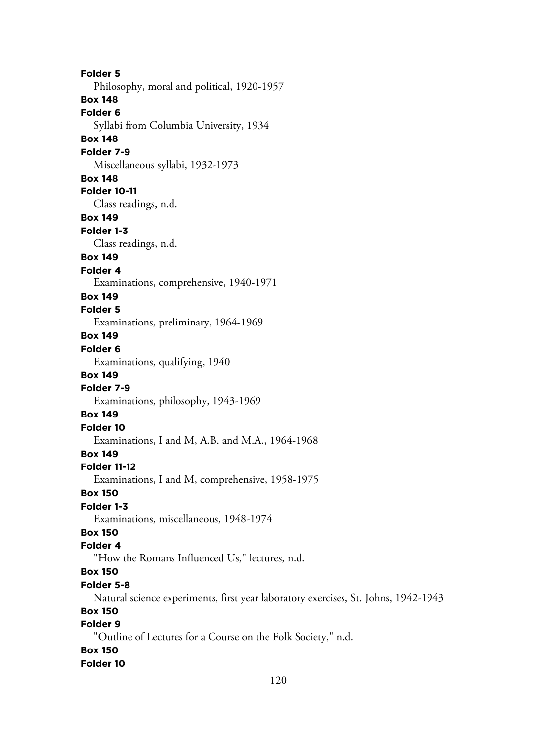**Folder 5**
Philosophy, moral and political, 1920-1957

**Box 148**
**Folder 6**
Syllabi from Columbia University, 1934

**Box 148**
**Folder 7-9**
Miscellaneous syllabi, 1932-1973

**Box 148**
**Folder 10-11**
Class readings, n.d.

**Box 149**
**Folder 1-3**
Class readings, n.d.

**Box 149**
**Folder 4**
Examinations, comprehensive, 1940-1971

**Box 149**
**Folder 5**
Examinations, preliminary, 1964-1969

**Box 149**
**Folder 6**
Examinations, qualifying, 1940

**Box 149**
**Folder 7-9**
Examinations, philosophy, 1943-1969

**Box 149**
**Folder 10**
Examinations, I and M, A.B. and M.A., 1964-1968

**Box 149**
**Folder 11-12**
Examinations, I and M, comprehensive, 1958-1975

**Box 150**
**Folder 1-3**
Examinations, miscellaneous, 1948-1974

**Box 150**
**Folder 4**
"How the Romans Influenced Us," lectures, n.d.

**Box 150**
**Folder 5-8**
Natural science experiments, first year laboratory exercises, St. Johns, 1942-1943

**Box 150**
**Folder 9**
"Outline of Lectures for a Course on the Folk Society," n.d.

**Box 150**
**Folder 10**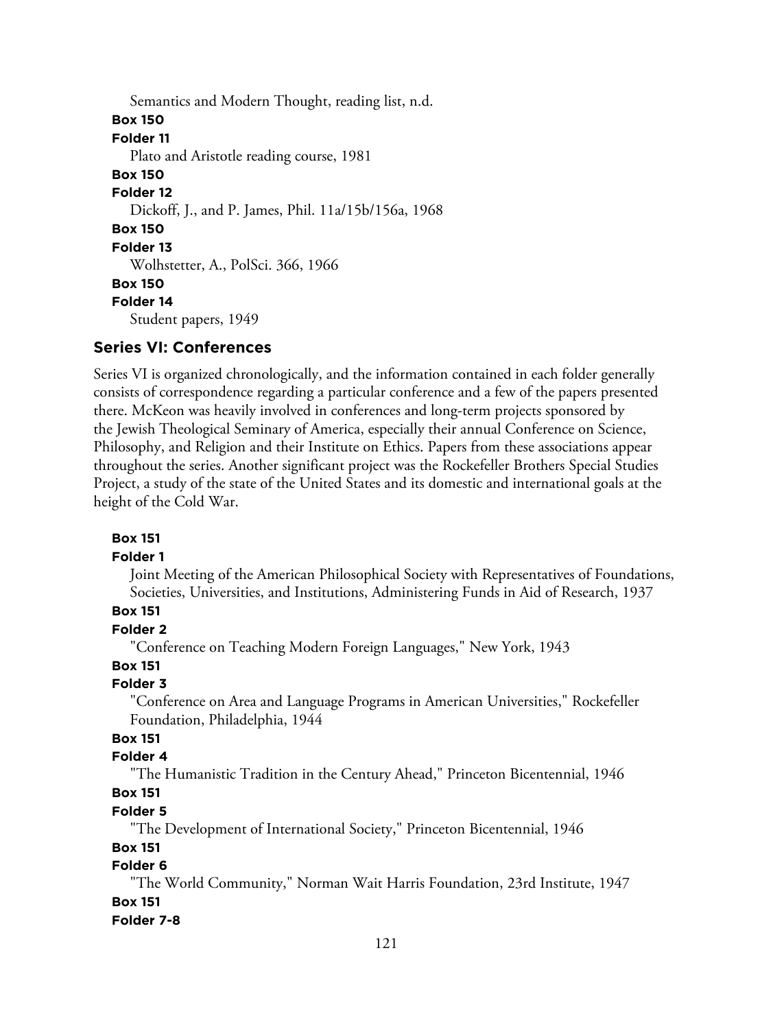Semantics and Modern Thought, reading list, n.d.

**Box 150**

**Folder 11**

Plato and Aristotle reading course, 1981

**Box 150**

**Folder 12**

Dickoff, J., and P. James, Phil. 11a/15b/156a, 1968

**Box 150**

**Folder 13**

Wolhstetter, A., PolSci. 366, 1966

**Box 150**

**Folder 14**

Student papers, 1949

## Series VI: Conferences

Series VI is organized chronologically, and the information contained in each folder generally consists of correspondence regarding a particular conference and a few of the papers presented there. McKeon was heavily involved in conferences and long-term projects sponsored by the Jewish Theological Seminary of America, especially their annual Conference on Science, Philosophy, and Religion and their Institute on Ethics. Papers from these associations appear throughout the series. Another significant project was the Rockefeller Brothers Special Studies Project, a study of the state of the United States and its domestic and international goals at the height of the Cold War.

**Box 151**

**Folder 1**

Joint Meeting of the American Philosophical Society with Representatives of Foundations, Societies, Universities, and Institutions, Administering Funds in Aid of Research, 1937

**Box 151**

**Folder 2**

"Conference on Teaching Modern Foreign Languages," New York, 1943

**Box 151**

**Folder 3**

"Conference on Area and Language Programs in American Universities," Rockefeller Foundation, Philadelphia, 1944

**Box 151**

**Folder 4**

"The Humanistic Tradition in the Century Ahead," Princeton Bicentennial, 1946

**Box 151**

**Folder 5**

"The Development of International Society," Princeton Bicentennial, 1946

**Box 151**

**Folder 6**

"The World Community," Norman Wait Harris Foundation, 23rd Institute, 1947

**Box 151**

**Folder 7-8**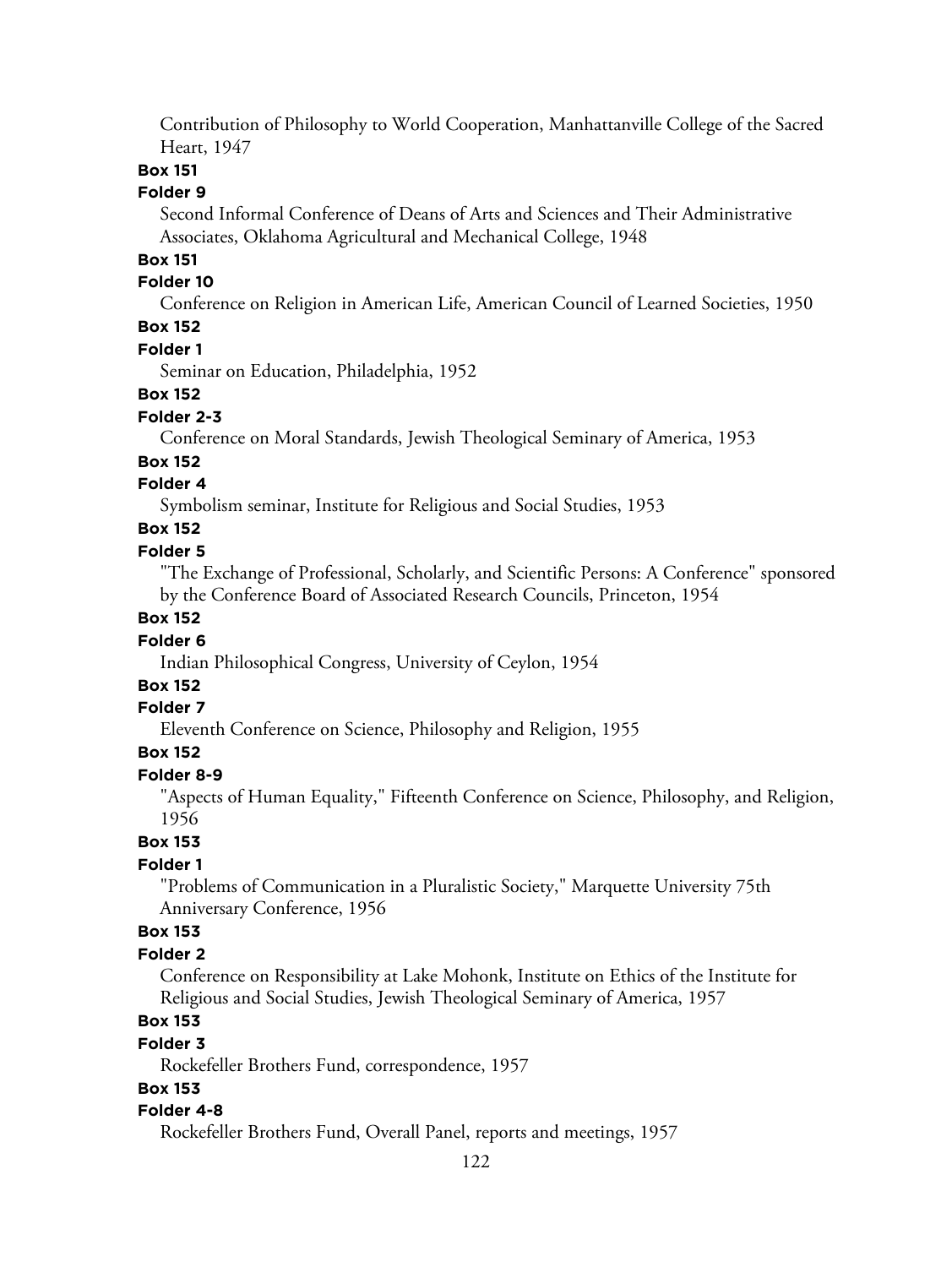Contribution of Philosophy to World Cooperation, Manhattanville College of the Sacred Heart, 1947

**Box 151**

**Folder 9**

Second Informal Conference of Deans of Arts and Sciences and Their Administrative Associates, Oklahoma Agricultural and Mechanical College, 1948

**Box 151**

**Folder 10**

Conference on Religion in American Life, American Council of Learned Societies, 1950

**Box 152**

**Folder 1**

Seminar on Education, Philadelphia, 1952

**Box 152**

**Folder 2-3**

Conference on Moral Standards, Jewish Theological Seminary of America, 1953

**Box 152**

**Folder 4**

Symbolism seminar, Institute for Religious and Social Studies, 1953

**Box 152**

**Folder 5**

"The Exchange of Professional, Scholarly, and Scientific Persons: A Conference" sponsored by the Conference Board of Associated Research Councils, Princeton, 1954

**Box 152**

**Folder 6**

Indian Philosophical Congress, University of Ceylon, 1954

**Box 152**

**Folder 7**

Eleventh Conference on Science, Philosophy and Religion, 1955

**Box 152**

**Folder 8-9**

"Aspects of Human Equality," Fifteenth Conference on Science, Philosophy, and Religion, 1956

**Box 153**

**Folder 1**

"Problems of Communication in a Pluralistic Society," Marquette University 75th Anniversary Conference, 1956

**Box 153**

**Folder 2**

Conference on Responsibility at Lake Mohonk, Institute on Ethics of the Institute for Religious and Social Studies, Jewish Theological Seminary of America, 1957

**Box 153**

**Folder 3**

Rockefeller Brothers Fund, correspondence, 1957

**Box 153**

**Folder 4-8**

Rockefeller Brothers Fund, Overall Panel, reports and meetings, 1957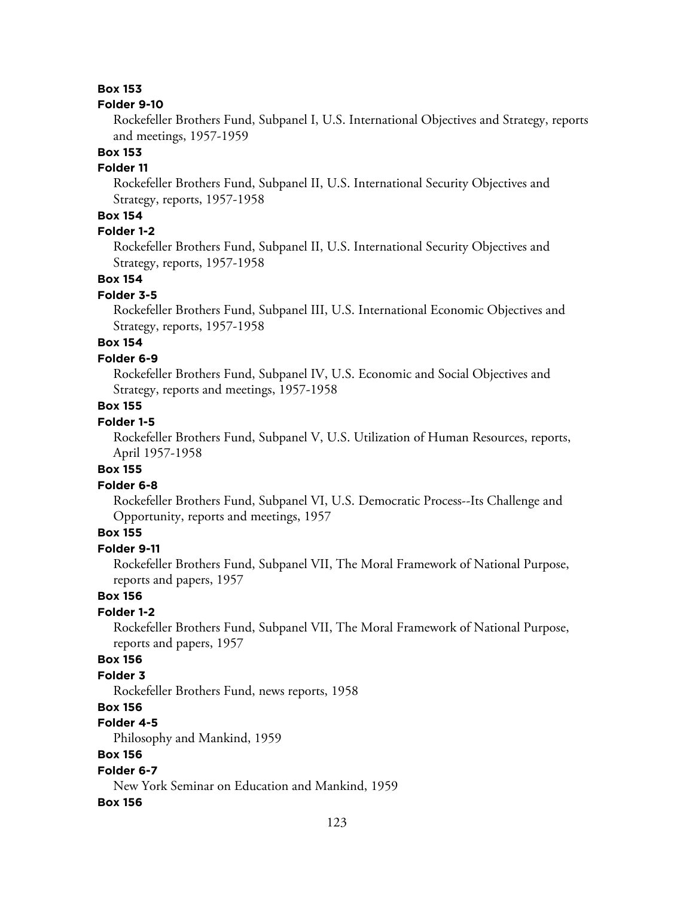**Box 153**

**Folder 9-10**

Rockefeller Brothers Fund, Subpanel I, U.S. International Objectives and Strategy, reports and meetings, 1957-1959

**Box 153**

**Folder 11**

Rockefeller Brothers Fund, Subpanel II, U.S. International Security Objectives and Strategy, reports, 1957-1958

**Box 154**

**Folder 1-2**

Rockefeller Brothers Fund, Subpanel II, U.S. International Security Objectives and Strategy, reports, 1957-1958

**Box 154**

**Folder 3-5**

Rockefeller Brothers Fund, Subpanel III, U.S. International Economic Objectives and Strategy, reports, 1957-1958

**Box 154**

**Folder 6-9**

Rockefeller Brothers Fund, Subpanel IV, U.S. Economic and Social Objectives and Strategy, reports and meetings, 1957-1958

**Box 155**

**Folder 1-5**

Rockefeller Brothers Fund, Subpanel V, U.S. Utilization of Human Resources, reports, April 1957-1958

**Box 155**

**Folder 6-8**

Rockefeller Brothers Fund, Subpanel VI, U.S. Democratic Process--Its Challenge and Opportunity, reports and meetings, 1957

**Box 155**

**Folder 9-11**

Rockefeller Brothers Fund, Subpanel VII, The Moral Framework of National Purpose, reports and papers, 1957

**Box 156**

**Folder 1-2**

Rockefeller Brothers Fund, Subpanel VII, The Moral Framework of National Purpose, reports and papers, 1957

**Box 156**

**Folder 3**

Rockefeller Brothers Fund, news reports, 1958

**Box 156**

**Folder 4-5**

Philosophy and Mankind, 1959

**Box 156**

**Folder 6-7**

New York Seminar on Education and Mankind, 1959

**Box 156**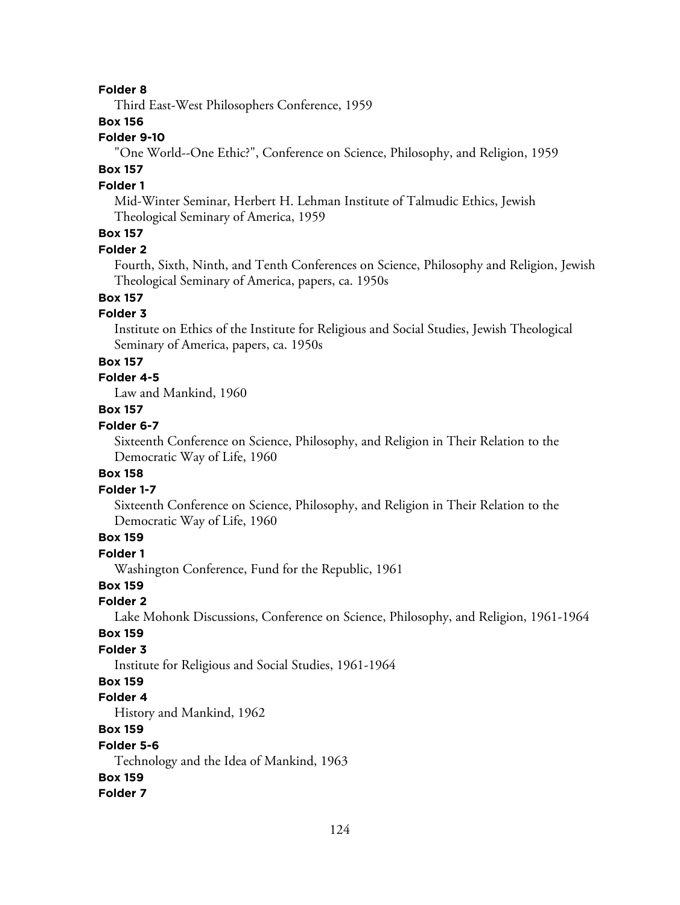**Folder 8**

Third East-West Philosophers Conference, 1959

**Box 156**

**Folder 9-10**

"One World--One Ethic?", Conference on Science, Philosophy, and Religion, 1959

**Box 157**

**Folder 1**

Mid-Winter Seminar, Herbert H. Lehman Institute of Talmudic Ethics, Jewish Theological Seminary of America, 1959

**Box 157**

**Folder 2**

Fourth, Sixth, Ninth, and Tenth Conferences on Science, Philosophy and Religion, Jewish Theological Seminary of America, papers, ca. 1950s

**Box 157**

**Folder 3**

Institute on Ethics of the Institute for Religious and Social Studies, Jewish Theological Seminary of America, papers, ca. 1950s

**Box 157**

**Folder 4-5**

Law and Mankind, 1960

**Box 157**

**Folder 6-7**

Sixteenth Conference on Science, Philosophy, and Religion in Their Relation to the Democratic Way of Life, 1960

**Box 158**

**Folder 1-7**

Sixteenth Conference on Science, Philosophy, and Religion in Their Relation to the Democratic Way of Life, 1960

**Box 159**

**Folder 1**

Washington Conference, Fund for the Republic, 1961

**Box 159**

**Folder 2**

Lake Mohonk Discussions, Conference on Science, Philosophy, and Religion, 1961-1964

**Box 159**

**Folder 3**

Institute for Religious and Social Studies, 1961-1964

**Box 159**

**Folder 4**

History and Mankind, 1962

**Box 159**

**Folder 5-6**

Technology and the Idea of Mankind, 1963

**Box 159**

**Folder 7**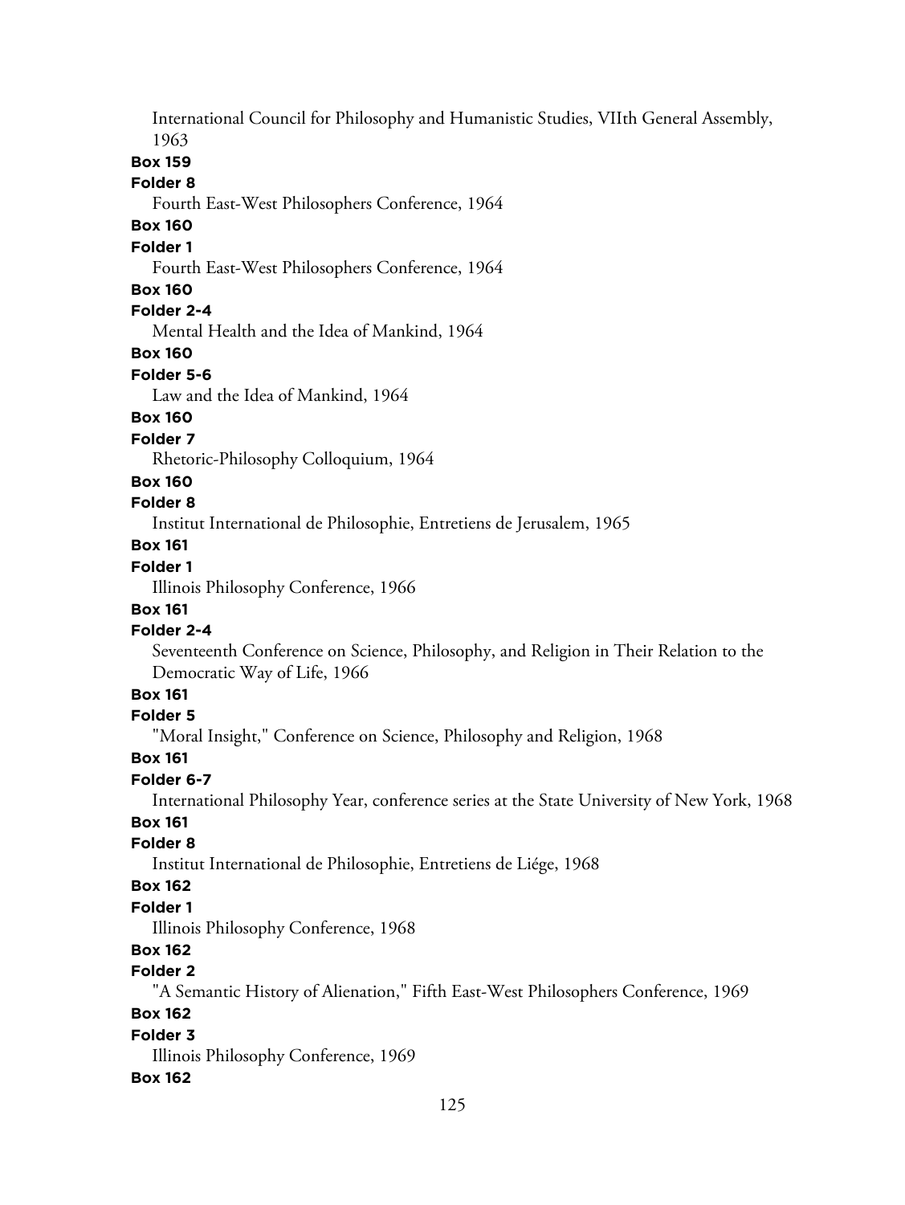International Council for Philosophy and Humanistic Studies, VIIth General Assembly, 1963

**Box 159**

**Folder 8**

Fourth East-West Philosophers Conference, 1964

**Box 160**

**Folder 1**

Fourth East-West Philosophers Conference, 1964

**Box 160**

**Folder 2-4**

Mental Health and the Idea of Mankind, 1964

**Box 160**

**Folder 5-6**

Law and the Idea of Mankind, 1964

**Box 160**

**Folder 7**

Rhetoric-Philosophy Colloquium, 1964

**Box 160**

**Folder 8**

Institut International de Philosophie, Entretiens de Jerusalem, 1965

**Box 161**

**Folder 1**

Illinois Philosophy Conference, 1966

**Box 161**

**Folder 2-4**

Seventeenth Conference on Science, Philosophy, and Religion in Their Relation to the Democratic Way of Life, 1966

**Box 161**

**Folder 5**

"Moral Insight," Conference on Science, Philosophy and Religion, 1968

**Box 161**

**Folder 6-7**

International Philosophy Year, conference series at the State University of New York, 1968

**Box 161**

**Folder 8**

Institut International de Philosophie, Entretiens de Liége, 1968

**Box 162**

**Folder 1**

Illinois Philosophy Conference, 1968

**Box 162**

**Folder 2**

"A Semantic History of Alienation," Fifth East-West Philosophers Conference, 1969

**Box 162**

**Folder 3**

Illinois Philosophy Conference, 1969

**Box 162**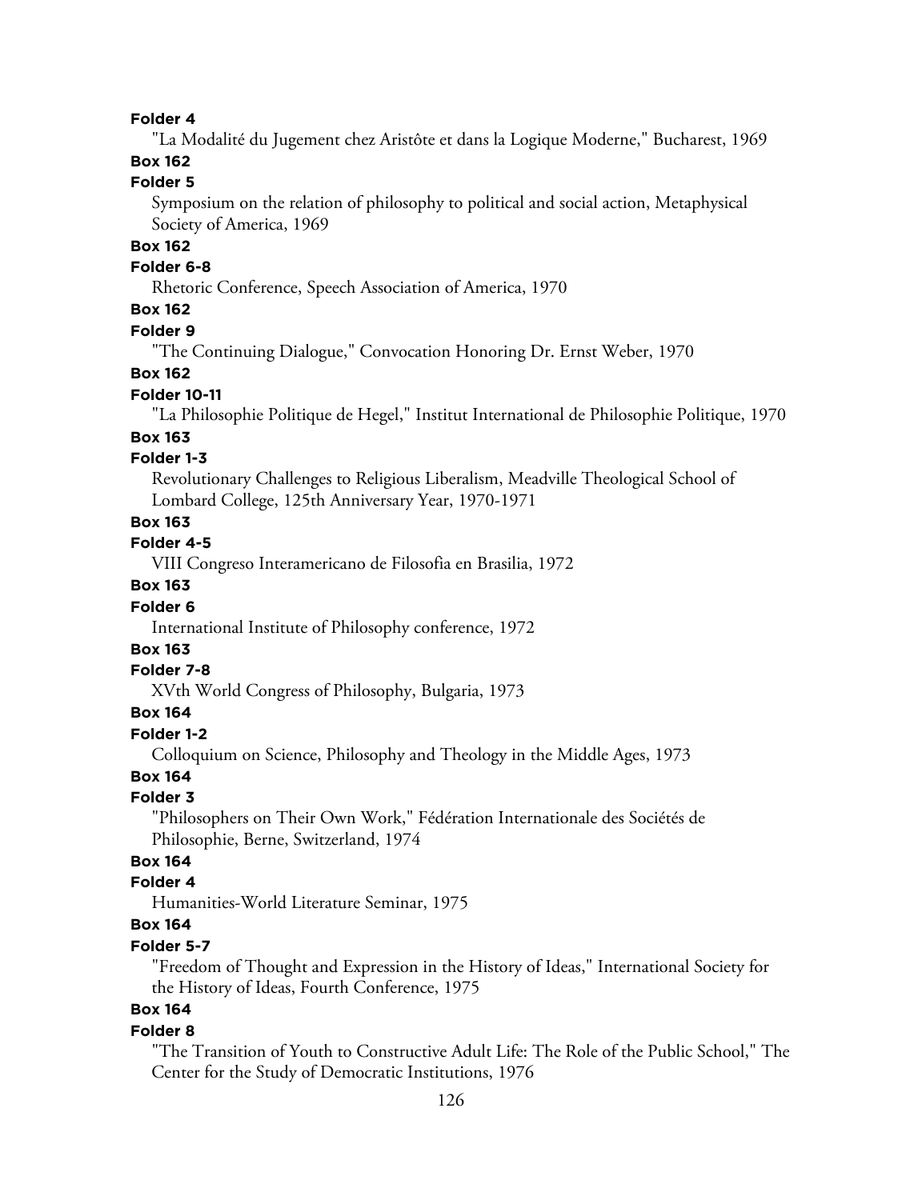**Folder 4**

"La Modalité du Jugement chez Aristôte et dans la Logique Moderne," Bucharest, 1969

**Box 162**

**Folder 5**

Symposium on the relation of philosophy to political and social action, Metaphysical Society of America, 1969

**Box 162**

**Folder 6-8**

Rhetoric Conference, Speech Association of America, 1970

**Box 162**

**Folder 9**

"The Continuing Dialogue," Convocation Honoring Dr. Ernst Weber, 1970

**Box 162**

**Folder 10-11**

"La Philosophie Politique de Hegel," Institut International de Philosophie Politique, 1970

**Box 163**

**Folder 1-3**

Revolutionary Challenges to Religious Liberalism, Meadville Theological School of Lombard College, 125th Anniversary Year, 1970-1971

**Box 163**

**Folder 4-5**

VIII Congreso Interamericano de Filosofia en Brasilia, 1972

**Box 163**

**Folder 6**

International Institute of Philosophy conference, 1972

**Box 163**

**Folder 7-8**

XVth World Congress of Philosophy, Bulgaria, 1973

**Box 164**

**Folder 1-2**

Colloquium on Science, Philosophy and Theology in the Middle Ages, 1973

**Box 164**

**Folder 3**

"Philosophers on Their Own Work," Fédération Internationale des Sociétés de Philosophie, Berne, Switzerland, 1974

**Box 164**

**Folder 4**

Humanities-World Literature Seminar, 1975

**Box 164**

**Folder 5-7**

"Freedom of Thought and Expression in the History of Ideas," International Society for the History of Ideas, Fourth Conference, 1975

**Box 164**

**Folder 8**

"The Transition of Youth to Constructive Adult Life: The Role of the Public School," The Center for the Study of Democratic Institutions, 1976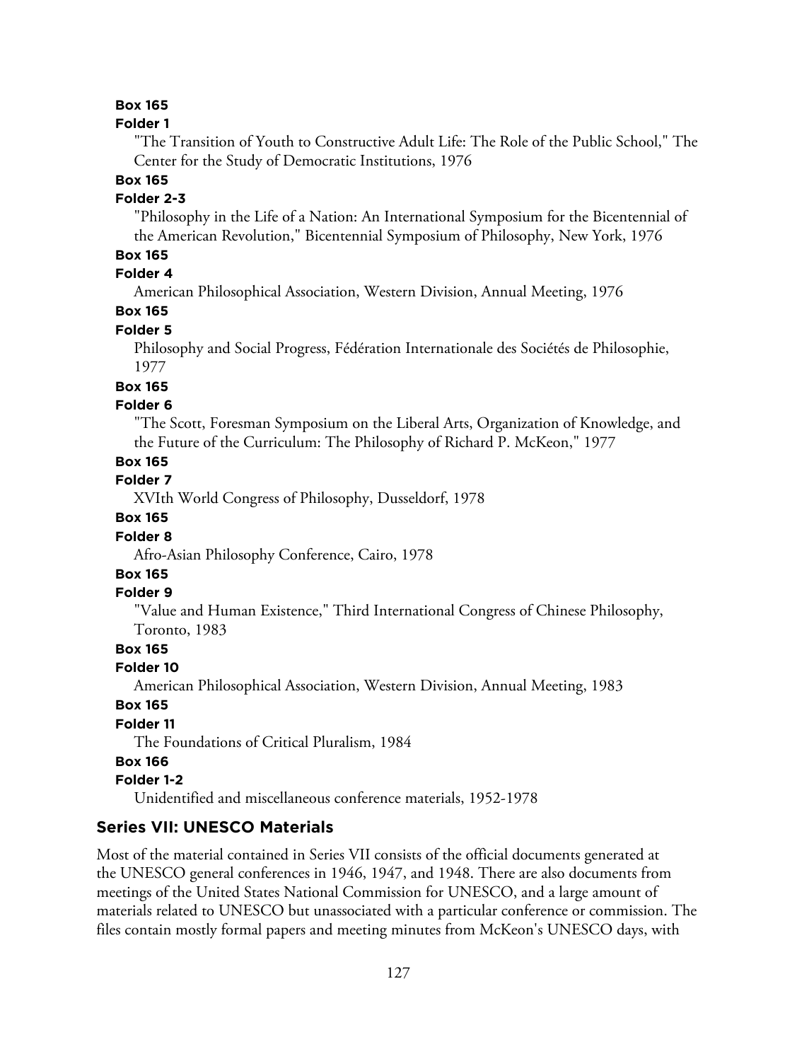**Box 165**

**Folder 1**

"The Transition of Youth to Constructive Adult Life: The Role of the Public School," The Center for the Study of Democratic Institutions, 1976

**Box 165**

**Folder 2-3**

"Philosophy in the Life of a Nation: An International Symposium for the Bicentennial of the American Revolution," Bicentennial Symposium of Philosophy, New York, 1976

**Box 165**

**Folder 4**

American Philosophical Association, Western Division, Annual Meeting, 1976

**Box 165**

**Folder 5**

Philosophy and Social Progress, Fédération Internationale des Sociétés de Philosophie, 1977

**Box 165**

**Folder 6**

"The Scott, Foresman Symposium on the Liberal Arts, Organization of Knowledge, and the Future of the Curriculum: The Philosophy of Richard P. McKeon," 1977

**Box 165**

**Folder 7**

XVIth World Congress of Philosophy, Dusseldorf, 1978

**Box 165**

**Folder 8**

Afro-Asian Philosophy Conference, Cairo, 1978

**Box 165**

**Folder 9**

"Value and Human Existence," Third International Congress of Chinese Philosophy, Toronto, 1983

**Box 165**

**Folder 10**

American Philosophical Association, Western Division, Annual Meeting, 1983

**Box 165**

**Folder 11**

The Foundations of Critical Pluralism, 1984

**Box 166**

**Folder 1-2**

Unidentified and miscellaneous conference materials, 1952-1978

## Series VII: UNESCO Materials

Most of the material contained in Series VII consists of the official documents generated at the UNESCO general conferences in 1946, 1947, and 1948. There are also documents from meetings of the United States National Commission for UNESCO, and a large amount of materials related to UNESCO but unassociated with a particular conference or commission. The files contain mostly formal papers and meeting minutes from McKeon's UNESCO days, with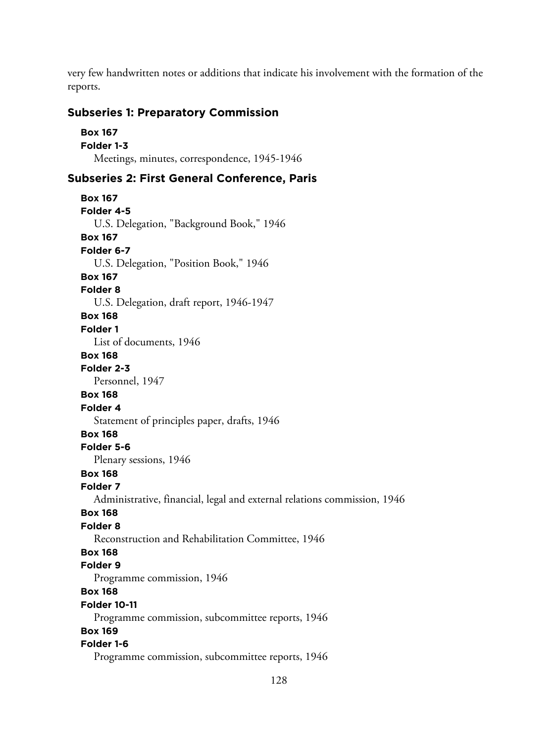very few handwritten notes or additions that indicate his involvement with the formation of the reports.

### Subseries 1: Preparatory Commission

**Box 167**
**Folder 1-3**
Meetings, minutes, correspondence, 1945-1946

### Subseries 2: First General Conference, Paris

**Box 167**
**Folder 4-5**
U.S. Delegation, "Background Book," 1946

**Box 167**
**Folder 6-7**
U.S. Delegation, "Position Book," 1946

**Box 167**
**Folder 8**
U.S. Delegation, draft report, 1946-1947

**Box 168**
**Folder 1**
List of documents, 1946

**Box 168**
**Folder 2-3**
Personnel, 1947

**Box 168**
**Folder 4**
Statement of principles paper, drafts, 1946

**Box 168**
**Folder 5-6**
Plenary sessions, 1946

**Box 168**
**Folder 7**
Administrative, financial, legal and external relations commission, 1946

**Box 168**
**Folder 8**
Reconstruction and Rehabilitation Committee, 1946

**Box 168**
**Folder 9**
Programme commission, 1946

**Box 168**
**Folder 10-11**
Programme commission, subcommittee reports, 1946

**Box 169**
**Folder 1-6**
Programme commission, subcommittee reports, 1946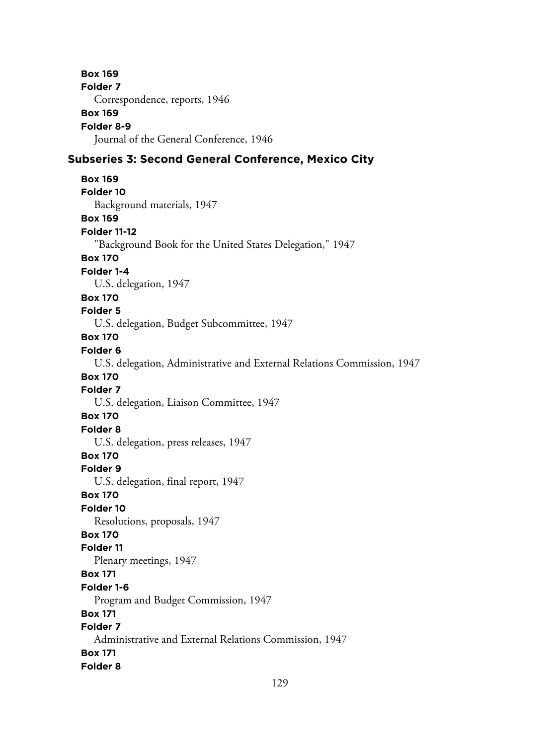**Box 169**
**Folder 7**
Correspondence, reports, 1946
**Box 169**
**Folder 8-9**
Journal of the General Conference, 1946

### Subseries 3: Second General Conference, Mexico City

**Box 169**
**Folder 10**
Background materials, 1947
**Box 169**
**Folder 11-12**
"Background Book for the United States Delegation," 1947
**Box 170**
**Folder 1-4**
U.S. delegation, 1947
**Box 170**
**Folder 5**
U.S. delegation, Budget Subcommittee, 1947
**Box 170**
**Folder 6**
U.S. delegation, Administrative and External Relations Commission, 1947
**Box 170**
**Folder 7**
U.S. delegation, Liaison Committee, 1947
**Box 170**
**Folder 8**
U.S. delegation, press releases, 1947
**Box 170**
**Folder 9**
U.S. delegation, final report, 1947
**Box 170**
**Folder 10**
Resolutions, proposals, 1947
**Box 170**
**Folder 11**
Plenary meetings, 1947
**Box 171**
**Folder 1-6**
Program and Budget Commission, 1947
**Box 171**
**Folder 7**
Administrative and External Relations Commission, 1947
**Box 171**
**Folder 8**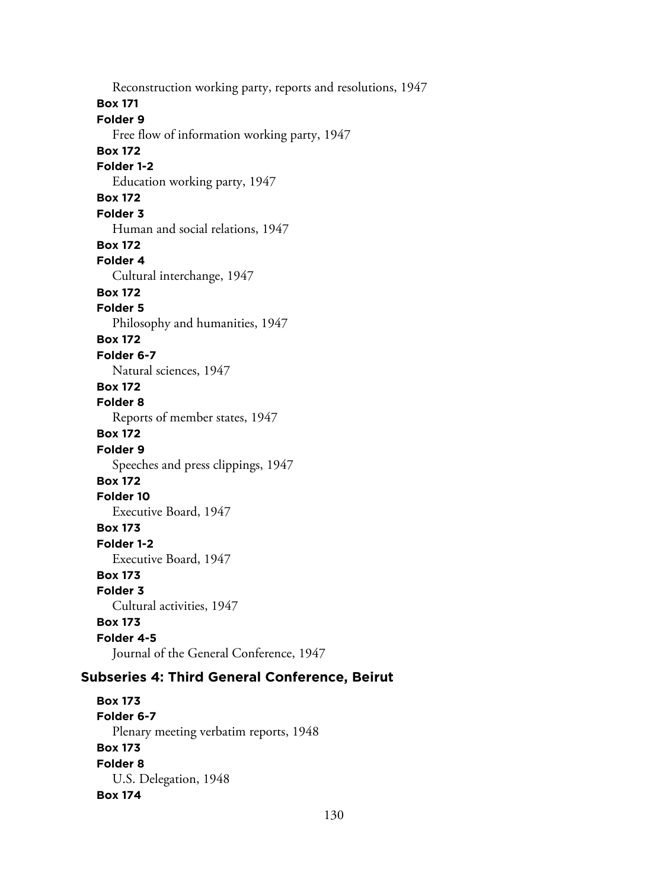Reconstruction working party, reports and resolutions, 1947

**Box 171**
**Folder 9**
Free flow of information working party, 1947

**Box 172**
**Folder 1-2**
Education working party, 1947

**Box 172**
**Folder 3**
Human and social relations, 1947

**Box 172**
**Folder 4**
Cultural interchange, 1947

**Box 172**
**Folder 5**
Philosophy and humanities, 1947

**Box 172**
**Folder 6-7**
Natural sciences, 1947

**Box 172**
**Folder 8**
Reports of member states, 1947

**Box 172**
**Folder 9**
Speeches and press clippings, 1947

**Box 172**
**Folder 10**
Executive Board, 1947

**Box 173**
**Folder 1-2**
Executive Board, 1947

**Box 173**
**Folder 3**
Cultural activities, 1947

**Box 173**
**Folder 4-5**
Journal of the General Conference, 1947

## Subseries 4: Third General Conference, Beirut

**Box 173**
**Folder 6-7**
Plenary meeting verbatim reports, 1948

**Box 173**
**Folder 8**
U.S. Delegation, 1948

**Box 174**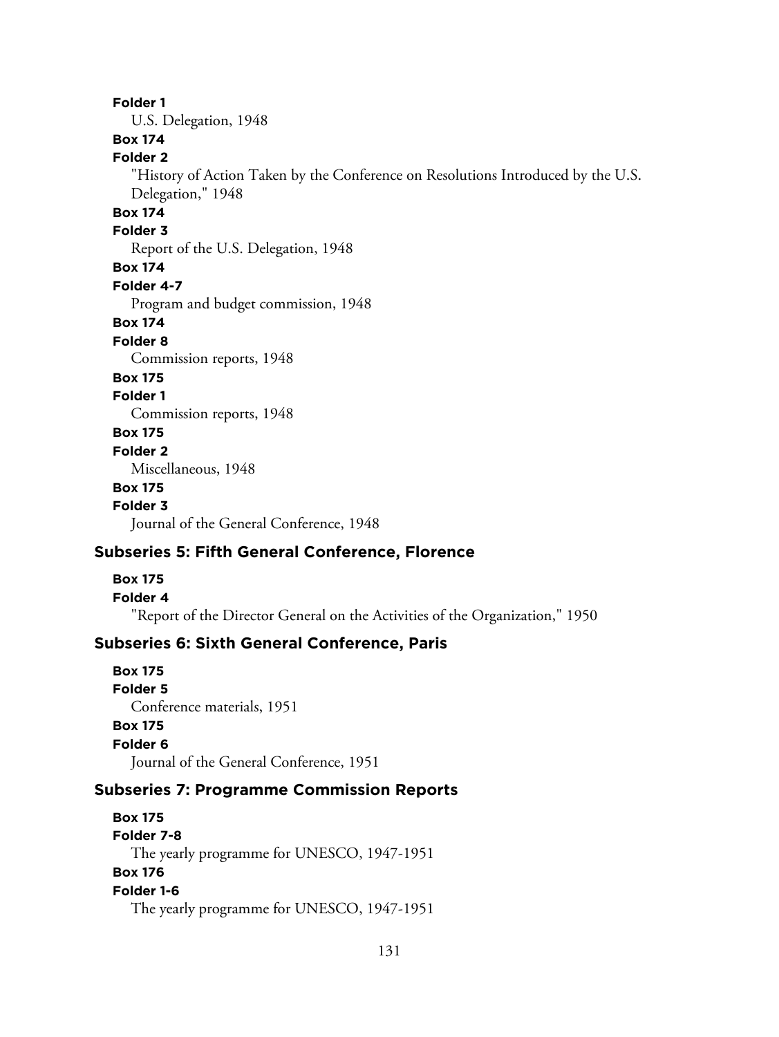**Folder 1**
U.S. Delegation, 1948

**Box 174**
**Folder 2**
"History of Action Taken by the Conference on Resolutions Introduced by the U.S. Delegation," 1948

**Box 174**
**Folder 3**
Report of the U.S. Delegation, 1948

**Box 174**
**Folder 4-7**
Program and budget commission, 1948

**Box 174**
**Folder 8**
Commission reports, 1948

**Box 175**
**Folder 1**
Commission reports, 1948

**Box 175**
**Folder 2**
Miscellaneous, 1948

**Box 175**
**Folder 3**
Journal of the General Conference, 1948

### Subseries 5: Fifth General Conference, Florence

**Box 175**
**Folder 4**
"Report of the Director General on the Activities of the Organization," 1950

### Subseries 6: Sixth General Conference, Paris

**Box 175**
**Folder 5**
Conference materials, 1951

**Box 175**
**Folder 6**
Journal of the General Conference, 1951

### Subseries 7: Programme Commission Reports

**Box 175**
**Folder 7-8**
The yearly programme for UNESCO, 1947-1951

**Box 176**
**Folder 1-6**
The yearly programme for UNESCO, 1947-1951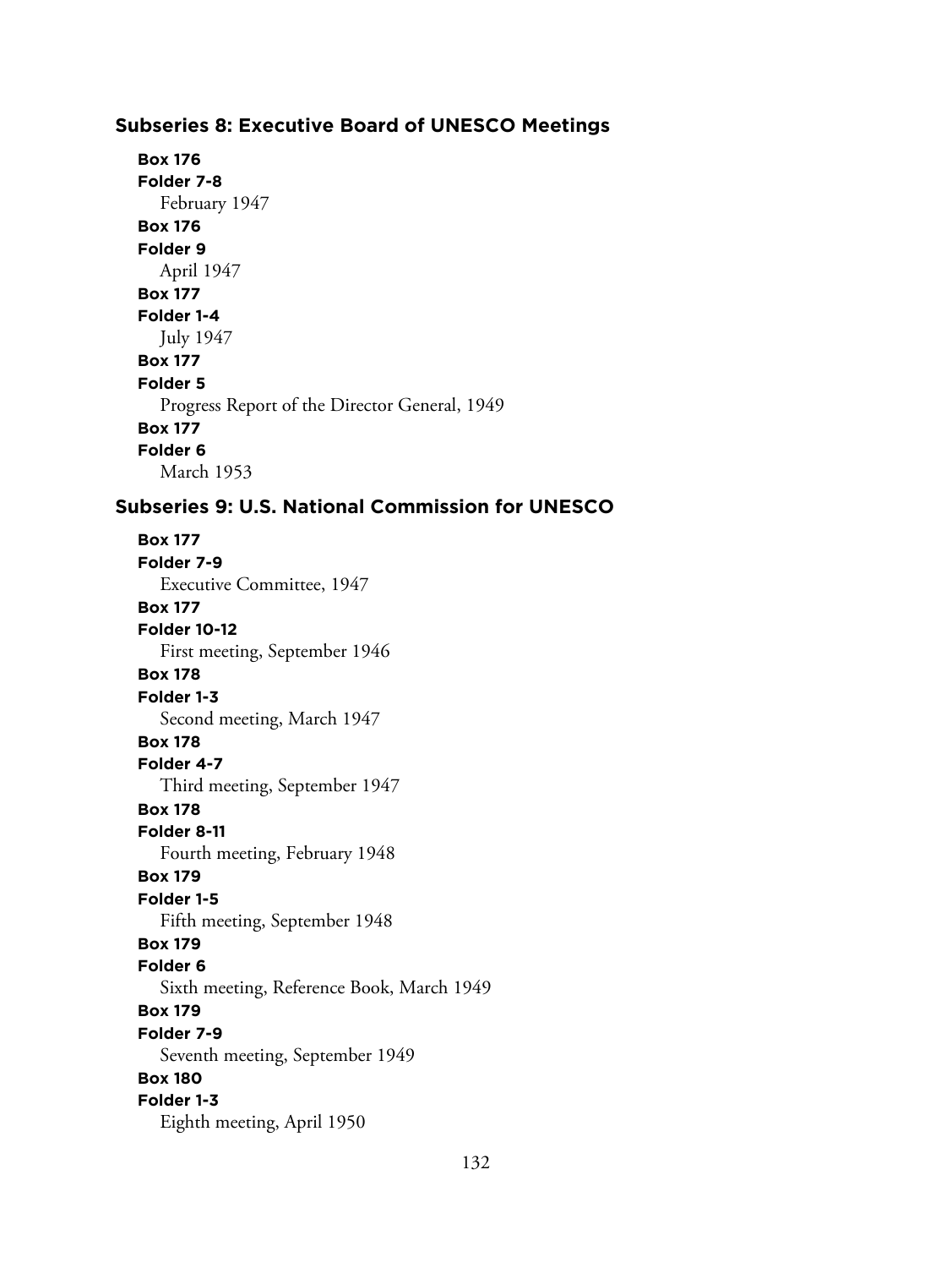### Subseries 8: Executive Board of UNESCO Meetings

**Box 176**
**Folder 7-8**
February 1947

**Box 176**
**Folder 9**
April 1947

**Box 177**
**Folder 1-4**
July 1947

**Box 177**
**Folder 5**
Progress Report of the Director General, 1949

**Box 177**
**Folder 6**
March 1953

### Subseries 9: U.S. National Commission for UNESCO

**Box 177**
**Folder 7-9**
Executive Committee, 1947

**Box 177**
**Folder 10-12**
First meeting, September 1946

**Box 178**
**Folder 1-3**
Second meeting, March 1947

**Box 178**
**Folder 4-7**
Third meeting, September 1947

**Box 178**
**Folder 8-11**
Fourth meeting, February 1948

**Box 179**
**Folder 1-5**
Fifth meeting, September 1948

**Box 179**
**Folder 6**
Sixth meeting, Reference Book, March 1949

**Box 179**
**Folder 7-9**
Seventh meeting, September 1949

**Box 180**
**Folder 1-3**
Eighth meeting, April 1950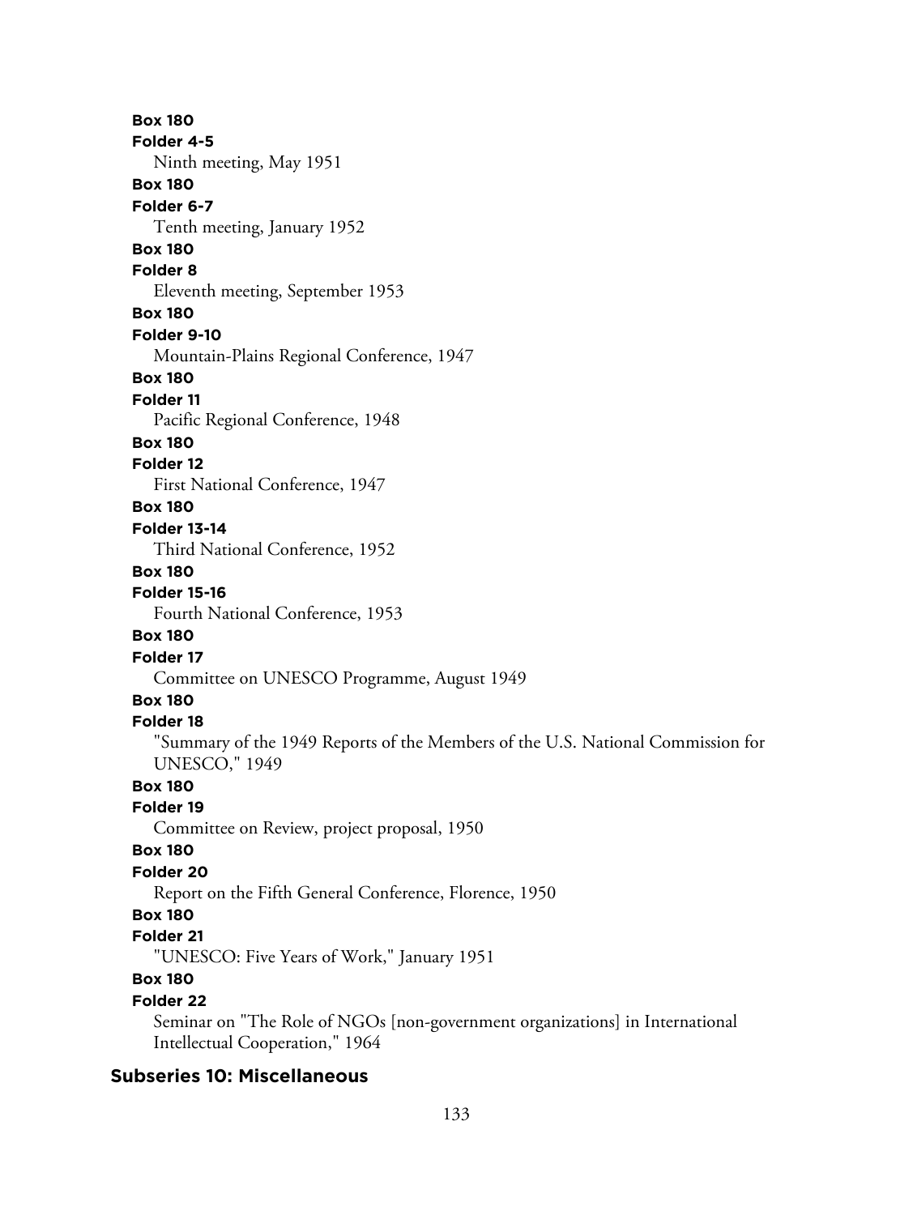**Box 180**
**Folder 4-5**
Ninth meeting, May 1951

**Box 180**
**Folder 6-7**
Tenth meeting, January 1952

**Box 180**
**Folder 8**
Eleventh meeting, September 1953

**Box 180**
**Folder 9-10**
Mountain-Plains Regional Conference, 1947

**Box 180**
**Folder 11**
Pacific Regional Conference, 1948

**Box 180**
**Folder 12**
First National Conference, 1947

**Box 180**
**Folder 13-14**
Third National Conference, 1952

**Box 180**
**Folder 15-16**
Fourth National Conference, 1953

**Box 180**
**Folder 17**
Committee on UNESCO Programme, August 1949

**Box 180**
**Folder 18**
"Summary of the 1949 Reports of the Members of the U.S. National Commission for UNESCO," 1949

**Box 180**
**Folder 19**
Committee on Review, project proposal, 1950

**Box 180**
**Folder 20**
Report on the Fifth General Conference, Florence, 1950

**Box 180**
**Folder 21**
"UNESCO: Five Years of Work," January 1951

**Box 180**
**Folder 22**
Seminar on "The Role of NGOs [non-government organizations] in International Intellectual Cooperation," 1964

## Subseries 10: Miscellaneous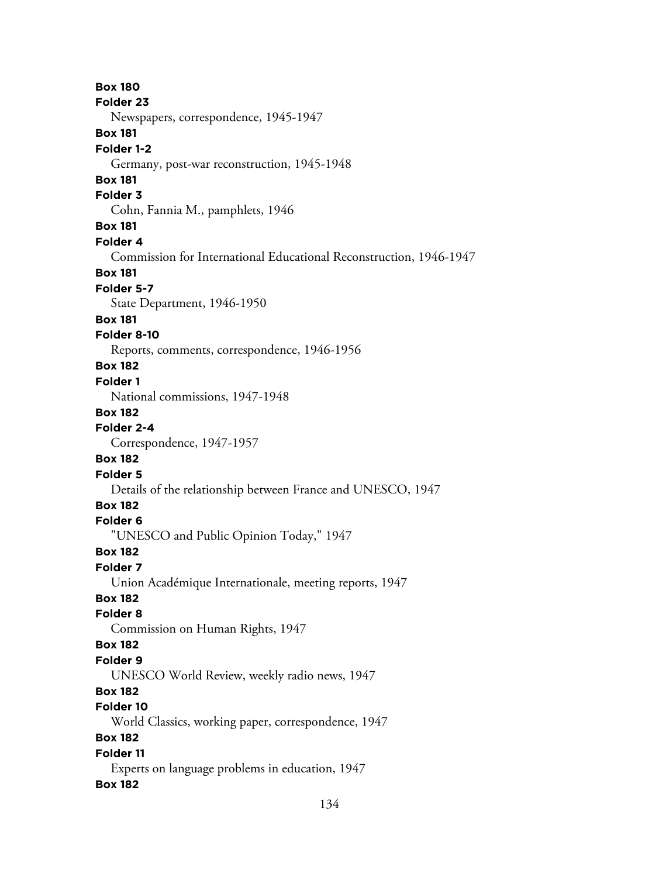**Box 180**
**Folder 23**
Newspapers, correspondence, 1945-1947
**Box 181**
**Folder 1-2**
Germany, post-war reconstruction, 1945-1948
**Box 181**
**Folder 3**
Cohn, Fannia M., pamphlets, 1946
**Box 181**
**Folder 4**
Commission for International Educational Reconstruction, 1946-1947
**Box 181**
**Folder 5-7**
State Department, 1946-1950
**Box 181**
**Folder 8-10**
Reports, comments, correspondence, 1946-1956
**Box 182**
**Folder 1**
National commissions, 1947-1948
**Box 182**
**Folder 2-4**
Correspondence, 1947-1957
**Box 182**
**Folder 5**
Details of the relationship between France and UNESCO, 1947
**Box 182**
**Folder 6**
"UNESCO and Public Opinion Today," 1947
**Box 182**
**Folder 7**
Union Académique Internationale, meeting reports, 1947
**Box 182**
**Folder 8**
Commission on Human Rights, 1947
**Box 182**
**Folder 9**
UNESCO World Review, weekly radio news, 1947
**Box 182**
**Folder 10**
World Classics, working paper, correspondence, 1947
**Box 182**
**Folder 11**
Experts on language problems in education, 1947
**Box 182**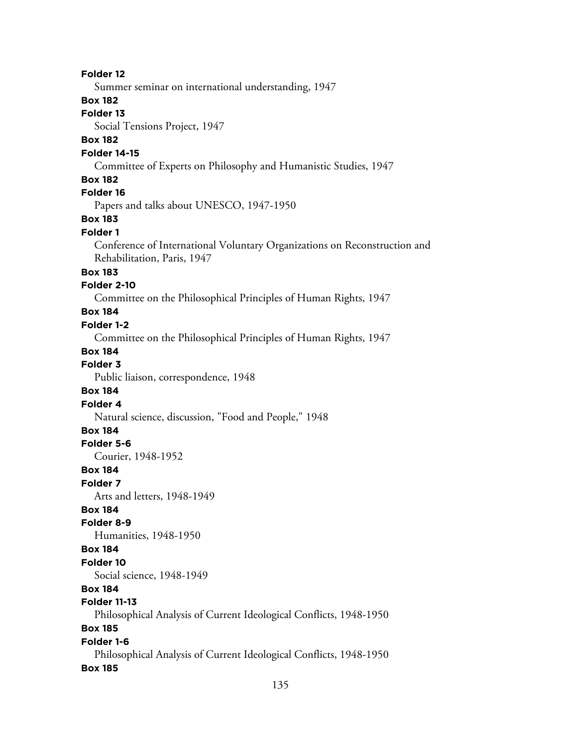**Folder 12**

Summer seminar on international understanding, 1947

**Box 182**

**Folder 13**

Social Tensions Project, 1947

**Box 182**

**Folder 14-15**

Committee of Experts on Philosophy and Humanistic Studies, 1947

**Box 182**

**Folder 16**

Papers and talks about UNESCO, 1947-1950

**Box 183**

**Folder 1**

Conference of International Voluntary Organizations on Reconstruction and Rehabilitation, Paris, 1947

**Box 183**

**Folder 2-10**

Committee on the Philosophical Principles of Human Rights, 1947

**Box 184**

**Folder 1-2**

Committee on the Philosophical Principles of Human Rights, 1947

**Box 184**

**Folder 3**

Public liaison, correspondence, 1948

**Box 184**

**Folder 4**

Natural science, discussion, "Food and People," 1948

**Box 184**

**Folder 5-6**

Courier, 1948-1952

**Box 184**

**Folder 7**

Arts and letters, 1948-1949

**Box 184**

**Folder 8-9**

Humanities, 1948-1950

**Box 184**

**Folder 10**

Social science, 1948-1949

**Box 184**

**Folder 11-13**

Philosophical Analysis of Current Ideological Conflicts, 1948-1950

**Box 185**

**Folder 1-6**

Philosophical Analysis of Current Ideological Conflicts, 1948-1950

**Box 185**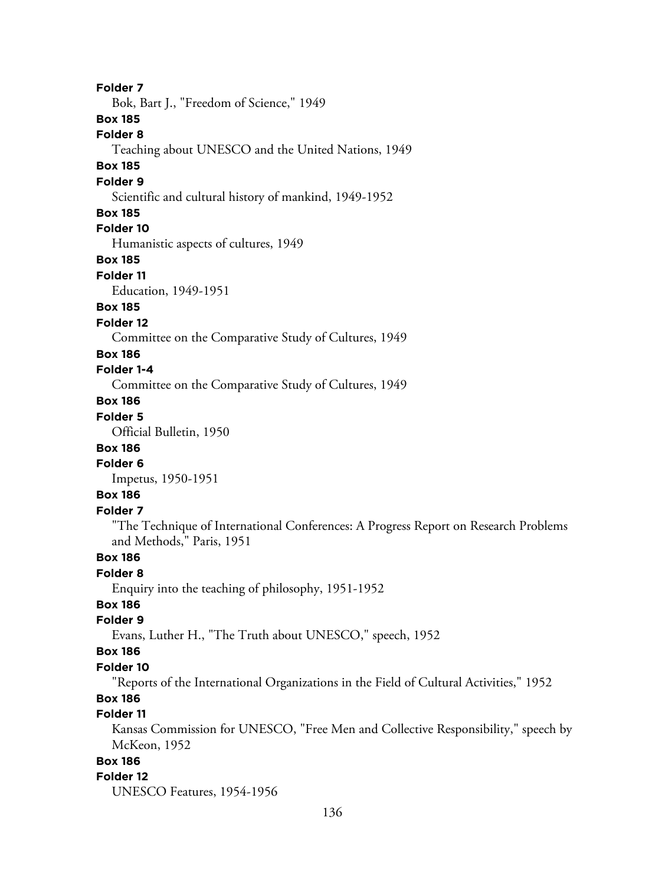**Folder 7**

Bok, Bart J., "Freedom of Science," 1949

**Box 185**

**Folder 8**

Teaching about UNESCO and the United Nations, 1949

**Box 185**

**Folder 9**

Scientific and cultural history of mankind, 1949-1952

**Box 185**

**Folder 10**

Humanistic aspects of cultures, 1949

**Box 185**

**Folder 11**

Education, 1949-1951

**Box 185**

**Folder 12**

Committee on the Comparative Study of Cultures, 1949

**Box 186**

**Folder 1-4**

Committee on the Comparative Study of Cultures, 1949

**Box 186**

**Folder 5**

Official Bulletin, 1950

**Box 186**

**Folder 6**

Impetus, 1950-1951

**Box 186**

**Folder 7**

"The Technique of International Conferences: A Progress Report on Research Problems and Methods," Paris, 1951

**Box 186**

**Folder 8**

Enquiry into the teaching of philosophy, 1951-1952

**Box 186**

**Folder 9**

Evans, Luther H., "The Truth about UNESCO," speech, 1952

**Box 186**

**Folder 10**

"Reports of the International Organizations in the Field of Cultural Activities," 1952

**Box 186**

**Folder 11**

Kansas Commission for UNESCO, "Free Men and Collective Responsibility," speech by McKeon, 1952

**Box 186**

**Folder 12**

UNESCO Features, 1954-1956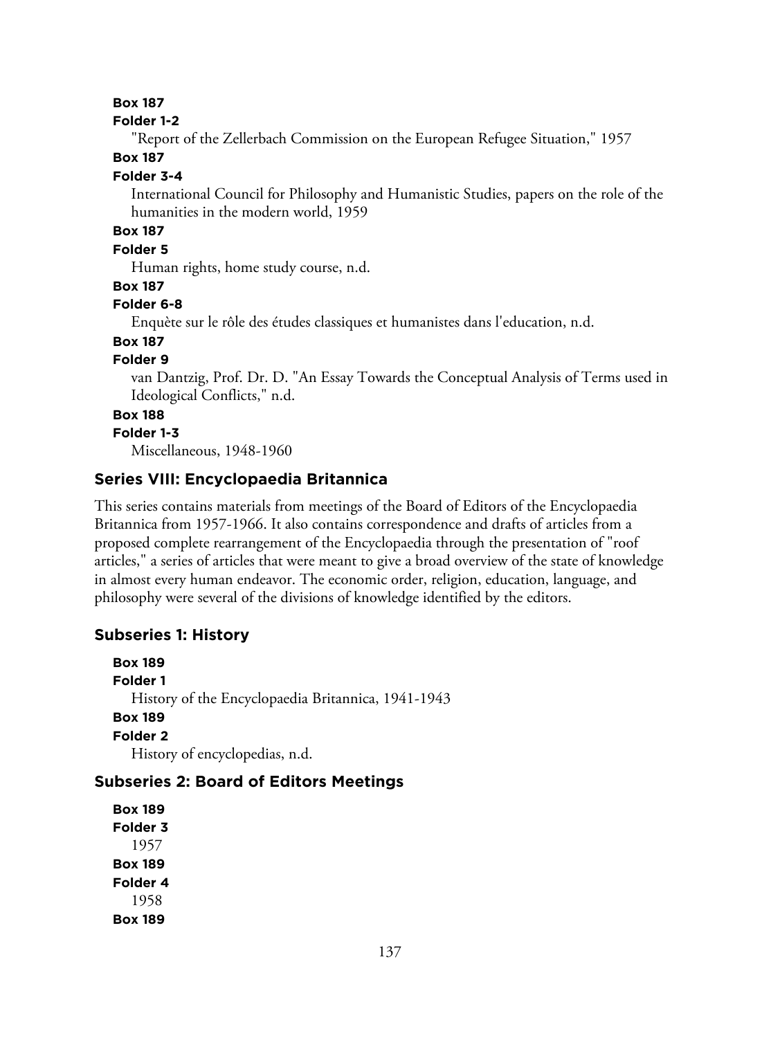**Box 187**
**Folder 1-2**
"Report of the Zellerbach Commission on the European Refugee Situation," 1957

**Box 187**
**Folder 3-4**
International Council for Philosophy and Humanistic Studies, papers on the role of the humanities in the modern world, 1959

**Box 187**
**Folder 5**
Human rights, home study course, n.d.

**Box 187**
**Folder 6-8**
Enquète sur le rôle des études classiques et humanistes dans l'education, n.d.

**Box 187**
**Folder 9**
van Dantzig, Prof. Dr. D. "An Essay Towards the Conceptual Analysis of Terms used in Ideological Conflicts," n.d.

**Box 188**
**Folder 1-3**
Miscellaneous, 1948-1960

## Series VIII: Encyclopaedia Britannica

This series contains materials from meetings of the Board of Editors of the Encyclopaedia Britannica from 1957-1966. It also contains correspondence and drafts of articles from a proposed complete rearrangement of the Encyclopaedia through the presentation of "roof articles," a series of articles that were meant to give a broad overview of the state of knowledge in almost every human endeavor. The economic order, religion, education, language, and philosophy were several of the divisions of knowledge identified by the editors.

### Subseries 1: History

**Box 189**
**Folder 1**
History of the Encyclopaedia Britannica, 1941-1943

**Box 189**
**Folder 2**
History of encyclopedias, n.d.

### Subseries 2: Board of Editors Meetings

**Box 189**
**Folder 3**
1957

**Box 189**
**Folder 4**
1958

**Box 189**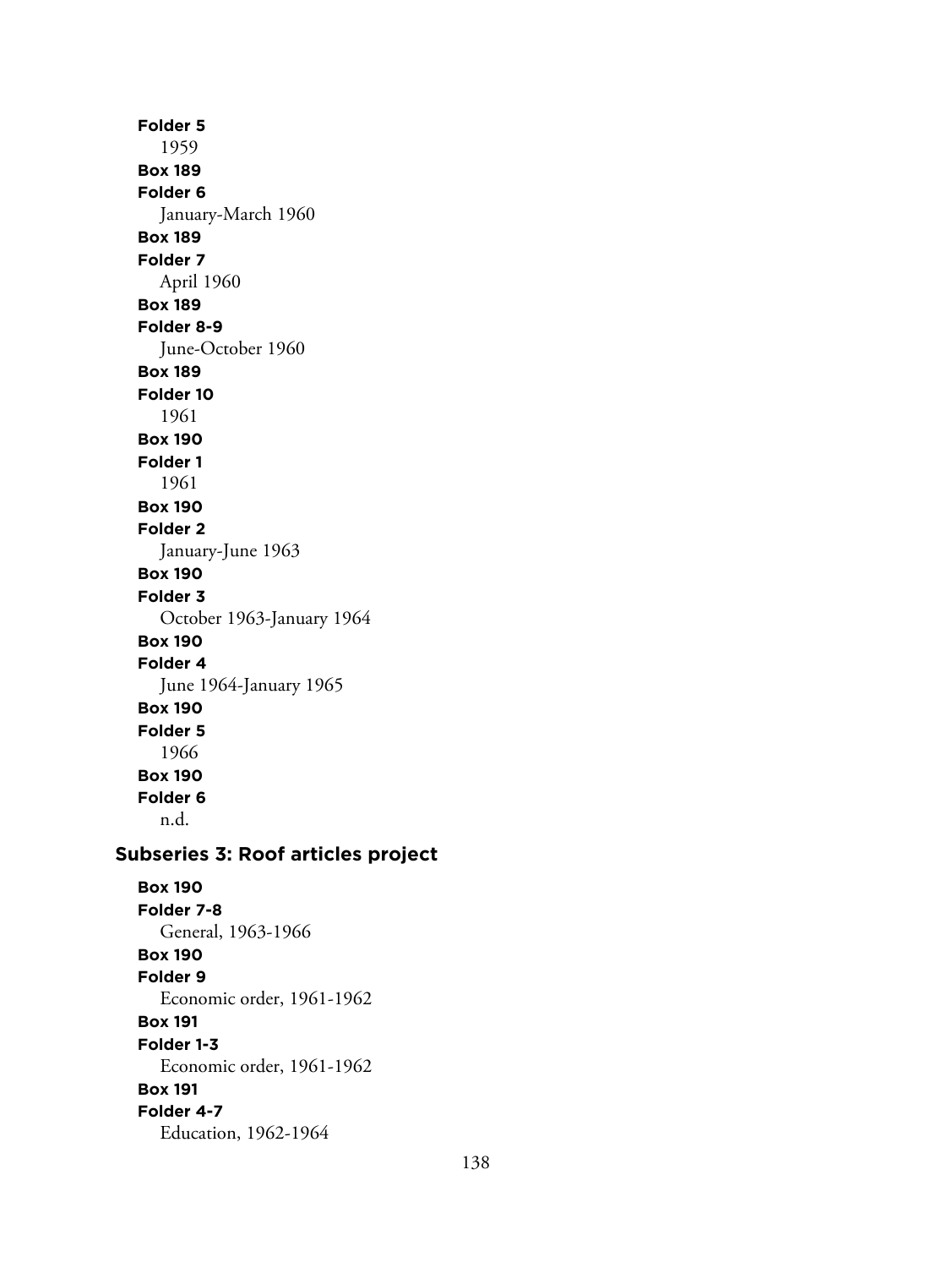**Folder 5**
1959

**Box 189**
**Folder 6**
January-March 1960

**Box 189**
**Folder 7**
April 1960

**Box 189**
**Folder 8-9**
June-October 1960

**Box 189**
**Folder 10**
1961

**Box 190**
**Folder 1**
1961

**Box 190**
**Folder 2**
January-June 1963

**Box 190**
**Folder 3**
October 1963-January 1964

**Box 190**
**Folder 4**
June 1964-January 1965

**Box 190**
**Folder 5**
1966

**Box 190**
**Folder 6**
n.d.

### Subseries 3: Roof articles project

**Box 190**
**Folder 7-8**
General, 1963-1966

**Box 190**
**Folder 9**
Economic order, 1961-1962

**Box 191**
**Folder 1-3**
Economic order, 1961-1962

**Box 191**
**Folder 4-7**
Education, 1962-1964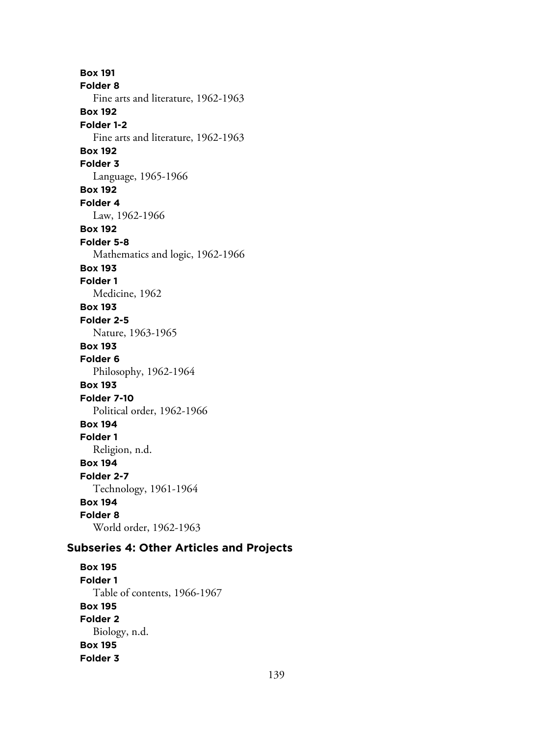**Box 191**
**Folder 8**
Fine arts and literature, 1962-1963

**Box 192**
**Folder 1-2**
Fine arts and literature, 1962-1963

**Box 192**
**Folder 3**
Language, 1965-1966

**Box 192**
**Folder 4**
Law, 1962-1966

**Box 192**
**Folder 5-8**
Mathematics and logic, 1962-1966

**Box 193**
**Folder 1**
Medicine, 1962

**Box 193**
**Folder 2-5**
Nature, 1963-1965

**Box 193**
**Folder 6**
Philosophy, 1962-1964

**Box 193**
**Folder 7-10**
Political order, 1962-1966

**Box 194**
**Folder 1**
Religion, n.d.

**Box 194**
**Folder 2-7**
Technology, 1961-1964

**Box 194**
**Folder 8**
World order, 1962-1963

### Subseries 4: Other Articles and Projects

**Box 195**
**Folder 1**
Table of contents, 1966-1967

**Box 195**
**Folder 2**
Biology, n.d.

**Box 195**
**Folder 3**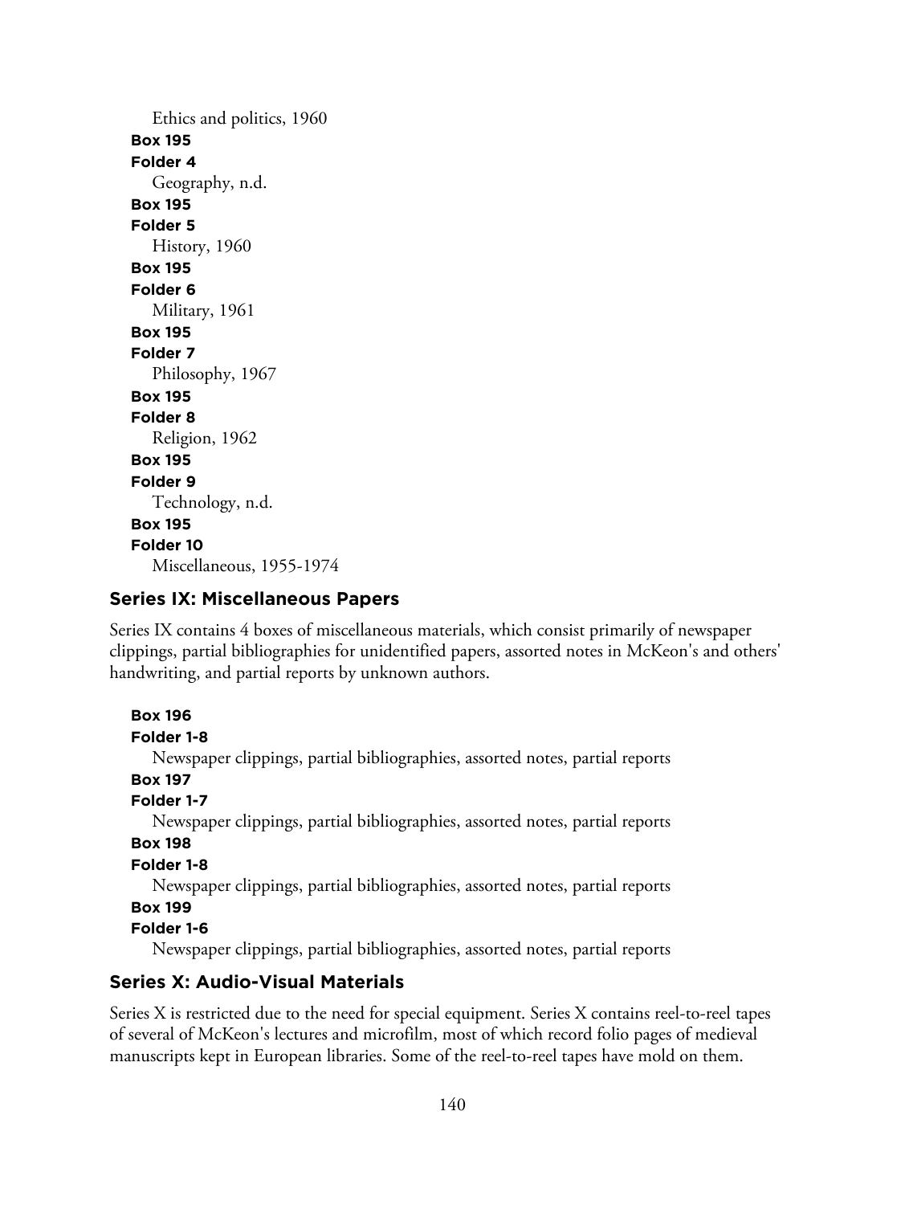Ethics and politics, 1960

**Box 195**

**Folder 4**

Geography, n.d.

**Box 195**

**Folder 5**

History, 1960

**Box 195**

**Folder 6**

Military, 1961

**Box 195**

**Folder 7**

Philosophy, 1967

**Box 195**

**Folder 8**

Religion, 1962

**Box 195**

**Folder 9**

Technology, n.d.

**Box 195**

**Folder 10**

Miscellaneous, 1955-1974

## Series IX: Miscellaneous Papers

Series IX contains 4 boxes of miscellaneous materials, which consist primarily of newspaper clippings, partial bibliographies for unidentified papers, assorted notes in McKeon's and others' handwriting, and partial reports by unknown authors.

**Box 196**

**Folder 1-8**

Newspaper clippings, partial bibliographies, assorted notes, partial reports

**Box 197**

**Folder 1-7**

Newspaper clippings, partial bibliographies, assorted notes, partial reports

**Box 198**

**Folder 1-8**

Newspaper clippings, partial bibliographies, assorted notes, partial reports

**Box 199**

**Folder 1-6**

Newspaper clippings, partial bibliographies, assorted notes, partial reports

## Series X: Audio-Visual Materials

Series X is restricted due to the need for special equipment. Series X contains reel-to-reel tapes of several of McKeon's lectures and microfilm, most of which record folio pages of medieval manuscripts kept in European libraries. Some of the reel-to-reel tapes have mold on them.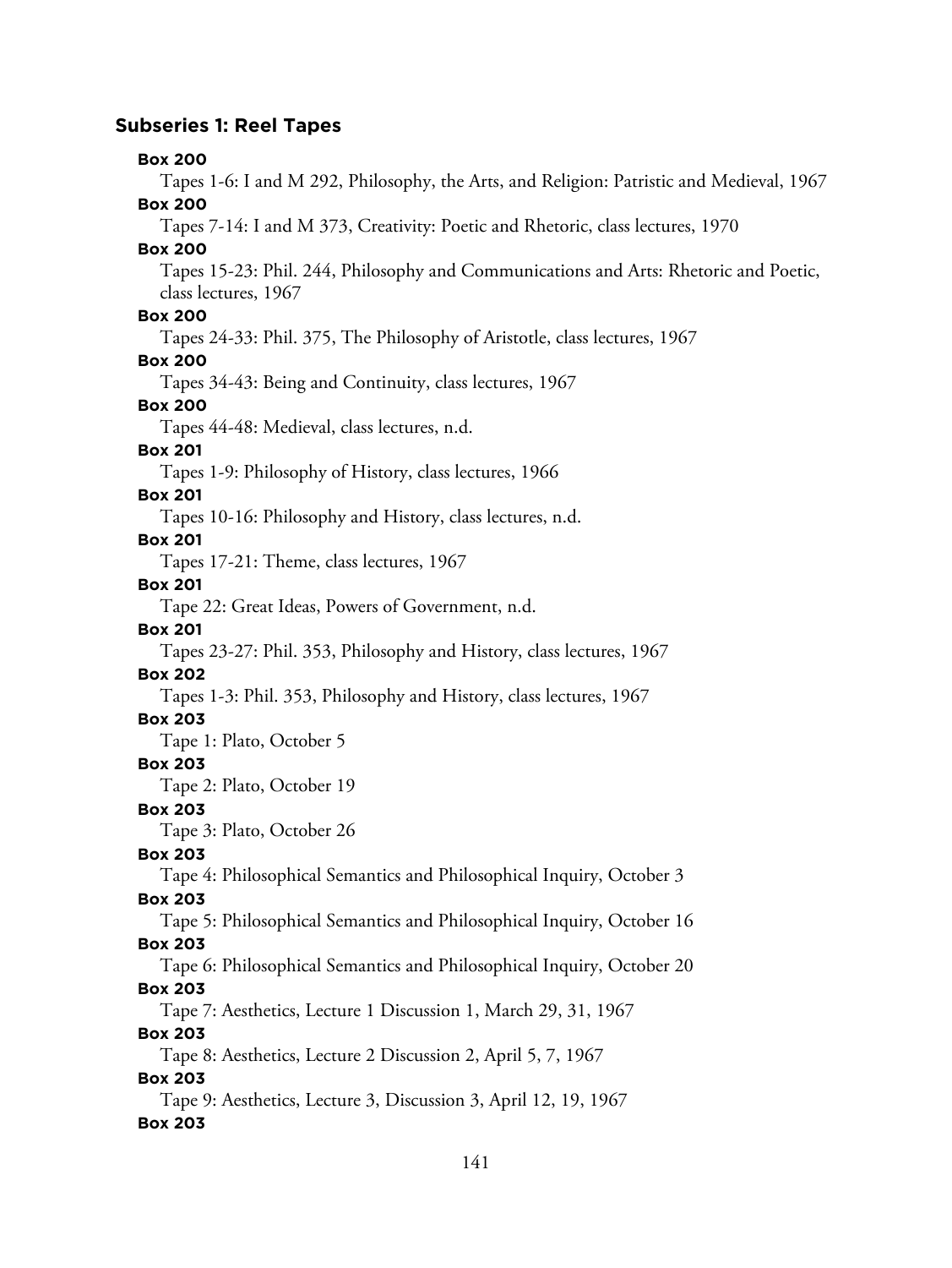### Subseries 1: Reel Tapes

**Box 200**

Tapes 1-6: I and M 292, Philosophy, the Arts, and Religion: Patristic and Medieval, 1967

**Box 200**

Tapes 7-14: I and M 373, Creativity: Poetic and Rhetoric, class lectures, 1970

**Box 200**

Tapes 15-23: Phil. 244, Philosophy and Communications and Arts: Rhetoric and Poetic, class lectures, 1967

**Box 200**

Tapes 24-33: Phil. 375, The Philosophy of Aristotle, class lectures, 1967

**Box 200**

Tapes 34-43: Being and Continuity, class lectures, 1967

**Box 200**

Tapes 44-48: Medieval, class lectures, n.d.

**Box 201**

Tapes 1-9: Philosophy of History, class lectures, 1966

**Box 201**

Tapes 10-16: Philosophy and History, class lectures, n.d.

**Box 201**

Tapes 17-21: Theme, class lectures, 1967

**Box 201**

Tape 22: Great Ideas, Powers of Government, n.d.

**Box 201**

Tapes 23-27: Phil. 353, Philosophy and History, class lectures, 1967

**Box 202**

Tapes 1-3: Phil. 353, Philosophy and History, class lectures, 1967

**Box 203**

Tape 1: Plato, October 5

**Box 203**

Tape 2: Plato, October 19

**Box 203**

Tape 3: Plato, October 26

**Box 203**

Tape 4: Philosophical Semantics and Philosophical Inquiry, October 3

**Box 203**

Tape 5: Philosophical Semantics and Philosophical Inquiry, October 16

**Box 203**

Tape 6: Philosophical Semantics and Philosophical Inquiry, October 20

**Box 203**

Tape 7: Aesthetics, Lecture 1 Discussion 1, March 29, 31, 1967

**Box 203**

Tape 8: Aesthetics, Lecture 2 Discussion 2, April 5, 7, 1967

**Box 203**

Tape 9: Aesthetics, Lecture 3, Discussion 3, April 12, 19, 1967

**Box 203**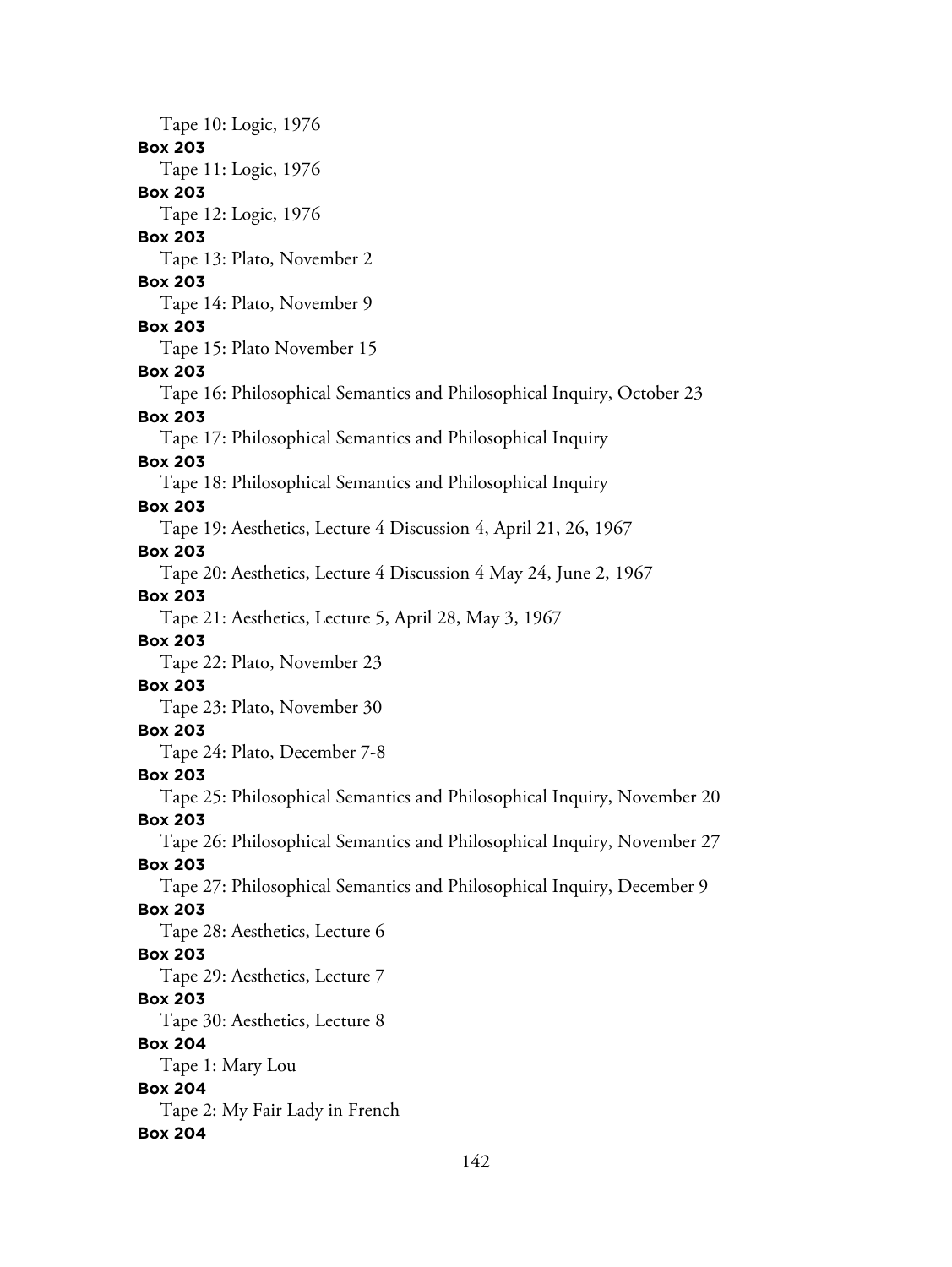Tape 10: Logic, 1976

**Box 203**

Tape 11: Logic, 1976

**Box 203**

Tape 12: Logic, 1976

**Box 203**

Tape 13: Plato, November 2

**Box 203**

Tape 14: Plato, November 9

**Box 203**

Tape 15: Plato November 15

**Box 203**

Tape 16: Philosophical Semantics and Philosophical Inquiry, October 23

**Box 203**

Tape 17: Philosophical Semantics and Philosophical Inquiry

**Box 203**

Tape 18: Philosophical Semantics and Philosophical Inquiry

**Box 203**

Tape 19: Aesthetics, Lecture 4 Discussion 4, April 21, 26, 1967

**Box 203**

Tape 20: Aesthetics, Lecture 4 Discussion 4 May 24, June 2, 1967

**Box 203**

Tape 21: Aesthetics, Lecture 5, April 28, May 3, 1967

**Box 203**

Tape 22: Plato, November 23

**Box 203**

Tape 23: Plato, November 30

**Box 203**

Tape 24: Plato, December 7-8

**Box 203**

Tape 25: Philosophical Semantics and Philosophical Inquiry, November 20

**Box 203**

Tape 26: Philosophical Semantics and Philosophical Inquiry, November 27

**Box 203**

Tape 27: Philosophical Semantics and Philosophical Inquiry, December 9

**Box 203**

Tape 28: Aesthetics, Lecture 6

**Box 203**

Tape 29: Aesthetics, Lecture 7

**Box 203**

Tape 30: Aesthetics, Lecture 8

**Box 204**

Tape 1: Mary Lou

**Box 204**

Tape 2: My Fair Lady in French

**Box 204**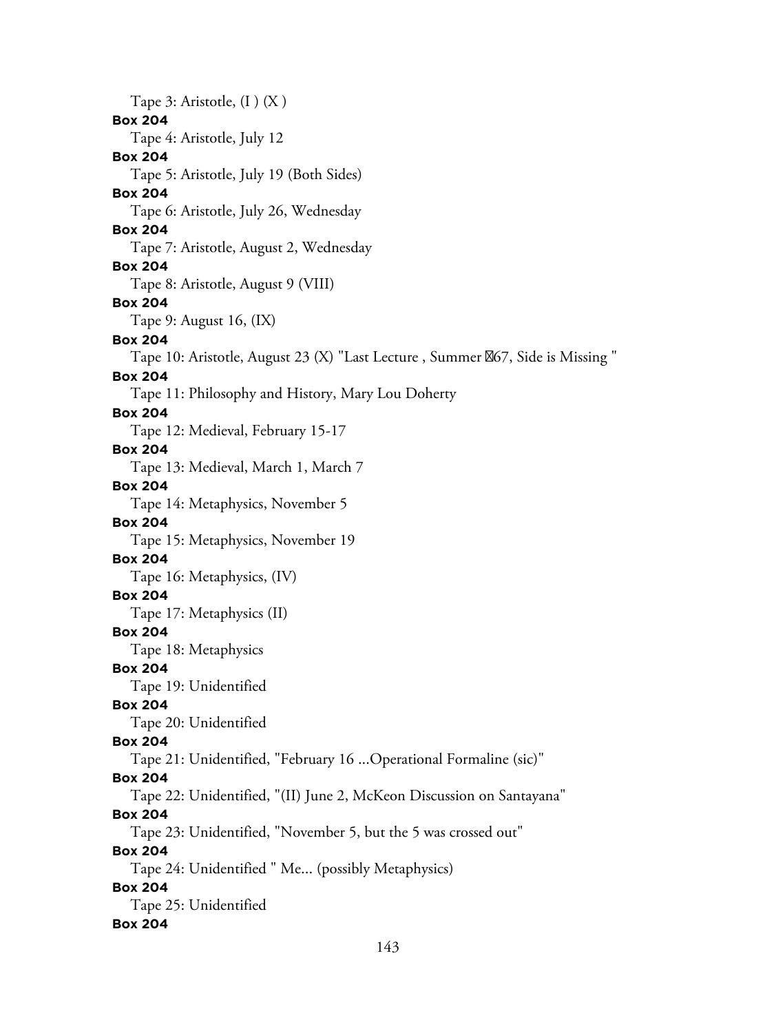Tape 3: Aristotle, (I ) (X )

**Box 204**

Tape 4: Aristotle, July 12

**Box 204**

Tape 5: Aristotle, July 19 (Both Sides)

**Box 204**

Tape 6: Aristotle, July 26, Wednesday

**Box 204**

Tape 7: Aristotle, August 2, Wednesday

**Box 204**

Tape 8: Aristotle, August 9 (VIII)

**Box 204**

Tape 9: August 16, (IX)

**Box 204**

Tape 10: Aristotle, August 23 (X) "Last Lecture , Summer �67, Side is Missing "

**Box 204**

Tape 11: Philosophy and History, Mary Lou Doherty

**Box 204**

Tape 12: Medieval, February 15-17

**Box 204**

Tape 13: Medieval, March 1, March 7

**Box 204**

Tape 14: Metaphysics, November 5

**Box 204**

Tape 15: Metaphysics, November 19

**Box 204**

Tape 16: Metaphysics, (IV)

**Box 204**

Tape 17: Metaphysics (II)

**Box 204**

Tape 18: Metaphysics

**Box 204**

Tape 19: Unidentified

**Box 204**

Tape 20: Unidentified

**Box 204**

Tape 21: Unidentified, "February 16 ...Operational Formaline (sic)"

**Box 204**

Tape 22: Unidentified, "(II) June 2, McKeon Discussion on Santayana"

**Box 204**

Tape 23: Unidentified, "November 5, but the 5 was crossed out"

**Box 204**

Tape 24: Unidentified " Me... (possibly Metaphysics)

**Box 204**

Tape 25: Unidentified

**Box 204**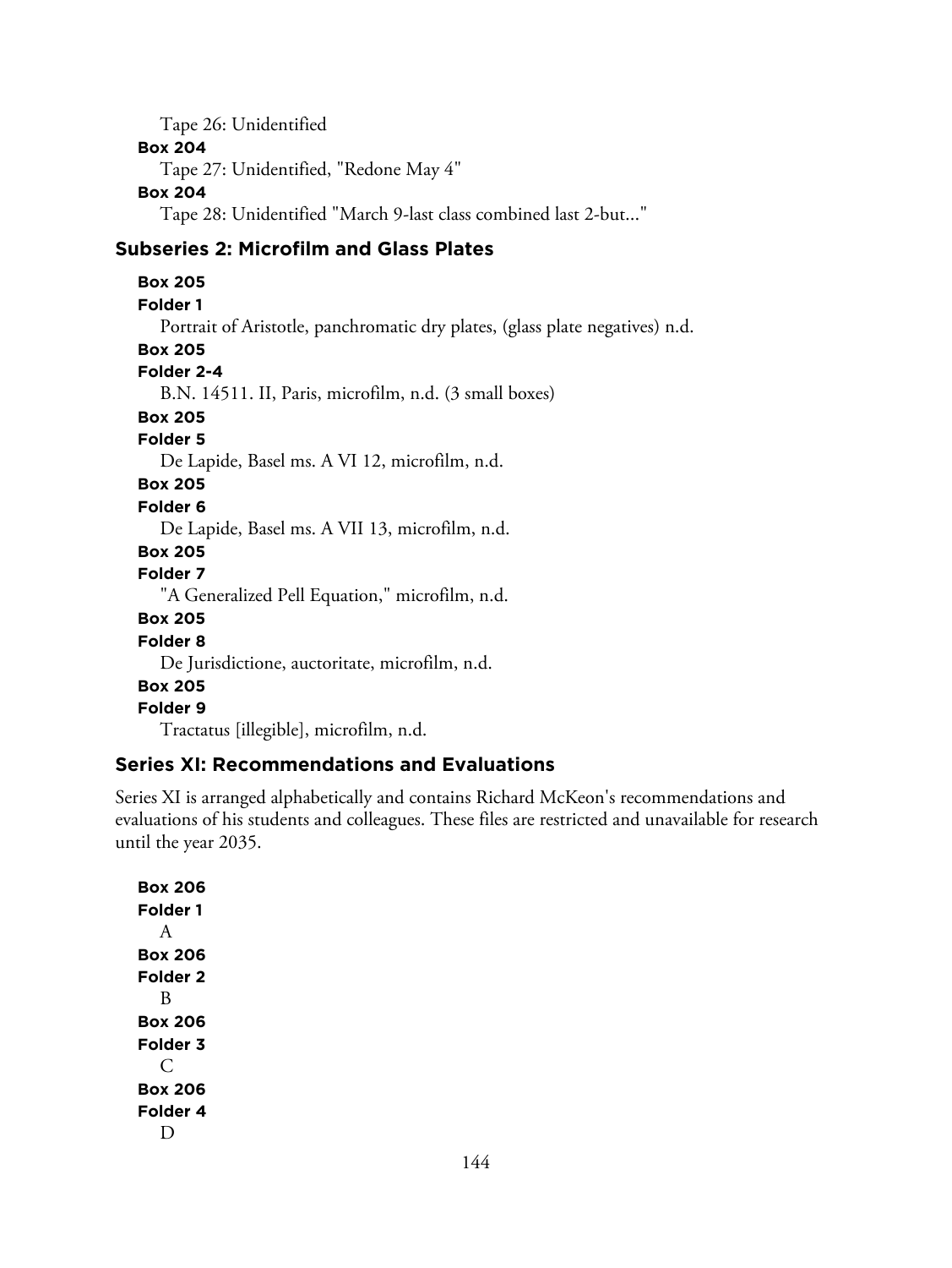Tape 26: Unidentified

**Box 204**

Tape 27: Unidentified, "Redone May 4"

**Box 204**

Tape 28: Unidentified "March 9-last class combined last 2-but..."

### Subseries 2: Microfilm and Glass Plates

**Box 205**
**Folder 1**

Portrait of Aristotle, panchromatic dry plates, (glass plate negatives) n.d.

**Box 205**
**Folder 2-4**

B.N. 14511. II, Paris, microfilm, n.d. (3 small boxes)

**Box 205**
**Folder 5**

De Lapide, Basel ms. A VI 12, microfilm, n.d.

**Box 205**
**Folder 6**

De Lapide, Basel ms. A VII 13, microfilm, n.d.

**Box 205**
**Folder 7**

"A Generalized Pell Equation," microfilm, n.d.

**Box 205**
**Folder 8**

De Jurisdictione, auctoritate, microfilm, n.d.

**Box 205**
**Folder 9**

Tractatus [illegible], microfilm, n.d.

## Series XI: Recommendations and Evaluations

Series XI is arranged alphabetically and contains Richard McKeon's recommendations and evaluations of his students and colleagues. These files are restricted and unavailable for research until the year 2035.

**Box 206**
**Folder 1**

A

**Box 206**
**Folder 2**

B

**Box 206**
**Folder 3**

C

**Box 206**
**Folder 4**

D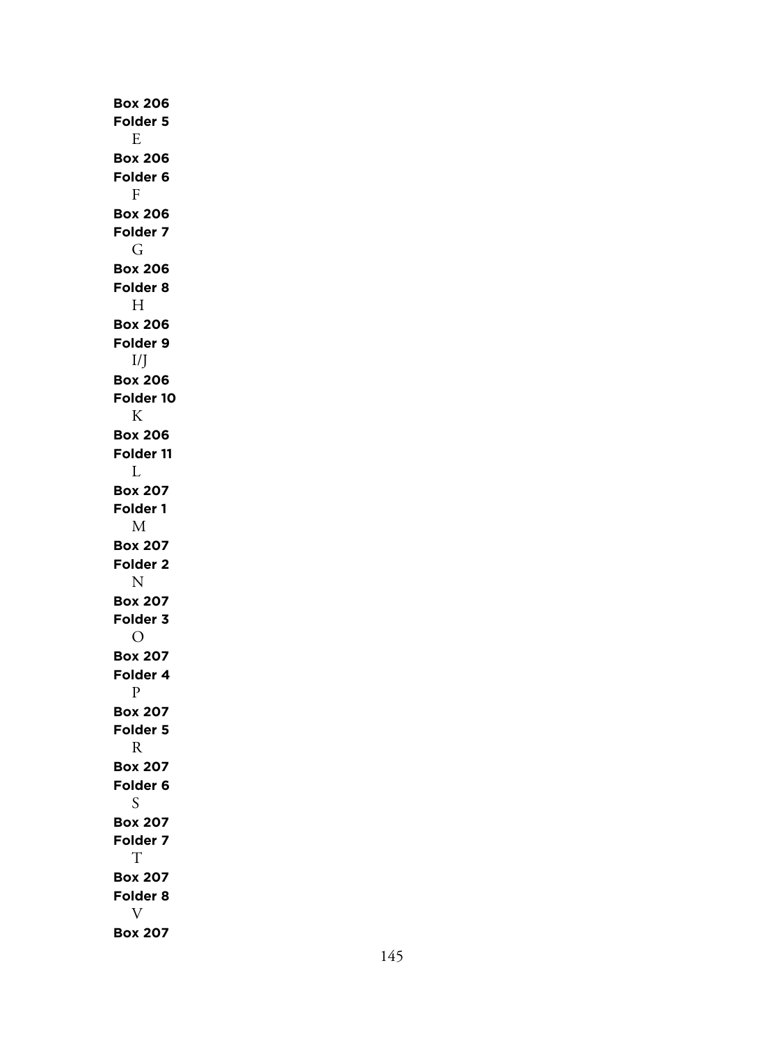**Box 206**
**Folder 5**
E
**Box 206**
**Folder 6**
F
**Box 206**
**Folder 7**
G
**Box 206**
**Folder 8**
H
**Box 206**
**Folder 9**
I/J
**Box 206**
**Folder 10**
K
**Box 206**
**Folder 11**
L
**Box 207**
**Folder 1**
M
**Box 207**
**Folder 2**
N
**Box 207**
**Folder 3**
O
**Box 207**
**Folder 4**
P
**Box 207**
**Folder 5**
R
**Box 207**
**Folder 6**
S
**Box 207**
**Folder 7**
T
**Box 207**
**Folder 8**
V
**Box 207**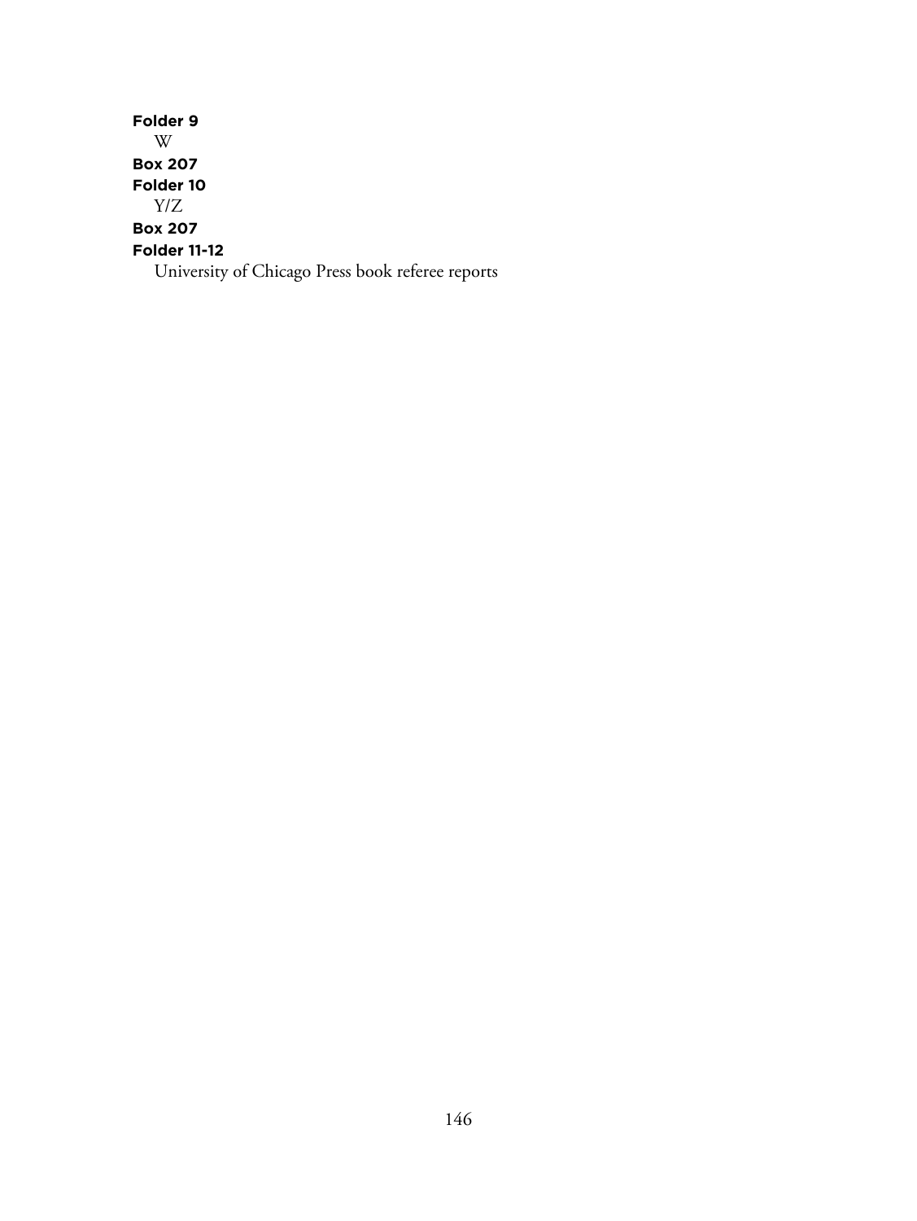**Folder 9**
W

**Box 207**
**Folder 10**
Y/Z

**Box 207**
**Folder 11-12**
University of Chicago Press book referee reports